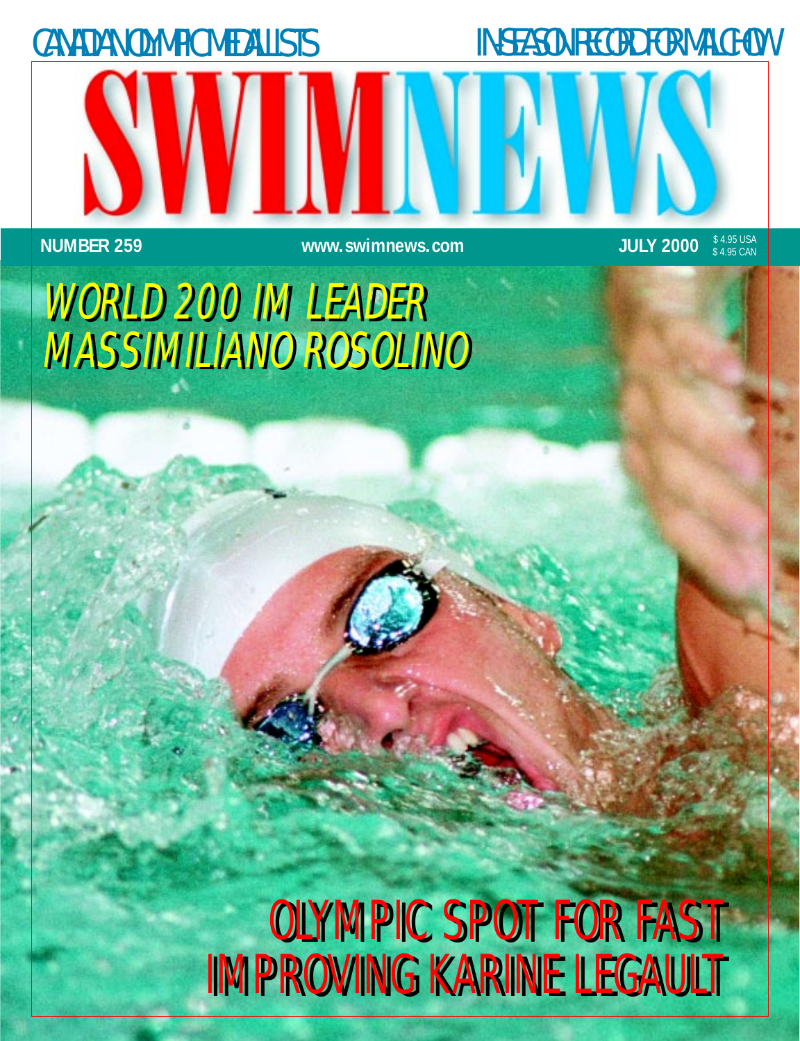CANADIAN OLYMPIC MEDALLISTS

IN-SEASON RECORD FOR MALCHOW

# SWIMNEWS

**NUMBER 259** **www.swimnews.com** **JULY 2000** $ 4.95 USA $ 4.95 CAN

*WORLD 200 IM LEADER MASSIMILIANO ROSOLINO*

OLYMPIC SPOT FOR FAST IMPROVING KARINE LEGAULT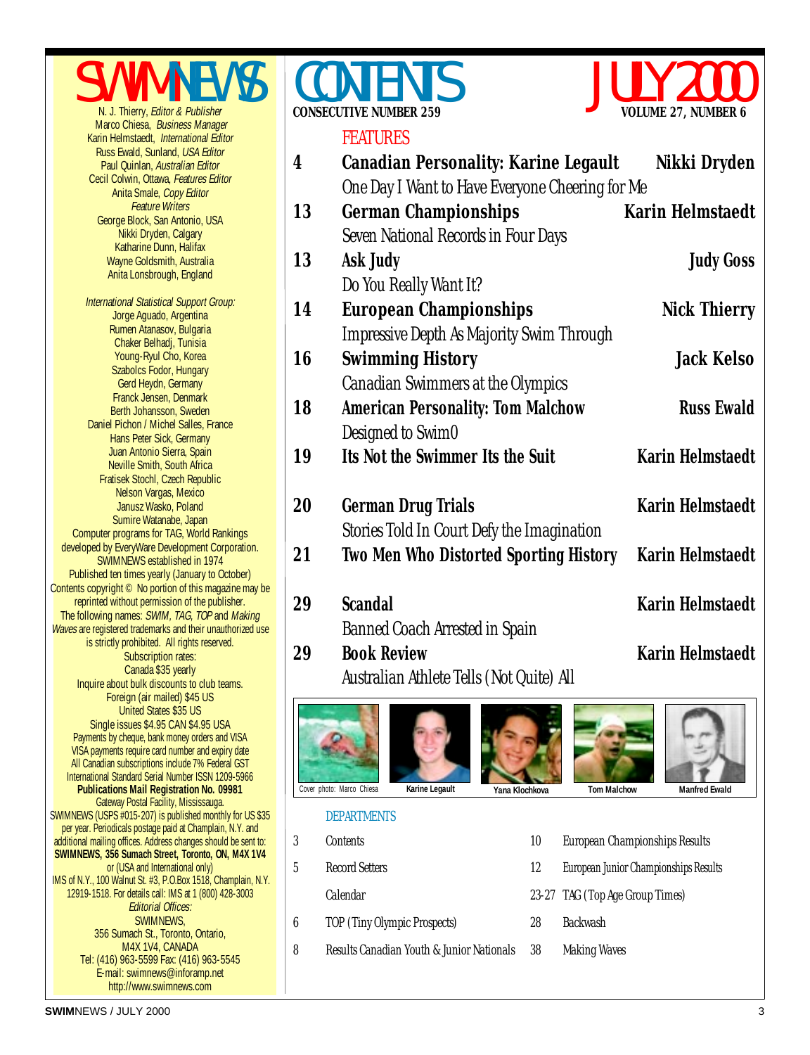# SWIMNEWS

N. J. Thierry, *Editor & Publisher*
Marco Chiesa, *Business Manager*
Karin Helmstaedt, *International Editor*
Russ Ewald, Sunland, *USA Editor*
Paul Quinlan, *Australian Editor*
Cecil Colwin, Ottawa, *Features Editor*
Anita Smale, *Copy Editor*
*Feature Writers*
George Block, San Antonio, USA
Nikki Dryden, Calgary
Katharine Dunn, Halifax
Wayne Goldsmith, Australia
Anita Lonsbrough, England

*International Statistical Support Group:*
Jorge Aguado, Argentina
Rumen Atanasov, Bulgaria
Chaker Belhadj, Tunisia
Young-Ryul Cho, Korea
Szabolcs Fodor, Hungary
Gerd Heydn, Germany
Franck Jensen, Denmark
Berth Johansson, Sweden
Daniel Pichon / Michel Salles, France
Hans Peter Sick, Germany
Juan Antonio Sierra, Spain
Neville Smith, South Africa
Fratisek Stochl, Czech Republic
Nelson Vargas, Mexico
Janusz Wasko, Poland
Sumire Watanabe, Japan
Computer programs for TAG, World Rankings developed by EveryWare Development Corporation.
SWIMNEWS established in 1974
Published ten times yearly (January to October)
Contents copyright © No portion of this magazine may be reprinted without permission of the publisher.
The following names: *SWIM, TAG, TOP* and *Making Waves* are registered trademarks and their unauthorized use is strictly prohibited. All rights reserved.
Subscription rates:
Canada $35 yearly
Inquire about bulk discounts to club teams.
Foreign (air mailed) $45 US
United States $35 US
Single issues $4.95 CAN $4.95 USA
Payments by cheque, bank money orders and VISA
VISA payments require card number and expiry date
All Canadian subscriptions include 7% Federal GST
International Standard Serial Number ISSN 1209-5966
**Publications Mail Registration No. 09981**
Gateway Postal Facility, Mississauga.
SWIMNEWS (USPS #015-207) is published monthly for US $35 per year. Periodicals postage paid at Champlain, N.Y. and additional mailing offices. Address changes should be sent to: **SWIMNEWS, 356 Sumach Street, Toronto, ON, M4X 1V4** or (USA and International only)
IMS of N.Y., 100 Walnut St. #3, P.O.Box 1518, Champlain, N.Y. 12919-1518. For details call: IMS at 1 (800) 428-3003
*Editorial Offices:*
SWIMNEWS,
356 Sumach St., Toronto, Ontario,
M4X 1V4, CANADA
Tel: (416) 963-5599 Fax: (416) 963-5545
E-mail: swimnews@inforamp.net
http://www.swimnews.com

# CONTENTS

**CONSECUTIVE NUMBER 259**

# JULY 2000

**VOLUME 27, NUMBER 6**

## FEATURES

| Page | Feature | Author |
|---|---|---|
| 4 | **Canadian Personality: Karine Legault**<br>One Day I Want to Have Everyone Cheering for Me | **Nikki Dryden** |
| 13 | **German Championships**<br>Seven National Records in Four Days | **Karin Helmstaedt** |
| 13 | **Ask Judy**<br>Do You Really Want It? | **Judy Goss** |
| 14 | **European Championships**<br>Impressive Depth As Majority Swim Through | **Nick Thierry** |
| 16 | **Swimming History**<br>Canadian Swimmers at the Olympics | **Jack Kelso** |
| 18 | **American Personality: Tom Malchow**<br>Designed to Swim0 | **Russ Ewald** |
| 19 | **Its Not the Swimmer Its the Suit** | **Karin Helmstaedt** |
| 20 | **German Drug Trials**<br>Stories Told In Court Defy the Imagination | **Karin Helmstaedt** |
| 21 | **Two Men Who Distorted Sporting History** | **Karin Helmstaedt** |
| 29 | **Scandal**<br>Banned Coach Arrested in Spain | **Karin Helmstaedt** |
| 29 | **Book Review**<br>Australian Athlete Tells (Not Quite) All | **Karin Helmstaedt** |

Cover photo: Marco Chiesa — Karine Legault — Yana Klochkova — Tom Malchow — Manfred Ewald

## DEPARTMENTS

| Page | Department |
|---|---|
| 3 | Contents |
| 5 | Record Setters |
| | Calendar |
| 6 | TOP (Tiny Olympic Prospects) |
| 8 | Results Canadian Youth & Junior Nationals |
| 10 | European Championships Results |
| 12 | European Junior Championships Results |
| 23-27 | TAG (Top Age Group Times) |
| 28 | Backwash |
| 38 | Making Waves |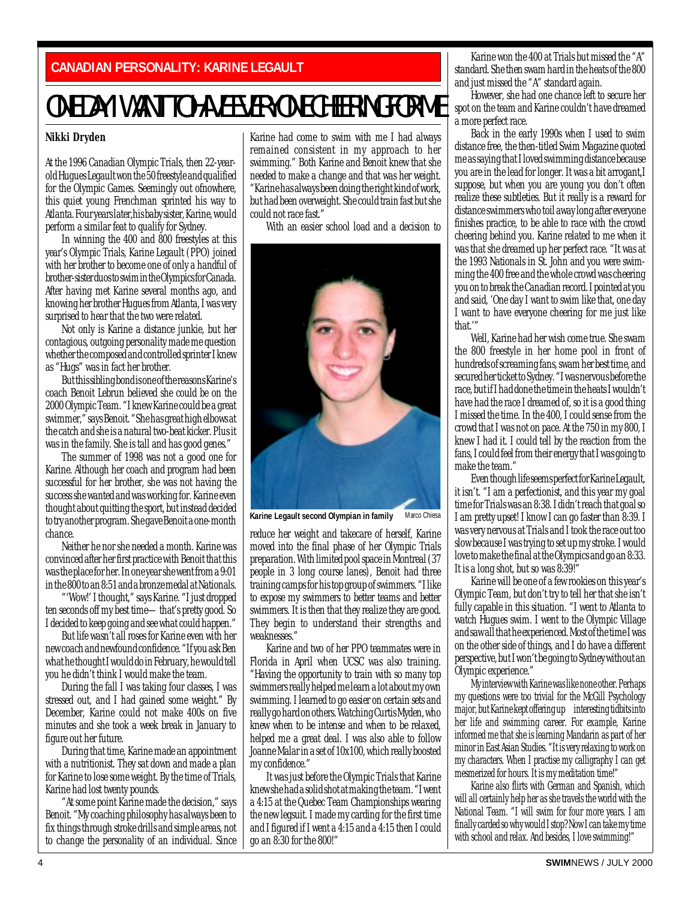**CANADIAN PERSONALITY: KARINE LEGAULT**

# ONE DAY I WANT TO HAVE EVERYONE CHEERING FOR ME

**Nikki Dryden**

At the 1996 Canadian Olympic Trials, then 22-year-old Hugues Legault won the 50 freestyle and qualified for the Olympic Games. Seemingly out of nowhere, this quiet young Frenchman sprinted his way to Atlanta. Four years later, his baby sister, Karine, would perform a similar feat to qualify for Sydney.

In winning the 400 and 800 freestyles at this year's Olympic Trials, Karine Legault (PPO) joined with her brother to become one of only a handful of brother-sister duos to swim in the Olympics for Canada. After having met Karine several months ago, and knowing her brother Hugues from Atlanta, I was very surprised to hear that the two were related.

Not only is Karine a distance junkie, but her contagious, outgoing personality made me question whether the composed and controlled sprinter I knew as "Hugs" was in fact her brother.

But this sibling bond is one of the reasons Karine's coach Benoit Lebrun believed she could be on the 2000 Olympic Team. "I knew Karine could be a great swimmer," says Benoit. "She has great high elbows at the catch and she is a natural two-beat kicker. Plus it was in the family. She is tall and has good genes."

The summer of 1998 was not a good one for Karine. Although her coach and program had been successful for her brother, she was not having the success she wanted and was working for. Karine even thought about quitting the sport, but instead decided to try another program. She gave Benoit a one-month chance.

Neither he nor she needed a month. Karine was convinced after her first practice with Benoit that this was the place for her. In one year she went from a 9:01 in the 800 to an 8:51 and a bronze medal at Nationals.

"'Wow!' I thought," says Karine. "I just dropped ten seconds off my best time— that's pretty good. So I decided to keep going and see what could happen."

But life wasn't all roses for Karine even with her new coach and newfound confidence. "If you ask Ben what he thought I would do in February, he would tell you he didn't think I would make the team.

During the fall I was taking four classes, I was stressed out, and I had gained some weight." By December, Karine could not make 400s on five minutes and she took a week break in January to figure out her future.

During that time, Karine made an appointment with a nutritionist. They sat down and made a plan for Karine to lose some weight. By the time of Trials, Karine had lost twenty pounds.

"At some point Karine made the decision," says Benoit. "My coaching philosophy has always been to fix things through stroke drills and simple areas, not to change the personality of an individual. Since Karine had come to swim with me I had always remained consistent in my approach to her swimming." Both Karine and Benoit knew that she needed to make a change and that was her weight. "Karine has always been doing the right kind of work, but had been overweight. She could train fast but she could not race fast."

With an easier school load and a decision to reduce her weight and take care of herself, Karine moved into the final phase of her Olympic Trials preparation. With limited pool space in Montreal (37 people in 3 long course lanes), Benoit had three training camps for his top group of swimmers. "I like to expose my swimmers to better teams and better swimmers. It is then that they realize they are good. They begin to understand their strengths and weaknesses."

Karine Legault second Olympian in family — Marco Chiesa

Karine and two of her PPO teammates were in Florida in April when UCSC was also training. "Having the opportunity to train with so many top swimmers really helped me learn a lot about my own swimming. I learned to go easier on certain sets and really go hard on others. Watching Curtis Myden, who knew when to be intense and when to be relaxed, helped me a great deal. I was also able to follow Joanne Malar in a set of 10x100, which really boosted my confidence."

It was just before the Olympic Trials that Karine knew she had a solid shot at making the team. "I went a 4:15 at the Quebec Team Championships wearing the new legsuit. I made my carding for the first time and I figured if I went a 4:15 and a 4:15 then I could go an 8:30 for the 800!"

Karine won the 400 at Trials but missed the "A" standard. She then swam hard in the heats of the 800 and just missed the "A" standard again.

However, she had one chance left to secure her spot on the team and Karine couldn't have dreamed a more perfect race.

Back in the early 1990s when I used to swim distance free, the then-titled Swim Magazine quoted me as saying that I loved swimming distance because you are in the lead for longer. It was a bit arrogant, I suppose, but when you are young you don't often realize these subtleties. But it really is a reward for distance swimmers who toil away long after everyone finishes practice, to be able to race with the crowd cheering behind you. Karine related to me when it was that she dreamed up her perfect race. "It was at the 1993 Nationals in St. John and you were swimming the 400 free and the whole crowd was cheering you on to break the Canadian record. I pointed at you and said, 'One day I want to swim like that, one day I want to have everyone cheering for me just like that.'"

Well, Karine had her wish come true. She swam the 800 freestyle in her home pool in front of hundreds of screaming fans, swam her best time, and secured her ticket to Sydney. "I was nervous before the race, but if I had done the time in the heats I wouldn't have had the race I dreamed of, so it is a good thing I missed the time. In the 400, I could sense from the crowd that I was not on pace. At the 750 in my 800, I knew I had it. I could tell by the reaction from the fans, I could feel from their energy that I was going to make the team."

Even though life seems perfect for Karine Legault, it isn't. "I am a perfectionist, and this year my goal time for Trials was an 8:38. I didn't reach that goal so I am pretty upset! I know I can go faster than 8:39. I was very nervous at Trials and I took the race out too slow because I was trying to set up my stroke. I would love to make the final at the Olympics and go an 8:33. It is a long shot, but so was 8:39!"

Karine will be one of a few rookies on this year's Olympic Team, but don't try to tell her that she isn't fully capable in this situation. "I went to Atlanta to watch Hugues swim. I went to the Olympic Village and saw all that he experienced. Most of the time I was on the other side of things, and I do have a different perspective, but I won't be going to Sydney without an Olympic experience."

My interview with Karine was like none other. Perhaps my questions were too trivial for the McGill Psychology major, but Karine kept offering up interesting tidbits into her life and swimming career. For example, Karine informed me that she is learning Mandarin as part of her minor in East Asian Studies. "It is very relaxing to work on my characters. When I practise my calligraphy I can get mesmerized for hours. It is my meditation time!"

Karine also flirts with German and Spanish, which will all certainly help her as she travels the world with the National Team. "I will swim for four more years. I am finally carded so why would I stop? Now I can take my time with school and relax. And besides, I love swimming!"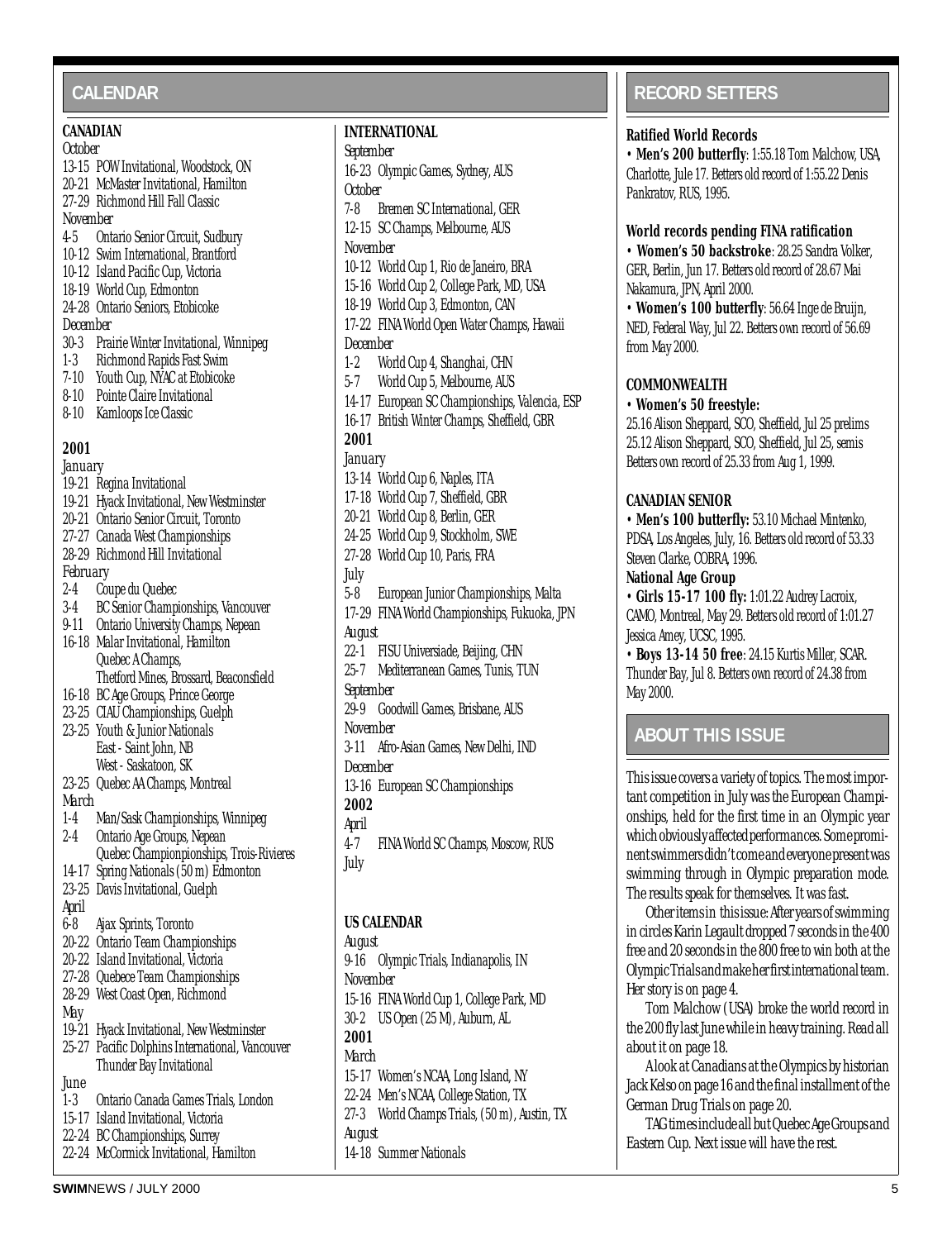## CALENDAR

### CANADIAN

*October*

13-15 POW Invitational, Woodstock, ON
20-21 McMaster Invitational, Hamilton
27-29 Richmond Hill Fall Classic

*November*

4-5 Ontario Senior Circuit, Sudbury
10-12 Swim International, Brantford
10-12 Island Pacific Cup, Victoria
18-19 World Cup, Edmonton
24-28 Ontario Seniors, Etobicoke

*December*

30-3 Prairie Winter Invitational, Winnipeg
1-3 Richmond Rapids Fast Swim
7-10 Youth Cup, NYAC at Etobicoke
8-10 Pointe Claire Invitational
8-10 Kamloops Ice Classic

**2001**

*January*

19-21 Regina Invitational
19-21 Hyack Invitational, New Westminster
20-21 Ontario Senior Circuit, Toronto
27-27 Canada West Championships
28-29 Richmond Hill Invitational

*February*

2-4 Coupe du Quebec
3-4 BC Senior Championships, Vancouver
9-11 Ontario University Champs, Nepean
16-18 Malar Invitational, Hamilton
Quebec A Champs,
Thetford Mines, Brossard, Beaconsfield
16-18 BC Age Groups, Prince George
23-25 CIAU Championships, Guelph
23-25 Youth & Junior Nationals
East - Saint John, NB
West - Saskatoon, SK
23-25 Quebec AA Champs, Montreal

*March*

1-4 Man/Sask Championships, Winnipeg
2-4 Ontario Age Groups, Nepean
Quebec Championpionships, Trois-Rivieres
14-17 Spring Nationals (50 m) Edmonton
23-25 Davis Invitational, Guelph

*April*

6-8 Ajax Sprints, Toronto
20-22 Ontario Team Championships
20-22 Island Invitational, Victoria
27-28 Quebece Team Championships
28-29 West Coast Open, Richmond

*May*

19-21 Hyack Invitational, New Westminster
25-27 Pacific Dolphins International, Vancouver
Thunder Bay Invitational

*June*

1-3 Ontario Canada Games Trials, London
15-17 Island Invitational, Victoria
22-24 BC Championships, Surrey
22-24 McCormick Invitational, Hamilton

### INTERNATIONAL

*September*

16-23 Olympic Games, Sydney, AUS

*October*

7-8 Bremen SC International, GER
12-15 SC Champs, Melbourne, AUS

*November*

10-12 World Cup 1, Rio de Janeiro, BRA
15-16 World Cup 2, College Park, MD, USA
18-19 World Cup 3, Edmonton, CAN
17-22 FINA World Open Water Champs, Hawaii

*December*

1-2 World Cup 4, Shanghai, CHN
5-7 World Cup 5, Melbourne, AUS
14-17 European SC Championships, Valencia, ESP
16-17 British Winter Champs, Sheffield, GBR

**2001**

*January*

13-14 World Cup 6, Naples, ITA
17-18 World Cup 7, Sheffield, GBR
20-21 World Cup 8, Berlin, GER
24-25 World Cup 9, Stockholm, SWE
27-28 World Cup 10, Paris, FRA

*July*

5-8 European Junior Championships, Malta
17-29 FINA World Championships, Fukuoka, JPN

*August*

22-1 FISU Universiade, Beijing, CHN
25-7 Mediterranean Games, Tunis, TUN

*September*

29-9 Goodwill Games, Brisbane, AUS

*November*

3-11 Afro-Asian Games, New Delhi, IND

*December*

13-16 European SC Championships

**2002**

*April*

4-7 FINA World SC Champs, Moscow, RUS

*July*

### US CALENDAR

*August*

9-16 Olympic Trials, Indianapolis, IN

*November*

15-16 FINA World Cup 1, College Park, MD
30-2 US Open (25 M), Auburn, AL

**2001**

*March*

15-17 Women's NCAA, Long Island, NY
22-24 Men's NCAA, College Station, TX
27-3 World Champs Trials, (50 m), Austin, TX

*August*

14-18 Summer Nationals

## RECORD SETTERS

**Ratified World Records**

• **Men's 200 butterfly**: 1:55.18 Tom Malchow, USA, Charlotte, Jule 17. Betters old record of 1:55.22 Denis Pankratov, RUS, 1995.

**World records pending FINA ratification**

• **Women's 50 backstroke**: 28.25 Sandra Volker, GER, Berlin, Jun 17. Betters old record of 28.67 Mai Nakamura, JPN, April 2000.

• **Women's 100 butterfly**: 56.64 Inge de Bruijn, NED, Federal Way, Jul 22. Betters own record of 56.69 from May 2000.

**COMMONWEALTH**

• **Women's 50 freestyle:**
25.16 Alison Sheppard, SCO, Sheffield, Jul 25 prelims
25.12 Alison Sheppard, SCO, Sheffield, Jul 25, semis
Betters own record of 25.33 from Aug 1, 1999.

**CANADIAN SENIOR**

• **Men's 100 butterfly:** 53.10 Michael Mintenko, PDSA, Los Angeles, July, 16. Betters old record of 53.33 Steven Clarke, COBRA, 1996.

**National Age Group**

• **Girls 15-17 100 fly:** 1:01.22 Audrey Lacroix, CAMO, Montreal, May 29. Betters old record of 1:01.27 Jessica Amey, UCSC, 1995.

• **Boys 13-14 50 free**: 24.15 Kurtis Miller, SCAR. Thunder Bay, Jul 8. Betters own record of 24.38 from May 2000.

## ABOUT THIS ISSUE

This issue covers a variety of topics. The most important competition in July was the European Championships, held for the first time in an Olympic year which obviously affected performances. Some prominent swimmers didn't come and everyone present was swimming through in Olympic preparation mode. The results speak for themselves. It was fast.

Other items in this issue: After years of swimming in circles Karin Legault dropped 7 seconds in the 400 free and 20 seconds in the 800 free to win both at the Olympic Trials and make her first international team. Her story is on page 4.

Tom Malchow (USA) broke the world record in the 200 fly last June while in heavy training. Read all about it on page 18.

A look at Canadians at the Olympics by historian Jack Kelso on page 16 and the final installment of the German Drug Trials on page 20.

TAG times include all but Quebec Age Groups and Eastern Cup. Next issue will have the rest.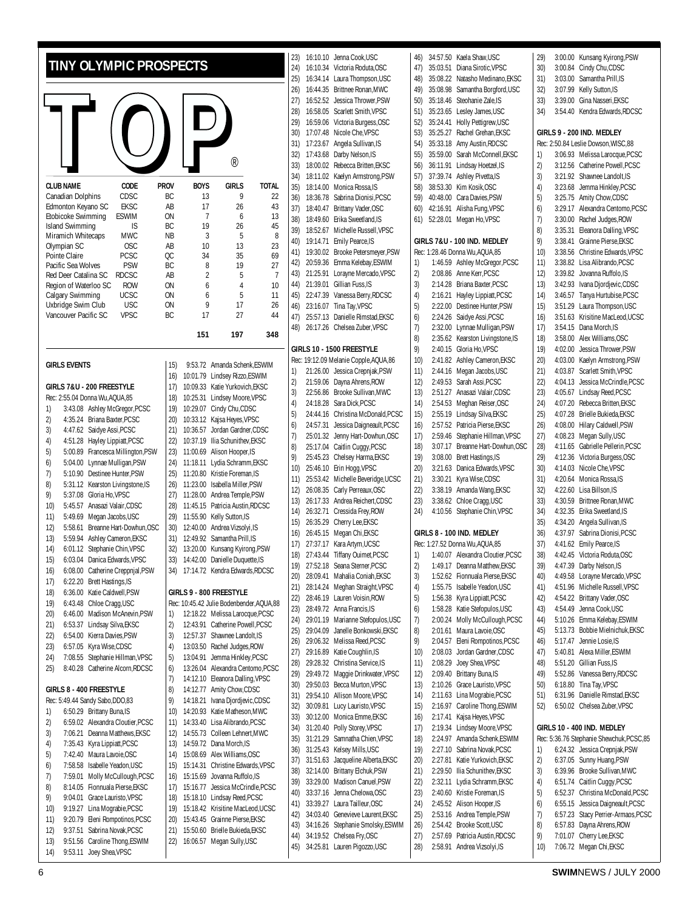## TINY OLYMPIC PROSPECTS

**TOP®**

| CLUB NAME | CODE | PROV | BOYS | GIRLS | TOTAL |
|---|---|---|---|---|---|
| Canadian Dolphins | CDSC | BC | 13 | 9 | 22 |
| Edmonton Keyano SC | EKSC | AB | 17 | 26 | 43 |
| Etobicoke Swimming | ESWIM | ON | 7 | 6 | 13 |
| Island Swimming | IS | BC | 19 | 26 | 45 |
| Miramich Whitecaps | MWC | NB | 3 | 5 | 8 |
| Olympian SC | OSC | AB | 10 | 13 | 23 |
| Pointe Claire | PCSC | QC | 34 | 35 | 69 |
| Pacific Sea Wolves | PSW | BC | 8 | 19 | 27 |
| Red Deer Catalina SC | RDCSC | AB | 2 | 5 | 7 |
| Region of Waterloo SC | ROW | ON | 6 | 4 | 10 |
| Calgary Swimming | UCSC | ON | 6 | 5 | 11 |
| Uxbridge Swim Club | USC | ON | 9 | 17 | 26 |
| Vancouver Pacific SC | VPSC | BC | 17 | 27 | 44 |
| | | | 151 | 197 | 348 |

### GIRLS EVENTS

#### GIRLS 7&U - 200 FREESTYLE

Rec: 2:55.04 Donna Wu,AQUA,85

1) 3:43.08 Ashley McGregor,PCSC
2) 4:35.24 Briana Baxter,PCSC
3) 4:47.62 Saidye Assi,PCSC
4) 4:51.28 Hayley Lippiatt,PCSC
5) 5:00.89 Francesca Millington,PSW
6) 5:04.00 Lynnae Mulligan,PSW
7) 5:10.90 Destinee Hunter,PSW
8) 5:31.12 Kearston Livingstone,IS
9) 5:37.08 Gloria Ho,VPSC
10) 5:45.57 Anasazi Valair,CDSC
11) 5:49.69 Megan Jacobs,USC
12) 5:58.61 Breanne Hart-Dowhun,OSC
13) 5:59.94 Ashley Cameron,EKSC
14) 6:01.12 Stephanie Chin,VPSC
15) 6:03.04 Danica Edwards,VPSC
16) 6:08.00 Catherine Creppnjal,PSW
17) 6:22.20 Brett Hastings,IS
18) 6:36.00 Katie Caldwell,PSW
19) 6:43.48 Chloe Cragg,USC
20) 6:46.00 Madison McAnevin,PSW
21) 6:53.37 Lindsay Silva,EKSC
22) 6:54.00 Kierra Davies,PSW
23) 6:57.05 Kyra Wise,CDSC
24) 7:08.55 Stephanie Hillman,VPSC
25) 8:40.28 Catherine Alcorn,RDCSC

#### GIRLS 8 - 400 FREESTYLE

Rec: 5:49.44 Sandy Sabo,DDO,83

1) 6:50.29 Brittany Buna,IS
2) 6:59.02 Alexandra Cloutier,PCSC
3) 7:06.21 Deanna Matthews,EKSC
4) 7:35.43 Kyra Lippiatt,PCSC
5) 7:42.40 Maura Lavoie,OSC
6) 7:58.58 Isabelle Yeadon,USC
7) 7:59.01 Molly McCullough,PCSC
8) 8:14.05 Fionnuala Pierse,EKSC
9) 9:04.01 Grace Lauristo,VPSC
10) 9:19.27 Lina Mograbie,PCSC
11) 9:20.79 Eleni Rompotinos,PCSC
12) 9:37.51 Sabrina Novak,PCSC
13) 9:51.56 Caroline Thong,ESWIM
14) 9:53.11 Joey Shea,VPSC
15) 9:53.72 Amanda Schenk,ESWIM
16) 10:01.79 Lindsey Rizzo,ESWIM
17) 10:09.33 Katie Yurkovich,EKSC
18) 10:25.31 Lindsey Moore,VPSC
19) 10:29.07 Cindy Chu,CDSC
20) 10:33.12 Kajsa Heyes,VPSC
21) 10:36.57 Jordan Gardner,CDSC
22) 10:37.19 Ilia Schunithev,EKSC
23) 11:00.69 Alison Hooper,IS
24) 11:18.11 Lydia Schramm,EKSC
25) 11:20.80 Kristie Foreman,IS
26) 11:23.00 Isabella Miller,PSW
27) 11:28.00 Andrea Temple,PSW
28) 11:45.15 Patricia Austin,RDCSC
29) 11:55.90 Kelly Sutton,IS
30) 12:40.00 Andrea Vizsolyi,IS
31) 12:49.92 Samantha Prill,IS
32) 13:20.00 Kunsang Kyirong,PSW
33) 14:42.00 Danielle Duquette,IS
34) 17:14.72 Kendra Edwards,RDCSC

#### GIRLS 9 - 800 FREESTYLE

Rec: 10:45.42 Julie Bodenbender,AQUA,88

1) 12:18.22 Melissa Larocque,PCSC
2) 12:43.91 Catherine Powell,PCSC
3) 12:57.37 Shawnee Landolt,IS
4) 13:03.50 Rachel Judges,ROW
5) 13:04.91 Jemma Hinkley,PCSC
6) 13:26.04 Alexandra Centomo,PCSC
7) 14:12.10 Eleanora Dalling,VPSC
8) 14:12.77 Amity Chow,CDSC
9) 14:18.21 Ivana Djordjevic,CDSC
10) 14:20.93 Katie Matheson,MWC
11) 14:33.40 Lisa Alibrando,PCSC
12) 14:55.73 Colleen Lehnert,MWC
13) 14:59.72 Dana Morch,IS
14) 15:08.69 Alex Williams,OSC
15) 15:14.31 Christine Edwards,VPSC
16) 15:15.69 Jovanna Ruffolo,IS
17) 15:16.77 Jessica McCrindle,PCSC
18) 15:18.10 Lindsay Reed,PCSC
19) 15:18.42 Krisitine MacLeod,UCSC
20) 15:43.45 Grainne Pierse,EKSC
21) 15:50.60 Brielle Bukieda,EKSC
22) 16:06.57 Megan Sully,USC
23) 16:10.10 Jenna Cook,USC
24) 16:10.34 Victoria Roduta,OSC
25) 16:34.14 Laura Thompson,USC
26) 16:44.35 Brittnee Ronan,MWC
27) 16:52.52 Jessica Thrower,PSW
28) 16:58.05 Scarlett Smith,VPSC
29) 16:59.06 Victoria Burgess,OSC
30) 17:07.48 Nicole Che,VPSC
31) 17:23.67 Angela Sullivan,IS
32) 17:43.68 Darby Nelson,IS
33) 18:00.02 Rebecca Britten,EKSC
34) 18:11.02 Kaelyn Armstrong,PSW
35) 18:14.00 Monica Rossa,IS
36) 18:36.78 Sabrina Dionisi,PCSC
37) 18:40.47 Brittany Vader,OSC
38) 18:49.60 Erika Sweetland,IS
39) 18:52.67 Michelle Russell,VPSC
40) 19:14.71 Emily Pearce,IS
41) 19:30.02 Brooke Petersmeyer,PSW
42) 20:59.36 Emma Kelebay,ESWIM
43) 21:25.91 Lorayne Mercado,VPSC
44) 21:39.01 Gillian Fuss,IS
45) 22:47.39 Vanessa Berry,RDCSC
46) 23:16.07 Tina Tay,VPSC
47) 25:57.13 Danielle Rimstad,EKSC
48) 26:17.26 Chelsea Zuber,VPSC

#### GIRLS 10 - 1500 FREESTYLE

Rec: 19:12.09 Melanie Copple,AQUA,86

1) 21:26.00 Jessica Crepnjak,PSW
2) 21:59.06 Dayna Ahrens,ROW
3) 22:56.86 Brooke Sullivan,MWC
4) 24:18.28 Sara Dick,PCSC
5) 24:44.16 Christina McDonald,PCSC
6) 24:57.31 Jessica Daigneault,PCSC
7) 25:01.32 Jenny Hart-Dowhun,OSC
8) 25:17.04 Caitlin Cuggy,PCSC
9) 25:45.23 Chelsey Harma,EKSC
10) 25:46.10 Erin Hogg,VPSC
11) 25:53.42 Michelle Beveridge,UCSC
12) 26:08.35 Carly Perreaux,OSC
13) 26:17.33 Andrea Reichert,CDSC
14) 26:32.71 Cressida Frey,ROW
15) 26:35.29 Cherry Lee,EKSC
16) 26:45.15 Megan Chi,EKSC
17) 27:37.17 Kara Artym,UCSC
18) 27:43.44 Tiffany Ouimet,PCSC
19) 27:52.18 Seana Sterner,PCSC
20) 28:09.41 Mahalia Coniah,EKSC
21) 28:14.24 Meghan Straight,VPSC
22) 28:46.19 Lauren Voisin,ROW
23) 28:49.72 Anna Francis,IS
24) 29:01.19 Marianne Stefopulos,USC
25) 29:04.89 Janelle Bonkowski,EKSC
26) 29:06.32 Melissa Reed,PCSC
27) 29:16.89 Katie Coughlin,IS
28) 29:28.32 Christina Service,IS
29) 29:49.72 Maggie Drinkwater,VPSC
30) 29:50.03 Becca Murton,VPSC
31) 29:54.10 Allison Moore,VPSC
32) 30:09.81 Lucy Lauristo,VPSC
33) 30:12.00 Monica Emme,EKSC
34) 31:20.40 Polly Storey,VPSC
35) 31:21.29 Samnatha Chien,VPSC
36) 31:25.43 Kelsey Mills,USC
37) 31:51.63 Jacqueline Alberta,EKSC
38) 32:14.00 Brittany Elchuk,PSW
39) 33:29.00 Madison Canuel,PSW
40) 33:37.16 Jenna Chelowa,OSC
41) 33:39.27 Laura Tailleur,OSC
42) 34:03.40 Genevieve Laurent,EKSC
43) 34:16.26 Stephanie Smolsky,ESWIM
44) 34:19.52 Chelsea Fry,OSC
45) 34:25.81 Lauren Pigozzo,USC
46) 34:57.50 Kaela Shaw,USC
47) 35:03.51 Diana Sirotic,VPSC
48) 35:08.22 Natasho Medinano,EKSC
49) 35:08.98 Samantha Borgford,USC
50) 35:18.46 Stephanie Zale,IS
51) 35:23.65 Lesley James,USC
52) 35:24.41 Holly Pettigrew,USC
53) 35:25.27 Rachel Grehan,EKSC
54) 35:33.18 Amy Austin,RDCSC
55) 35:59.00 Sarah McConnell,EKSC
56) 36:11.91 Lindsay Hoetzel,IS
57) 37:39.74 Ashley Pivetta,IS
58) 38:53.30 Kim Kosik,OSC
59) 40:48.00 Cara Davies,PSW
60) 42:16.91 Alisha Fung,VPSC
61) 52:28.01 Megan Ho,VPSC

#### GIRLS 7&U - 100 IND. MEDLEY

Rec: 1:28.46 Donna Wu,AQUA,85

1) 1:46.59 Ashley McGregor,PCSC
2) 2:08.86 Anne Kerr,PCSC
3) 2:14.28 Briana Baxter,PCSC
4) 2:16.21 Hayley Lippiatt,PCSC
5) 2:22.00 Destinee Hunter,PSW
6) 2:24.26 Saidye Assi,PCSC
7) 2:32.00 Lynnae Mulligan,PSW
8) 2:35.62 Kearston Livingstone,IS
9) 2:40.15 Gloria Ho,VPSC
10) 2:41.82 Ashley Cameron,EKSC
11) 2:44.16 Megan Jacobs,USC
12) 2:49.53 Sarah Assi,PCSC
13) 2:51.27 Anasazi Valair,CDSC
14) 2:54.53 Meghan Reiser,OSC
15) 2:55.19 Lindsay Silva,EKSC
16) 2:57.52 Patricia Pierse,EKSC
17) 2:59.46 Stephanie Hillman,VPSC
18) 3:07.17 Breanne Hart-Dowhun,OSC
19) 3:08.00 Brett Hastings,IS
20) 3:21.63 Danica Edwards,VPSC
21) 3:30.21 Kyra Wise,CDSC
22) 3:38.19 Amanda Wang,EKSC
23) 3:38.62 Chloe Cragg,USC
24) 4:10.56 Stephanie Chin,VPSC

#### GIRLS 8 - 100 IND. MEDLEY

Rec: 1:27.52 Donna Wu,AQUA,85

1) 1:40.07 Alexandra Cloutier,PCSC
2) 1:49.17 Deanna Matthew,EKSC
3) 1:52.62 Fionnuala Pierse,EKSC
4) 1:55.75 Isabelle Yeadon,USC
5) 1:56.38 Kyra Lippiatt,PCSC
6) 1:58.28 Katie Stefopulos,USC
7) 2:00.24 Molly McCullough,PCSC
8) 2:01.61 Maura Lavoie,OSC
9) 2:04.57 Eleni Rompotinos,PCSC
10) 2:08.03 Jordan Gardner,CDSC
11) 2:08.29 Joey Shea,VPSC
12) 2:09.40 Brittany Buna,IS
13) 2:10.26 Grace Lauristo,VPSC
14) 2:11.63 Lina Mograbie,PCSC
15) 2:16.97 Caroline Thong,ESWIM
16) 2:17.41 Kajsa Heyes,VPSC
17) 2:19.34 Lindsey Moore,VPSC
18) 2:24.97 Amanda Schenk,ESWIM
19) 2:27.10 Sabrina Novak,PCSC
20) 2:27.81 Katie Yurkovich,EKSC
21) 2:29.50 Ilia Schunithev,EKSC
22) 2:32.11 Lydia Schramm,EKSC
23) 2:40.60 Kristie Foreman,IS
24) 2:45.52 Alison Hooper,IS
25) 2:53.16 Andrea Temple,PSW
26) 2:54.42 Brooke Scott,USC
27) 2:57.69 Patricia Austin,RDCSC
28) 2:58.91 Andrea Vizsolyi,IS
29) 3:00.00 Kunsang Kyirong,PSW
30) 3:00.84 Cindy Chu,CDSC
31) 3:03.00 Samantha Prill,IS
32) 3:07.99 Kelly Sutton,IS
33) 3:39.00 Gina Nasseri,EKSC
34) 3:54.40 Kendra Edwards,RDCSC

#### GIRLS 9 - 200 IND. MEDLEY

Rec: 2:50.84 Leslie Dowson,WISC,88

1) 3:06.93 Melissa Larocque,PCSC
2) 3:12.56 Catherine Powell,PCSC
3) 3:21.92 Shawnee Landolt,IS
4) 3:23.68 Jemma Hinkley,PCSC
5) 3:25.75 Amity Chow,CDSC
6) 3:29.17 Alexandra Centomo,PCSC
7) 3:30.00 Rachel Judges,ROW
8) 3:35.31 Eleanora Dalling,VPSC
9) 3:38.41 Grainne Pierse,EKSC
10) 3:38.56 Christine Edwards,VPSC
11) 3:38.82 Lisa Alibrando,PCSC
12) 3:39.82 Jovanna Ruffolo,IS
13) 3:42.93 Ivana Djordjevic,CDSC
14) 3:46.57 Tanya Hurtubise,PCSC
15) 3:51.29 Laura Thompson,USC
16) 3:51.63 Krisitine MacLeod,UCSC
17) 3:54.15 Dana Morch,IS
18) 3:58.00 Alex Williams,OSC
19) 4:02.00 Jessica Thrower,PSW
20) 4:03.00 Kaelyn Armstrong,PSW
21) 4:03.87 Scarlett Smith,VPSC
22) 4:04.13 Jessica McCrindle,PCSC
23) 4:05.67 Lindsay Reed,PCSC
24) 4:07.20 Rebecca Britten,EKSC
25) 4:07.28 Brielle Bukieda,EKSC
26) 4:08.00 Hilary Caldwell,PSW
27) 4:08.23 Megan Sully,USC
28) 4:11.65 Gabrielle Pellerin,PCSC
29) 4:12.36 Victoria Burgess,OSC
30) 4:14.03 Nicole Che,VPSC
31) 4:20.64 Monica Rossa,IS
32) 4:22.60 Lisa Billson,IS
33) 4:30.59 Brittnee Ronan,MWC
34) 4:32.35 Erika Sweetland,IS
35) 4:34.20 Angela Sullivan,IS
36) 4:37.97 Sabrina Dionisi,PCSC
37) 4:41.62 Emily Pearce,IS
38) 4:42.45 Victoria Roduta,OSC
39) 4:47.39 Darby Nelson,IS
40) 4:49.58 Lorayne Mercado,VPSC
41) 4:51.96 Michelle Russell,VPSC
42) 4:54.22 Brittany Vader,OSC
43) 4:54.49 Jenna Cook,USC
44) 5:10.26 Emma Kelebay,ESWIM
45) 5:13.73 Bobbie Mielnichuk,EKSC
46) 5:17.47 Jennie Losie,IS
47) 5:40.81 Alexa Miller,ESWIM
48) 5:51.20 Gillian Fuss,IS
49) 5:52.86 Vanessa Berry,RDCSC
50) 6:18.80 Tina Tay,VPSC
51) 6:31.96 Danielle Rimstad,EKSC
52) 6:50.02 Chelsea Zuber,VPSC

#### GIRLS 10 - 400 IND. MEDLEY

Rec: 5:36.76 Stephanie Shewchuk,PCSC,85

1) 6:24.32 Jessica Crepnjak,PSW
2) 6:37.05 Sunny Huang,PSW
3) 6:39.96 Brooke Sullivan,MWC
4) 6:51.74 Caitlin Cuggy,PCSC
5) 6:52.37 Christina McDonald,PCSC
6) 6:55.15 Jessica Daigneault,PCSC
7) 6:57.23 Stacy Perrier-Armaos,PCSC
8) 6:57.83 Dayna Ahrens,ROW
9) 7:01.07 Cherry Lee,EKSC
10) 7:06.72 Megan Chi,EKSC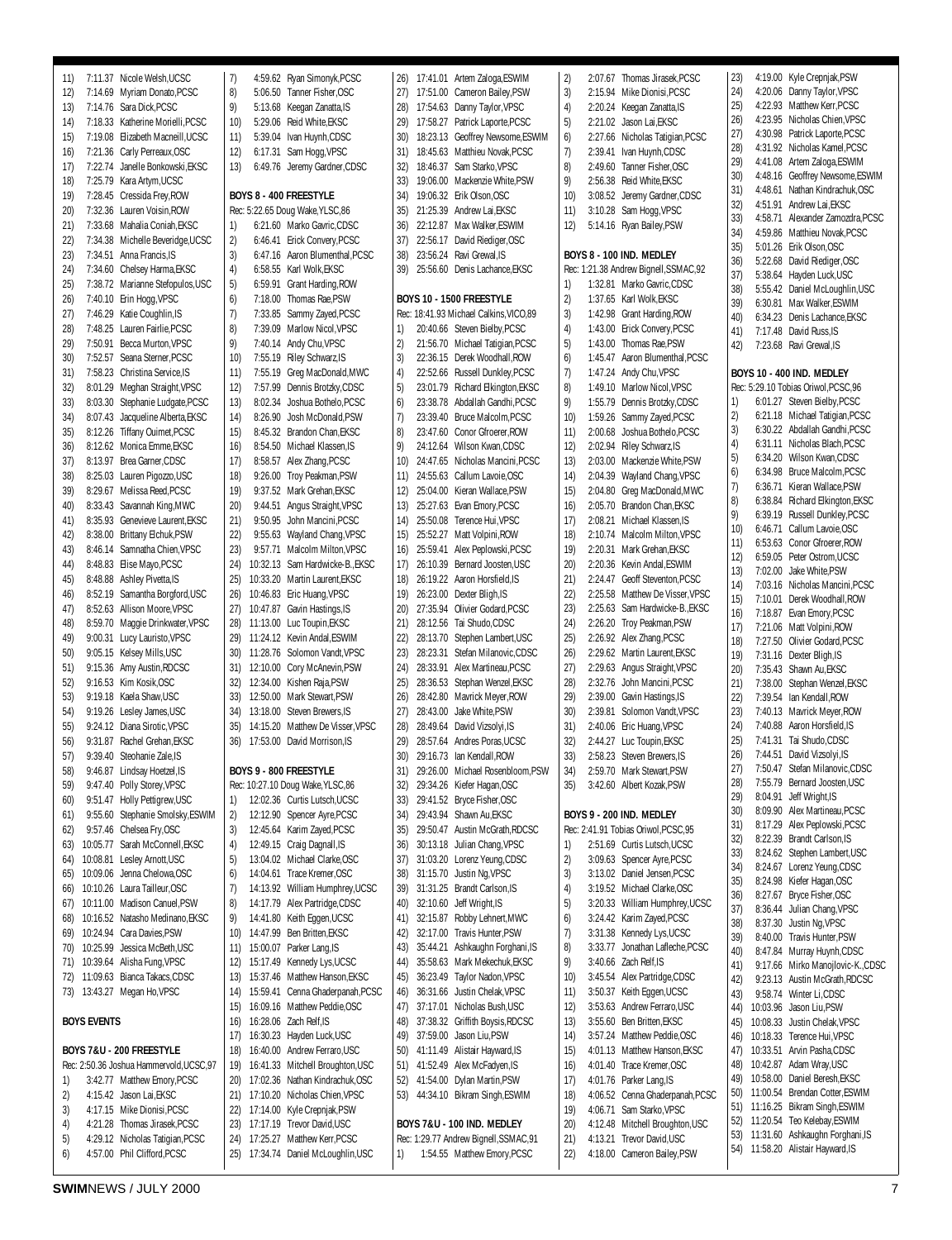11) 7:11.37 Nicole Welsh,UCSC
12) 7:14.69 Myriam Donato,PCSC
13) 7:14.76 Sara Dick,PCSC
14) 7:18.33 Katherine Morielli,PCSC
15) 7:19.08 Elizabeth Macneill,UCSC
16) 7:21.36 Carly Perreaux,OSC
17) 7:22.74 Janelle Bonkowski,EKSC
18) 7:25.79 Kara Artym,UCSC
19) 7:28.45 Cressida Frey,ROW
20) 7:32.36 Lauren Voisin,ROW
21) 7:33.68 Mahalia Coniah,EKSC
22) 7:34.38 Michelle Beveridge,UCSC
23) 7:34.51 Anna Francis,IS
24) 7:34.60 Chelsey Harma,EKSC
25) 7:38.72 Marianne Stefopulos,USC
26) 7:40.10 Erin Hogg,VPSC
27) 7:46.29 Katie Coughlin,IS
28) 7:48.25 Lauren Fairlie,PCSC
29) 7:50.91 Becca Murton,VPSC
30) 7:52.57 Seana Sterner,PCSC
31) 7:58.23 Christina Service,IS
32) 8:01.29 Meghan Straight,VPSC
33) 8:03.30 Stephanie Ludgate,PCSC
34) 8:07.43 Jacqueline Alberta,EKSC
35) 8:12.26 Tiffany Ouimet,PCSC
36) 8:12.62 Monica Emme,EKSC
37) 8:13.97 Brea Garner,CDSC
38) 8:25.03 Lauren Pigozzo,USC
39) 8:29.67 Melissa Reed,PCSC
40) 8:33.43 Savannah King,MWC
41) 8:35.93 Genevieve Laurent,EKSC
42) 8:38.00 Brittany Elchuk,PSW
43) 8:46.14 Samnatha Chien,VPSC
44) 8:48.83 Elise Mayo,PCSC
45) 8:48.88 Ashley Pivetta,IS
46) 8:52.19 Samantha Borgford,USC
47) 8:52.63 Allison Moore,VPSC
48) 8:59.70 Maggie Drinkwater,VPSC
49) 9:00.31 Lucy Lauristo,VPSC
50) 9:05.15 Kelsey Mills,USC
51) 9:15.36 Amy Austin,RDCSC
52) 9:16.53 Kim Kosik,OSC
53) 9:19.18 Kaela Shaw,USC
54) 9:19.26 Lesley James,USC
55) 9:24.12 Diana Sirotic,VPSC
56) 9:31.87 Rachel Grehan,EKSC
57) 9:39.40 Steohanie Zale,IS
58) 9:46.87 Lindsay Hoetzel,IS
59) 9:47.40 Polly Storey,VPSC
60) 9:51.47 Holly Pettigrew,USC
61) 9:55.60 Stephanie Smolsky,ESWIM
62) 9:57.46 Chelsea Fry,OSC
63) 10:05.77 Sarah McConnell,EKSC
64) 10:08.81 Lesley Arnott,USC
65) 10:09.06 Jenna Chelowa,OSC
66) 10:10.26 Laura Tailleur,OSC
67) 10:11.00 Madison Canuel,PSW
68) 10:16.52 Natasho Medinano,EKSC
69) 10:24.94 Cara Davies,PSW
70) 10:25.99 Jessica McBeth,USC
71) 10:39.64 Alisha Fung,VPSC
72) 11:09.63 Bianca Takacs,CDSC
73) 13:43.27 Megan Ho,VPSC

## BOYS EVENTS

### BOYS 7&U - 200 FREESTYLE
Rec: 2:50.36 Joshua Hammervold,UCSC,97
1) 3:42.77 Matthew Emory,PCSC
2) 4:15.42 Jason Lai,EKSC
3) 4:17.15 Mike Dionisi,PCSC
4) 4:21.28 Thomas Jirasek,PCSC
5) 4:29.12 Nicholas Tatigian,PCSC
6) 4:57.00 Phil Clifford,PCSC
7) 4:59.62 Ryan Simonyk,PCSC
8) 5:06.50 Tanner Fisher,OSC
9) 5:13.68 Keegan Zanatta,IS
10) 5:29.06 Reid White,EKSC
11) 5:39.04 Ivan Huynh,CDSC
12) 6:17.31 Sam Hogg,VPSC
13) 6:49.76 Jeremy Gardner,CDSC

### BOYS 8 - 400 FREESTYLE
Rec: 5:22.65 Doug Wake,YLSC,86
1) 6:21.60 Marko Gavric,CDSC
2) 6:46.41 Erick Convery,PCSC
3) 6:47.16 Aaron Blumenthal,PCSC
4) 6:58.55 Karl Wolk,EKSC
5) 6:59.91 Grant Harding,ROW
6) 7:18.00 Thomas Rae,PSW
7) 7:33.85 Sammy Zayed,PCSC
8) 7:39.09 Marlow Nicol,VPSC
9) 7:40.14 Andy Chu,VPSC
10) 7:55.19 Riley Schwarz,IS
11) 7:55.19 Greg MacDonald,MWC
12) 7:57.99 Dennis Brotzky,CDSC
13) 8:02.34 Joshua Bothelo,PCSC
14) 8:26.90 Josh McDonald,PSW
15) 8:45.32 Brandon Chan,EKSC
16) 8:54.50 Michael Klassen,IS
17) 8:58.57 Alex Zhang,PCSC
18) 9:26.00 Troy Peakman,PSW
19) 9:37.52 Mark Grehan,EKSC
20) 9:44.51 Angus Straight,VPSC
21) 9:50.95 John Mancini,PCSC
22) 9:55.63 Wayland Chang,VPSC
23) 9:57.71 Malcolm Milton,VPSC
24) 10:32.13 Sam Hardwicke-B.,EKSC
25) 10:33.20 Martin Laurent,EKSC
26) 10:46.83 Eric Huang,VPSC
27) 10:47.87 Gavin Hastings,IS
28) 11:13.00 Luc Toupin,EKSC
29) 11:24.12 Kevin Andal,ESWIM
30) 11:28.76 Solomon Vandt,VPSC
31) 12:10.00 Cory McAnevin,PSW
32) 12:34.00 Kishen Raja,PSW
33) 12:50.00 Mark Stewart,PSW
34) 13:18.00 Steven Brewers,IS
35) 14:15.20 Matthew De Visser,VPSC
36) 17:53.00 David Morrison,IS

### BOYS 9 - 800 FREESTYLE
Rec: 10:27.10 Doug Wake,YLSC,86
1) 12:02.36 Curtis Lutsch,UCSC
2) 12:12.90 Spencer Ayre,PCSC
3) 12:45.64 Karim Zayed,PCSC
4) 12:49.15 Craig Dagnall,IS
5) 13:04.02 Michael Clarke,OSC
6) 14:04.61 Trace Kremer,OSC
7) 14:13.92 William Humphrey,UCSC
8) 14:17.79 Alex Partridge,CDSC
9) 14:41.80 Keith Eggen,UCSC
10) 14:47.99 Ben Britten,EKSC
11) 15:00.07 Parker Lang,IS
12) 15:17.49 Kennedy Lys,UCSC
13) 15:37.46 Matthew Hanson,EKSC
14) 15:59.41 Cenna Ghaderpanah,PCSC
15) 16:09.16 Matthew Peddie,OSC
16) 16:28.06 Zach Relf,IS
17) 16:30.23 Hayden Luck,USC
18) 16:40.00 Andrew Ferraro,USC
19) 16:41.33 Mitchell Broughton,USC
20) 17:02.36 Nathan Kindrachuk,OSC
21) 17:10.20 Nicholas Chien,VPSC
22) 17:14.00 Kyle Crepnjak,PSW
23) 17:17.19 Trevor David,USC
24) 17:25.27 Matthew Kerr,PCSC
25) 17:34.74 Daniel McLoughlin,USC
26) 17:41.01 Artem Zaloga,ESWIM
27) 17:51.00 Cameron Bailey,PSW
28) 17:54.63 Danny Taylor,VPSC
29) 17:58.27 Patrick Laporte,PCSC
30) 18:23.13 Geoffrey Newsome,ESWIM
31) 18:45.63 Matthieu Novak,PCSC
32) 18:46.37 Sam Starko,VPSC
33) 19:06.00 Mackenzie White,PSW
34) 19:06.32 Erik Olson,OSC
35) 21:25.39 Andrew Lai,EKSC
36) 22:12.87 Max Walker,ESWIM
37) 22:56.17 David Riediger,OSC
38) 23:56.24 Ravi Grewal,IS
39) 25:56.60 Denis Lachance,EKSC

### BOYS 10 - 1500 FREESTYLE
Rec: 18:41.93 Michael Calkins,VICO,89
1) 20:40.66 Steven Bielby,PCSC
2) 21:56.70 Michael Tatigian,PCSC
3) 22:36.15 Derek Woodhall,ROW
4) 22:52.66 Russell Dunkley,PCSC
5) 23:01.79 Richard Elkington,EKSC
6) 23:38.78 Abdallah Gandhi,PCSC
7) 23:39.40 Bruce Malcolm,PCSC
8) 23:47.60 Conor Gfroerer,ROW
9) 24:12.64 Wilson Kwan,CDSC
10) 24:47.65 Nicholas Mancini,PCSC
11) 24:55.63 Callum Lavoie,OSC
12) 25:04.00 Kieran Wallace,PSW
13) 25:27.63 Evan Emory,PCSC
14) 25:50.08 Terence Hui,VPSC
15) 25:52.27 Matt Volpini,ROW
16) 25:59.41 Alex Peplowski,PCSC
17) 26:10.39 Bernard Joosten,USC
18) 26:19.22 Aaron Horsfield,IS
19) 26:23.00 Dexter Bligh,IS
20) 27:35.94 Olivier Godard,PCSC
21) 28:12.56 Tai Shudo,CDSC
22) 28:13.70 Stephen Lambert,USC
23) 28:23.31 Stefan Milanovic,CDSC
24) 28:33.91 Alex Martineau,PCSC
25) 28:36.53 Stephan Wenzel,EKSC
26) 28:42.80 Mavrick Meyer,ROW
27) 28:43.00 Jake White,PSW
28) 28:49.64 David Vizsolyi,IS
29) 28:57.64 Andres Poras,UCSC
30) 29:16.73 Ian Kendall,ROW
31) 29:26.00 Michael Rosenbloom,PSW
32) 29:34.26 Kiefer Hagan,OSC
33) 29:41.52 Bryce Fisher,OSC
34) 29:43.94 Shawn Au,EKSC
35) 29:50.47 Austin McGrath,RDCSC
36) 30:13.18 Julian Chang,VPSC
37) 31:03.20 Lorenz Yeung,CDSC
38) 31:15.70 Justin Ng,VPSC
39) 31:31.25 Brandt Carlson,IS
40) 32:10.60 Jeff Wright,IS
41) 32:15.87 Robby Lehnert,MWC
42) 32:17.00 Travis Hunter,PSW
43) 35:44.21 Ashkaughn Forghani,IS
44) 35:58.63 Mark Mekechuk,EKSC
45) 36:23.49 Taylor Nadon,VPSC
46) 36:31.66 Justin Chelak,VPSC
47) 37:17.01 Nicholas Bush,USC
48) 37:38.32 Griffith Boysis,RDCSC
49) 37:59.00 Jason Liu,PSW
50) 41:11.49 Alistair Hayward,IS
51) 41:52.49 Alex McFadyen,IS
52) 41:54.00 Dylan Martin,PSW
53) 44:34.10 Bikram Singh,ESWIM

### BOYS 7&U - 100 IND. MEDLEY
Rec: 1:29.77 Andrew Bignell,SSMAC,91
1) 1:54.55 Matthew Emory,PCSC
2) 2:07.67 Thomas Jirasek,PCSC
3) 2:15.94 Mike Dionisi,PCSC
4) 2:20.24 Keegan Zanatta,IS
5) 2:21.02 Jason Lai,EKSC
6) 2:27.66 Nicholas Tatigian,PCSC
7) 2:39.41 Ivan Huynh,CDSC
8) 2:49.60 Tanner Fisher,OSC
9) 2:56.38 Reid White,EKSC
10) 3:08.52 Jeremy Gardner,CDSC
11) 3:10.28 Sam Hogg,VPSC
12) 5:14.16 Ryan Bailey,PSW

### BOYS 8 - 100 IND. MEDLEY
Rec: 1:21.38 Andrew Bignell,SSMAC,92
1) 1:32.81 Marko Gavric,CDSC
2) 1:37.65 Karl Wolk,EKSC
3) 1:42.98 Grant Harding,ROW
4) 1:43.00 Erick Convery,PCSC
5) 1:43.00 Thomas Rae,PSW
6) 1:45.47 Aaron Blumenthal,PCSC
7) 1:47.24 Andy Chu,VPSC
8) 1:49.10 Marlow Nicol,VPSC
9) 1:55.79 Dennis Brotzky,CDSC
10) 1:59.26 Sammy Zayed,PCSC
11) 2:00.68 Joshua Bothelo,PCSC
12) 2:02.94 Riley Schwarz,IS
13) 2:03.00 Mackenzie White,PSW
14) 2:04.39 Wayland Chang,VPSC
15) 2:04.80 Greg MacDonald,MWC
16) 2:05.70 Brandon Chan,EKSC
17) 2:08.21 Michael Klassen,IS
18) 2:10.74 Malcolm Milton,VPSC
19) 2:20.31 Mark Grehan,EKSC
20) 2:20.36 Kevin Andal,ESWIM
21) 2:24.47 Geoff Steventon,PCSC
22) 2:25.58 Matthew De Visser,VPSC
23) 2:25.63 Sam Hardwicke-B.,EKSC
24) 2:26.20 Troy Peakman,PSW
25) 2:26.92 Alex Zhang,PCSC
26) 2:29.62 Martin Laurent,EKSC
27) 2:29.63 Angus Straight,VPSC
28) 2:32.76 John Mancini,PCSC
29) 2:39.00 Gavin Hastings,IS
30) 2:39.81 Solomon Vandt,VPSC
31) 2:40.06 Eric Huang,VPSC
32) 2:44.27 Luc Toupin,EKSC
33) 2:58.23 Steven Brewers,IS
34) 2:59.70 Mark Stewart,PSW
35) 3:42.60 Albert Kozak,PSW

### BOYS 9 - 200 IND. MEDLEY
Rec: 2:41.91 Tobias Oriwol,PCSC,95
1) 2:51.69 Curtis Lutsch,UCSC
2) 3:09.63 Spencer Ayre,PCSC
3) 3:13.02 Daniel Jensen,PCSC
4) 3:19.52 Michael Clarke,OSC
5) 3:20.33 William Humphrey,UCSC
6) 3:24.42 Karim Zayed,PCSC
7) 3:31.38 Kennedy Lys,UCSC
8) 3:33.77 Jonathan Lafleche,PCSC
9) 3:40.66 Zach Relf,IS
10) 3:45.54 Alex Partridge,CDSC
11) 3:50.37 Keith Eggen,UCSC
12) 3:53.63 Andrew Ferraro,USC
13) 3:55.60 Ben Britten,EKSC
14) 3:57.24 Matthew Peddie,OSC
15) 4:01.13 Matthew Hanson,EKSC
16) 4:01.40 Trace Kremer,OSC
17) 4:01.76 Parker Lang,IS
18) 4:06.52 Cenna Ghaderpanah,PCSC
19) 4:06.71 Sam Starko,VPSC
20) 4:12.48 Mitchell Broughton,USC
21) 4:13.21 Trevor David,USC
22) 4:18.00 Cameron Bailey,PSW
23) 4:19.00 Kyle Crepnjak,PSW
24) 4:20.06 Danny Taylor,VPSC
25) 4:22.93 Matthew Kerr,PCSC
26) 4:23.95 Nicholas Chien,VPSC
27) 4:30.98 Patrick Laporte,PCSC
28) 4:31.92 Nicholas Kamel,PCSC
29) 4:41.08 Artem Zaloga,ESWIM
30) 4:48.16 Geoffrey Newsome,ESWIM
31) 4:48.61 Nathan Kindrachuk,OSC
32) 4:51.91 Andrew Lai,EKSC
33) 4:58.71 Alexander Zamozdra,PCSC
34) 4:59.86 Matthieu Novak,PCSC
35) 5:01.26 Erik Olson,OSC
36) 5:22.68 David Riediger,OSC
37) 5:38.64 Hayden Luck,USC
38) 5:55.42 Daniel McLoughlin,USC
39) 6:30.81 Max Walker,ESWIM
40) 6:34.23 Denis Lachance,EKSC
41) 7:17.48 David Russ,IS
42) 7:23.68 Ravi Grewal,IS

### BOYS 10 - 400 IND. MEDLEY
Rec: 5:29.10 Tobias Oriwol,PCSC,96
1) 6:01.27 Steven Bielby,PCSC
2) 6:21.18 Michael Tatigian,PCSC
3) 6:30.22 Abdallah Gandhi,PCSC
4) 6:31.11 Nicholas Blach,PCSC
5) 6:34.20 Wilson Kwan,CDSC
6) 6:34.98 Bruce Malcolm,PCSC
7) 6:36.71 Kieran Wallace,PSW
8) 6:38.84 Richard Elkington,EKSC
9) 6:39.19 Russell Dunkley,PCSC
10) 6:46.71 Callum Lavoie,OSC
11) 6:53.63 Conor Gfroerer,ROW
12) 6:59.05 Peter Ostrom,UCSC
13) 7:02.00 Jake White,PSW
14) 7:03.16 Nicholas Mancini,PCSC
15) 7:10.01 Derek Woodhall,ROW
16) 7:18.87 Evan Emory,PCSC
17) 7:21.06 Matt Volpini,ROW
18) 7:27.50 Olivier Godard,PCSC
19) 7:31.16 Dexter Bligh,IS
20) 7:35.43 Shawn Au,EKSC
21) 7:38.00 Stephan Wenzel,EKSC
22) 7:39.54 Ian Kendall,ROW
23) 7:40.13 Mavrick Meyer,ROW
24) 7:40.88 Aaron Horsfield,IS
25) 7:41.31 Tai Shudo,CDSC
26) 7:44.51 David Vizsolyi,IS
27) 7:50.47 Stefan Milanovic,CDSC
28) 7:55.79 Bernard Joosten,USC
29) 8:04.91 Jeff Wright,IS
30) 8:09.90 Alex Martineau,PCSC
31) 8:17.29 Alex Peplowski,PCSC
32) 8:22.39 Brandt Carlson,IS
33) 8:24.62 Stephen Lambert,USC
34) 8:24.67 Lorenz Yeung,CDSC
35) 8:24.98 Kiefer Hagan,OSC
36) 8:27.67 Bryce Fisher,OSC
37) 8:36.44 Julian Chang,VPSC
38) 8:37.30 Justin Ng,VPSC
39) 8:40.00 Travis Hunter,PSW
40) 8:47.84 Murray Huynh,CDSC
41) 9:17.66 Mirko Manojlovic-K.,CDSC
42) 9:23.13 Austin McGrath,RDCSC
43) 9:58.74 Winter Li,CDSC
44) 10:03.96 Jason Liu,PSW
45) 10:08.33 Justin Chelak,VPSC
46) 10:18.33 Terence Hui,VPSC
47) 10:33.51 Arvin Pasha,CDSC
48) 10:42.87 Adam Wray,USC
49) 10:58.00 Daniel Beresh,EKSC
50) 11:00.54 Brendan Cotter,ESWIM
51) 11:16.25 Bikram Singh,ESWIM
52) 11:20.54 Teo Kelebay,ESWIM
53) 11:31.60 Ashkaughn Forghani,IS
54) 11:58.20 Alistair Hayward,IS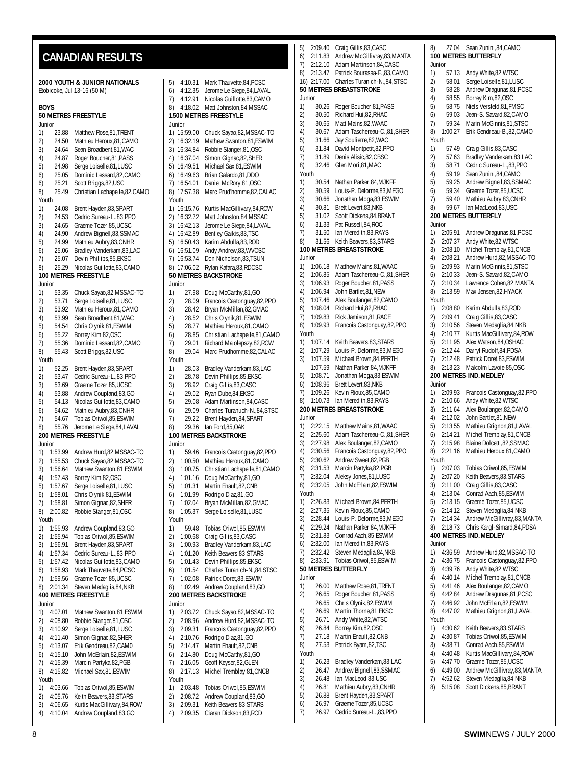# CANADIAN RESULTS

**2000 YOUTH & JUNIOR NATIONALS**
Etobicoke, Jul 13-16 (50 M)

**BOYS**

**50 METRES FREESTYLE**

Junior
1) 23.88 Matthew Rose,81,TRENT
2) 24.50 Mathieu Heroux,81,CAMO
3) 24.64 Sean Broadbent,81,WAC
4) 24.87 Roger Boucher,81,PASS
5) 24.98 Serge Loiselle,81,LUSC
6) 25.05 Dominic Lessard,82,CAMO
6) 25.21 Scott Briggs,82,USC
8) 25.49 Christian Lachapelle,82,CAMO

Youth
1) 24.08 Brent Hayden,83,SPART
2) 24.53 Cedric Sureau-L.,83,PPO
3) 24.65 Graeme Tozer,85,UCSC
4) 24.90 Andrew Bignell,83,SSMAC
5) 24.99 Mathieu Aubry,83,CNHR
6) 25.06 Bradley Vanderkam,83,LAC
7) 25.07 Devin Phillips,85,EKSC
8) 25.29 Nicolas Guillotte,83,CAMO

**100 METRES FREESTYLE**

Junior
1) 53.35 Chuck Sayao,82,MSSAC-TO
2) 53.71 Serge Loiselle,81,LUSC
3) 53.92 Mathieu Heroux,81,CAMO
4) 53.99 Sean Broadbent,81,WAC
5) 54.54 Chris Olynik,81,ESWIM
6) 55.22 Borrey Kim,82,OSC
7) 55.36 Dominic Lessard,82,CAMO
8) 55.43 Scott Briggs,82,USC

Youth
1) 52.25 Brent Hayden,83,SPART
2) 53.47 Cedric Sureau-L.,83,PPO
3) 53.69 Graeme Tozer,85,UCSC
4) 53.88 Andrew Coupland,83,GO
5) 54.13 Nicolas Guillotte,83,CAMO
6) 54.62 Mathieu Aubry,83,CNHR
7) 54.67 Tobias Oriwol,85,ESWIM
8) 55.76 Jerome Le Siege,84,LAVAL

**200 METRES FREESTYLE**

Junior
1) 1:53.99 Andrew Hurd,82,MSSAC-TO
2) 1:55.53 Chuck Sayao,82,MSSAC-TO
3) 1:56.64 Mathew Swanton,81,ESWIM
4) 1:57.43 Borrey Kim,82,OSC
5) 1:57.67 Serge Loiselle,81,LUSC
6) 1:58.01 Chris Olynik,81,ESWIM
7) 1:58.81 Simon Gignac,82,SHER
8) 2:00.82 Robbie Stanger,81,OSC

Youth
1) 1:55.93 Andrew Coupland,83,GO
2) 1:55.94 Tobias Oriwol,85,ESWIM
3) 1:56.91 Brent Hayden,83,SPART
4) 1:57.34 Cedric Sureau-L.,83,PPO
5) 1:57.42 Nicolas Guillotte,83,CAMO
6) 1:58.93 Mark Thauvette,84,PCSC
7) 1:59.56 Graeme Tozer,85,UCSC
8) 2:01.34 Steven Medaglia,84,NKB

**400 METRES FREESTYLE**

Junior
1) 4:07.01 Mathew Swanton,81,ESWIM
2) 4:08.80 Robbie Stanger,81,OSC
3) 4:10.92 Serge Loiselle,81,LUSC
4) 4:11.40 Simon Gignac,82,SHER
5) 4:13.07 Erik Gendreau,82,CAM0
6) 4:15.10 John McErlain,82,ESWIM
7) 4:15.39 Marcin Partyka,82,PGB
8) 4:15.82 Michael Sax,81,ESWIM

Youth
1) 4:03.66 Tobias Oriwol,85,ESWIM
2) 4:05.76 Keith Beavers,83,STARS
3) 4:06.65 Kurtis MacGillivary,84,ROW
4) 4:10.04 Andrew Coupland,83,GO
5) 4:10.31 Mark Thauvette,84,PCSC
6) 4:12.35 Jerome Le Siege,84,LAVAL
7) 4:12.91 Nicolas Guillotte,83,CAMO
8) 4:18.02 Matt Johnston,84,MSSAC

**1500 METRES FREESTYLE**

Junior
1) 15:59.00 Chuck Sayao,82,MSSAC-TO
2) 16:32.19 Mathew Swanton,81,ESWIM
3) 16:34.84 Robbie Stanger,81,OSC
4) 16:37.04 Simon Gignac,82,SHER
5) 16:49.51 Michael Sax,81,ESWIM
6) 16:49.63 Brian Galardo,81,DDO
7) 16:54.01 Daniel McRory,81,OSC
8) 17:57.38 Marc Prud'homme,82,CALAC

Youth
1) 16:15.76 Kurtis MacGillivary,84,ROW
2) 16:32.72 Matt Johnston,84,MSSAC
3) 16:42.13 Jerome Le Siege,84,LAVAL
4) 16:42.89 Bentley Gaikis,83,TSC
5) 16:50.43 Karim Abdulla,83,ROD
6) 16:51.09 Andy Andrew,83,WVOSC
7) 16:53.74 Don Nicholson,83,TSUN
8) 17:06.02 Rylan Kafara,83,RDCSC

**50 METRES BACKSTROKE**

Junior
1) 27.98 Doug McCarthy,81,GO
2) 28.09 Francois Castonguay,82,PPO
3) 28.42 Bryan McMillan,82,GMAC
4) 28.52 Chris Olynik,81,ESWIM
5) 28.77 Mathieu Heroux,81,CAMO
6) 28.85 Christian Lachapelle,81,CAMO
7) 29.01 Richard Malolepszy,82,ROW
8) 29.04 Marc Prudhomme,82,CALAC

Youth
1) 28.03 Bradley Vanderkam,83,LAC
2) 28.78 Devin Phillips,85,EKSC
3) 28.92 Craig Gillis,83,CASC
4) 29.02 Ryan Dube,84,EKSC
5) 29.08 Adam Martinson,84,CASC
6) 29.09 Charles Turanuch-N.,84,STSC
7) 29.22 Brent Hayden,84,SPART
8) 29.36 Ian Ford,85,OAK

**100 METRES BACKSTROKE**

Junior
1) 59.46 Francois Castonguay,82,PPO
2) 1:00.50 Mathieu Heroux,81,CAMO
3) 1:00.75 Christian Lachapelle,81,CAMO
4) 1:01.16 Doug McCarthy,81,GO
5) 1:01.31 Martin Enault,82,CNB
6) 1:01.99 Rodrigo Diaz,81,GO
7) 1:02.04 Bryan McMillan,82,GMAC
8) 1:05.37 Serge Loiselle,81,LUSC

Youth
1) 59.48 Tobias Oriwol,85,ESWIM
2) 1:00.68 Craig Gillis,83,CASC
3) 1:00.93 Bradley Vanderkam,83,LAC
4) 1:01.20 Keith Beavers,83,STARS
5) 1:01.43 Devin Phillips,85,EKSC
6) 1:01.54 Charles Turanich-N.,84,STSC
7) 1:02.08 Patrick Doret,83,ESWIM
8) 1:02.49 Andrew Coupland,83,GO

**200 METRES BACKSTROKE**

Junior
1) 2:03.72 Chuck Sayao,82,MSSAC-TO
2) 2:08.96 Andrew Hurd,82,MSSAC-TO
3) 2:09.31 Francois Castonguay,82,PPO
4) 2:10.76 Rodrigo Diaz,81,GO
5) 2:14.47 Martin Enault,82,CNB
6) 2:14.80 Doug McCarthy,81,GO
7) 2:16.05 Geoff Keyser,82,GLEN
8) 2:17.13 Michel Tremblay,81,CNCB

Youth
1) 2:03.48 Tobias Oriwol,85,ESWIM
2) 2:08.72 Andrew Coupland,83,GO
3) 2:09.31 Keith Beavers,83,STARS
4) 2:09.35 Ciaran Dickson,83,ROD
5) 2:09.40 Craig Gillis,83,CASC
6) 2:11.83 Andrew McGillivray,83,MANTA
7) 2:12.10 Adam Martinson,84,CASC
8) 2:13.47 Patrick Bourassa-F.,83,CAMO
16) 2:17.00 Charles Turanich-N.,84,STSC

**50 METRES BREASTSTROKE**

Junior
1) 30.26 Roger Boucher,81,PASS
2) 30.50 Richard Hui,82,RHAC
3) 30.65 Matt Mains,82,WAAC
4) 30.67 Adam Taschereau-C.,81,SHER
5) 31.66 Jay Soulierre,82,WAC
6) 31.84 David Montpetit,82,PPO
7) 31.89 Denis Alisic,82,CBSC
8) 32.46 Glen Mori,81,MAC

Youth
1) 30.54 Nathan Parker,84,MJKFF
2) 30.59 Louis-P. Delorme,83,MEGO
3) 30.66 Jonathan Moga,83,ESWIM
4) 30.81 Brett Levert,83,NKB
5) 31.02 Scott Dickens,84,BRANT
6) 31.33 Pat Russell,84,ROC
7) 31.50 Ian Meredith,83,RAYS
8) 31.56 Keith Beavers,83,STARS

**100 METRES BREASTSTROKE**

Junior
1) 1:06.18 Matthew Mains,81,WAAC
2) 1:06.85 Adam Taschereau-C.,81,SHER
3) 1:06.93 Roger Boucher,81,PASS
4) 1:06.94 John Bartlet,81,NEW
5) 1:07.46 Alex Boulanger,82,CAMO
6) 1:08.04 Richard Hui,82,RHAC
7) 1:09.83 Rick Jamison,81,RACE
8) 1:09.93 Francois Castonguay,82,PPO

Youth
1) 1:07.14 Keith Beavers,83,STARS
2) 1:07.29 Louis-P. Delorme,83,MEGO
3) 1:07.59 Michael Brown,84,PERTH
1:07.59 Nathan Parker,84,MJKFF
5) 1:08.71 Jonathan Moga,83,ESWIM
6) 1:08.96 Brett Levert,83,NKB
7) 1:09.26 Kevin Rioux,85,CAMO
8) 1:10.73 Ian Meredith,83,RAYS

**200 METRES BREASTSTROKE**

Junior
1) 2:22.15 Matthew Mains,81,WAAC
2) 2:25.60 Adam Taschereau-C.,81,SHER
3) 2:27.98 Alex Boulanger,82,CAMO
4) 2:30.56 Francois Castonguay,82,PPO
5) 2:30.62 Andrew Sweet,82,PGB
6) 2:31.53 Marcin Partyka,82,PGB
7) 2:32.04 Aleksy Jones,81,LUSC
8) 2:32.05 John McErlain,82,ESWIM

Youth
1) 2:26.83 Michael Brown,84,PERTH
2) 2:27.35 Kevin Rioux,85,CAMO
3) 2:28.44 Louis-P. Delorme,83,MEGO
4) 2:29.24 Nathan Parker,84,MJKFF
5) 2:31.83 Conrad Aach,85,ESWIM
6) 2:32.00 Ian Meredith,83,RAYS
7) 2:32.42 Steven Medaglia,84,NKB
8) 2:33.91 Tobias Oriwol,85,ESWIM

**50 METRES BUTTERFLY**

Junior
1) 26.00 Matthew Rose,81,TRENT
2) 26.65 Roger Boucher,81,PASS
26.65 Chris Olynik,82,ESWIM
4) 26.69 Martin Thorne,81,EKSC
5) 26.71 Andy White,82,WTSC
6) 26.84 Borrey Kim,82,OSC
7) 27.18 Martin Enault,82,CNB
8) 27.53 Patrick Byam,82,TSC

Youth
1) 26.23 Bradley Vanderkam,83,LAC
2) 26.47 Andrew Bignell,83,SSMAC
3) 26.48 Ian MacLeod,83,USC
4) 26.81 Mathieu Aubry,83,CNHR
5) 26.88 Brent Hayden,83,SPART
6) 26.97 Graeme Tozer,85,UCSC
7) 26.97 Cedric Sureau-L.,83,PPO
8) 27.04 Sean Zunini,84,CAMO

**100 METRES BUTTERFLY**

Junior
1) 57.13 Andy White,82,WTSC
2) 58.01 Serge Loiselle,81,LUSC
3) 58.28 Andrew Dragunas,81,PCSC
4) 58.55 Borrey Kim,82,OSC
5) 58.75 Niels Versfeld,81,FMSC
6) 59.03 Jean-S. Savard,82,CAMO
7) 59.34 Marin McGinnis,81,STSC
8) 1:00.27 Erik Gendreau-B.,82,CAMO

Youth
1) 57.49 Craig Gillis,83,CASC
2) 57.63 Bradley Vanderkam,83,LAC
3) 58.71 Cedric Sureau-L.,83,PPO
4) 59.19 Sean Zunini,84,CAMO
5) 59.25 Andrew Bignell,83,SSMAC
6) 59.34 Graeme Tozer,85,UCSC
7) 59.40 Mathieu Aubry,83,CNHR
8) 59.67 Ian MacLeod,83,USC

**200 METRES BUTTERFLY**

Junior
1) 2:05.91 Andrew Dragunas,81,PCSC
2) 2:07.37 Andy White,82,WTSC
3) 2:08.10 Michel Tremblay,81,CNCB
4) 2:08.21 Andrew Hurd,82,MSSAC-TO
5) 2:09.93 Marin McGinnis,81,STSC
6) 2:10.33 Jean-S. Savard,82,CAMO
7) 2:10.34 Lawrence Cohen,82,MANTA
8) 2:13.59 Max Jensen,82,HYACK

Youth
1) 2:08.80 Karim Abdulla,83,ROD
2) 2:09.41 Craig Gillis,83,CASC
3) 2:10.56 Steven Medaglia,84,NKB
4) 2:10.77 Kurtis MacGillivary,84,ROW
5) 2:11.95 Alex Watson,84,OSHAC
6) 2:12.44 Darryl Rudolf,84,PDSA
7) 2:12.48 Patrick Doret,83,ESWIM
8) 2:13.23 Malcolm Lavoie,85,OSC

**200 METRES IND. MEDLEY**

Junior
1) 2:09.93 Francois Castonguay,82,PPO
2) 2:10.66 Andy White,82,WTSC
3) 2:11.64 Alex Boulanger,82,CAMO
4) 2:12.02 John Bartlet,81,NEW
5) 2:13.55 Mathieu Grignon,81,LAVAL
6) 2:14.21 Michel Tremblay,81,CNCB
7) 2:15.98 Blaine Dolcetti,82,SSMAC
8) 2:21.16 Mathieu Heroux,81,CAMO

Youth
1) 2:07.03 Tobias Oriwol,85,ESWIM
2) 2:07.20 Keith Beavers,83,STARS
3) 2:11.00 Craig Gillis,83,CASC
4) 2:13.04 Conrad Aach,85,ESWIM
5) 2:13.15 Graeme Tozer,85,UCSC
6) 2:14.12 Steven Medaglia,84,NKB
7) 2:14.34 Andrew McGillivray,83,MANTA
8) 2:18.73 Chris Kargl-Simard,84,PDSA

**400 METRES IND. MEDLEY**

Junior
1) 4:36.59 Andrew Hurd,82,MSSAC-TO
2) 4:36.75 Francois Castonguay,82,PPO
3) 4:39.76 Andy White,82,WTSC
4) 4:40.14 Michel Tremblay,81,CNCB
5) 4:41.46 Alex Boulanger,82,CAMO
6) 4:42.84 Andrew Dragunas,81,PCSC
7) 4:46.92 John McErlain,82,ESWIM
8) 4:47.02 Mathieu Grignon,81,LAVAL

Youth
1) 4:30.62 Keith Beavers,83,STARS
2) 4:30.87 Tobias Oriwol,85,ESWIM
3) 4:38.71 Conrad Aach,85,ESWIM
4) 4:40.48 Kurtis MacGillivary,84,ROW
5) 4:47.70 Graeme Tozer,85,UCSC
6) 4:49.00 Andrew McGillivray,83,MANTA
7) 4:52.62 Steven Medaglia,84,NKB
8) 5:15.08 Scott Dickens,85,BRANT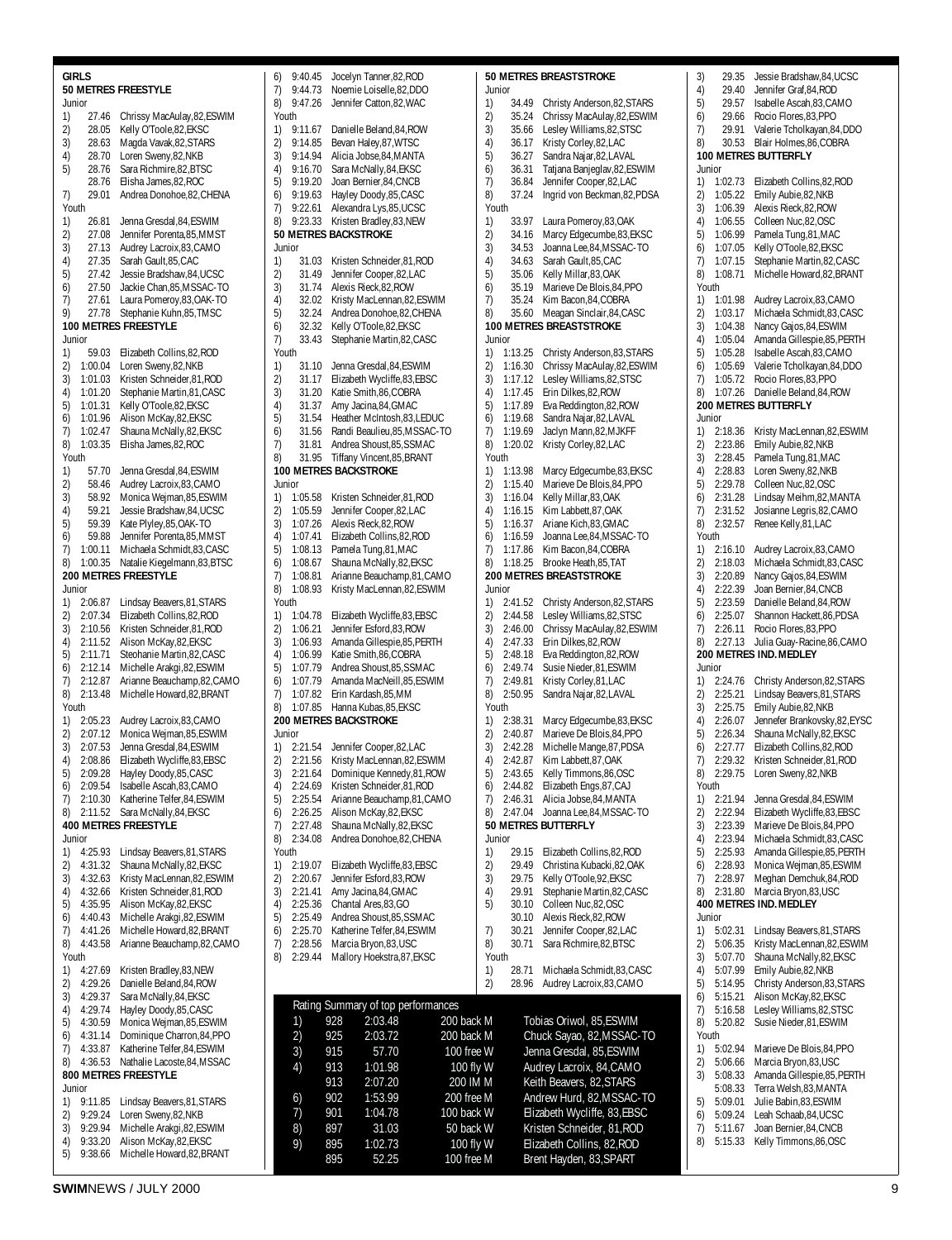## GIRLS

### 50 METRES FREESTYLE

Junior
1) 27.46 Chrissy MacAulay,82,ESWIM
2) 28.05 Kelly O'Toole,82,EKSC
3) 28.63 Magda Vavak,82,STARS
4) 28.70 Loren Sweny,82,NKB
5) 28.76 Sara Richmire,82,BTSC
28.76 Elisha James,82,ROC
7) 29.01 Andrea Donohoe,82,CHENA

Youth
1) 26.81 Jenna Gresdal,84,ESWIM
2) 27.08 Jennifer Porenta,85,MMST
3) 27.13 Audrey Lacroix,83,CAMO
4) 27.35 Sarah Gault,85,CAC
5) 27.42 Jessie Bradshaw,84,UCSC
6) 27.50 Jackie Chan,85,MSSAC-TO
7) 27.61 Laura Pomeroy,83,OAK-TO
9) 27.78 Stephanie Kuhn,85,TMSC

### 100 METRES FREESTYLE

Junior
1) 59.03 Elizabeth Collins,82,ROD
2) 1:00.04 Loren Sweny,82,NKB
3) 1:01.03 Kristen Schneider,81,ROD
4) 1:01.20 Stephanie Martin,81,CASC
5) 1:01.31 Kelly O'Toole,82,EKSC
6) 1:01.96 Alison McKay,82,EKSC
7) 1:02.47 Shauna McNally,82,EKSC
8) 1:03.35 Elisha James,82,ROC

Youth
1) 57.70 Jenna Gresdal,84,ESWIM
2) 58.46 Audrey Lacroix,83,CAMO
3) 58.92 Monica Wejman,85,ESWIM
4) 59.21 Jessie Bradshaw,84,UCSC
5) 59.39 Kate Plyley,85,OAK-TO
6) 59.88 Jennifer Porenta,85,MMST
7) 1:00.11 Michaela Schmidt,83,CASC
8) 1:00.35 Natalie Kiegelmann,83,BTSC

### 200 METRES FREESTYLE

Junior
1) 2:06.87 Lindsay Beavers,81,STARS
2) 2:07.34 Elizabeth Collins,82,ROD
3) 2:10.56 Kristen Schneider,81,ROD
4) 2:11.52 Alison McKay,82,EKSC
5) 2:11.71 Steohanie Martin,82,CASC
6) 2:12.14 Michelle Arakgi,82,ESWIM
7) 2:12.87 Arianne Beauchamp,82,CAMO
8) 2:13.48 Michelle Howard,82,BRANT

Youth
1) 2:05.23 Audrey Lacroix,83,CAMO
2) 2:07.12 Monica Wejman,85,ESWIM
3) 2:07.53 Jenna Gresdal,84,ESWIM
4) 2:08.86 Elizabeth Wycliffe,83,EBSC
5) 2:09.28 Hayley Doody,85,CASC
6) 2:09.54 Isabelle Ascah,83,CAMO
7) 2:10.30 Katherine Telfer,84,ESWIM
8) 2:11.52 Sara McNally,84,EKSC

### 400 METRES FREESTYLE

Junior
1) 4:25.93 Lindsay Beavers,81,STARS
2) 4:31.32 Shauna McNally,82,EKSC
3) 4:32.63 Kristy MacLennan,82,ESWIM
4) 4:32.66 Kristen Schneider,81,ROD
5) 4:35.95 Alison McKay,82,EKSC
6) 4:40.43 Michelle Arakgi,82,ESWIM
7) 4:41.26 Michelle Howard,82,BRANT
8) 4:43.58 Arianne Beauchamp,82,CAMO

Youth
1) 4:27.69 Kristen Bradley,83,NEW
2) 4:29.26 Danielle Beland,84,ROW
3) 4:29.37 Sara McNally,84,EKSC
4) 4:29.74 Hayley Doody,85,CASC
5) 4:30.59 Monica Wejman,85,ESWIM
6) 4:31.14 Dominique Charron,84,PPO
7) 4:33.87 Katherine Telfer,84,ESWIM
8) 4:36.53 Nathalie Lacoste,84,MSSAC

### 800 METRES FREESTYLE

Junior
1) 9:11.85 Lindsay Beavers,81,STARS
2) 9:29.24 Loren Sweny,82,NKB
3) 9:29.94 Michelle Arakgi,82,ESWIM
4) 9:33.20 Alison McKay,82,EKSC
5) 9:38.66 Michelle Howard,82,BRANT
6) 9:40.45 Jocelyn Tanner,82,ROD
7) 9:44.73 Noemie Loiselle,82,DDO
8) 9:47.26 Jennifer Catton,82,WAC

Youth
1) 9:11.67 Danielle Beland,84,ROW
2) 9:14.85 Bevan Haley,87,WTSC
3) 9:14.94 Alicia Jobse,84,MANTA
4) 9:16.70 Sara McNally,84,EKSC
5) 9:19.20 Joan Bernier,84,CNCB
6) 9:19.63 Hayley Doody,85,CASC
7) 9:22.61 Alexandra Lys,85,UCSC
8) 9:23.33 Kristen Bradley,83,NEW

### 50 METRES BACKSTROKE

Junior
1) 31.03 Kristen Schneider,81,ROD
2) 31.49 Jennifer Cooper,82,LAC
3) 31.74 Alexis Rieck,82,ROW
4) 32.02 Kristy MacLennan,82,ESWIM
5) 32.24 Andrea Donohoe,82,CHENA
6) 32.32 Kelly O'Toole,82,EKSC
7) 33.43 Stephanie Martin,82,CASC

Youth
1) 31.10 Jenna Gresdal,84,ESWIM
2) 31.17 Elizabeth Wycliffe,83,EBSC
3) 31.20 Katie Smith,86,COBRA
4) 31.37 Amy Jacina,86,GMAC
5) 31.54 Heather McIntosh,83,LEDUC
6) 31.56 Randi Beaulieu,85,MSSAC-TO
7) 31.81 Andrea Shoust,85,SSMAC
8) 31.95 Tiffany Vincent,85,BRANT

### 100 METRES BACKSTROKE

Junior
1) 1:05.58 Kristen Schneider,81,ROD
2) 1:05.59 Jennifer Cooper,82,LAC
3) 1:07.26 Alexis Rieck,82,ROW
4) 1:07.41 Elizabeth Collins,82,ROD
5) 1:08.13 Pamela Tung,81,MAC
6) 1:08.67 Shauna McNally,82,EKSC
7) 1:08.81 Arianne Beauchamp,81,CAMO
8) 1:08.93 Kristy MacLennan,82,ESWIM

Youth
1) 1:04.78 Elizabeth Wycliffe,83,EBSC
2) 1:06.21 Jennifer Esford,83,ROW
3) 1:06.93 Amanda Gillespie,85,PERTH
4) 1:06.99 Katie Smith,86,COBRA
5) 1:07.79 Andrea Shoust,85,SSMAC
6) 1:07.79 Amanda MacNeill,85,ESWIM
7) 1:07.82 Erin Kardash,85,MM
8) 1:07.85 Hanna Kubas,85,EKSC

### 200 METRES BACKSTROKE

Junior
1) 2:21.54 Jennifer Cooper,82,LAC
2) 2:21.56 Kristy MacLennan,82,ESWIM
3) 2:21.64 Dominique Kennedy,81,ROW
4) 2:24.69 Kristen Schneider,81,ROD
5) 2:25.54 Arianne Beauchamp,81,CAMO
6) 2:26.25 Alison McKay,82,EKSC
7) 2:27.48 Shauna McNally,82,EKSC
8) 2:34.08 Andrea Donohoe,82,CHENA

Youth
1) 2:19.07 Elizabeth Wycliffe,83,EBSC
2) 2:20.67 Jennifer Esford,83,ROW
3) 2:21.41 Amy Jacina,84,GMAC
4) 2:25.36 Chantal Ares,83,GO
5) 2:25.49 Andrea Shoust,85,SSMAC
6) 2:25.70 Katherine Telfer,84,ESWIM
7) 2:28.56 Marcia Bryon,83,USC
8) 2:29.44 Mallory Hoekstra,87,EKSC

### 50 METRES BREASTSTROKE

Junior
1) 34.49 Christy Anderson,82,STARS
2) 35.24 Chrissy MacAulay,82,ESWIM
3) 35.66 Lesley Williams,82,STSC
4) 36.17 Kristy Corley,82,LAC
5) 36.27 Sandra Najar,82,LAVAL
6) 36.31 Tatjana Banjeglav,82,ESWIM
7) 36.84 Jennifer Cooper,82,LAC
8) 37.24 Ingrid von Beckman,82,PDSA

Youth
1) 33.97 Laura Pomeroy,83,OAK
2) 34.16 Marcy Edgecumbe,83,EKSC
3) 34.53 Joanna Lee,84,MSSAC-TO
4) 34.63 Sarah Gault,85,CAC
5) 35.06 Kelly Millar,83,OAK
6) 35.19 Marieve De Blois,84,PPO
7) 35.24 Kim Bacon,84,COBRA
8) 35.60 Meagan Sinclair,84,CASC

### 100 METRES BREASTSTROKE

Junior
1) 1:13.25 Christy Anderson,83,STARS
2) 1:16.30 Chrissy MacAulay,82,ESWIM
3) 1:17.12 Lesley Williams,82,STSC
4) 1:17.45 Erin Dilkes,82,ROW
5) 1:17.89 Eva Reddington,82,ROW
6) 1:19.68 Sandra Najar,82,LAVAL
7) 1:19.69 Jaclyn Mann,82,MJKFF
8) 1:20.02 Kristy Corley,82,LAC

Youth
1) 1:13.98 Marcy Edgecumbe,83,EKSC
2) 1:15.40 Marieve De Blois,84,PPO
3) 1:16.04 Kelly Millar,83,OAK
4) 1:16.15 Kim Labbett,87,OAK
5) 1:16.37 Ariane Kich,83,GMAC
6) 1:16.59 Joanna Lee,84,MSSAC-TO
7) 1:17.86 Kim Bacon,84,COBRA
8) 1:18.25 Brooke Heath,85,TAT

### 200 METRES BREASTSTROKE

Junior
1) 2:41.52 Christy Anderson,82,STARS
2) 2:44.58 Lesley Williams,82,STSC
3) 2:46.00 Chrissy MacAulay,82,ESWIM
4) 2:47.33 Erin Dilkes,82,ROW
5) 2:48.18 Eva Reddington,82,ROW
6) 2:49.74 Susie Nieder,81,ESWIM
7) 2:49.81 Kristy Corley,81,LAC
8) 2:50.95 Sandra Najar,82,LAVAL

Youth
1) 2:38.31 Marcy Edgecumbe,83,EKSC
2) 2:40.87 Marieve De Blois,84,PPO
3) 2:42.28 Michelle Mange,87,PDSA
4) 2:42.87 Kim Labbett,87,OAK
5) 2:43.65 Kelly Timmons,86,OSC
6) 2:44.82 Elizabeth Engs,87,CAJ
7) 2:46.31 Alicia Jobse,84,MANTA
8) 2:47.04 Joanna Lee,84,MSSAC-TO

### 50 METRES BUTTERFLY

Junior
1) 29.15 Elizabeth Collins,82,ROD
2) 29.49 Christina Kubacki,82,OAK
3) 29.75 Kelly O'Toole,92,EKSC
4) 29.91 Stephanie Martin,82,CASC
5) 30.10 Colleen Nuc,82,OSC
30.10 Alexis Rieck,82,ROW
7) 30.21 Jennifer Cooper,82,LAC
8) 30.71 Sara Richmire,82,BTSC

Youth
1) 28.71 Michaela Schmidt,83,CASC
2) 28.96 Audrey Lacroix,83,CAMO
3) 29.35 Jessie Bradshaw,84,UCSC
4) 29.40 Jennifer Graf,84,ROD
5) 29.57 Isabelle Ascah,83,CAMO
6) 29.66 Rocio Flores,83,PPO
7) 29.91 Valerie Tcholkayan,84,DDO
8) 30.53 Blair Holmes,86,COBRA

### 100 METRES BUTTERFLY

Junior
1) 1:02.73 Elizabeth Collins,82,ROD
2) 1:05.22 Emily Aubie,82,NKB
3) 1:06.39 Alexis Rieck,82,ROW
4) 1:06.55 Colleen Nuc,82,OSC
5) 1:06.99 Pamela Tung,81,MAC
6) 1:07.05 Kelly O'Toole,82,EKSC
7) 1:07.15 Stephanie Martin,82,CASC
8) 1:08.71 Michelle Howard,82,BRANT

Youth
1) 1:01.98 Audrey Lacroix,83,CAMO
2) 1:03.17 Michaela Schmidt,83,CASC
3) 1:04.38 Nancy Gajos,84,ESWIM
4) 1:05.04 Amanda Gillespie,85,PERTH
5) 1:05.28 Isabelle Ascah,83,CAMO
6) 1:05.69 Valerie Tcholkayan,84,DDO
7) 1:05.72 Rocio Flores,83,PPO
8) 1:07.26 Danielle Beland,84,ROW

### 200 METRES BUTTERFLY

Junior
1) 2:18.36 Kristy MacLennan,82,ESWIM
2) 2:23.86 Emily Aubie,82,NKB
3) 2:28.45 Pamela Tung,81,MAC
4) 2:28.83 Loren Sweny,82,NKB
5) 2:29.78 Colleen Nuc,82,OSC
6) 2:31.28 Lindsay Meihm,82,MANTA
7) 2:31.52 Josianne Legris,82,CAMO
8) 2:32.57 Renee Kelly,81,LAC

Youth
1) 2:16.10 Audrey Lacroix,83,CAMO
2) 2:18.03 Michaela Schmidt,83,CASC
3) 2:20.89 Nancy Gajos,84,ESWIM
4) 2:22.39 Joan Bernier,84,CNCB
5) 2:23.59 Danielle Beland,84,ROW
6) 2:25.07 Shannon Hackett,86,PDSA
7) 2:26.11 Rocio Flores,83,PPO
8) 2:27.13 Julia Guay-Racine,86,CAMO

### 200 METRES IND. MEDLEY

Junior
1) 2:24.76 Christy Anderson,82,STARS
2) 2:25.21 Lindsay Beavers,81,STARS
3) 2:25.75 Emily Aubie,82,NKB
4) 2:26.07 Jennefer Brankovsky,82,EYSC
5) 2:26.34 Shauna McNally,82,EKSC
6) 2:27.77 Elizabeth Collins,82,ROD
7) 2:29.32 Kristen Schneider,81,ROD
8) 2:29.75 Loren Sweny,82,NKB

Youth
1) 2:21.94 Jenna Gresdal,84,ESWIM
2) 2:22.94 Elizabeth Wycliffe,83,EBSC
3) 2:23.39 Marieve De Blois,84,PPO
4) 2:23.94 Michaela Schmidt,83,CASC
5) 2:25.93 Amanda Gillespie,85,PERTH
6) 2:28.93 Monica Wejman,85,ESWIM
7) 2:28.97 Meghan Demchuk,84,ROD
8) 2:31.80 Marcia Bryon,83,USC

### 400 METRES IND. MEDLEY

Junior
1) 5:02.31 Lindsay Beavers,81,STARS
2) 5:06.35 Kristy MacLennan,82,ESWIM
3) 5:07.70 Shauna McNally,82,EKSC
4) 5:07.99 Emily Aubie,82,NKB
5) 5:14.95 Christy Anderson,83,STARS
6) 5:15.21 Alison McKay,82,EKSC
7) 5:16.58 Lesley Williams,82,STSC
8) 5:20.82 Susie Nieder,81,ESWIM

Youth
1) 5:02.94 Marieve De Blois,84,PPO
2) 5:06.66 Marcia Bryon,83,USC
3) 5:08.33 Amanda Gillespie,85,PERTH
5:08.33 Terra Welsh,83,MANTA
5) 5:09.01 Julie Babin,83,ESWIM
6) 5:09.24 Leah Schaab,84,UCSC
7) 5:11.67 Joan Bernier,84,CNCB
8) 5:15.33 Kelly Timmons,86,OSC

### Rating Summary of top performances

| | | | | |
|---|---|---|---|---|
| 1) | 928 | 2:03.48 | 200 back M | Tobias Oriwol, 85,ESWIM |
| 2) | 925 | 2:03.72 | 200 back M | Chuck Sayao, 82,MSSAC-TO |
| 3) | 915 | 57.70 | 100 free W | Jenna Gresdal, 85,ESWIM |
| 4) | 913 | 1:01.98 | 100 fly W | Audrey Lacroix, 84,CAMO |
| | 913 | 2:07.20 | 200 IM M | Keith Beavers, 82,STARS |
| 6) | 902 | 1:53.99 | 200 free M | Andrew Hurd, 82,MSSAC-TO |
| 7) | 901 | 1:04.78 | 100 back W | Elizabeth Wycliffe, 83,EBSC |
| 8) | 897 | 31.03 | 50 back W | Kristen Schneider, 81,ROD |
| 9) | 895 | 1:02.73 | 100 fly W | Elizabeth Collins, 82,ROD |
| | 895 | 52.25 | 100 free M | Brent Hayden, 83,SPART |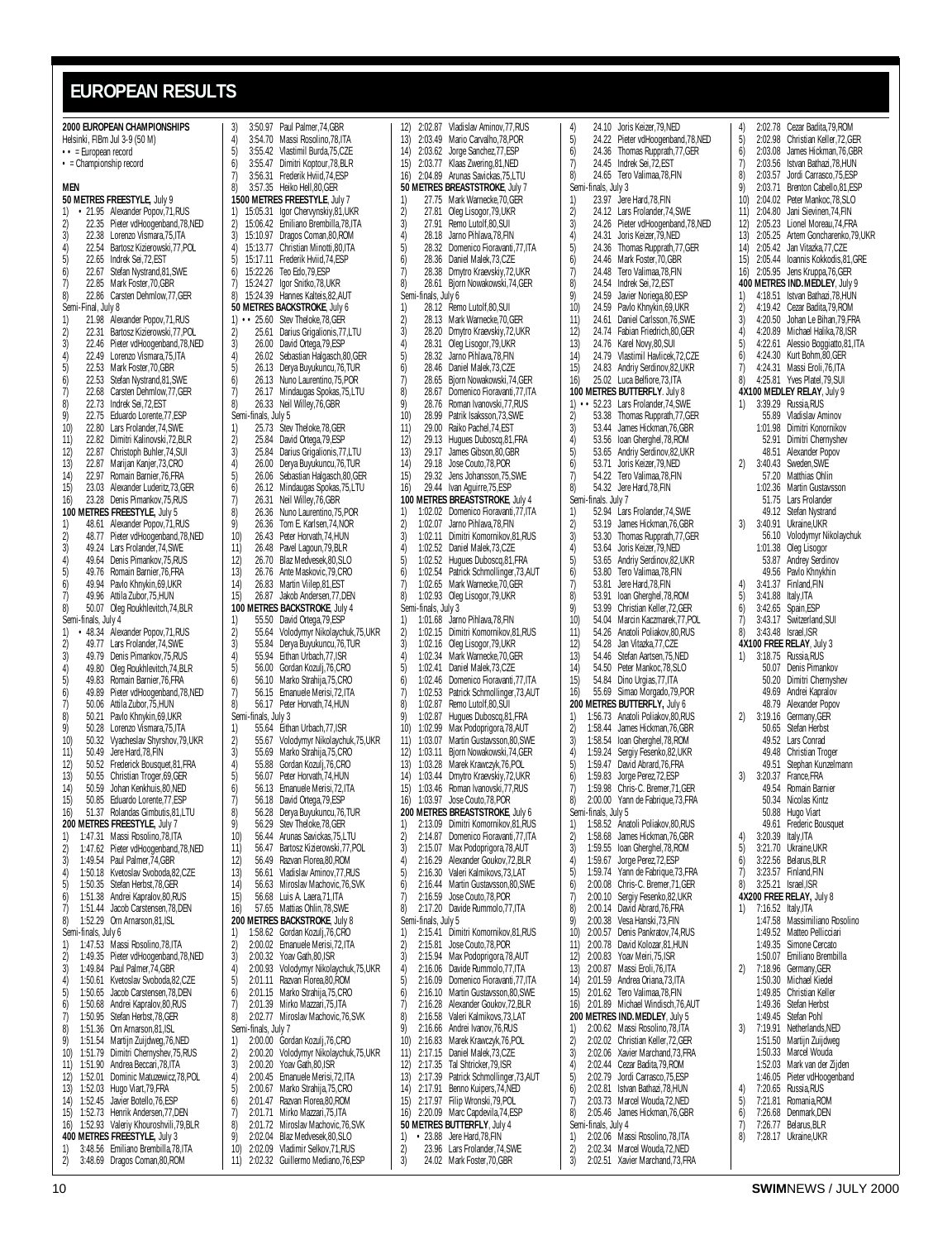# EUROPEAN RESULTS

**2000 EUROPEAN CHAMPIONSHIPS**
Helsinki, FIBm Jul 3-9 (50 M)
• • = European record
• = Championship record

**MEN**

**50 METRES FREESTYLE,** July 9
1) • 21.95 Alexander Popov,71,RUS
2) 22.35 Pieter vdHoogenband,78,NED
3) 22.38 Lorenzo Vismara,75,ITA
4) 22.54 Bartosz Kizierowski,77,POL
5) 22.65 Indrek Sei,72,EST
6) 22.67 Stefan Nystrand,81,SWE
7) 22.85 Mark Foster,70,GBR
8) 22.86 Carsten Dehmlow,77,GER
Semi-Final, July 8
1) 21.98 Alexander Popov,71,RUS
2) 22.31 Bartosz Kizierowski,77,POL
3) 22.46 Pieter vdHoogenband,78,NED
4) 22.49 Lorenzo Vismara,75,ITA
5) 22.53 Mark Foster,70,GBR
6) 22.53 Stefan Nystrand,81,SWE
7) 22.68 Carsten Dehmlow,77,GER
8) 22.73 Indrek Sei,72,EST
9) 22.75 Eduardo Lorente,77,ESP
10) 22.80 Lars Frolander,74,SWE
11) 22.82 Dimitri Kalinovski,72,BLR
12) 22.87 Christoph Buhler,74,SUI
13) 22.87 Marijan Kanjer,73,CRO
14) 22.97 Romain Barnier,76,FRA
15) 23.03 Alexander Luderitz,73,GER
16) 23.28 Denis Pimankov,75,RUS

**100 METRES FREESTYLE,** July 5
1) 48.61 Alexander Popov,71,RUS
2) 48.77 Pieter vdHoogenband,78,NED
3) 49.24 Lars Frolander,74,SWE
4) 49.64 Denis Pimankov,75,RUS
5) 49.76 Romain Barnier,76,FRA
6) 49.94 Pavlo Khnykin,69,UKR
7) 49.96 Attila Zubor,75,HUN
8) 50.07 Oleg Roukhlevitch,74,BLR
Semi-finals, July 4
1) • 48.34 Alexander Popov,71,RUS
2) 49.77 Lars Frolander,74,SWE
3) 49.79 Denis Pimankov,75,RUS
4) 49.80 Oleg Roukhlevitch,74,BLR
5) 49.83 Romain Barnier,76,FRA
6) 49.89 Pieter vdHoogenband,78,NED
7) 50.06 Attila Zubor,75,HUN
8) 50.21 Pavlo Khnykin,69,UKR
9) 50.28 Lorenzo Vismara,75,ITA
10) 50.32 Vyacheslav Shyrshov,79,UKR
11) 50.49 Jere Hard,78,FIN
12) 50.52 Frederick Bousquet,81,FRA
13) 50.55 Christian Troger,69,GER
14) 50.59 Johan Kenkhuis,80,NED
15) 50.85 Eduardo Lorente,77,ESP
16) 51.37 Rolandas Gimbutis,81,LTU

**200 METRES FREESTYLE,** July 7
1) 1:47.31 Massi Rosolino,78,ITA
2) 1:47.62 Pieter vdHoogenband,78,NED
3) 1:49.54 Paul Palmer,74,GBR
4) 1:50.18 Kvetoslav Svoboda,82,CZE
5) 1:50.35 Stefan Herbst,78,GER
6) 1:51.38 Andrei Kapralov,80,RUS
7) 1:51.44 Jacob Carstensen,78,DEN
8) 1:52.29 Orn Arnarson,81,ISL
Semi-finals, July 6
1) 1:47.53 Massi Rosolino,78,ITA
2) 1:49.35 Pieter vdHoogenband,78,NED
3) 1:49.84 Paul Palmer,74,GBR
4) 1:50.61 Kvetoslav Svoboda,82,CZE
5) 1:50.65 Jacob Carstensen,78,DEN
6) 1:50.68 Andrei Kapralov,80,RUS
7) 1:50.95 Stefan Herbst,78,GER
8) 1:51.36 Orn Arnarson,81,ISL
9) 1:51.54 Martijn Zuijdweg,76,NED
10) 1:51.79 Dimitri Chernyshev,75,RUS
11) 1:51.90 Andrea Beccari,78,ITA
12) 1:52.01 Dominic Matuzewicz,78,POL
13) 1:52.03 Hugo Viart,79,FRA
14) 1:52.45 Javier Botello,76,ESP
15) 1:52.73 Henrik Andersen,77,DEN
16) 1:52.93 Valeriy Khouroshvili,79,BLR

**400 METRES FREESTYLE,** July 3
1) 3:48.56 Emiliano Brembilla,78,ITA
2) 3:48.69 Dragos Coman,80,ROM
3) 3:50.97 Paul Palmer,74,GBR
4) 3:54.70 Massi Rosolino,78,ITA
5) 3:55.42 Vlastimil Burda,75,CZE
6) 3:55.47 Dimitri Koptour,78,BLR
7) 3:56.31 Frederik Hviid,74,ESP
8) 3:57.35 Heiko Hell,80,GER

**1500 METRES FREESTYLE,** July 7
1) 15:05.31 Igor Chervynskiy,81,UKR
2) 15:06.42 Emiliano Brembilla,78,ITA
3) 15:10.97 Dragos Coman,80,ROM
4) 15:13.77 Christian Minotti,80,ITA
5) 15:17.11 Frederik Hviid,74,ESP
6) 15:22.26 Teo Edo,79,ESP
7) 15:24.27 Igor Snitko,78,UKR
8) 15:24.39 Hannes Kalteis,82,AUT

**50 METRES BACKSTROKE,** July 6
1) • • 25.60 Stev Theloke,78,GER
2) 25.61 Darius Grigalionis,77,LTU
3) 26.00 David Ortega,79,ESP
4) 26.02 Sebastian Halgasch,80,GER
5) 26.13 Derya Buyukuncu,76,TUR
6) 26.13 Nuno Laurentino,75,POR
7) 26.17 Mindaugas Spokas,75,LTU
8) 26.33 Neil Willey,76,GBR
Semi-finals, July 5
1) 25.73 Stev Theloke,78,GER
2) 25.84 David Ortega,79,ESP
3) 25.84 Darius Grigalionis,77,LTU
4) 26.00 Derya Buyukuncu,76,TUR
5) 26.06 Sebastian Halgasch,80,GER
6) 26.12 Mindaugas Spokas,75,LTU
7) 26.31 Neil Willey,76,GBR
8) 26.36 Nuno Laurentino,75,POR
9) 26.36 Tom E. Karlsen,74,NOR
10) 26.43 Peter Horvath,74,HUN
11) 26.48 Pavel Lagoun,79,BLR
12) 26.70 Blaz Medvesek,80,SLO
13) 26.76 Ante Maskovic,79,CRO
14) 26.83 Martin Viilep,81,EST
15) 26.87 Jakob Andersen,77,DEN

**100 METRES BACKSTROKE,** July 4
1) 55.50 David Ortega,79,ESP
2) 55.64 Volodymyr Nikolaychuk,75,UKR
3) 55.84 Derya Buyukuncu,76,TUR
4) 55.94 Eithan Urbach,77,ISR
5) 56.00 Gordan Kozulj,76,CRO
6) 56.10 Marko Strahija,75,CRO
7) 56.15 Emanuele Merisi,72,ITA
8) 56.17 Peter Horvath,74,HUN
Semi-finals, July 3
1) 55.64 Eithan Urbach,77,ISR
2) 55.67 Volodymyr Nikolaychuk,75,UKR
3) 55.69 Marko Strahija,75,CRO
4) 55.88 Gordan Kozulj,76,CRO
5) 56.07 Peter Horvath,74,HUN
6) 56.13 Emanuele Merisi,72,ITA
7) 56.18 David Ortega,79,ESP
8) 56.28 Derya Buyukuncu,76,TUR
9) 56.29 Stev Theloke,78,GER
10) 56.44 Arunas Savickas,75,LTU
11) 56.47 Bartosz Kizierowski,77,POL
12) 56.49 Razvan Florea,80,ROM
13) 56.61 Vladislav Aminov,77,RUS
14) 56.63 Miroslav Machovic,76,SVK
15) 56.68 Luis A. Laera,71,ITA
16) 57.65 Mattias Ohlin,78,SWE

**200 METRES BACKSTROKE,** July 8
1) 1:58.62 Gordan Kozulj,76,CRO
2) 2:00.02 Emanuele Merisi,72,ITA
3) 2:00.32 Yoav Gath,80,ISR
4) 2:00.93 Volodymyr Nikolaychuk,75,UKR
5) 2:01.11 Razvan Florea,80,ROM
6) 2:01.15 Marko Strahija,75,CRO
7) 2:01.39 Mirko Mazzari,75,ITA
8) 2:02.77 Miroslav Machovic,76,SVK
Semi-finals, July 7
1) 2:00.00 Gordan Kozulj,76,CRO
2) 2:00.20 Volodymyr Nikolaychuk,75,UKR
3) 2:00.20 Yoav Gath,80,ISR
4) 2:00.45 Emanuele Merisi,72,ITA
5) 2:00.67 Marko Strahija,75,CRO
6) 2:01.47 Razvan Florea,80,ROM
7) 2:01.71 Mirko Mazzari,75,ITA
8) 2:01.72 Miroslav Machovic,76,SVK
9) 2:02.04 Blaz Medvesek,80,SLO
10) 2:02.09 Vladimir Selkov,71,RUS
11) 2:02.32 Guillermo Mediano,76,ESP
12) 2:02.87 Vladislav Aminov,77,RUS
13) 2:03.49 Mario Carvalho,78,POR
14) 2:03.62 Jorge Sanchez,77,ESP
15) 2:03.77 Klaas Zwering,81,NED
16) 2:04.89 Arunas Savickas,75,LTU

**50 METRES BREASTSTROKE,** July 7
1) 27.75 Mark Warnecke,70,GER
2) 27.81 Oleg Lisogor,79,UKR
3) 27.91 Remo Lutolf,80,SUI
4) 28.18 Jarno Pihlava,78,FIN
5) 28.32 Domenico Fioravanti,77,ITA
6) 28.36 Daniel Malek,73,CZE
7) 28.38 Dmytro Kraevskiy,72,UKR
8) 28.61 Bjorn Nowakowski,74,GER
Semi-finals, July 6
1) 28.12 Remo Lutolf,80,SUI
2) 28.13 Mark Warnecke,70,GER
3) 28.20 Dmytro Kraevskiy,72,UKR
4) 28.31 Oleg Lisogor,79,UKR
5) 28.32 Jarno Pihlava,78,FIN
6) 28.46 Daniel Malek,73,CZE
7) 28.65 Bjorn Nowakowski,74,GER
8) 28.67 Domenico Fioravanti,77,ITA
9) 28.76 Roman Ivanovski,77,RUS
10) 28.99 Patrik Isaksson,73,SWE
11) 29.00 Raiko Pachel,74,EST
12) 29.13 Hugues Duboscq,81,FRA
13) 29.17 James Gibson,80,GBR
14) 29.18 Jose Couto,78,POR
15) 29.32 Jens Johansson,75,SWE
16) 29.44 Ivan Aguirre,75,ESP

**100 METRES BREASTSTROKE,** July 4
1) 1:02.02 Domenico Fioravanti,77,ITA
2) 1:02.07 Jarno Pihlava,78,FIN
3) 1:02.11 Dimitri Komornikov,81,RUS
4) 1:02.52 Daniel Malek,73,CZE
5) 1:02.52 Hugues Duboscq,81,FRA
6) 1:02.54 Patrick Schmollinger,73,AUT
7) 1:02.65 Mark Warnecke,70,GER
8) 1:02.93 Oleg Lisogor,79,UKR
Semi-finals, July 3
1) 1:01.68 Jarno Pihlava,78,FIN
2) 1:02.15 Dimitri Komornikov,81,RUS
3) 1:02.16 Oleg Lisogor,79,UKR
4) 1:02.34 Mark Warnecke,70,GER
5) 1:02.41 Daniel Malek,73,CZE
6) 1:02.46 Domenico Fioravanti,77,ITA
7) 1:02.53 Patrick Schmollinger,73,AUT
8) 1:02.87 Remo Lutolf,80,SUI
9) 1:02.87 Hugues Duboscq,81,FRA
10) 1:02.99 Max Podoprigora,78,AUT
11) 1:03.07 Martin Gustavsson,80,SWE
12) 1:03.11 Bjorn Nowakowski,74,GER
13) 1:03.28 Marek Krawczyk,76,POL
14) 1:03.44 Dmytro Kraevskiy,72,UKR
15) 1:03.46 Roman Ivanovski,77,RUS
16) 1:03.97 Jose Couto,78,POR

**200 METRES BREASTSTROKE,** July 6
1) 2:13.09 Dimitri Komornikov,81,RUS
2) 2:14.87 Domenico Fioravanti,77,ITA
3) 2:15.07 Max Podoprigora,78,AUT
4) 2:16.29 Alexander Goukov,72,BLR
5) 2:16.30 Valeri Kalmikovs,73,LAT
6) 2:16.44 Martin Gustavsson,80,SWE
7) 2:16.59 Jose Couto,78,POR
8) 2:17.20 Davide Rummolo,77,ITA
Semi-finals, July 5
1) 2:15.41 Dimitri Komornikov,81,RUS
2) 2:15.81 Jose Couto,78,POR
3) 2:15.94 Max Podoprigora,78,AUT
4) 2:16.06 Davide Rummolo,77,ITA
5) 2:16.09 Domenico Fioravanti,77,ITA
6) 2:16.10 Martin Gustavsson,80,SWE
7) 2:16.28 Alexander Goukov,72,BLR
8) 2:16.58 Valeri Kalmikovs,73,LAT
9) 2:16.66 Andrei Ivanov,76,RUS
10) 2:16.83 Marek Krawczyk,76,POL
11) 2:17.15 Daniel Malek,73,CZE
12) 2:17.35 Tal Shtricker,79,ISR
13) 2:17.39 Patrick Schmollinger,73,AUT
14) 2:17.91 Benno Kuipers,74,NED
15) 2:17.97 Filip Wronski,79,POL
16) 2:20.09 Marc Capdevila,74,ESP

**50 METRES BUTTERFLY,** July 4
1) • 23.88 Jere Hard,78,FIN
2) 23.96 Lars Frolander,74,SWE
3) 24.02 Mark Foster,70,GBR
4) 24.10 Joris Keizer,79,NED
5) 24.22 Pieter vdHoogenband,78,NED
6) 24.36 Thomas Rupprath,77,GER
7) 24.45 Indrek Sei,72,EST
8) 24.65 Tero Valimaa,78,FIN
Semi-finals, July 3
1) 23.97 Jere Hard,78,FIN
2) 24.12 Lars Frolander,74,SWE
3) 24.26 Pieter vdHoogenband,78,NED
4) 24.31 Joris Keizer,79,NED
5) 24.36 Thomas Rupprath,77,GER
6) 24.46 Mark Foster,70,GBR
7) 24.48 Tero Valimaa,78,FIN
8) 24.54 Indrek Sei,72,EST
9) 24.59 Javier Noriega,80,ESP
10) 24.59 Pavlo Khnykin,69,UKR
11) 24.61 Daniel Carlsson,76,SWE
12) 24.74 Fabian Friedrich,80,GER
13) 24.76 Karel Novy,80,SUI
14) 24.79 Vlastimil Havlicek,72,CZE
15) 24.83 Andriy Serdinov,82,UKR
16) 25.02 Luca Belfiore,73,ITA

**100 METRES BUTTERFLY,** July 8
1) • • 52.23 Lars Frolander,74,SWE
2) 53.38 Thomas Rupprath,77,GER
3) 53.44 James Hickman,76,GBR
4) 53.56 Ioan Gherghel,78,ROM
5) 53.65 Andriy Serdinov,82,UKR
6) 53.71 Joris Keizer,79,NED
7) 54.22 Tero Valimaa,78,FIN
8) 54.32 Jere Hard,78,FIN
Semi-finals. July 7
1) 52.94 Lars Frolander,74,SWE
2) 53.19 James Hickman,76,GBR
3) 53.30 Thomas Rupprath,77,GER
4) 53.64 Joris Keizer,79,NED
5) 53.65 Andriy Serdinov,82,UKR
6) 53.80 Tero Valimaa,78,FIN
7) 53.81 Jere Hard,78,FIN
8) 53.91 Ioan Gherghel,78,ROM
9) 53.99 Christian Keller,72,GER
10) 54.04 Marcin Kaczmarek,77,POL
11) 54.26 Anatoli Poliakov,80,RUS
12) 54.28 Jan Vitazka,77,CZE
13) 54.46 Stefan Aartsen,75,NED
14) 54.50 Peter Mankoc,78,SLO
15) 54.84 Dino Urgias,77,ITA
16) 55.69 Simao Morgado,79,POR

**200 METRES BUTTERFLY,** July 6
1) 1:56.73 Anatoli Poliakov,80,RUS
2) 1:58.44 James Hickman,76,GBR
3) 1:58.54 Ioan Gherghel,78,ROM
4) 1:59.24 Sergiy Fesenko,82,UKR
5) 1:59.47 David Abrard,76,FRA
6) 1:59.83 Jorge Perez,72,ESP
7) 1:59.98 Chris-C. Bremer,71,GER
8) 2:00.00 Yann de Fabrique,73,FRA
Semi-finals, July 5
1) 1:58.52 Anatoli Poliakov,80,RUS
2) 1:58.68 James Hickman,76,GBR
3) 1:59.55 Ioan Gherghel,78,ROM
4) 1:59.67 Jorge Perez,72,ESP
5) 1:59.74 Yann de Fabrique,73,FRA
6) 2:00.08 Chris-C. Bremer,71,GER
7) 2:00.10 Sergiy Fesenko,82,UKR
8) 2:00.14 David Abrard,76,FRA
9) 2:00.38 Vesa Hanski,73,FIN
10) 2:00.57 Denis Pankratov,74,RUS
11) 2:00.78 David Kolozar,81,HUN
12) 2:00.83 Yoav Meiri,75,ISR
13) 2:00.87 Massi Eroli,76,ITA
14) 2:01.59 Andrea Oriana,73,ITA
15) 2:01.62 Tero Valimaa,78,FIN
16) 2:01.89 Michael Windisch,76,AUT

**200 METRES IND. MEDLEY,** July 5
1) 2:00.62 Massi Rosolino,78,ITA
2) 2:02.02 Christian Keller,72,GER
3) 2:02.06 Xavier Marchand,73,FRA
4) 2:02.44 Cezar Badita,79,ROM
5) 2:02.79 Jordi Carrasco,75,ESP
6) 2:02.81 Istvan Bathazi,78,HUN
7) 2:03.73 Marcel Wouda,72,NED
8) 2:05.46 James Hickman,76,GBR
Semi-finals, July 4
1) 2:02.06 Massi Rosolino,78,ITA
2) 2:02.34 Marcel Wouda,72,NED
3) 2:02.51 Xavier Marchand,73,FRA
4) 2:02.78 Cezar Badita,79,ROM
5) 2:02.98 Christian Keller,72,GER
6) 2:03.08 James Hickman,76,GBR
7) 2:03.56 Istvan Bathazi,78,HUN
8) 2:03.57 Jordi Carrasco,75,ESP
9) 2:03.71 Brenton Cabello,81,ESP
10) 2:04.02 Peter Mankoc,78,SLO
11) 2:04.80 Jani Sievinen,74,FIN
12) 2:05.23 Lionel Moreau,74,FRA
13) 2:05.25 Artem Goncharenko,79,UKR
14) 2:05.42 Jan Vitazka,77,CZE
15) 2:05.44 Ioannis Kokkodis,81,GRE
16) 2:05.95 Jens Kruppa,76,GER

**400 METRES IND. MEDLEY,** July 9
1) 4:18.51 Istvan Bathazi,78,HUN
2) 4:19.42 Cezar Badita,79,ROM
3) 4:20.50 Johan Le Bihan,79,FRA
4) 4:20.89 Michael Halika,78,ISR
5) 4:22.61 Alessio Boggiatto,81,ITA
6) 4:24.30 Kurt Bohm,80,GER
7) 4:24.31 Massi Eroli,76,ITA
8) 4:25.81 Yves Platel,79,SUI

**4X100 MEDLEY RELAY,** July 9
1) 3:39.29 Russia,RUS
55.89 Vladislav Aminov
1:01.98 Dimitri Konornikov
52.91 Dimitri Chernyshev
48.51 Alexander Popov
2) 3:40.43 Sweden,SWE
57.20 Matthias Ohlin
1:02.36 Martin Gustavsson
51.75 Lars Frolander
49.12 Stefan Nystrand
3) 3:40.91 Ukraine,UKR
56.10 Volodymyr Nikolaychuk
1:01.38 Oleg Lisogor
53.87 Andrey Serdinov
49.56 Pavlo Khnykhin
4) 3:41.37 Finland,FIN
5) 3:41.88 Italy,ITA
6) 3:42.65 Spain,ESP
7) 3:43.17 Switzerland,SUI
8) 3:43.48 Israel,ISR

**4X100 FREE RELAY,** July 3
1) 3:18.75 Russia,RUS
50.07 Denis Pimankov
50.20 Dimitri Chernyshev
49.69 Andrei Kapralov
48.79 Alexander Popov
2) 3:19.16 Germany,GER
50.65 Stefan Herbst
49.52 Lars Conrad
49.48 Christian Troger
49.51 Stephan Kunzelmann
3) 3:20.37 France,FRA
49.54 Romain Barnier
50.34 Nicolas Kintz
50.88 Hugo Viart
49.61 Frederic Bousquet
4) 3:20.39 Italy,ITA
5) 3:21.70 Ukraine,UKR
6) 3:22.56 Belarus,BLR
7) 3:23.57 Finland,FIN
8) 3:25.21 Israel,ISR

**4X200 FREE RELAY,** July 8
1) 7:16.52 Italy,ITA
1:47.58 Massimiliano Rosolino
1:49.52 Matteo Pelliccari
1:49.35 Simone Cercato
1:50.07 Emiliano Brembilla
2) 7:18.96 Germany,GER
1:50.30 Michael Kiedel
1:49.85 Christian Keller
1:49.36 Stefan Herbst
1:49.45 Stefan Pohl
3) 7:19.91 Netherlands,NED
1:51.50 Martijn Zuijdweg
1:50.33 Marcel Wouda
1:52.03 Mark van der Zijden
1:46.05 Pieter vdHoogenband
4) 7:20.65 Russia,RUS
5) 7:21.81 Romania,ROM
6) 7:26.68 Denmark,DEN
7) 7:26.77 Belarus,BLR
8) 7:28.17 Ukraine,UKR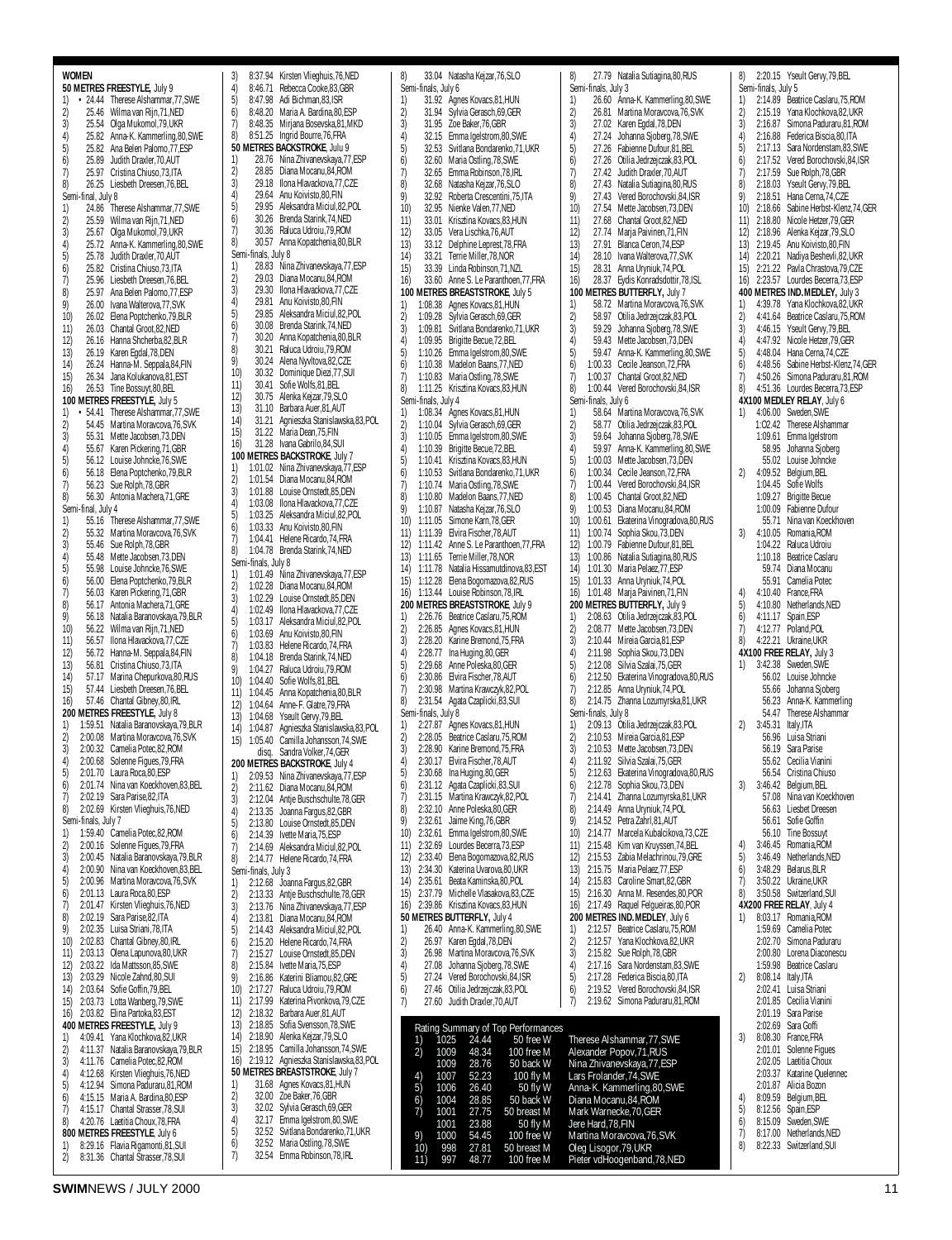## WOMEN

### 50 METRES FREESTYLE, July 9

1) • 24.44 Therese Alshammar,77,SWE
2) 25.46 Wilma van Rijn,71,NED
3) 25.54 Olga Mukomol,79,UKR
4) 25.82 Anna-K. Kammerling,80,SWE
5) 25.82 Ana Belen Palomo,77,ESP
6) 25.89 Judith Draxler,70,AUT
7) 25.97 Cristina Chiuso,73,ITA
8) 26.25 Liesbeth Dreesen,76,BEL

Semi-final, July 8

1) 24.86 Therese Alshammar,77,SWE
2) 25.59 Wilma van Rijn,71,NED
3) 25.67 Olga Mukomol,79,UKR
4) 25.72 Anna-K. Kammerling,80,SWE
5) 25.78 Judith Draxler,70,AUT
6) 25.82 Cristina Chiuso,73,ITA
7) 25.96 Liesbeth Dreesen,76,BEL
8) 25.97 Ana Belen Palomo,77,ESP
9) 26.00 Ivana Walterova,77,SVK
10) 26.02 Elena Poptchenko,79,BLR
11) 26.03 Chantal Groot,82,NED
12) 26.16 Hanna Shcherba,82,BLR
13) 26.19 Karen Egdal,78,DEN
14) 26.24 Hanna-M. Seppala,84,FIN
15) 26.34 Jana Kolukanova,81,EST
16) 26.53 Tine Bossuyt,80,BEL

### 100 METRES FREESTYLE, July 5

1) • 54.41 Therese Alshammar,77,SWE
2) 54.45 Martina Moravcova,76,SVK
3) 55.31 Mette Jacobsen,73,DEN
4) 55.67 Karen Pickering,71,GBR
5) 56.12 Louise Johncke,76,SWE
6) 56.18 Elena Poptchenko,79,BLR
7) 56.23 Sue Rolph,78,GBR
8) 56.30 Antonia Machera,71,GRE

Semi-final, July 4

1) 55.16 Therese Alshammar,77,SWE
2) 55.32 Martina Moravcova,76,SVK
3) 55.46 Sue Rolph,78,GBR
4) 55.48 Mette Jacobsen,73,DEN
5) 55.98 Louise Johncke,76,SWE
6) 56.00 Elena Poptchenko,79,BLR
7) 56.03 Karen Pickering,71,GBR
8) 56.17 Antonia Machera,71,GRE
9) 56.18 Natalia Baranovskaya,79,BLR
10) 56.22 Wilma van Rijn,71,NED
11) 56.57 Ilona Hlavackova,77,CZE
12) 56.72 Hanna-M. Seppala,84,FIN
13) 56.81 Cristina Chiuso,73,ITA
14) 57.17 Marina Chepurkova,80,RUS
15) 57.44 Liesbeth Dreesen,76,BEL
16) 57.46 Chantal Gibney,80,IRL

### 200 METRES FREESTYLE, July 8

1) 1:59.51 Natalia Baranovskaya,79,BLR
2) 2:00.08 Martina Moravcova,76,SVK
3) 2:00.32 Camelia Potec,82,ROM
4) 2:00.68 Solenne Figues,79,FRA
5) 2:01.70 Laura Roca,80,ESP
6) 2:01.74 Nina van Koeckhoven,83,BEL
7) 2:02.19 Sara Parise,82,ITA
8) 2:02.69 Kirsten Vlieghuis,76,NED

Semi-finals, July 7

1) 1:59.40 Camelia Potec,82,ROM
2) 2:00.16 Solenne Figues,79,FRA
3) 2:00.45 Natalia Baranovskaya,79,BLR
4) 2:00.90 Nina van Koeckhoven,83,BEL
5) 2:00.96 Martina Moravcova,76,SVK
6) 2:01.13 Laura Roca,80,ESP
7) 2:01.47 Kirsten Vlieghuis,76,NED
8) 2:02.19 Sara Parise,82,ITA
9) 2:02.35 Luisa Striani,78,ITA
10) 2:02.83 Chantal Gibney,80,IRL
11) 2:03.13 Olena Lapunova,80,UKR
12) 2:03.22 Ida Mattsson,85,SWE
13) 2:03.29 Nicole Zahnd,80,SUI
14) 2:03.64 Sofie Goffin,79,BEL
15) 2:03.73 Lotta Wanberg,79,SWE
16) 2:03.82 Elina Partoka,83,EST

### 400 METRES FREESTYLE, July 9

1) 4:09.41 Yana Klochkova,82,UKR
2) 4:11.37 Natalia Baranovskaya,79,BLR
3) 4:11.76 Camelia Potec,82,ROM
4) 4:12.68 Kirsten Vlieghuis,76,NED
5) 4:12.94 Simona Paduraru,81,ROM
6) 4:15.15 Maria A. Bardina,80,ESP
7) 4:15.17 Chantal Strasser,78,SUI
8) 4:20.76 Laetitia Choux,78,FRA

### 800 METRES FREESTYLE, July 6

1) 8:29.16 Flavia Rigamonti,81,SUI
2) 8:31.36 Chantal Strasser,78,SUI
3) 8:37.94 Kirsten Vlieghuis,76,NED
4) 8:46.71 Rebecca Cooke,83,GBR
5) 8:47.98 Adi Bichman,83,ISR
6) 8:48.20 Maria A. Bardina,80,ESP
7) 8:48.35 Mirjana Bosevska,81,MKD
8) 8:51.25 Ingrid Bourre,76,FRA

### 50 METRES BACKSTROKE, Julu 9

1) 28.76 Nina Zhivanevskaya,77,ESP
2) 28.85 Diana Mocanu,84,ROM
3) 29.18 Ilona Hlavackova,77,CZE
4) 29.64 Anu Koivisto,80,FIN
5) 29.95 Aleksandra Miciul,82,POL
6) 30.26 Brenda Starink,74,NED
7) 30.36 Raluca Udroiu,79,ROM
8) 30.57 Anna Kopatchenia,80,BLR

Semi-finals, July 8

1) 28.83 Nina Zhivanevskaya,77,ESP
2) 29.03 Diana Mocanu,84,ROM
3) 29.30 Ilona Hlavackova,77,CZE
4) 29.81 Anu Koivisto,80,FIN
5) 29.85 Aleksandra Miciul,82,POL
6) 30.08 Brenda Starink,74,NED
7) 30.20 Anna Kopatchenia,80,BLR
8) 30.21 Raluca Udroiu,79,ROM
9) 30.24 Alena Nyvltova,82,CZE
10) 30.32 Dominique Diezi,77,SUI
11) 30.41 Sofie Wolfs,81,BEL
12) 30.75 Alenka Kejzar,79,SLO
13) 31.10 Barbara Auer,81,AUT
14) 31.21 Agnieszka Stanislawska,83,POL
15) 31.22 Maria Dean,75,FIN
16) 31.28 Ivana Gabrilo,84,SUI

### 100 METRES BACKSTROKE, July 7

1) 1:01.02 Nina Zhivanevskaya,77,ESP
2) 1:01.54 Diana Mocanu,84,ROM
3) 1:01.88 Louise Ornstedt,85,DEN
4) 1:03.08 Ilona Hlavackova,77,CZE
5) 1:03.25 Aleksandra Miciul,82,POL
6) 1:03.33 Anu Koivisto,80,FIN
7) 1:04.41 Helene Ricardo,74,FRA
8) 1:04.78 Brenda Starink,74,NED

Semi-finals, July 6

1) 1:01.49 Nina Zhivanevskaya,77,ESP
2) 1:02.28 Diana Mocanu,84,ROM
3) 1:02.29 Louise Ornstedt,85,DEN
4) 1:02.49 Ilona Hlavackova,77,CZE
5) 1:03.17 Aleksandra Miciul,82,POL
6) 1:03.69 Anu Koivisto,80,FIN
7) 1:03.83 Helene Ricardo,74,FRA
8) 1:04.18 Brenda Starink,74,NED
9) 1:04.27 Raluca Udroiu,79,ROM
10) 1:04.40 Sofie Wolfs,81,BEL
11) 1:04.45 Anna Kopatchenia,80,BLR
12) 1:04.64 Anne-F. Glatre,79,FRA
13) 1:04.68 Yseult Gervy,79,BEL
14) 1:04.87 Agnieszka Stanislawska,83,POL
15) 1:05.40 Camilla Johansson,74,SWE
disq. Sandra Volker,74,GER

### 200 METRES BACKSTROKE, July 4

1) 2:09.53 Nina Zhivanevskaya,77,ESP
2) 2:11.62 Diana Mocanu,84,ROM
3) 2:12.04 Antje Buschschulte,78,GER
4) 2:13.35 Joanna Fargus,82,GBR
5) 2:13.80 Louise Ornstedt,85,DEN
6) 2:14.39 Ivette Maria,75,ESP
7) 2:14.69 Aleksandra Miciul,82,POL
8) 2:14.77 Helene Ricardo,74,FRA

Semi-finals, July 3

1) 2:12.68 Joanna Fargus,82,GBR
2) 2:13.33 Antje Buschschulte,78,GER
3) 2:13.76 Nina Zhivanevskaya,77,ESP
4) 2:13.81 Diana Mocanu,84,ROM
5) 2:14.43 Aleksandra Miciul,82,POL
6) 2:15.20 Helene Ricardo,74,FRA
7) 2:15.27 Louise Ornstedt,85,DEN
8) 2:15.84 Ivette Maria,75,ESP
9) 2:16.86 Katerini Bliamou,82,GRE
10) 2:17.27 Raluca Udroiu,79,ROM
11) 2:17.99 Katerina Pivonkova,79,CZE
12) 2:18.32 Barbara Auer,81,AUT
13) 2:18.85 Sofia Svensson,78,SWE
14) 2:18.90 Alenka Kejzar,79,SLO
15) 2:18.95 Camilla Johansson,74,SWE
16) 2:19.12 Agnieszka Stanislawska,83,POL

### 50 METRES BREASTSTROKE, July 7

1) 31.68 Agnes Kovacs,81,HUN
2) 32.00 Zoe Baker,76,GBR
3) 32.02 Sylvia Gerasch,69,GER
4) 32.17 Emma Igelstrom,80,SWE
5) 32.52 Svitlana Bondarenko,71,UKR
6) 32.52 Maria Ostling,78,SWE
7) 32.54 Emma Robinson,78,IRL
8) 33.04 Natasha Kejzar,76,SLO

Semi-finals, July 6

1) 31.92 Agnes Kovacs,81,HUN
2) 31.94 Sylvia Gerasch,69,GER
3) 31.95 Zoe Baker,76,GBR
4) 32.15 Emma Igelstrom,80,SWE
5) 32.53 Svitlana Bondarenko,71,UKR
6) 32.60 Maria Ostling,78,SWE
7) 32.65 Emma Robinson,78,IRL
8) 32.68 Natasha Kejzar,76,SLO
9) 32.92 Roberta Crescentini,75,ITA
10) 32.95 Nienke Valen,77,NED
11) 33.01 Krisztina Kovacs,83,HUN
12) 33.05 Vera Lischka,76,AUT
13) 33.12 Delphine Leprest,78,FRA
14) 33.21 Terrie Miller,78,NOR
15) 33.39 Linda Robinson,71,NZL
16) 33.60 Anne S. Le Paranthoen,77,FRA

### 100 METRES BREASTSTROKE, July 5

1) 1:08.38 Agnes Kovacs,81,HUN
2) 1:09.28 Sylvia Gerasch,69,GER
3) 1:09.81 Svitlana Bondarenko,71,UKR
4) 1:09.95 Brigitte Becue,72,BEL
5) 1:10.26 Emma Igelstrom,80,SWE
6) 1:10.38 Madelon Baans,77,NED
7) 1:10.83 Maria Ostling,78,SWE
8) 1:11.25 Krisztina Kovacs,83,HUN

Semi-finals, July 4

1) 1:08.34 Agnes Kovacs,81,HUN
2) 1:10.04 Sylvia Gerasch,69,GER
3) 1:10.05 Emma Igelstrom,80,SWE
4) 1:10.39 Brigitte Becue,72,BEL
5) 1:10.41 Krisztina Kovacs,83,HUN
6) 1:10.53 Svitlana Bondarenko,71,UKR
7) 1:10.74 Maria Ostling,78,SWE
8) 1:10.80 Madelon Baans,77,NED
9) 1:10.87 Natasha Kejzar,76,SLO
10) 1:11.05 Simone Karn,78,GER
11) 1:11.39 Elvira Fischer,78,AUT
12) 1:11.42 Anne S. Le Paranthoen,77,FRA
13) 1:11.65 Terrie Miller,78,NOR
14) 1:11.78 Natalia Hissamutdinova,83,EST
15) 1:12.28 Elena Bogomazova,82,RUS
16) 1:13.44 Louise Robinson,78,IRL

### 200 METRES BREASTSTROKE, July 9

1) 2:26.76 Beatrice Caslaru,75,ROM
2) 2:26.85 Agnes Kovacs,81,HUN
3) 2:28.20 Karine Bremond,75,FRA
4) 2:28.77 Ina Huging,80,GER
5) 2:29.68 Anne Poleska,80,GER
6) 2:30.86 Elvira Fischer,78,AUT
7) 2:30.98 Martina Krawczyk,82,POL
8) 2:31.54 Agata Czaplicki,83,SUI

Semi-finals, July 8

1) 2:27.87 Agnes Kovacs,81,HUN
2) 2:28.05 Beatrice Caslaru,75,ROM
3) 2:28.90 Karine Bremond,75,FRA
4) 2:30.17 Elvira Fischer,78,AUT
5) 2:30.68 Ina Huging,80,GER
6) 2:31.12 Agata Czaplicki,83,SUI
7) 2:31.15 Martina Krawczyk,82,POL
8) 2:32.10 Anne Poleska,80,GER
9) 2:32.61 Jaime King,76,GBR
10) 2:32.61 Emma Igelstrom,80,SWE
11) 2:32.69 Lourdes Becerra,73,ESP
12) 2:33.40 Elena Bogomazova,82,RUS
13) 2:34.30 Katerina Uvarova,80,UKR
14) 2:35.61 Beata Kaminska,80,POL
15) 2:37.79 Michelle Vlasakova,83,CZE
16) 2:39.86 Krisztina Kovacs,83,HUN

### 50 METRES BUTTERFLY, July 4

1) 26.40 Anna-K. Kammerling,80,SWE
2) 26.97 Karen Egdal,78,DEN
3) 26.98 Martina Moravcova,76,SVK
4) 27.08 Johanna Sjoberg,78,SWE
5) 27.24 Vered Borochovski,84,ISR
6) 27.46 Otilia Jedrzejczak,83,POL
7) 27.60 Judith Draxler,70,AUT
8) 27.79 Natalia Sutiagina,80,RUS

Semi-finals, July 3

1) 26.60 Anna-K. Kammerling,80,SWE
2) 26.81 Martina Moravcova,76,SVK
3) 27.02 Karen Egdal,78,DEN
4) 27.24 Johanna Sjoberg,78,SWE
5) 27.26 Fabienne Dufour,81,BEL
6) 27.26 Otilia Jedrzejczak,83,POL
7) 27.42 Judith Draxler,70,AUT
8) 27.43 Natalia Sutiagina,80,RUS
9) 27.43 Vered Borochovski,84,ISR
10) 27.54 Mette Jacobsen,73,DEN
11) 27.68 Chantal Groot,82,NED
12) 27.74 Marja Paivinen,71,FIN
13) 27.91 Blanca Ceron,74,ESP
14) 28.10 Ivana Walterova,77,SVK
15) 28.31 Anna Uryniuk,74,POL
16) 28.37 Eydis Konradsdottir,78,ISL

### 100 METRES BUTTERFLY, July 7

1) 58.72 Martina Moravcova,76,SVK
2) 58.97 Otilia Jedrzejczak,83,POL
3) 59.29 Johanna Sjoberg,78,SWE
4) 59.43 Mette Jacobsen,73,DEN
5) 59.47 Anna-K. Kammerling,80,SWE
6) 1:00.33 Cecile Jeanson,72,FRA
7) 1:00.37 Chantal Groot,82,NED
8) 1:00.44 Vered Borochovski,84,ISR

Semi-finals, July 6

1) 58.64 Martina Moravcova,76,SVK
2) 58.77 Otilia Jedrzejczak,83,POL
3) 59.64 Johanna Sjoberg,78,SWE
4) 59.97 Anna-K. Kammerling,80,SWE
5) 1:00.03 Mette Jacobsen,73,DEN
6) 1:00.34 Cecile Jeanson,72,FRA
7) 1:00.44 Vered Borochovski,84,ISR
8) 1:00.45 Chantal Groot,82,NED
9) 1:00.53 Diana Mocanu,84,ROM
10) 1:00.61 Ekaterina Vinogradova,80,RUS
11) 1:00.74 Sophia Skou,73,DEN
12) 1:00.79 Fabienne Dufour,81,BEL
13) 1:00.86 Natalia Sutiagina,80,RUS
14) 1:01.30 Maria Pelaez,77,ESP
15) 1:01.33 Anna Uryniuk,74,POL
16) 1:01.48 Marja Paivinen,71,FIN

### 200 METRES BUTTERFLY, July 9

1) 2:08.63 Otilia Jedrzejczak,83,POL
2) 2:08.77 Mette Jacobsen,73,DEN
3) 2:10.44 Mireia Garcia,81,ESP
4) 2:11.98 Sophia Skou,73,DEN
5) 2:12.08 Silvia Szalai,75,GER
6) 2:12.50 Ekaterina Vinogradova,80,RUS
7) 2:12.85 Anna Uryniuk,74,POL
8) 2:14.75 Zhanna Lozumyrska,81,UKR

Semi-finals, July 8

1) 2:09.13 Otilia Jedrzejczak,83,POL
2) 2:10.53 Mireia Garcia,81,ESP
3) 2:10.53 Mette Jacobsen,73,DEN
4) 2:11.92 Silvia Szalai,75,GER
5) 2:12.63 Ekaterina Vinogradova,80,RUS
6) 2:12.78 Sophia Skou,73,DEN
7) 2:14.41 Zhanna Lozumyrska,81,UKR
8) 2:14.49 Anna Uryniuk,74,POL
9) 2:14.52 Petra Zahrl,81,AUT
10) 2:14.77 Marcela Kubalcikova,73,CZE
11) 2:15.48 Kim van Kruyssen,74,BEL
12) 2:15.53 Zabia Melachrinou,79,GRE
13) 2:15.75 Maria Pelaez,77,ESP
14) 2:15.83 Caroline Smart,82,GBR
15) 2:16.30 Anna M. Resendes,80,POR
16) 2:17.49 Raquel Felgueiras,80,POR

### 200 METRES IND.MEDLEY, July 6

1) 2:12.57 Beatrice Caslaru,75,ROM
2) 2:12.57 Yana Klochkova,82,UKR
3) 2:15.82 Sue Rolph,78,GBR
4) 2:17.16 Sara Nordenstam,83,SWE
5) 2:17.28 Federica Biscia,80,ITA
6) 2:19.52 Vered Borochovski,84,ISR
7) 2:19.62 Simona Paduraru,81,ROM
8) 2:20.15 Yseult Gervy,79,BEL

Semi-finals, July 5

1) 2:14.89 Beatrice Caslaru,75,ROM
2) 2:15.19 Yana Klochkova,82,UKR
3) 2:16.87 Simona Paduraru,81,ROM
4) 2:16.88 Federica Biscia,80,ITA
5) 2:17.13 Sara Nordenstam,83,SWE
6) 2:17.52 Vered Borochovski,84,ISR
7) 2:17.59 Sue Rolph,78,GBR
8) 2:18.03 Yseult Gervy,79,BEL
9) 2:18.51 Hana Cerna,74,CZE
10) 2:18.66 Sabine Herbst-Klenz,74,GER
11) 2:18.80 Nicole Hetzer,79,GER
12) 2:18.96 Alenka Kejzar,79,SLO
13) 2:19.45 Anu Koivisto,80,FIN
14) 2:20.21 Nadiya Beshevli,82,UKR
15) 2:21.22 Pavla Chrastova,79,CZE
16) 2:23.57 Lourdes Becerra,73,ESP

### 400 METRES IND.MEDLEY, July 3

1) 4:39.78 Yana Klochkova,82,UKR
2) 4:41.64 Beatrice Caslaru,75,ROM
3) 4:46.15 Yseult Gervy,79,BEL
4) 4:47.92 Nicole Hetzer,79,GER
5) 4:48.04 Hana Cerna,74,CZE
6) 4:48.56 Sabine Herbst-Klenz,74,GER
7) 4:50.26 Simona Paduraru,81,ROM
8) 4:51.36 Lourdes Becerra,73,ESP

### 4X100 MEDLEY RELAY, July 6

1) 4:06.00 Sweden,SWE
   - 1:02.42 Therese Alshammar
   - 1:09.61 Emma Igelstrom
   - 58.95 Johanna Sjoberg
   - 55.02 Louise Johncke
2) 4:09.52 Belgium,BEL
   - 1:04.45 Sofie Wolfs
   - 1:09.27 Brigitte Becue
   - 1:00.09 Fabienne Dufour
   - 55.71 Nina van Koeckhoven
3) 4:10.05 Romania,ROM
   - 1:04.22 Raluca Udroiu
   - 1:10.18 Beatrice Caslaru
   - 59.74 Diana Mocanu
   - 55.91 Camelia Potec
4) 4:10.40 France,FRA
5) 4:10.80 Netherlands,NED
6) 4:11.17 Spain,ESP
7) 4:12.77 Poland,POL
8) 4:22.21 Ukraine,UKR

### 4X100 FREE RELAY, July 3

1) 3:42.38 Sweden,SWE
   - 56.02 Louise Johncke
   - 55.66 Johanna Sjoberg
   - 56.23 Anna-K. Kammerling
   - 54.47 Therese Alshammar
2) 3:45.31 Italy,ITA
   - 56.96 Luisa Striani
   - 56.19 Sara Parise
   - 55.62 Cecilia Vianini
   - 56.54 Cristina Chiuso
3) 3:46.42 Belgium,BEL
   - 57.08 Nina van Koeckhoven
   - 56.63 Liesbet Dreesen
   - 56.61 Sofie Goffin
   - 56.10 Tine Bossuyt
4) 3:46.45 Romania,ROM
5) 3:46.49 Netherlands,NED
6) 3:48.29 Belarus,BLR
7) 3:50.22 Ukraine,UKR
8) 3:50.58 Switzerland,SUI

### 4X200 FREE RELAY, July 4

1) 8:03.17 Romania,ROM
   - 1:59.69 Camelia Potec
   - 2:02.70 Simona Paduraru
   - 2:00.80 Lorena Diaconescu
   - 1:59.98 Beatrice Caslaru
2) 8:08.14 Italy,ITA
   - 2:02.41 Luisa Striani
   - 2:01.85 Cecilia Vianini
   - 2:01.19 Sara Parise
   - 2:02.69 Sara Goffi
3) 8:08.30 France,FRA
   - 2:01.01 Solenne Figues
   - 2:02.05 Laetitia Choux
   - 2:03.37 Katarine Quelennec
   - 2:01.87 Alicia Bozon
4) 8:09.59 Belgium,BEL
5) 8:12.56 Spain,ESP
6) 8:15.09 Sweden,SWE
7) 8:17.00 Netherlands,NED
8) 8:22.33 Switzerland,SUI

### Rating Summary of Top Performances

| | Points | Time | Event | Swimmer |
|---|---|---|---|---|
| 1) | 1025 | 24.44 | 50 free W | Therese Alshammar,77,SWE |
| 2) | 1009 | 48.34 | 100 free M | Alexander Popov,71,RUS |
| | 1009 | 28.76 | 50 back W | Nina Zhivanevskaya,77,ESP |
| 4) | 1007 | 52.23 | 100 fly M | Lars Frolander,74,SWE |
| 5) | 1006 | 26.40 | 50 fly W | Anna-K. Kammerling,80,SWE |
| 6) | 1004 | 28.85 | 50 back W | Diana Mocanu,84,ROM |
| 7) | 1001 | 27.75 | 50 breast M | Mark Warnecke,70,GER |
| | 1001 | 23.88 | 50 fly M | Jere Hard,78,FIN |
| 9) | 1000 | 54.45 | 100 free W | Martina Moravcova,76,SVK |
| 10) | 998 | 27.81 | 50 breast M | Oleg Lisogor,79,UKR |
| 11) | 997 | 48.77 | 100 free M | Pieter vdHoogenband,78,NED |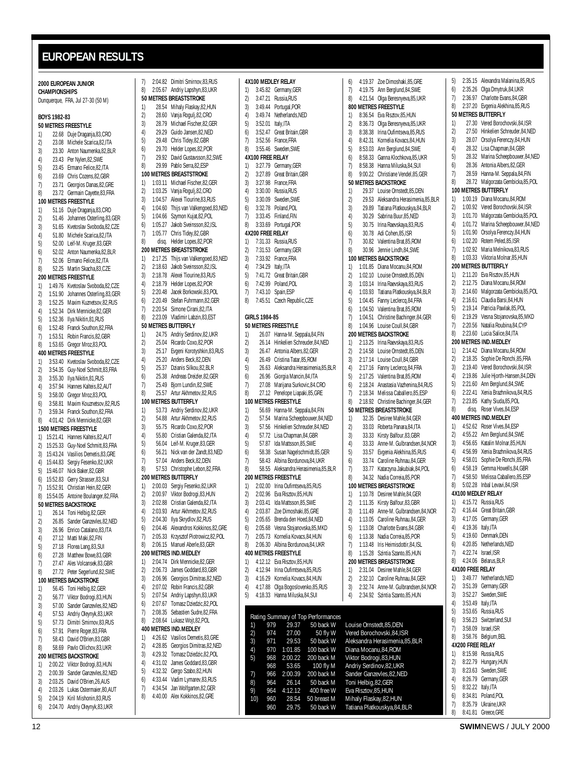# EUROPEAN RESULTS

## 2000 EUROPEAN JUNIOR CHAMPIONSHIPS

Dunquerque, FRA, Jul 27-30 (50 M)

### BOYS 1982-83

**50 METRES FREESTYLE**

1) 22.68 Duje Draganja,83,CRO
2) 23.08 Michele Scarica,82,ITA
3) 23.30 Anton Naumenka,82,BLR
4) 23.43 Per Nylen,82,SWE
5) 23.45 Ermano Felice,82,ITA
6) 23.69 Chris Cozens,82,GBR
7) 23.71 Georgios Danas,82,GRE
8) 23.72 Germain Cayette,83,FRA

**100 METRES FREESTYLE**

1) 51.16 Duje Draganja,83,CRO
2) 51.46 Johannes Osterling,83,GER
3) 51.65 Kvetoslav Svoboda,82,CZE
4) 51.80 Michele Scarica,82,ITA
5) 52.00 Leif-M. Kruger,83,GER
6) 52.02 Anton Naumenka,82,BLR
7) 52.06 Ermano Felice,82,ITA
8) 52.25 Martin Skacha,83,CZE

**200 METRES FREESTYLE**

1) 1:49.76 Kvetoslav Svoboda,82,CZE
2) 1:51.90 Johannes Osterling,83,GER
3) 1:52.25 Maxim Kuznetsov,82,RUS
4) 1:52.34 Dirk Mennicke,82,GER
5) 1:52.36 Ilya Nikitin,81,RUS
6) 1:52.48 Franck Southon,82,FRA
7) 1:53.51 Robin Francis,82,GBR
8) 1:53.65 Gregor Mroz,83,POL

**400 METRES FREESTYLE**

1) 3:53.40 Kvetoslav Svoboda,82,CZE
2) 3:54.35 Guy-Noel Schmitt,83,FRA
3) 3:55.30 Ilya Nikitin,81,RUS
4) 3:57.94 Hannes Kalteis,82,AUT
5) 3:58.00 Gregor Mroz,83,POL
6) 3:58.81 Maxim Kouznetsov,82,RUS
7) 3:59.34 Franck Southon,82,FRA
8) 4:01.42 Dirk Mennicke,82,GER

**1500 METRES FREESTYLE**

1) 15:21.41 Hannes Kalteis,82,AUT
2) 15:25.33 Guy-Noel Schmitt,83,FRA
3) 15:43.24 Vasilios Demetis,83,GRE
4) 15:44.83 Sergiy Fesenko,82,UKR
5) 15:46.07 Nick Baker,82,GBR
6) 15:52.83 Gerry Strasser,83,SUI
7) 15:52.91 Christian Hein,82,GER
8) 15:54.05 Antoine Boulanger,82,FRA

**50 METRES BACKSTROKE**

1) 26.14 Toni Helbig,82,GER
2) 26.85 Sander Ganzevles,82,NED
3) 26.96 Enrico Catalano,83,ITA
4) 27.12 Matti Maki,82,FIN
5) 27.18 Florea Lang,83,SUI
6) 27.28 Matthew Bowe,83,GBR
7) 27.47 Ales Volcansek,83,GBR
8) 27.72 Peter Segerlund,82,SWE

**100 METRES BACKSTROKE**

1) 56.45 Toni Helbig,82,GER
2) 56.77 Viktor Bodrogi,83,HUN
3) 57.00 Sander Ganzevles,82,NED
4) 57.53 Andriy Oleynyk,83,UKR
5) 57.73 Dimitri Smirnov,83,RUS
6) 57.91 Pierre Roger,83,FRA
7) 58.43 David O'Brien,83,GBR
8) 58.69 Pavlo Ollichov,83,UKR

**200 METRES BACKSTROKE**

1) 2:00.22 Viktor Bodrogi,83,HUN
2) 2:00.39 Sander Ganzevles,82,NED
3) 2:03.25 David O'Brien,26,AUS
4) 2:03.26 Lukas Ostermaier,80,AUT
5) 2:04.19 Kiril Mishonin,83,RUS
6) 2:04.70 Andriy Oleynyk,83,UKR
7) 2:04.82 Dimitri Smirnov,83,RUS
8) 2:05.67 Andriy Lapshyn,83,UKR

**50 METRES BREASTSTROKE**

1) 28.54 Mihaly Flaskay,82,HUN
2) 28.60 Vanja Rogulj,82,CRO
3) 28.79 Michael Fischer,82,GER
4) 29.29 Guido Jansen,82,NED
5) 29.48 Chris Tidey,82,GBR
6) 29.70 Helder Lopes,82,POR
7) 29.92 David Gustavsson,82,SWE
8) 29.99 Pablo Serra,82,ESP

**100 METRES BREASTSTROKE**

1) 1:03.11 Michael Fischer,82,GER
2) 1:03.25 Vanja Rogulj,82,CRO
3) 1:04.57 Alexei Tiourine,83,RUS
4) 1:04.60 Thijs van Valkengoed,83,NED
5) 1:04.66 Szymon Kujat,82,POL
6) 1:05.27 Jakob Sveinsson,82,ISL
7) 1:05.77 Chris Tidey,82,GBR
8) disq. Helder Lopes,82,POR

**200 METRES BREASTSTROKE**

1) 2:17.25 Thijs van Valkengoed,83,NED
2) 2:18.63 Jakob Sveinsson,82,ISL
3) 2:18.78 Alexei Tiourine,83,RUS
4) 2:18.79 Helder Lopes,82,POR
5) 2:20.48 Jacek Borkowski,83,POL
6) 2:20.49 Stefan Fuhrmann,82,GER
7) 2:20.54 Simone Cirani,82,ITA
8) 2:23.09 Vladimir Labzin,83,EST

**50 METRES BUTTERFLY**

1) 24.75 Andriy Serdinov,82,UKR
2) 25.04 Ricardo Coxo,82,POR
3) 25.17 Evgeni Korotyshkin,83,RUS
4) 25.20 Anders Beck,82,DEN
5) 25.37 Dzianis Silkou,82,BLR
6) 25.38 Andreas Dreizler,82,GER
7) 25.49 Bjorn Lundin,82,SWE
8) 25.57 Artur Akhmetov,82,RUS

**100 METRES BUTTERFLY**

1) 53.73 Andriy Serdinov,82,UKR
2) 54.88 Artur Akhmetov,82,RUS
3) 55.75 Ricardo Coxo,82,POR
4) 55.80 Cristian Galenda,82,ITA
5) 56.04 Leif-M. Kruger,83,GER
6) 56.21 Nick van der Zandt,83,NED
7) 57.04 Anders Beck,82,DEN
8) 57.53 Christophe Lebon,82,FRA

**200 METRES BUTTERFLY**

1) 2:00.03 Sergiy Fesenko,82,UKR
2) 2:00.97 Viktor Bodrogi,83,HUN
3) 2:02.88 Cristian Galenda,82,ITA
4) 2:03.93 Artur Akhmetov,82,RUS
5) 2:04.30 Ilya Skrydlov,82,RUS
6) 2:04.46 Alexandros Kokkinos,82,GRE
7) 2:05.33 Krzysztof Piotrowicz,82,POL
8) 2:06.15 Manuel Aberle,83,GER

**200 METRES IND.MEDLEY**

1) 2:04.74 Dirk Mennicke,82,GER
2) 2:06.73 James Goddard,83,GBR
3) 2:06.96 Georgios Dimitras,82,NED
4) 2:07.02 Robin Francis,82,GBR
5) 2:07.54 Andriy Lapshyn,83,UKR
6) 2:07.67 Tomasz Dziedzic,82,POL
7) 2:08.35 Sebastien Sudre,82,FRA
8) 2:08.64 Lukasz Wojt,82,POL

**400 METRES IND.MEDLEY**

1) 4:26.62 Vasilios Demetis,83,GRE
2) 4:28.85 Georgios Dimitras,82,NED
3) 4:29.32 Tomasz Dziedzic,82,POL
4) 4:31.02 James Goddard,83,GBR
5) 4:32.32 Gergo Szabo,82,HUN
6) 4:33.44 Vadim Lymarev,83,RUS
7) 4:34.54 Jan Wolfgarten,82,GER
8) 4:40.00 Alex Kokkinos,82,GRE

**4X100 MEDLEY RELAY**

1) 3:45.82 Germany,GER
2) 3:47.21 Russia,RUS
3) 3:49.44 Portugal,POR
4) 3:49.74 Netherlands,NED
5) 3:52.01 Italy,ITA
6) 3:52.47 Great Britain,GBR
7) 3:52.56 France,FRA
8) 3:55.46 Sweden,SWE

**4X100 FREE RELAY**

1) 3:27.79 Germany,GER
2) 3:27.89 Great Britain,GBR
3) 3:27.98 France,FRA
4) 3:30.00 Russia,RUS
5) 3:30.09 Sweden,SWE
6) 3:32.78 Poland,POL
7) 3:33.45 Finland,FIN
8) 3:33.69 Portugal,POR

**4X200 FREE RELAY**

1) 7:31.33 Russia,RUS
2) 7:31.53 Germany,GER
3) 7:33.92 France,FRA
4) 7:34.29 Italy,ITA
5) 7:41.72 Great Britain,GBR
6) 7:42.99 Poland,POL
7) 7:43.10 Spain,ESP
8) 7:45.51 Czech Republic,CZE

### GIRLS 1984-85

**50 METRES FREESTYLE**

1) 26.07 Hanna-M. Seppala,84,FIN
2) 26.14 Hinkelien Schreuder,84,NED
3) 26.47 Antonia Albers,82,GER
4) 26.49 Cristina Tatar,85,ROM
5) 26.63 Aleksandra Herasimenia,85,BLR
6) 26.96 Giorgia Mancin,84,ITA
7) 27.08 Marijana Surkovic,84.CRO
8) 27.12 Penelope Liapaki,85,GRE

**100 METRES FREESTYLE**

1) 56.69 Hanna-M. Seppala,84,FIN
2) 57.54 Marina Scheepbouwer,84,NED
3) 57.56 Hinkelien Schreuder,84,NED
4) 57.72 Lisa Chapman,84,GBR
5) 57.87 Ida Mattsson,85,SWE
6) 58.38 Susan Nagelschmidt,85,GER
7) 58.43 Albina Bordunova,84,UKR
8) 58.55 Aleksandra Herasimenia,85,BLR

**200 METRES FREESTYLE**

1) 2:02.00 Irina Oufimtseva,85,RUS
2) 2:02.96 Eva Risztov,85,HUN
3) 2:03.41 Ida Mattsson,85,SWE
4) 2:03.87 Zoe Dimoshaki,85,GRE
5) 2:05.65 Brenda den Hoed,84,NED
6) 2:05.68 Vesna Stojanovska,85,MKD
7) 2:05.73 Kornelia Kovacs,84,HUN
8) 2:06.30 Albina Bordunova,84,UKR

**400 METRES FREESTYLE**

1) 4:12.12 Eva Risztov,85,HUN
2) 4:12.94 Irina Oufimtseva,85,RUS
3) 4:16.29 Kornelia Kovacs,84,HUN
4) 4:17.88 Olga Bogoslovenko,85,RUS
5) 4:18.33 Hanna Miluska,84,SUI
6) 4:19.37 Zoe Dimoshaki ,85,GRE
7) 4:19.75 Ann Berglund,84,SWE
8) 4:21.54 Olga Beresnyeva,85,UKR

**800 METRES FREESTYLE**

1) 8:36.54 Eva Risztov,85,HUN
2) 8:36.73 Olga Beresnyeva,85,UKR
3) 8:38.38 Irina Oufimtseva,85,RUS
4) 8:42.31 Kornelia Kovacs,84,HUN
5) 8:53.03 Ann Berglund,84,SWE
6) 8:58.33 Ganna Klochkova,85,UKR
7) 8:58.38 Hanna Miluska,84,SUI
8) 9:00.22 Christiane Vendel,85,GER

**50 METRES BACKSTROKE**

1) 29.37 Louise Ornstedt,85,DEN
2) 29.53 Aleksandra Herasimenia,85,BLR
3) 29.89 Tatiana Platkouskya,84,BLR
4) 30.29 Sabrina Buur,85,NED
5) 30.75 Irina Raevskaya,83,RUS
6) 30.78 Adi Cohen,85,ISR
7) 30.82 Valentina Brat,85,ROM
8) 30.96 Jennie Lindh,84,SWE

**100 METRES BACKSTROKE**

1) 1:01.85 Diana Mocanu,84,ROM
2) 1:02.10 Louise Ornstedt,85,DEN
3) 1:03.14 Irina Raevskaya,83,RUS
4) 1:03.93 Tatiana Platkouskya,84,BLR
5) 1:04.45 Fanny Leclercq,84,FRA
6) 1:04.50 Valentina Brat,85,ROM
7) 1:04.51 Christine Bachinger,84,GER
8) 1:04.96 Louise Coull,84,GBR

**200 METRES BACKSTROKE**

1) 2:13.25 Irina Raevskaya,83,RUS
2) 2:14.58 Louise Ornstedt,85,DEN
3) 2:17.14 Louise Coull,84,GBR
4) 2:17.16 Fanny Leclercq,84,FRA
5) 2:17.25 Valentina Brat,85,ROM
6) 2:18.24 Anastasia Vazhenina,84,RUS
7) 2:18.34 Melissa Caballero,85,ESP
8) 2:18.92 Christine Bachinger,84,GER

**50 METRES BREASTSTROKE**

1) 32.35 Desiree Mahle,84,GER
2) 33.03 Roberta Panara,84,ITA
3) 33.33 Kirsty Balfour,83,GBR
4) 33.33 Anne-M. Gulbrandsen,84,NOR
5) 33.57 Evgenia Alekhina,85,RUS
6) 33.74 Caroline Ruhnau,84,GER
7) 33.77 Katarzyna Jakubiak,84,POL
8) 34.32 Nadia Correia,85,POR

**100 METRES BREASTSTROKE**

1) 1:10.78 Desiree Mahle,84,GER
2) 1:11.35 Kirsty Balfour,83,GBR
3) 1:11.49 Anne-M. Gulbrandsen,84,NOR
4) 1:13.05 Caroline Ruhnau,84,GER
5) 1:13.08 Charlotte Evans,84,GBR
6) 1:13.38 Nadia Correia,85,POR
7) 1:13.48 Iris Heimisdottir,84,ISL
8) 1:15.28 Szintia Szanto,85,HUN

**200 METRES BREASTSTROKE**

1) 2:31.04 Desiree Mahle,84,GER
2) 2:32.10 Caroline Ruhnau,84,GER
3) 2:32.74 Anne-M. Gulbrandsen,84,NOR
4) 2:34.92 Szintia Szanto,85,HUN
5) 2:35.15 Alexandra Malanina,85,RUS
6) 2:35.26 Olga Dmytruk,84,UKR
7) 2:36.97 Charlotte Evans,84,GBR
8) 2:37.20 Evgenia Alekhina,85,RUS

**50 METRES BUTTERFLY**

1) 27.30 Vered Borochovski,84,ISR
2) 27.50 Hinkelien Schreuder,84,NED
3) 28.07 Orsolya Ferenczy,84,HUN
4) 28.32 Lisa Chapman,84,GBR
5) 28.32 Marina Scheepbouwer,84,NED
6) 28.36 Antonia Albers,82,GER
7) 28.59 Hanna-M. Seppala,84,FIN
8) 28.72 Malgorzata Gembicka,85,POL

**100 METRES BUTTERFLY**

1) 1:00.19 Diana Mocanu,84,ROM
2) 1:00.92 Vered Borochovski,84,ISR
3) 1:01.70 Malgorzata Gembicka,85,POL
4) 1:01.72 Marina Scheepbouwer,84,NED
5) 1:01.90 Orsolya Ferenczy,84,HUN
6) 1:02.20 Rotem Peled,85,ISR
7) 1:02.92 Maria Melnikova,83,RUS
8) 1:03.33 Viktoria Molnar,85,HUN

**200 METRES BUTTERFLY**

1) 2:11.20 Eva Risztov,85,HUN
2) 2:12.75 Diana Mocanu,84,ROM
3) 2:14.60 Malgorzata Gembicka,85,POL
4) 2:16.61 Claudia Barsi,84,HUN
5) 2:19.14 Patricia Pawlak,85,POL
6) 2:19.29 Vesna Stojanovska,85,MKD
7) 2:20.56 Natalia Roubina,84,CYP
8) 2:23.60 Lucia Salice,84,ITA

**200 METRES IND.MEDLEY**

1) 2:14.42 Diana Mocanu,84,ROM
2) 2:18.35 Sophie De Ronchi,85,FRA
3) 2:19.40 Vered Borochovski,84,ISR
4) 2:19.86 Julie Hjorth-Hansen,84,DEN
5) 2:21.60 Ann Berglund,84,SWE
6) 2:22.41 Xenia Brazhnikova,84,RUS
7) 2:23.85 Kathy Siuda,85,POL
8) disq. Roser Vives,84,ESP

**400 METRES IND.MEDLEY**

1) 4:52.62 Roser Vives,84,ESP
2) 4:55.22 Ann Berglund,84,SWE
3) 4:56.65 Katalin Molnar,85,HUN
4) 4:56.99 Xenia Brazhnikova,84,RUS
5) 4:58.01 Sophie De Ronchi,85,FRA
6) 4:58.19 Gemma Howells,84,GBR
7) 4:58.50 Melissa Caballero,85,ESP
8) 5:02.28 Inbal Levavi,84,ISR

**4X100 MEDLEY RELAY**

1) 4:15.72 Russia,RUS
2) 4:16.44 Great Britain,GBR
3) 4:17.05 Germany,GER
4) 4:19.36 Italy,ITA
5) 4:19.60 Denmark,DEN
6) 4:20.85 Netherlands,NED
7) 4:22.74 Israel,ISR
8) 4:24.06 Belarus,BLR

**4X100 FREE RELAY**

1) 3:49.77 Netherlands,NED
2) 3:51.39 Germany,GER
3) 3:52.27 Sweden,SWE
4) 3:53.49 Italy,ITA
5) 3:53.65 Russia,RUS
6) 3:56.23 Switzerland,SUI
7) 3:58.09 Israel,ISR
8) 3:58.76 Belgium,BEL

**4X200 FREE RELAY**

1) 8:15.98 Russia,RUS
2) 8:22.79 Hungary,HUN
3) 8:23.63 Sweden,SWE
4) 8:26.79 Germany,GER
5) 8:32.22 Italy,ITA
6) 8:34.81 Poland,POL
7) 8:35.79 Ukraine,UKR
8) 8:41.81 Greece,GRE

**Rating Summary of Top Performances**

| Place | Rating | Time | Event | Swimmer |
|---|---|---|---|---|
| 1) | 979 | 29.37 | 50 back W | Louise Ornstedt,85,DEN |
| 2) | 974 | 27.00 | 50 fly W | Vered Borochovski,84,ISR |
| 3) | 971 | 29.53 | 50 back W | Aleksandra Herasimenia,85,BLR |
| 4) | 970 | 1:01.85 | 100 back W | Diana Mocanu,84,ROM |
| 5) | 968 | 2:00.22 | 200 back M | Viktor Bodrogi,83,HUN |
| | 968 | 53.65 | 100 fly M | Andriy Serdinov,82,UKR |
| 7) | 966 | 2:00.39 | 200 back M | Sander Ganzevles,82,NED |
| 8) | 964 | 26.14 | 50 back M | Toni Helbig,82,GER |
| 9) | 964 | 4:12.12 | 400 free W | Eva Risztov,85,HUN |
| 10) | 960 | 28.54 | 50 breast M | Mihaly Flaskay,82,HUN |
| | 960 | 29.75 | 50 back W | Tatiana Platkouskya,84,BLR |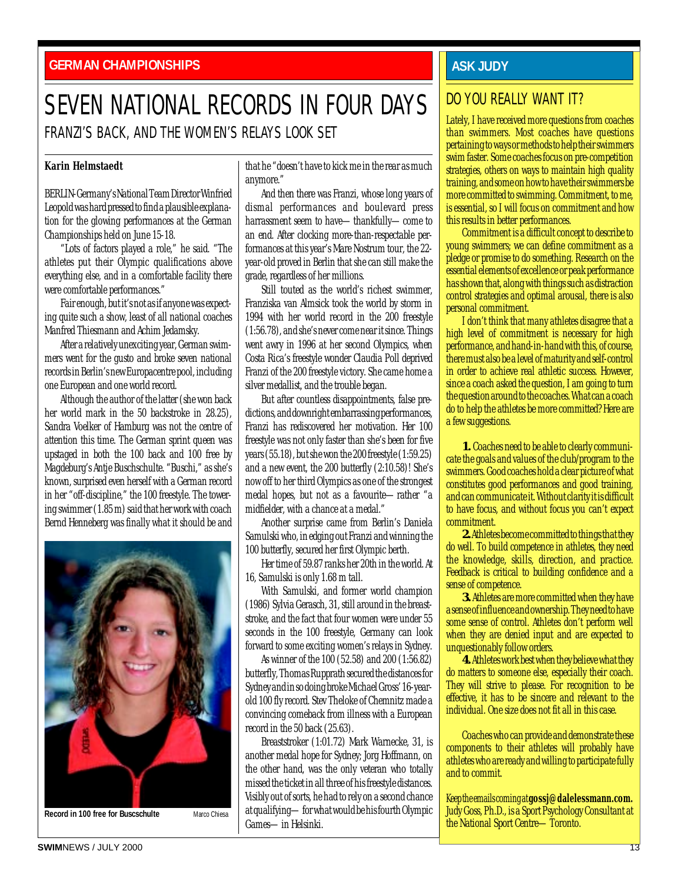## GERMAN CHAMPIONSHIPS

# SEVEN NATIONAL RECORDS IN FOUR DAYS

## FRANZI'S BACK, AND THE WOMEN'S RELAYS LOOK SET

**Karin Helmstaedt**

BERLIN-Germany's National Team Director Winfried Leopold was hard pressed to find a plausible explanation for the glowing performances at the German Championships held on June 15-18.

"Lots of factors played a role," he said. "The athletes put their Olympic qualifications above everything else, and in a comfortable facility there were comfortable performances."

Fair enough, but it's not as if anyone was expecting quite such a show, least of all national coaches Manfred Thiesmann and Achim Jedamsky.

After a relatively unexciting year, German swimmers went for the gusto and broke seven national records in Berlin's new Europacentre pool, including one European and one world record.

Although the author of the latter (she won back her world mark in the 50 backstroke in 28.25), Sandra Voelker of Hamburg was not the centre of attention this time. The German sprint queen was upstaged in both the 100 back and 100 free by Magdeburg's Antje Buschschulte. "Buschi," as she's known, surprised even herself with a German record in her "off-discipline," the 100 freestyle. The towering swimmer (1.85 m) said that her work with coach Bernd Henneberg was finally what it should be and that he "doesn't have to kick me in the rear as much anymore."

Record in 100 free for Buscschulte — Marco Chiesa

And then there was Franzi, whose long years of dismal performances and boulevard press harrassment seem to have— thankfully— come to an end. After clocking more-than-respectable performances at this year's Mare Nostrum tour, the 22-year-old proved in Berlin that she can still make the grade, regardless of her millions.

Still touted as the world's richest swimmer, Franziska van Almsick took the world by storm in 1994 with her world record in the 200 freestyle (1:56.78), and she's never come near it since. Things went awry in 1996 at her second Olympics, when Costa Rica's freestyle wonder Claudia Poll deprived Franzi of the 200 freestyle victory. She came home a silver medallist, and the trouble began.

But after countless disappointments, false predictions, and downright embarrassing performances, Franzi has rediscovered her motivation. Her 100 freestyle was not only faster than she's been for five years (55.18), but she won the 200 freestyle (1:59.25) and a new event, the 200 butterfly (2:10.58)! She's now off to her third Olympics as one of the strongest medal hopes, but not as a favourite— rather "a midfielder, with a chance at a medal."

Another surprise came from Berlin's Daniela Samulski who, in edging out Franzi and winning the 100 butterfly, secured her first Olympic berth.

Her time of 59.87 ranks her 20th in the world. At 16, Samulski is only 1.68 m tall.

With Samulski, and former world champion (1986) Sylvia Gerasch, 31, still around in the breaststroke, and the fact that four women were under 55 seconds in the 100 freestyle, Germany can look forward to some exciting women's relays in Sydney.

As winner of the 100 (52.58) and 200 (1:56.82) butterfly, Thomas Rupprath secured the distances for Sydney and in so doing broke Michael Gross' 16-year-old 100 fly record. Stev Theloke of Chemnitz made a convincing comeback from illness with a European record in the 50 back (25.63).

Breaststroker (1:01.72) Mark Warnecke, 31, is another medal hope for Sydney; Jorg Hoffmann, on the other hand, was the only veteran who totally missed the ticket in all three of his freestyle distances. Visibly out of sorts, he had to rely on a second chance at qualifying— for what would be his fourth Olympic Games— in Helsinki.

## ASK JUDY

## DO YOU REALLY WANT IT?

Lately, I have received more questions from coaches than swimmers. Most coaches have questions pertaining to ways or methods to help their swimmers swim faster. Some coaches focus on pre-competition strategies, others on ways to maintain high quality training, and some on how to have their swimmers be more committed to swimming. Commitment, to me, is essential, so I will focus on commitment and how this results in better performances.

Commitment is a difficult concept to describe to young swimmers; we can define commitment as a pledge or promise to do something. Research on the essential elements of excellence or peak performance has shown that, along with things such as distraction control strategies and optimal arousal, there is also personal commitment.

I don't think that many athletes disagree that a high level of commitment is necessary for high performance, and hand-in-hand with this, of course, there must also be a level of maturity and self-control in order to achieve real athletic success. However, since a coach asked the question, I am going to turn the question around to the coaches. What can a coach do to help the athletes be more committed? Here are a few suggestions.

**1.** Coaches need to be able to clearly communicate the goals and values of the club/program to the swimmers. Good coaches hold a clear picture of what constitutes good performances and good training, and can communicate it. Without clarity it is difficult to have focus, and without focus you can't expect commitment.

**2.** Athletes become committed to things that they do well. To build competence in athletes, they need the knowledge, skills, direction, and practice. Feedback is critical to building confidence and a sense of competence.

**3.** Athletes are more committed when they have a sense of influence and ownership. They need to have some sense of control. Athletes don't perform well when they are denied input and are expected to unquestionably follow orders.

**4.** Athletes work best when they believe what they do matters to someone else, especially their coach. They will strive to please. For recognition to be effective, it has to be sincere and relevant to the individual. One size does not fit all in this case.

*Coaches who can provide and demonstrate these components to their athletes will probably have athletes who are ready and willing to participate fully and to commit.*

*Keep the emails coming at* ***gossj@dalelessmann.com.*** *Judy Goss, Ph.D., is a Sport Psychology Consultant at the National Sport Centre— Toronto.*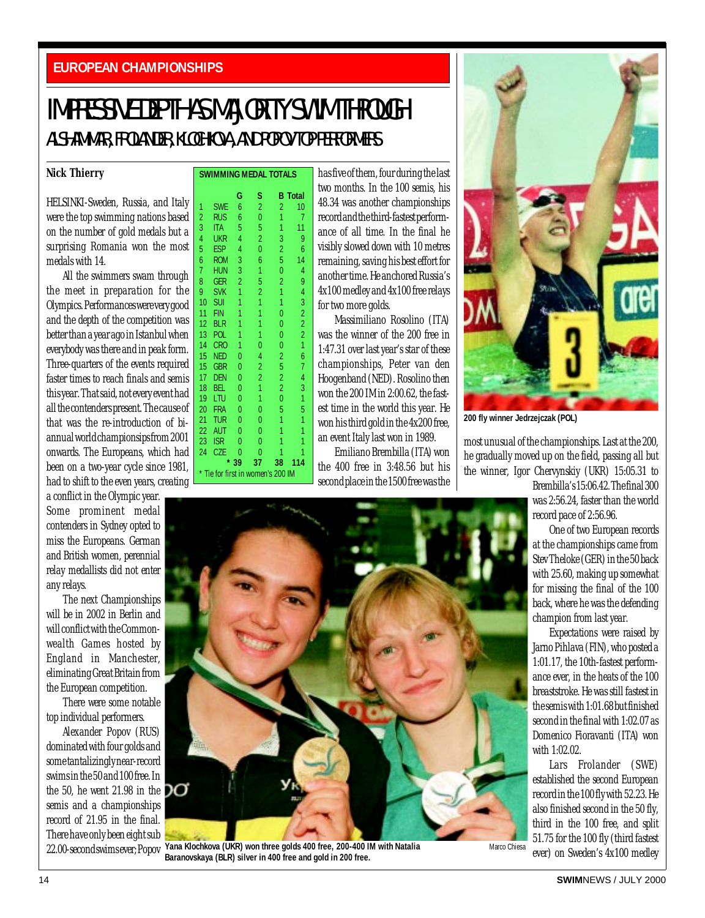EUROPEAN CHAMPIONSHIPS

# IMPRESSIVE DEPTH AS MAJORITY SWIM THROUGH

## AL-SHAMMAR, FROLANDER, KLOCHKOVA, AND POPOV TOP PERFORMERS

**Nick Thierry**

HELSINKI-Sweden, Russia, and Italy were the top swimming nations based on the number of gold medals but a surprising Romania won the most medals with 14.

All the swimmers swam through the meet in preparation for the Olympics. Performances were very good and the depth of the competition was better than a year ago in Istanbul when everybody was there and in peak form. Three-quarters of the events required faster times to reach finals and semis this year. That said, not every event had all the contenders present. The cause of that was the re-introduction of bi-annual world championships from 2001 onwards. The Europeans, which had been on a two-year cycle since 1981, had to shift to the even years, creating a conflict in the Olympic year. Some prominent medal contenders in Sydney opted to miss the Europeans. German and British women, perennial relay medallists did not enter any relays.

The next Championships will be in 2002 in Berlin and will conflict with the Commonwealth Games hosted by England in Manchester, eliminating Great Britain from the European competition.

There were some notable top individual performers.

Alexander Popov (RUS) dominated with four golds and some tantalizingly near-record swims in the 50 and 100 free. In the 50, he went 21.98 in the semis and a championships record of 21.95 in the final. There have only been eight sub 22.00-second swims ever; Popov has five of them, four during the last two months. In the 100 semis, his 48.34 was another championships record and the third-fastest performance of all time. In the final he visibly slowed down with 10 metres remaining, saving his best effort for another time. He anchored Russia's 4x100 medley and 4x100 free relays for two more golds.

Massimiliano Rosolino (ITA) was the winner of the 200 free in 1:47.31 over last year's star of these championships, Peter van den Hoogenband (NED). Rosolino then won the 200 IM in 2:00.62, the fastest time in the world this year. He won his third gold in the 4x200 free, an event Italy last won in 1989.

Emiliano Brembilla (ITA) won the 400 free in 3:48.56 but his second place in the 1500 free was the most unusual of the championships. Last at the 200, he gradually moved up on the field, passing all but the winner, Igor Chervynskiy (UKR) 15:05.31 to Brembilla's 15:06.42. The final 300 was 2:56.24, faster than the world record pace of 2:56.96.

One of two European records at the championships came from Stev Theloke (GER) in the 50 back with 25.60, making up somewhat for missing the final of the 100 back, where he was the defending champion from last year.

Expectations were raised by Jarno Pihlava (FIN), who posted a 1:01.17, the 10th-fastest performance ever, in the heats of the 100 breaststroke. He was still fastest in the semis with 1:01.68 but finished second in the final with 1:02.07 as Domenico Fioravanti (ITA) won with 1:02.02.

Lars Frolander (SWE) established the second European record in the 100 fly with 52.23. He also finished second in the 50 fly, third in the 100 free, and split 51.75 for the 100 fly (third fastest ever) on Sweden's 4x100 medley

**SWIMMING MEDAL TOTALS**

| | | G | S | B | Total |
|---|---|---|---|---|---|
| 1 | SWE | 6 | 2 | 2 | 10 |
| 2 | RUS | 6 | 0 | 1 | 7 |
| 3 | ITA | 5 | 5 | 1 | 11 |
| 4 | UKR | 4 | 2 | 3 | 9 |
| 5 | ESP | 4 | 0 | 2 | 6 |
| 6 | ROM | 3 | 6 | 5 | 14 |
| 7 | HUN | 3 | 1 | 0 | 4 |
| 8 | GER | 2 | 5 | 2 | 9 |
| 9 | SVK | 1 | 2 | 1 | 4 |
| 10 | SUI | 1 | 1 | 1 | 3 |
| 11 | FIN | 1 | 1 | 0 | 2 |
| 12 | BLR | 1 | 1 | 0 | 2 |
| 13 | POL | 1 | 1 | 0 | 2 |
| 14 | CRO | 1 | 0 | 0 | 1 |
| 15 | NED | 0 | 4 | 2 | 6 |
| 15 | GBR | 0 | 2 | 5 | 7 |
| 17 | DEN | 0 | 2 | 2 | 4 |
| 18 | BEL | 0 | 1 | 2 | 3 |
| 19 | LTU | 0 | 1 | 0 | 1 |
| 20 | FRA | 0 | 0 | 5 | 5 |
| 21 | TUR | 0 | 0 | 1 | 1 |
| 22 | AUT | 0 | 0 | 1 | 1 |
| 23 | ISR | 0 | 0 | 1 | 1 |
| 24 | CZE | 0 | 0 | 1 | 1 |
| | | * 39 | 37 | 38 | 114 |

\* Tie for first in women's 200 IM

200 fly winner Jedrzejczak (POL)

Yana Klochkova (UKR) won three golds 400 free, 200-400 IM with Natalia Baranovskaya (BLR) silver in 400 free and gold in 200 free.

Marco Chiesa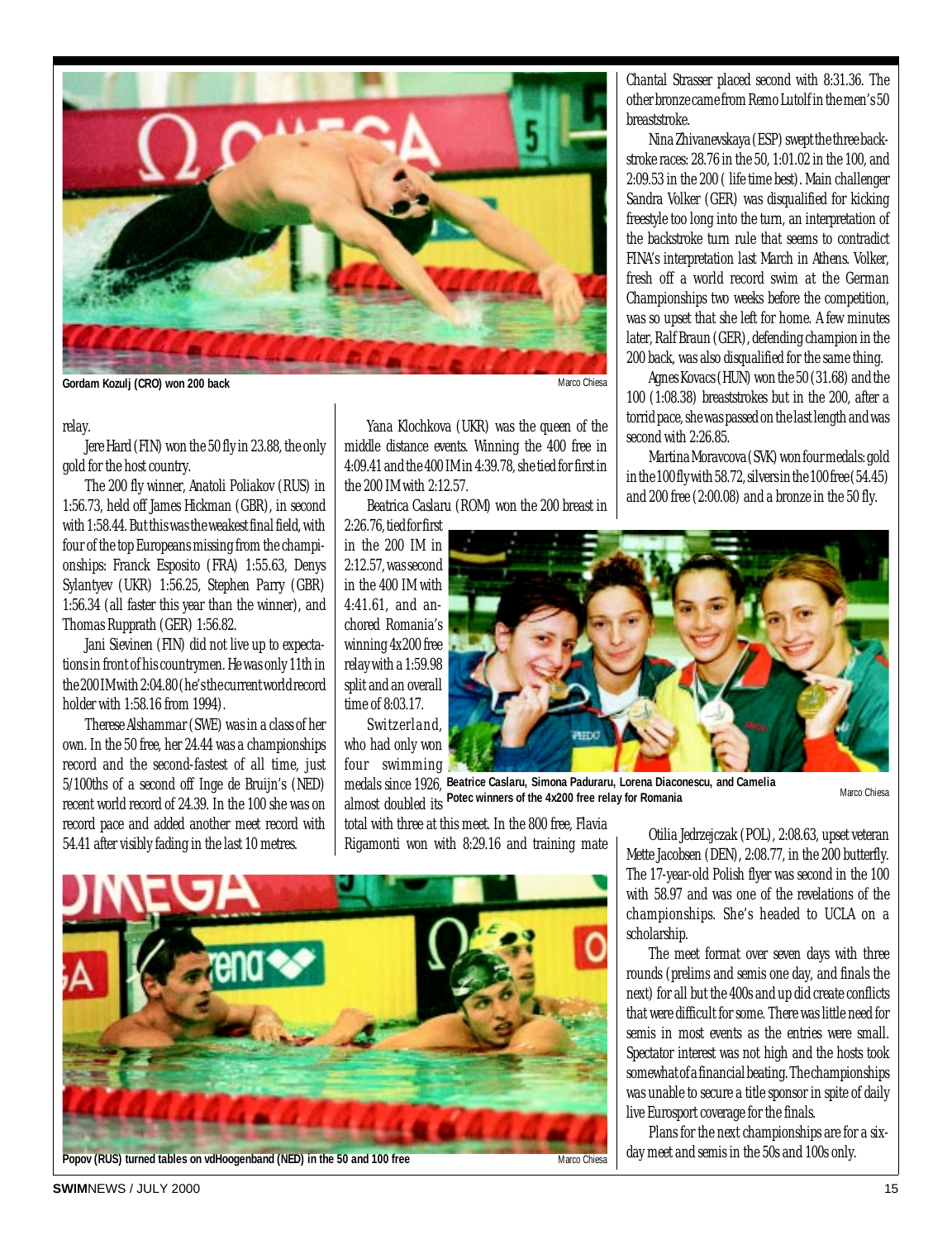Gordam Kozulj (CRO) won 200 back

relay.

Jere Hard (FIN) won the 50 fly in 23.88, the only gold for the host country.

The 200 fly winner, Anatoli Poliakov (RUS) in 1:56.73, held off James Hickman (GBR), in second with 1:58.44. But this was the weakest final field, with four of the top Europeans missing from the championships: Franck Esposito (FRA) 1:55.63, Denys Sylantyev (UKR) 1:56.25, Stephen Parry (GBR) 1:56.34 (all faster this year than the winner), and Thomas Rupprath (GER) 1:56.82.

Jani Sievinen (FIN) did not live up to expectations in front of his countrymen. He was only 11th in the 200 IM with 2:04.80 (he's the current world record holder with 1:58.16 from 1994).

Therese Alshammar (SWE) was in a class of her own. In the 50 free, her 24.44 was a championships record and the second-fastest of all time, just 5/100ths of a second off Inge de Bruijn's (NED) recent world record of 24.39. In the 100 she was on record pace and added another meet record with 54.41 after visibly fading in the last 10 metres.

Yana Klochkova (UKR) was the queen of the middle distance events. Winning the 400 free in 4:09.41 and the 400 IM in 4:39.78, she tied for first in the 200 IM with 2:12.57.

Beatrica Caslaru (ROM) won the 200 breast in 2:26.76, tied for first in the 200 IM in 2:12.57, was second in the 400 IM with 4:41.61, and anchored Romania's winning 4x200 free relay with a 1:59.98 split and an overall time of 8:03.17.

Beatrice Caslaru, Simona Paduraru, Lorena Diaconescu, and Camelia Potec winners of the 4x200 free relay for Romania

Switzerland, who had only won four swimming medals since 1926, almost doubled its total with three at this meet. In the 800 free, Flavia Rigamonti won with 8:29.16 and training mate Chantal Strasser placed second with 8:31.36. The other bronze came from Remo Lutolf in the men's 50 breaststroke.

Nina Zhivanevskaya (ESP) swept the three backstroke races: 28.76 in the 50, 1:01.02 in the 100, and 2:09.53 in the 200 ( life time best). Main challenger Sandra Volker (GER) was disqualified for kicking freestyle too long into the turn, an interpretation of the backstroke turn rule that seems to contradict FINA's interpretation last March in Athens. Volker, fresh off a world record swim at the German Championships two weeks before the competition, was so upset that she left for home. A few minutes later, Ralf Braun (GER), defending champion in the 200 back, was also disqualified for the same thing.

Agnes Kovacs (HUN) won the 50 (31.68) and the 100 (1:08.38) breaststrokes but in the 200, after a torrid pace, she was passed on the last length and was second with 2:26.85.

Martina Moravcova (SVK) won four medals: gold in the 100 fly with 58.72, silvers in the 100 free (54.45) and 200 free (2:00.08) and a bronze in the 50 fly.

Otilia Jedrzejczak (POL), 2:08.63, upset veteran Mette Jacobsen (DEN), 2:08.77, in the 200 butterfly. The 17-year-old Polish flyer was second in the 100 with 58.97 and was one of the revelations of the championships. She's headed to UCLA on a scholarship.

The meet format over seven days with three rounds (prelims and semis one day, and finals the next) for all but the 400s and up did create conflicts that were difficult for some. There was little need for semis in most events as the entries were small. Spectator interest was not high and the hosts took somewhat of a financial beating. The championships was unable to secure a title sponsor in spite of daily live Eurosport coverage for the finals.

Plans for the next championships are for a six-day meet and semis in the 50s and 100s only.

Popov (RUS) turned tables on vdHoogenband (NED) in the 50 and 100 free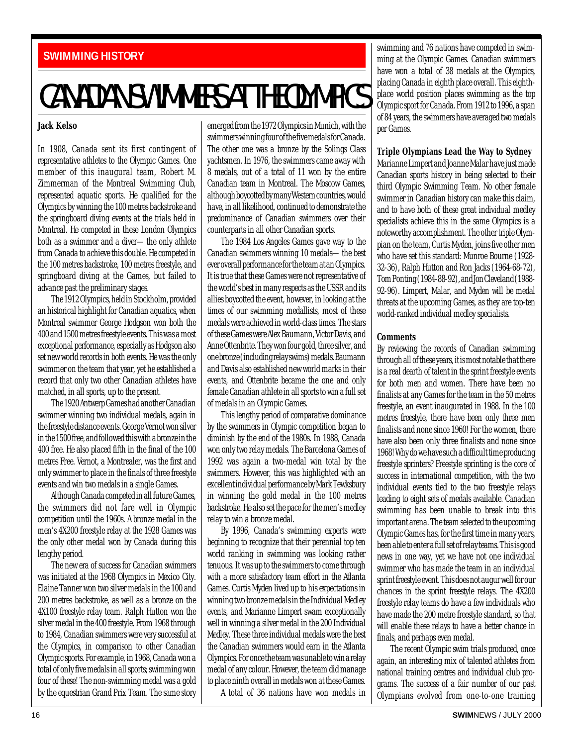SWIMMING HISTORY

# CANADIAN SWIMMERS AT THE OLYMPICS

**Jack Kelso**

In 1908, Canada sent its first contingent of representative athletes to the Olympic Games. One member of this inaugural team, Robert M. Zimmerman of the Montreal Swimming Club, represented aquatic sports. He qualified for the Olympics by winning the 100 metres backstroke and the springboard diving events at the trials held in Montreal. He competed in these London Olympics both as a swimmer and a diver— the only athlete from Canada to achieve this double. He competed in the 100 metres backstroke, 100 metres freestyle, and springboard diving at the Games, but failed to advance past the preliminary stages.

The 1912 Olympics, held in Stockholm, provided an historical highlight for Canadian aquatics, when Montreal swimmer George Hodgson won both the 400 and 1500 metres freestyle events. This was a most exceptional performance, especially as Hodgson also set new world records in both events. He was the only swimmer on the team that year, yet he established a record that only two other Canadian athletes have matched, in all sports, up to the present.

The 1920 Antwerp Games had another Canadian swimmer winning two individual medals, again in the freestyle distance events. George Vernot won silver in the 1500 free, and followed this with a bronze in the 400 free. He also placed fifth in the final of the 100 metres Free. Vernot, a Montrealer, was the first and only swimmer to place in the finals of three freestyle events and win two medals in a single Games.

Although Canada competed in all future Games, the swimmers did not fare well in Olympic competition until the 1960s. A bronze medal in the men's 4X200 freestyle relay at the 1928 Games was the only other medal won by Canada during this lengthy period.

The new era of success for Canadian swimmers was initiated at the 1968 Olympics in Mexico City. Elaine Tanner won two silver medals in the 100 and 200 metres backstroke, as well as a bronze on the 4X100 freestyle relay team. Ralph Hutton won the silver medal in the 400 freestyle. From 1968 through to 1984, Canadian swimmers were very successful at the Olympics, in comparison to other Canadian Olympic sports. For example, in 1968, Canada won a total of only five medals in all sports; swimming won four of these! The non-swimming medal was a gold by the equestrian Grand Prix Team. The same story emerged from the 1972 Olympics in Munich, with the swimmers winning four of the five medals for Canada. The other one was a bronze by the Solings Class yachtsmen. In 1976, the swimmers came away with 8 medals, out of a total of 11 won by the entire Canadian team in Montreal. The Moscow Games, although boycotted by many Western countries, would have, in all likelihood, continued to demonstrate the predominance of Canadian swimmers over their counterparts in all other Canadian sports.

The 1984 Los Angeles Games gave way to the Canadian swimmers winning 10 medals— the best ever overall performance for the team at an Olympics. It is true that these Games were not representative of the world's best in many respects as the USSR and its allies boycotted the event, however, in looking at the times of our swimming medallists, most of these medals were achieved in world-class times. The stars of these Games were Alex Baumann, Victor Davis, and Anne Ottenbrite. They won four gold, three silver, and one bronze (including relay swims) medals. Baumann and Davis also established new world marks in their events, and Ottenbrite became the one and only female Canadian athlete in all sports to win a full set of medals in an Olympic Games.

This lengthy period of comparative dominance by the swimmers in Olympic competition began to diminish by the end of the 1980s. In 1988, Canada won only two relay medals. The Barcelona Games of 1992 was again a two-medal win total by the swimmers. However, this was highlighted with an excellent individual performance by Mark Tewksbury in winning the gold medal in the 100 metres backstroke. He also set the pace for the men's medley relay to win a bronze medal.

By 1996, Canada's swimming experts were beginning to recognize that their perennial top ten world ranking in swimming was looking rather tenuous. It was up to the swimmers to come through with a more satisfactory team effort in the Atlanta Games. Curtis Myden lived up to his expectations in winning two bronze medals in the Individual Medley events, and Marianne Limpert swam exceptionally well in winning a silver medal in the 200 Individual Medley. These three individual medals were the best the Canadian swimmers would earn in the Atlanta Olympics. For once the team was unable to win a relay medal of any colour. However, the team did manage to place ninth overall in medals won at these Games.

A total of 36 nations have won medals in swimming and 76 nations have competed in swimming at the Olympic Games. Canadian swimmers have won a total of 38 medals at the Olympics, placing Canada in eighth place overall. This eighth-place world position places swimming as the top Olympic sport for Canada. From 1912 to 1996, a span of 84 years, the swimmers have averaged two medals per Games.

**Triple Olympians Lead the Way to Sydney**

Marianne Limpert and Joanne Malar have just made Canadian sports history in being selected to their third Olympic Swimming Team. No other female swimmer in Canadian history can make this claim, and to have both of these great individual medley specialists achieve this in the same Olympics is a noteworthy accomplishment. The other triple Olympian on the team, Curtis Myden, joins five other men who have set this standard: Munroe Bourne (1928-32-36), Ralph Hutton and Ron Jacks (1964-68-72), Tom Ponting (1984-88-92), and Jon Cleveland (1988-92-96). Limpert, Malar, and Myden will be medal threats at the upcoming Games, as they are top-ten world-ranked individual medley specialists.

**Comments**

By reviewing the records of Canadian swimming through all of these years, it is most notable that there is a real dearth of talent in the sprint freestyle events for both men and women. There have been no finalists at any Games for the team in the 50 metres freestyle, an event inaugurated in 1988. In the 100 metres freestyle, there have been only three men finalists and none since 1960! For the women, there have also been only three finalists and none since 1968! Why do we have such a difficult time producing freestyle sprinters? Freestyle sprinting is the core of success in international competition, with the two individual events tied to the two freestyle relays leading to eight sets of medals available. Canadian swimming has been unable to break into this important arena. The team selected to the upcoming Olympic Games has, for the first time in many years, been able to enter a full set of relay teams. This is good news in one way, yet we have not one individual swimmer who has made the team in an individual sprint freestyle event. This does not augur well for our chances in the sprint freestyle relays. The 4X200 freestyle relay teams do have a few individuals who have made the 200 metre freestyle standard, so that will enable these relays to have a better chance in finals, and perhaps even medal.

The recent Olympic swim trials produced, once again, an interesting mix of talented athletes from national training centres and individual club programs. The success of a fair number of our past Olympians evolved from one-to-one training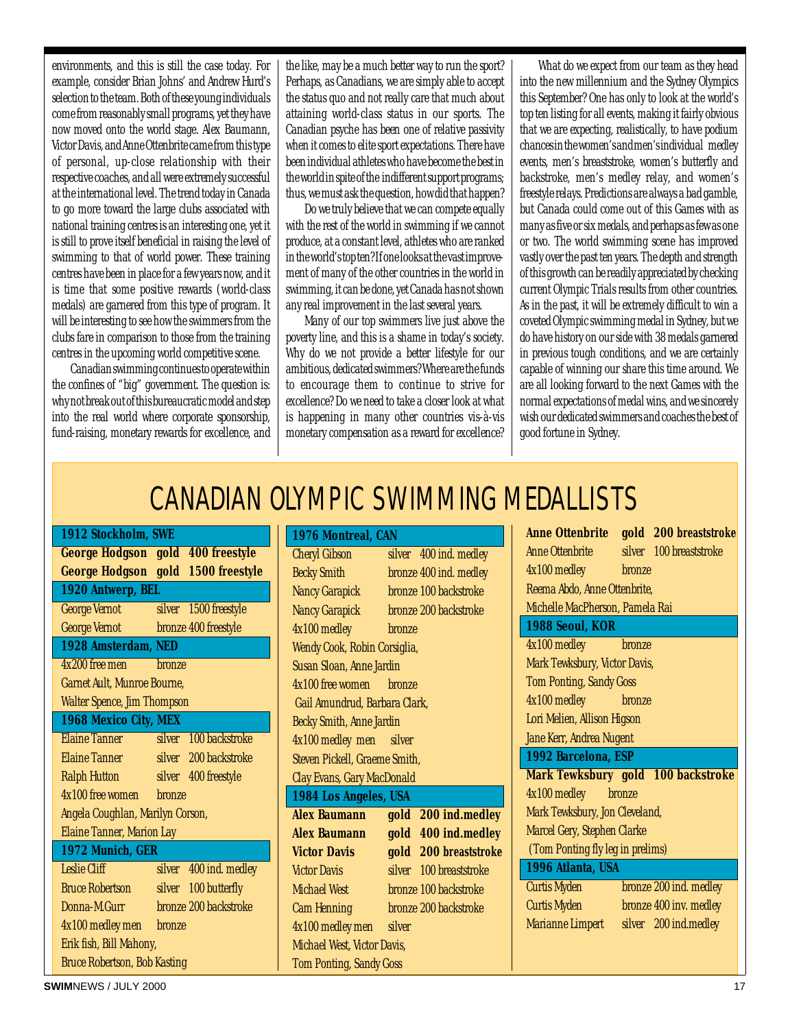environments, and this is still the case today. For example, consider Brian Johns' and Andrew Hurd's selection to the team. Both of these young individuals come from reasonably small programs, yet they have now moved onto the world stage. Alex Baumann, Victor Davis, and Anne Ottenbrite came from this type of personal, up-close relationship with their respective coaches, and all were extremely successful at the international level. The trend today in Canada to go more toward the large clubs associated with national training centres is an interesting one, yet it is still to prove itself beneficial in raising the level of swimming to that of world power. These training centres have been in place for a few years now, and it is time that some positive rewards (world-class medals) are garnered from this type of program. It will be interesting to see how the swimmers from the clubs fare in comparison to those from the training centres in the upcoming world competitive scene.

Canadian swimming continues to operate within the confines of "big" government. The question is: why not break out of this bureaucratic model and step into the real world where corporate sponsorship, fund-raising, monetary rewards for excellence, and the like, may be a much better way to run the sport? Perhaps, as Canadians, we are simply able to accept the status quo and not really care that much about attaining world-class status in our sports. The Canadian psyche has been one of relative passivity when it comes to elite sport expectations. There have been individual athletes who have become the best in the world in spite of the indifferent support programs; thus, we must ask the question, how did that happen?

Do we truly believe that we can compete equally with the rest of the world in swimming if we cannot produce, at a constant level, athletes who are ranked in the world's top ten? If one looks at the vast improvement of many of the other countries in the world in swimming, it can be done, yet Canada has not shown any real improvement in the last several years.

Many of our top swimmers live just above the poverty line, and this is a shame in today's society. Why do we not provide a better lifestyle for our ambitious, dedicated swimmers? Where are the funds to encourage them to continue to strive for excellence? Do we need to take a closer look at what is happening in many other countries vis-à-vis monetary compensation as a reward for excellence?

What do we expect from our team as they head into the new millennium and the Sydney Olympics this September? One has only to look at the world's top ten listing for all events, making it fairly obvious that we are expecting, realistically, to have podium chances in the women's and men's individual medley events, men's breaststroke, women's butterfly and backstroke, men's medley relay, and women's freestyle relays. Predictions are always a bad gamble, but Canada could come out of this Games with as many as five or six medals, and perhaps as few as one or two. The world swimming scene has improved vastly over the past ten years. The depth and strength of this growth can be readily appreciated by checking current Olympic Trials results from other countries. As in the past, it will be extremely difficult to win a coveted Olympic swimming medal in Sydney, but we do have history on our side with 38 medals garnered in previous tough conditions, and we are certainly capable of winning our share this time around. We are all looking forward to the next Games with the normal expectations of medal wins, and we sincerely wish our dedicated swimmers and coaches the best of good fortune in Sydney.

# CANADIAN OLYMPIC SWIMMING MEDALLISTS

**1912 Stockholm, SWE**

| | | |
|---|---|---|
| **George Hodgson** | **gold** | **400 freestyle** |
| **George Hodgson** | **gold** | **1500 freestyle** |

**1920 Antwerp, BEL**

| | | |
|---|---|---|
| George Vernot | silver | 1500 freestyle |
| George Vernot | bronze | 400 freestyle |

**1928 Amsterdam, NED**

4x200 free men — bronze
Garnet Ault, Munroe Bourne, Walter Spence, Jim Thompson

**1968 Mexico City, MEX**

| | | |
|---|---|---|
| Elaine Tanner | silver | 100 backstroke |
| Elaine Tanner | silver | 200 backstroke |
| Ralph Hutton | silver | 400 freestyle |

4x100 free women — bronze
Angela Coughlan, Marilyn Corson, Elaine Tanner, Marion Lay

**1972 Munich, GER**

| | | |
|---|---|---|
| Leslie Cliff | silver | 400 ind. medley |
| Bruce Robertson | silver | 100 butterfly |
| Donna-M.Gurr | bronze | 200 backstroke |

4x100 medley men — bronze
Erik fish, Bill Mahony, Bruce Robertson, Bob Kasting

**1976 Montreal, CAN**

| | | |
|---|---|---|
| Cheryl Gibson | silver | 400 ind. medley |
| Becky Smith | bronze | 400 ind. medley |
| Nancy Garapick | bronze | 100 backstroke |
| Nancy Garapick | bronze | 200 backstroke |

4x100 medley — bronze
Wendy Cook, Robin Corsiglia, Susan Sloan, Anne Jardin

4x100 free women — bronze
Gail Amundrud, Barbara Clark, Becky Smith, Anne Jardin

4x100 medley men — silver
Steven Pickell, Graeme Smith, Clay Evans, Gary MacDonald

**1984 Los Angeles, USA**

| | | |
|---|---|---|
| **Alex Baumann** | **gold** | **200 ind.medley** |
| **Alex Baumann** | **gold** | **400 ind.medley** |
| **Victor Davis** | **gold** | **200 breaststroke** |
| Victor Davis | silver | 100 breaststroke |
| Michael West | bronze | 100 backstroke |
| Cam Henning | bronze | 200 backstroke |

4x100 medley men — silver
Michael West, Victor Davis, Tom Ponting, Sandy Goss

| | | |
|---|---|---|
| **Anne Ottenbrite** | **gold** | **200 breaststroke** |
| Anne Ottenbrite | silver | 100 breaststroke |

4x100 medley — bronze
Reema Abdo, Anne Ottenbrite, Michelle MacPherson, Pamela Rai

**1988 Seoul, KOR**

4x100 medley — bronze
Mark Tewksbury, Victor Davis, Tom Ponting, Sandy Goss

4x100 medley — bronze
Lori Melien, Allison Higson, Jane Kerr, Andrea Nugent

**1992 Barcelona, ESP**

| | | |
|---|---|---|
| **Mark Tewksbury** | **gold** | **100 backstroke** |

4x100 medley — bronze
Mark Tewksbury, Jon Cleveland, Marcel Gery, Stephen Clarke
(Tom Ponting fly leg in prelims)

**1996 Atlanta, USA**

| | | |
|---|---|---|
| Curtis Myden | bronze | 200 ind. medley |
| Curtis Myden | bronze | 400 inv. medley |
| Marianne Limpert | silver | 200 ind.medley |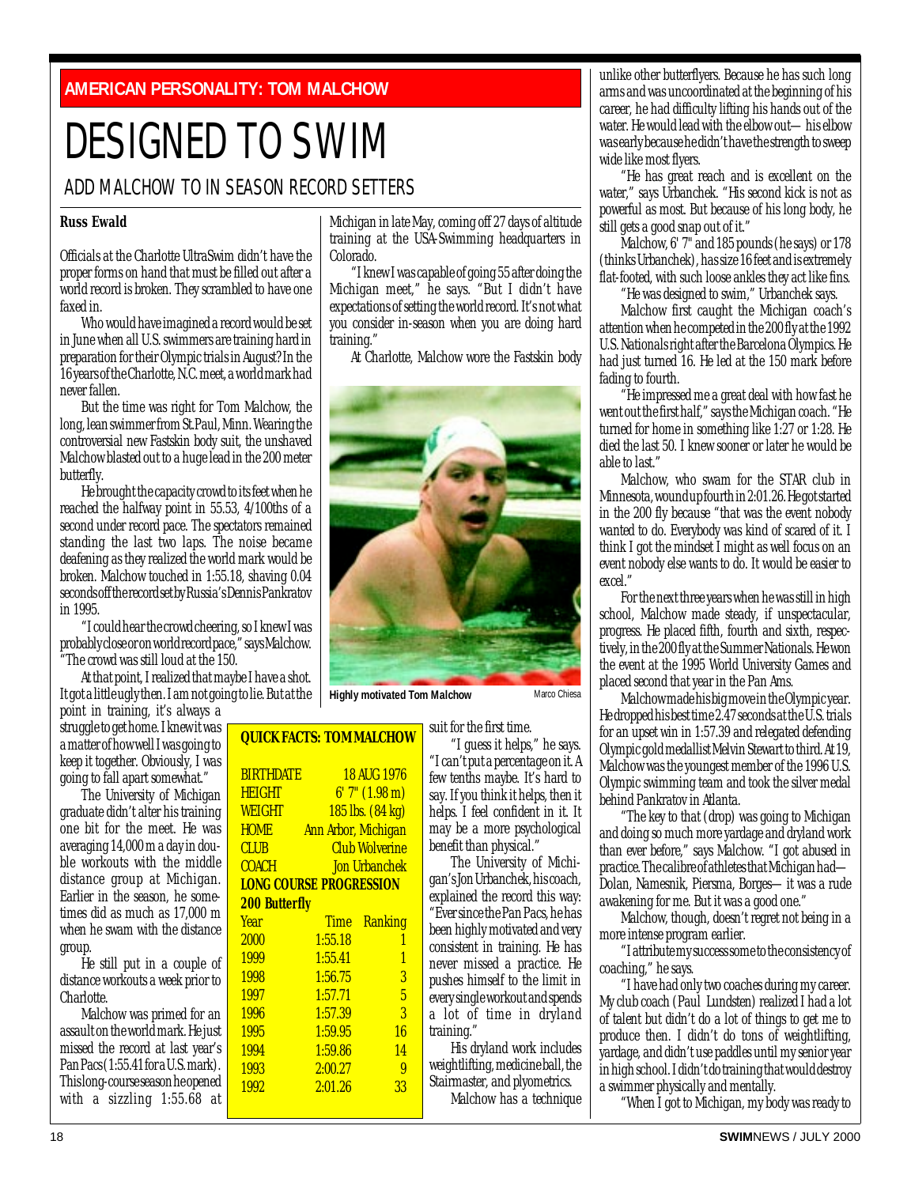**AMERICAN PERSONALITY: TOM MALCHOW**

# DESIGNED TO SWIM

## ADD MALCHOW TO IN SEASON RECORD SETTERS

**Russ Ewald**

Officials at the Charlotte UltraSwim didn't have the proper forms on hand that must be filled out after a world record is broken. They scrambled to have one faxed in.

Who would have imagined a record would be set in June when all U.S. swimmers are training hard in preparation for their Olympic trials in August? In the 16 years of the Charlotte, N.C. meet, a world mark had never fallen.

But the time was right for Tom Malchow, the long, lean swimmer from St. Paul, Minn. Wearing the controversial new Fastskin body suit, the unshaved Malchow blasted out to a huge lead in the 200 meter butterfly.

He brought the capacity crowd to its feet when he reached the halfway point in 55.53, 4/100ths of a second under record pace. The spectators remained standing the last two laps. The noise became deafening as they realized the world mark would be broken. Malchow touched in 1:55.18, shaving 0.04 seconds off the record set by Russia's Dennis Pankratov in 1995.

"I could hear the crowd cheering, so I knew I was probably close or on world record pace," says Malchow. "The crowd was still loud at the 150.

At that point, I realized that maybe I have a shot. It got a little ugly then. I am not going to lie. But at the point in training, it's always a struggle to get home. I knew it was a matter of how well I was going to keep it together. Obviously, I was going to fall apart somewhat."

The University of Michigan graduate didn't alter his training one bit for the meet. He was averaging 14,000 m a day in double workouts with the middle distance group at Michigan. Earlier in the season, he sometimes did as much as 17,000 m when he swam with the distance group.

He still put in a couple of distance workouts a week prior to Charlotte.

Malchow was primed for an assault on the world mark. He just missed the record at last year's Pan Pacs (1:55.41 for a U.S. mark). This long-course season he opened with a sizzling 1:55.68 at Michigan in late May, coming off 27 days of altitude training at the USA-Swimming headquarters in Colorado.

"I knew I was capable of going 55 after doing the Michigan meet," he says. "But I didn't have expectations of setting the world record. It's not what you consider in-season when you are doing hard training."

At Charlotte, Malchow wore the Fastskin body suit for the first time.

"I guess it helps," he says. "I can't put a percentage on it. A few tenths maybe. It's hard to say. If you think it helps, then it helps. I feel confident in it. It may be a more psychological benefit than physical."

The University of Michigan's Jon Urbanchek, his coach, explained the record this way: "Ever since the Pan Pacs, he has been highly motivated and very consistent in training. He has never missed a practice. He pushes himself to the limit in every single workout and spends a lot of time in dryland training."

His dryland work includes weightlifting, medicine ball, the Stairmaster, and plyometrics.

Malchow has a technique unlike other butterflyers. Because he has such long arms and was uncoordinated at the beginning of his career, he had difficulty lifting his hands out of the water. He would lead with the elbow out— his elbow was early because he didn't have the strength to sweep wide like most flyers.

"He has great reach and is excellent on the water," says Urbanchek. "His second kick is not as powerful as most. But because of his long body, he still gets a good snap out of it."

Malchow, 6' 7" and 185 pounds (he says) or 178 (thinks Urbanchek), has size 16 feet and is extremely flat-footed, with such loose ankles they act like fins.

"He was designed to swim," Urbanchek says.

Malchow first caught the Michigan coach's attention when he competed in the 200 fly at the 1992 U.S. Nationals right after the Barcelona Olympics. He had just turned 16. He led at the 150 mark before fading to fourth.

"He impressed me a great deal with how fast he went out the first half," says the Michigan coach. "He turned for home in something like 1:27 or 1:28. He died the last 50. I knew sooner or later he would be able to last."

Malchow, who swam for the STAR club in Minnesota, wound up fourth in 2:01.26. He got started in the 200 fly because "that was the event nobody wanted to do. Everybody was kind of scared of it. I think I got the mindset I might as well focus on an event nobody else wants to do. It would be easier to excel."

For the next three years when he was still in high school, Malchow made steady, if unspectacular, progress. He placed fifth, fourth and sixth, respectively, in the 200 fly at the Summer Nationals. He won the event at the 1995 World University Games and placed second that year in the Pan Ams.

Malchow made his big move in the Olympic year. He dropped his best time 2.47 seconds at the U.S. trials for an upset win in 1:57.39 and relegated defending Olympic gold medallist Melvin Stewart to third. At 19, Malchow was the youngest member of the 1996 U.S. Olympic swimming team and took the silver medal behind Pankratov in Atlanta.

"The key to that (drop) was going to Michigan and doing so much more yardage and dryland work than ever before," says Malchow. "I got abused in practice. The calibre of athletes that Michigan had— Dolan, Namesnik, Piersma, Borges— it was a rude awakening for me. But it was a good one."

Malchow, though, doesn't regret not being in a more intense program earlier.

"I attribute my success some to the consistency of coaching," he says.

"I have had only two coaches during my career. My club coach (Paul Lundsten) realized I had a lot of talent but didn't do a lot of things to get me to produce then. I didn't do tons of weightlifting, yardage, and didn't use paddles until my senior year in high school. I didn't do training that would destroy a swimmer physically and mentally.

"When I got to Michigan, my body was ready to

**Highly motivated Tom Malchow** — Marco Chiesa

**QUICK FACTS: TOM MALCHOW**

| | |
|---|---|
| BIRTHDATE | 18 AUG 1976 |
| HEIGHT | 6' 7" (1.98 m) |
| WEIGHT | 185 lbs. (84 kg) |
| HOME | Ann Arbor, Michigan |
| CLUB | Club Wolverine |
| COACH | Jon Urbanchek |

**LONG COURSE PROGRESSION**

**200 Butterfly**

| Year | Time | Ranking |
|---|---|---|
| 2000 | 1:55.18 | 1 |
| 1999 | 1:55.41 | 1 |
| 1998 | 1:56.75 | 3 |
| 1997 | 1:57.71 | 5 |
| 1996 | 1:57.39 | 3 |
| 1995 | 1:59.95 | 16 |
| 1994 | 1:59.86 | 14 |
| 1993 | 2:00.27 | 9 |
| 1992 | 2:01.26 | 33 |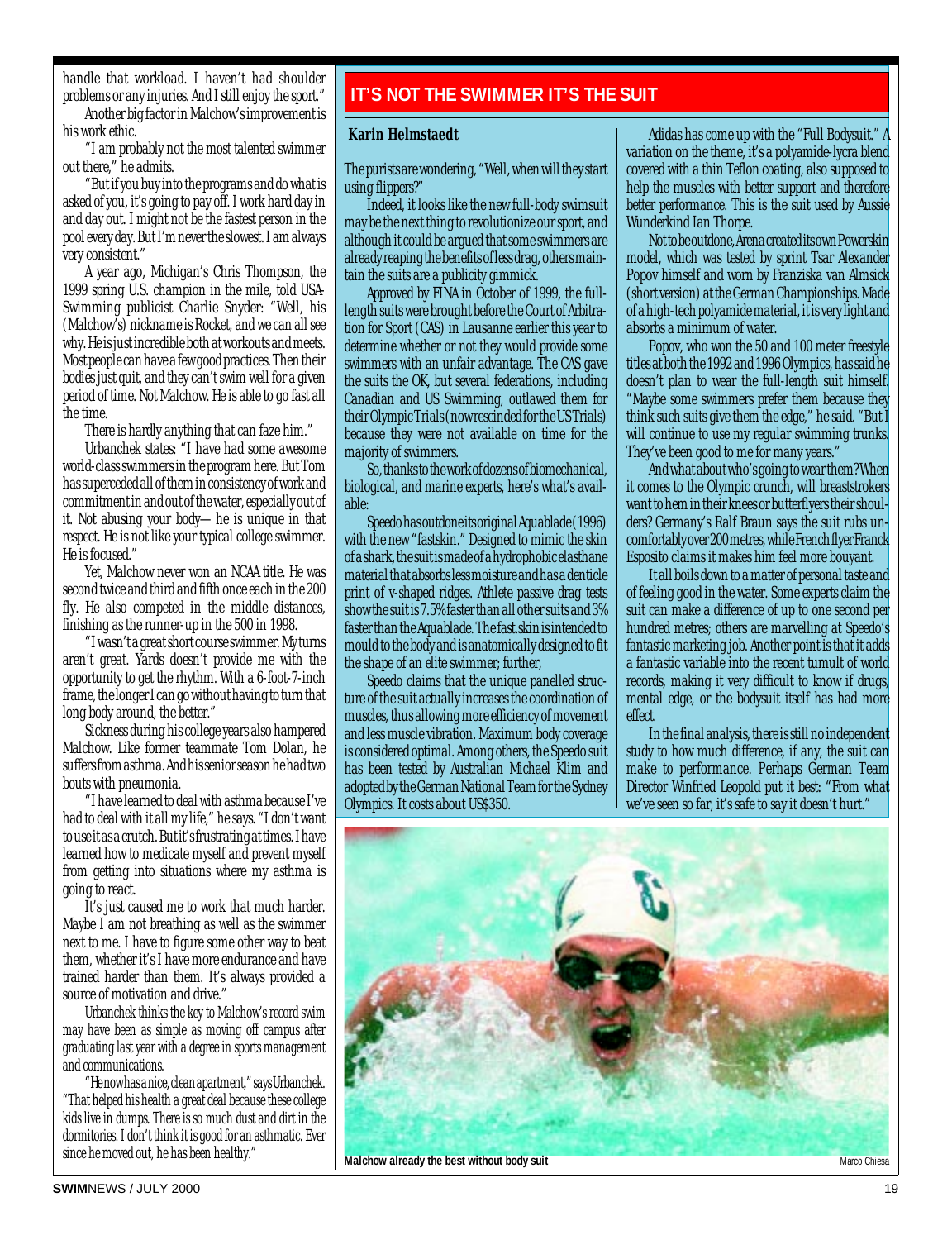handle that workload. I haven't had shoulder problems or any injuries. And I still enjoy the sport."

Another big factor in Malchow's improvement is his work ethic.

"I am probably not the most talented swimmer out there," he admits.

"But if you buy into the programs and do what is asked of you, it's going to pay off. I work hard day in and day out. I might not be the fastest person in the pool every day. But I'm never the slowest. I am always very consistent."

A year ago, Michigan's Chris Thompson, the 1999 spring U.S. champion in the mile, told USA-Swimming publicist Charlie Snyder: "Well, his (Malchow's) nickname is Rocket, and we can all see why. He is just incredible both at workouts and meets. Most people can have a few good practices. Then their bodies just quit, and they can't swim well for a given period of time. Not Malchow. He is able to go fast all the time.

There is hardly anything that can faze him."

Urbanchek states: "I have had some awesome world-class swimmers in the program here. But Tom has superceded all of them in consistency of work and commitment in and out of the water, especially out of it. Not abusing your body— he is unique in that respect. He is not like your typical college swimmer. He is focused."

Yet, Malchow never won an NCAA title. He was second twice and third and fifth once each in the 200 fly. He also competed in the middle distances, finishing as the runner-up in the 500 in 1998.

"I wasn't a great short course swimmer. My turns aren't great. Yards doesn't provide me with the opportunity to get the rhythm. With a 6-foot-7-inch frame, the longer I can go without having to turn that long body around, the better."

Sickness during his college years also hampered Malchow. Like former teammate Tom Dolan, he suffers from asthma. And his senior season he had two bouts with pneumonia.

"I have learned to deal with asthma because I've had to deal with it all my life," he says. "I don't want to use it as a crutch. But it's frustrating at times. I have learned how to medicate myself and prevent myself from getting into situations where my asthma is going to react.

It's just caused me to work that much harder. Maybe I am not breathing as well as the swimmer next to me. I have to figure some other way to beat them, whether it's I have more endurance and have trained harder than them. It's always provided a source of motivation and drive."

Urbanchek thinks the key to Malchow's record swim may have been as simple as moving off campus after graduating last year with a degree in sports management and communications.

"He now has a nice, clean apartment," says Urbanchek. "That helped his health a great deal because these college kids live in dumps. There is so much dust and dirt in the dormitories. I don't think it is good for an asthmatic. Ever since he moved out, he has been healthy."

## IT'S NOT THE SWIMMER IT'S THE SUIT

**Karin Helmstaedt**

The purists are wondering, "Well, when will they start using flippers?"

Indeed, it looks like the new full-body swimsuit may be the next thing to revolutionize our sport, and although it could be argued that some swimmers are already reaping the benefits of less drag, others maintain the suits are a publicity gimmick.

Approved by FINA in October of 1999, the full-length suits were brought before the Court of Arbitration for Sport (CAS) in Lausanne earlier this year to determine whether or not they would provide some swimmers with an unfair advantage. The CAS gave the suits the OK, but several federations, including Canadian and US Swimming, outlawed them for their Olympic Trials (now rescinded for the US Trials) because they were not available on time for the majority of swimmers.

So, thanks to the work of dozens of biomechanical, biological, and marine experts, here's what's available:

Speedo has outdone its original Aquablade (1996) with the new "fastskin." Designed to mimic the skin of a shark, the suit is made of a hydrophobic elasthane material that absorbs less moisture and has a denticle print of v-shaped ridges. Athlete passive drag tests show the suit is 7.5% faster than all other suits and 3% faster than the Aquablade. The fast.skin is intended to mould to the body and is anatomically designed to fit the shape of an elite swimmer; further,

Speedo claims that the unique panelled structure of the suit actually increases the coordination of muscles, thus allowing more efficiency of movement and less muscle vibration. Maximum body coverage is considered optimal. Among others, the Speedo suit has been tested by Australian Michael Klim and adopted by the German National Team for the Sydney Olympics. It costs about US$350.

Adidas has come up with the "Full Bodysuit." A variation on the theme, it's a polyamide-lycra blend covered with a thin Teflon coating, also supposed to help the muscles with better support and therefore better performance. This is the suit used by Aussie Wunderkind Ian Thorpe.

Not to be outdone, Arena created its own Powerskin model, which was tested by sprint Tsar Alexander Popov himself and worn by Franziska van Almsick (short version) at the German Championships. Made of a high-tech polyamide material, it is very light and absorbs a minimum of water.

Popov, who won the 50 and 100 meter freestyle titles at both the 1992 and 1996 Olympics, has said he doesn't plan to wear the full-length suit himself. "Maybe some swimmers prefer them because they think such suits give them the edge," he said. "But I will continue to use my regular swimming trunks. They've been good to me for many years."

And what about who's going to wear them? When it comes to the Olympic crunch, will breaststrokers want to hem in their knees or butterflyers their shoulders? Germany's Ralf Braun says the suit rubs uncomfortably over 200 metres, while French flyer Franck Esposito claims it makes him feel more bouyant.

It all boils down to a matter of personal taste and of feeling good in the water. Some experts claim the suit can make a difference of up to one second per hundred metres; others are marvelling at Speedo's fantastic marketing job. Another point is that it adds a fantastic variable into the recent tumult of world records, making it very difficult to know if drugs, mental edge, or the bodysuit itself has had more effect.

In the final analysis, there is still no independent study to how much difference, if any, the suit can make to performance. Perhaps German Team Director Winfried Leopold put it best: "From what we've seen so far, it's safe to say it doesn't hurt."

**Malchow already the best without body suit** Marco Chiesa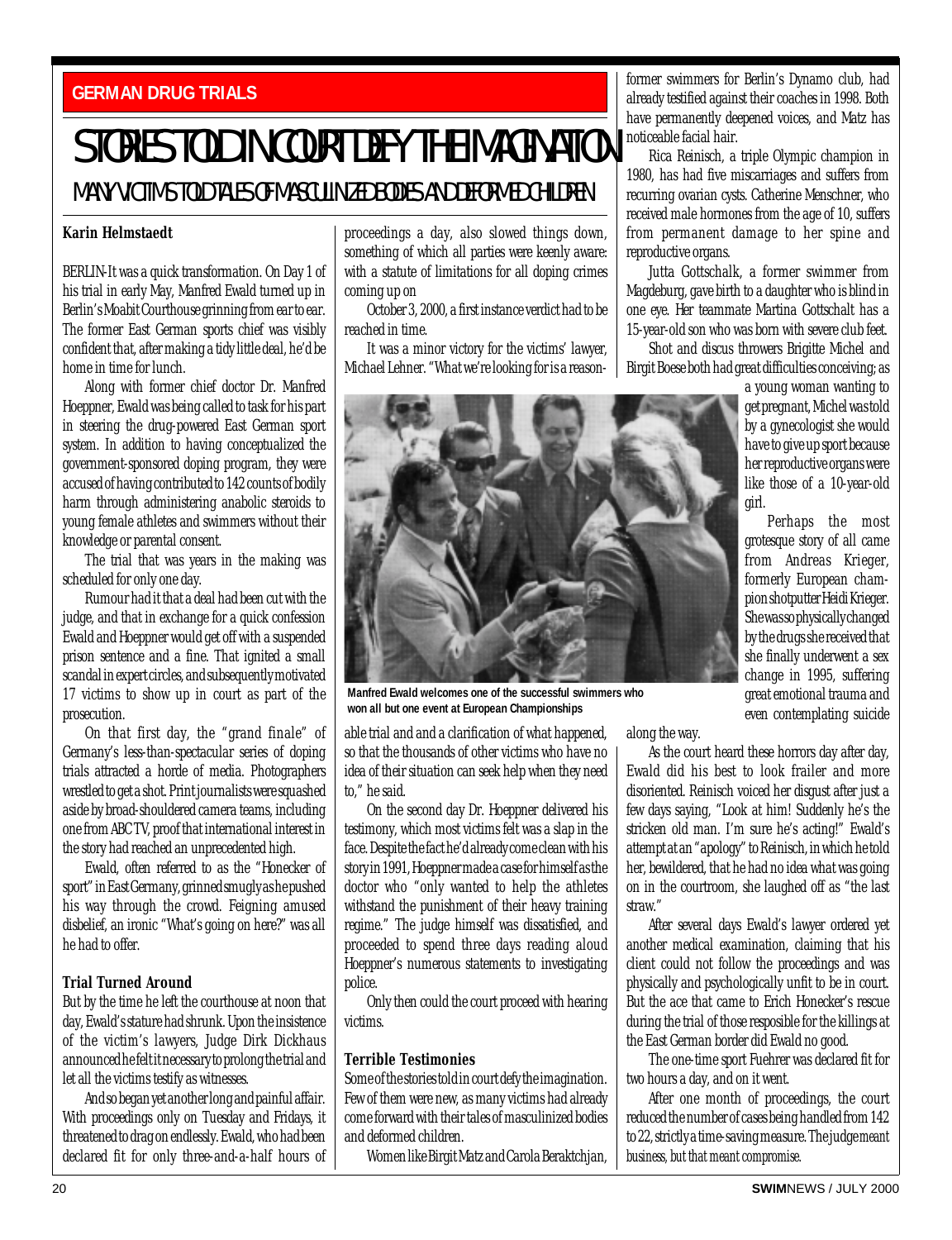GERMAN DRUG TRIALS

# STORIES TOLD IN COURT DEFY THE IMAGINATION

## MANY VICTIMS TOLD TALES OF MASCULINIZED BODIES AND DEFORMED CHILDREN

**Karin Helmstaedt**

BERLIN-It was a quick transformation. On Day 1 of his trial in early May, Manfred Ewald turned up in Berlin's Moabit Courthouse grinning from ear to ear. The former East German sports chief was visibly confident that, after making a tidy little deal, he'd be home in time for lunch.

Along with former chief doctor Dr. Manfred Hoeppner, Ewald was being called to task for his part in steering the drug-powered East German sport system. In addition to having conceptualized the government-sponsored doping program, they were accused of having contributed to 142 counts of bodily harm through administering anabolic steroids to young female athletes and swimmers without their knowledge or parental consent.

The trial that was years in the making was scheduled for only one day.

Rumour had it that a deal had been cut with the judge, and that in exchange for a quick confession Ewald and Hoeppner would get off with a suspended prison sentence and a fine. That ignited a small scandal in expert circles, and subsequently motivated 17 victims to show up in court as part of the prosecution.

On that first day, the "grand finale" of Germany's less-than-spectacular series of doping trials attracted a horde of media. Photographers wrestled to get a shot. Print journalists were squashed aside by broad-shouldered camera teams, including one from ABC TV, proof that international interest in the story had reached an unprecedented high.

Ewald, often referred to as the "Honecker of sport" in East Germany, grinned smugly as he pushed his way through the crowd. Feigning amused disbelief, an ironic "What's going on here?" was all he had to offer.

### Trial Turned Around

But by the time he left the courthouse at noon that day, Ewald's stature had shrunk. Upon the insistence of the victim's lawyers, Judge Dirk Dickhaus announced he felt it necessary to prolong the trial and let all the victims testify as witnesses.

And so began yet another long and painful affair. With proceedings only on Tuesday and Fridays, it threatened to drag on endlessly. Ewald, who had been declared fit for only three-and-a-half hours of proceedings a day, also slowed things down, something of which all parties were keenly aware: with a statute of limitations for all doping crimes coming up on

October 3, 2000, a first instance verdict had to be reached in time.

It was a minor victory for the victims' lawyer, Michael Lehner. "What we're looking for is a reasonable trial and and a clarification of what happened, so that the thousands of other victims who have no idea of their situation can seek help when they need to," he said.

Manfred Ewald welcomes one of the successful swimmers who won all but one event at European Championships

On the second day Dr. Hoeppner delivered his testimony, which most victims felt was a slap in the face. Despite the fact he'd already come clean with his story in 1991, Hoeppner made a case for himself as the doctor who "only wanted to help the athletes withstand the punishment of their heavy training regime." The judge himself was dissatisfied, and proceeded to spend three days reading aloud Hoeppner's numerous statements to investigating police.

Only then could the court proceed with hearing victims.

### Terrible Testimonies

Some of the stories told in court defy the imagination. Few of them were new, as many victims had already come forward with their tales of masculinized bodies and deformed children.

Women like Birgit Matz and Carola Beraktchjan, former swimmers for Berlin's Dynamo club, had already testified against their coaches in 1998. Both have permanently deepened voices, and Matz has noticeable facial hair.

Rica Reinisch, a triple Olympic champion in 1980, has had five miscarriages and suffers from recurring ovarian cysts. Catherine Menschner, who received male hormones from the age of 10, suffers from permanent damage to her spine and reproductive organs.

Jutta Gottschalk, a former swimmer from Magdeburg, gave birth to a daughter who is blind in one eye. Her teammate Martina Gottschalt has a 15-year-old son who was born with severe club feet.

Shot and discus throwers Brigitte Michel and Birgit Boese both had great difficulties conceiving; as a young woman wanting to get pregnant, Michel was told by a gynecologist she would have to give up sport because her reproductive organs were like those of a 10-year-old girl.

Perhaps the most grotesque story of all came from Andreas Krieger, formerly European champion shotputter Heidi Krieger. She was so physically changed by the drugs she received that she finally underwent a sex change in 1995, suffering great emotional trauma and even contemplating suicide along the way.

As the court heard these horrors day after day, Ewald did his best to look frailer and more disoriented. Reinisch voiced her disgust after just a few days saying, "Look at him! Suddenly he's the stricken old man. I'm sure he's acting!" Ewald's attempt at an "apology" to Reinisch, in which he told her, bewildered, that he had no idea what was going on in the courtroom, she laughed off as "the last straw."

After several days Ewald's lawyer ordered yet another medical examination, claiming that his client could not follow the proceedings and was physically and psychologically unfit to be in court. But the ace that came to Erich Honecker's rescue during the trial of those resposible for the killings at the East German border did Ewald no good.

The one-time sport Fuehrer was declared fit for two hours a day, and on it went.

After one month of proceedings, the court reduced the number of cases being handled from 142 to 22, strictly a time-saving measure. The judge meant business, but that meant compromise.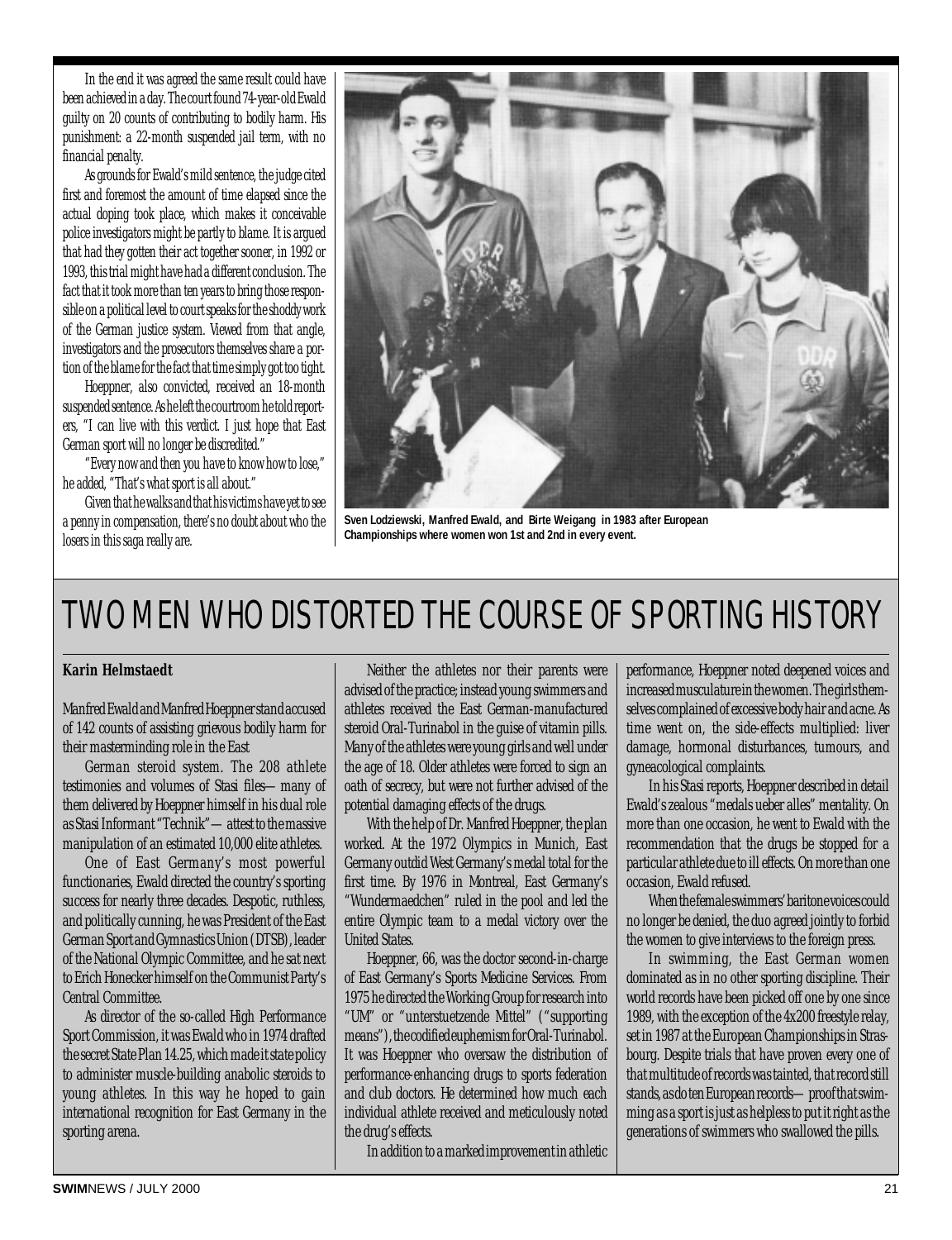In the end it was agreed the same result could have been achieved in a day. The court found 74-year-old Ewald guilty on 20 counts of contributing to bodily harm. His punishment: a 22-month suspended jail term, with no financial penalty.

As grounds for Ewald's mild sentence, the judge cited first and foremost the amount of time elapsed since the actual doping took place, which makes it conceivable police investigators might be partly to blame. It is argued that had they gotten their act together sooner, in 1992 or 1993, this trial might have had a different conclusion. The fact that it took more than ten years to bring those responsible on a political level to court speaks for the shoddy work of the German justice system. Viewed from that angle, investigators and the prosecutors themselves share a portion of the blame for the fact that time simply got too tight.

Hoeppner, also convicted, received an 18-month suspended sentence. As he left the courtroom he told reporters, "I can live with this verdict. I just hope that East German sport will no longer be discredited."

"Every now and then you have to know how to lose," he added, "That's what sport is all about."

Given that he walks and that his victims have yet to see a penny in compensation, there's no doubt about who the losers in this saga really are.

**Sven Lodziewski, Manfred Ewald, and Birte Weigang in 1983 after European Championships where women won 1st and 2nd in every event.**

# TWO MEN WHO DISTORTED THE COURSE OF SPORTING HISTORY

**Karin Helmstaedt**

Manfred Ewald and Manfred Hoeppner stand accused of 142 counts of assisting grievous bodily harm for their masterminding role in the East

German steroid system. The 208 athlete testimonies and volumes of Stasi files—many of them delivered by Hoeppner himself in his dual role as Stasi Informant "Technik"— attest to the massive manipulation of an estimated 10,000 elite athletes.

One of East Germany's most powerful functionaries, Ewald directed the country's sporting success for nearly three decades. Despotic, ruthless, and politically cunning, he was President of the East German Sport and Gymnastics Union (DTSB), leader of the National Olympic Committee, and he sat next to Erich Honecker himself on the Communist Party's Central Committee.

As director of the so-called High Performance Sport Commission, it was Ewald who in 1974 drafted the secret State Plan 14.25, which made it state policy to administer muscle-building anabolic steroids to young athletes. In this way he hoped to gain international recognition for East Germany in the sporting arena.

Neither the athletes nor their parents were advised of the practice; instead young swimmers and athletes received the East German-manufactured steroid Oral-Turinabol in the guise of vitamin pills. Many of the athletes were young girls and well under the age of 18. Older athletes were forced to sign an oath of secrecy, but were not further advised of the potential damaging effects of the drugs.

With the help of Dr. Manfred Hoeppner, the plan worked. At the 1972 Olympics in Munich, East Germany outdid West Germany's medal total for the first time. By 1976 in Montreal, East Germany's "Wundermaedchen" ruled in the pool and led the entire Olympic team to a medal victory over the United States.

Hoeppner, 66, was the doctor second-in-charge of East Germany's Sports Medicine Services. From 1975 he directed the Working Group for research into "UM" or "unterstuetzende Mittel" ("supporting means"), the codified euphemism for Oral-Turinabol. It was Hoeppner who oversaw the distribution of performance-enhancing drugs to sports federation and club doctors. He determined how much each individual athlete received and meticulously noted the drug's effects.

In addition to a marked improvement in athletic performance, Hoeppner noted deepened voices and increased musculature in the women. The girls themselves complained of excessive body hair and acne. As time went on, the side-effects multiplied: liver damage, hormonal disturbances, tumours, and gyneacological complaints.

In his Stasi reports, Hoeppner described in detail Ewald's zealous "medals ueber alles" mentality. On more than one occasion, he went to Ewald with the recommendation that the drugs be stopped for a particular athlete due to ill effects. On more than one occasion, Ewald refused.

When the female swimmers' baritone voices could no longer be denied, the duo agreed jointly to forbid the women to give interviews to the foreign press.

In swimming, the East German women dominated as in no other sporting discipline. Their world records have been picked off one by one since 1989, with the exception of the 4x200 freestyle relay, set in 1987 at the European Championships in Strasbourg. Despite trials that have proven every one of that multitude of records was tainted, that record still stands, as do ten European records— proof that swimming as a sport is just as helpless to put it right as the generations of swimmers who swallowed the pills.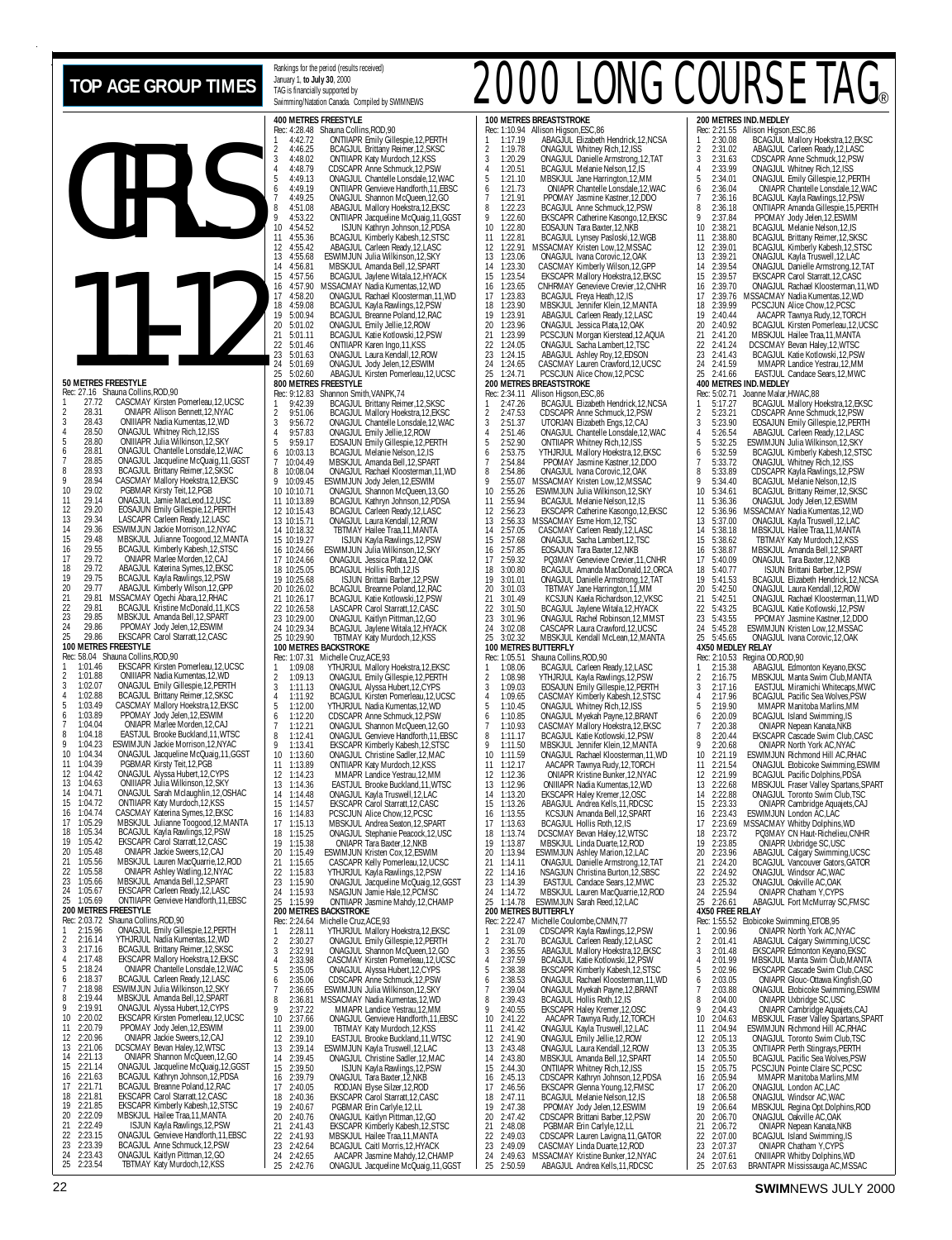# TOP AGE GROUP TIMES

Rankings for the period (results received) January 1, **to July 30**, 2000
TAG is financially supported by Swimming/Natation Canada. Compiled by SWIMNEWS

# 2000 LONG COURSE TAG®

# GIRLS 11-12

### 50 METRES FREESTYLE
Rec: 27.16 Shauna Collins,ROD,90

| | Time | Month | Name |
|---|---|---|---|
| 1 | 27.72 | CASCMAY | Kirsten Pomerleau,12,UCSC |
| 2 | 28.31 | ONIAPR | Allison Bennett,12,NYAC |
| 3 | 28.43 | ONIIIAPR | Nadia Kumentas,12,WD |
| 4 | 28.50 | ONAGJUL | Whitney Rich,12,ISS |
| 5 | 28.80 | ONIIIAPR | Julia Wilkinson,12,SKY |
| 6 | 28.81 | ONAGJUL | Chantelle Lonsdale,12,WAC |
| 7 | 28.85 | ONAGJUL | Jacqueline McQuaig,11,GGST |
| 8 | 28.93 | BCAGJUL | Brittany Reimer,12,SKSC |
| 9 | 28.94 | CASCMAY | Mallory Hoekstra,12,EKSC |
| 10 | 29.02 | PGBMAR | Kirsty Teit,12,PGB |
| 11 | 29.14 | ONAGJUL | Jamie MacLeod,12,USC |
| 12 | 29.20 | EOSAJUN | Emily Gillespie,12,PERTH |
| 13 | 29.34 | LASCAPR | Carleen Ready,12,LASC |
| 14 | 29.36 | ESWIMJUN | Jackie Morrison,12,NYAC |
| 15 | 29.48 | MBSKJUL | Julianne Toogood,12,MANTA |
| 16 | 29.55 | BCAGJUL | Kimberly Kabesh,12,STSC |
| 17 | 29.72 | ONIAPR | Marlee Morden,12,CAJ |
| 18 | 29.72 | ABAGJUL | Katerina Symes,12,EKSC |
| 19 | 29.75 | BCAGJUL | Kayla Rawlings,12,PSW |
| 20 | 29.77 | ABAGJUL | Kimberly Wilson,12,GPP |
| 21 | 29.81 | MSSACMAY | Ogechi Abara,12,RHAC |
| 22 | 29.81 | BCAGJUL | Kristine McDonald,11,KCS |
| 23 | 29.85 | MBSKJUL | Amanda Bell,12,SPART |
| 24 | 29.86 | PPOMAY | Jody Jelen,12,ESWIM |
| 25 | 29.86 | EKSCAPR | Carol Starratt,12,CASC |

### 100 METRES FREESTYLE
Rec: 58.04 Shauna Collins,ROD,90

| | Time | Month | Name |
|---|---|---|---|
| 1 | 1:01.46 | EKSCAPR | Kirsten Pomerleau,12,UCSC |
| 2 | 1:01.88 | ONIIIAPR | Nadia Kumentas,12,WD |
| 3 | 1:02.07 | ONAGJUL | Emily Gillespie,12,PERTH |
| 4 | 1:02.88 | BCAGJUL | Brittany Reimer,12,SKSC |
| 5 | 1:03.49 | CASCMAY | Mallory Hoekstra,12,EKSC |
| 6 | 1:03.89 | PPOMAY | Jody Jelen,12,ESWIM |
| 7 | 1:04.04 | ONIAPR | Marlee Morden,12,CAJ |
| 8 | 1:04.18 | EASTJUL | Brooke Buckland,11,WTSC |
| 9 | 1:04.23 | ESWIMJUN | Jackie Morrison,12,NYAC |
| 10 | 1:04.34 | ONAGJUL | Jacqueline McQuaig,11,GGST |
| 11 | 1:04.39 | PGBMAR | Kirsty Teit,12,PGB |
| 12 | 1:04.42 | ONAGJUL | Alyssa Hubert,12,CYPS |
| 13 | 1:04.63 | ONIIIAPR | Julia Wilkinson,12,SKY |
| 14 | 1:04.71 | ONAGJUL | Sarah Mclaughlin,12,OSHAC |
| 15 | 1:04.72 | ONTIIAPR | Katy Murdoch,12,KSS |
| 16 | 1:04.74 | CASCMAY | Katerina Symes,12,EKSC |
| 17 | 1:05.29 | MBSKJUL | Julianne Toogood,12,MANTA |
| 18 | 1:05.34 | BCAGJUL | Kayla Rawlings,12,PSW |
| 19 | 1:05.42 | EKSCAPR | Carol Starratt,12,CASC |
| 20 | 1:05.48 | ONIAPR | Jackie Sweers,12,CAJ |
| 21 | 1:05.56 | MBSKJUL | Lauren MacQuarrie,12,ROD |
| 22 | 1:05.58 | ONIAPR | Ashley Watling,12,NYAC |
| 23 | 1:05.66 | MBSKJUL | Amanda Bell,12,SPART |
| 24 | 1:05.67 | EKSCAPR | Carleen Ready,12,LASC |
| 25 | 1:05.69 | ONTIIAPR | Genvieve Handforth,11,EBSC |

### 200 METRES FREESTYLE
Rec: 2:03.72 Shauna Collins,ROD,90

| | Time | Month | Name |
|---|---|---|---|
| 1 | 2:15.96 | ONAGJUL | Emily Gillespie,12,PERTH |
| 2 | 2:16.14 | YTHJRJUL | Nadia Kumentas,12,WD |
| 3 | 2:17.16 | BCAGJUL | Brittany Reimer,12,SKSC |
| 4 | 2:17.48 | EKSCAPR | Mallory Hoekstra,12,EKSC |
| 5 | 2:18.24 | ONIAPR | Chantelle Lonsdale,12,WAC |
| 6 | 2:18.37 | BCAGJUL | Carleen Ready,12,LASC |
| 7 | 2:18.98 | ESWIMJUN | Julia Wilkinson,12,SKY |
| 8 | 2:19.44 | MBSKJUL | Amanda Bell,12,SPART |
| 9 | 2:19.91 | ONAGJUL | Alyssa Hubert,12,CYPS |
| 10 | 2:20.02 | EKSCAPR | Kirsten Pomerleau,12,UCSC |
| 11 | 2:20.79 | PPOMAY | Jody Jelen,12,ESWIM |
| 12 | 2:20.96 | ONIAPR | Jackie Sweers,12,CAJ |
| 13 | 2:21.06 | DCSCMAY | Bevan Haley,12,WTSC |
| 14 | 2:21.13 | ONIAPR | Shannon McQueen,12,GO |
| 15 | 2:21.14 | ONAGJUL | Jacqueline McQuaig,12,GGST |
| 16 | 2:21.63 | BCAGJUL | Kathryn Johnson,12,PDSA |
| 17 | 2:21.71 | BCAGJUL | Breanne Poland,12,RAC |
| 18 | 2:21.81 | EKSCAPR | Carol Starratt,12,CASC |
| 19 | 2:21.85 | EKSCAPR | Kimberly Kabesh,12,STSC |
| 20 | 2:22.09 | MBSKJUL | Hailee Traa,11,MANTA |
| 21 | 2:22.49 | ISJUN | Kayla Rawlings,12,PSW |
| 22 | 2:23.15 | ONAGJUL | Genvieve Handforth,11,EBSC |
| 23 | 2:23.39 | BCAGJUL | Anne Schmuck,12,PSW |
| 24 | 2:23.43 | ONAGJUL | Kaitlyn Pittman,12,GO |
| 25 | 2:23.54 | TBTMAY | Katy Murdoch,12,KSS |

### 400 METRES FREESTYLE
Rec: 4:28.48 Shauna Collins,ROD,90

| | Time | Month | Name |
|---|---|---|---|
| 1 | 4:42.72 | ONTIIAPR | Emily Gillespie,12,PERTH |
| 2 | 4:46.25 | BCAGJUL | Brittany Reimer,12,SKSC |
| 3 | 4:48.02 | ONTIIAPR | Katy Murdoch,12,KSS |
| 4 | 4:48.79 | CDSCAPR | Anne Schmuck,12,PSW |
| 5 | 4:49.13 | ONAGJUL | Chantelle Lonsdale,12,WAC |
| 6 | 4:49.19 | ONTIIAPR | Genvieve Handforth,11,EBSC |
| 7 | 4:49.25 | ONAGJUL | Shannon McQueen,12,GO |
| 8 | 4:51.08 | ABAGJUL | Mallory Hoekstra,12,EKSC |
| 9 | 4:53.22 | ONTIIAPR | Jacqueline McQuaig,11,GGST |
| 10 | 4:54.52 | ISJUN | Kathryn Johnson,12,PDSA |
| 11 | 4:55.36 | BCAGJUL | Kimberly Kabesh,12,STSC |
| 12 | 4:55.42 | ABAGJUL | Carleen Ready,12,LASC |
| 13 | 4:55.68 | ESWIMJUN | Julia Wilkinson,12,SKY |
| 14 | 4:56.81 | MBSKJUL | Amanda Bell,12,SPART |
| 15 | 4:57.56 | BCAGJUL | Jaylene Witala,12,HYACK |
| 16 | 4:57.90 | MSSACMAY | Nadia Kumentas,12,WD |
| 17 | 4:58.20 | ONAGJUL | Rachael Kloosterman,11,WD |
| 18 | 4:59.08 | BCAGJUL | Kayla Rawlings,12,PSW |
| 19 | 5:00.94 | BCAGJUL | Breanne Poland,12,RAC |
| 20 | 5:01.02 | ONAGJUL | Emily Jellie,12,ROW |
| 21 | 5:01.11 | BCAGJUL | Katie Kotlowski,12,PSW |
| 22 | 5:01.46 | ONTIIAPR | Karen Ingo,11,KSS |
| 23 | 5:01.63 | ONAGJUL | Laura Kendall,12,ROW |
| 24 | 5:01.69 | ONAGJUL | Jody Jelen,12,ESWIM |
| 25 | 5:02.60 | ABAGJUL | Kirsten Pomerleau,12,UCSC |

### 800 METRES FREESTYLE
Rec: 9:12.83 Shannon Smith,VANPK,74

| | Time | Month | Name |
|---|---|---|---|
| 1 | 9:42.39 | BCAGJUL | Brittany Reimer,12,SKSC |
| 2 | 9:51.06 | BCAGJUL | Mallory Hoekstra,12,EKSC |
| 3 | 9:56.72 | ONAGJUL | Chantelle Lonsdale,12,WAC |
| 4 | 9:57.83 | ONAGJUL | Emily Jellie,12,ROW |
| 5 | 9:59.17 | EOSAJUN | Emily Gillespie,12,PERTH |
| 6 | 10:03.13 | BCAGJUL | Melanie Nelson,12,IS |
| 7 | 10:04.49 | MBSKJUL | Amanda Bell,12,SPART |
| 8 | 10:08.04 | ONAGJUL | Rachael Kloosterman,11,WD |
| 9 | 10:09.45 | ESWIMJUN | Jody Jelen,12,ESWIM |
| 10 | 10:10.71 | ONAGJUL | Shannon McQueen,13,GO |
| 11 | 10:13.89 | BCAGJUL | Kathryn Johnson,12,PDSA |
| 12 | 10:15.43 | BCAGJUL | Carleen Ready,12,LASC |
| 13 | 10:15.71 | ONAGJUL | Laura Kendall,12,ROW |
| 14 | 10:18.32 | TBTMAY | Hailee Traa,11,MANTA |
| 15 | 10:19.27 | ISJUN | Kayla Rawlings,12,PSW |
| 16 | 10:24.66 | ESWIMJUN | Julia Wilkinson,12,SKY |
| 17 | 10:24.66 | ONAGJUL | Jessica Plata,12,OAK |
| 18 | 10:25.05 | BCAGJUL | Hollis Roth,12,IS |
| 19 | 10:25.68 | ISJUN | Brittani Barber,12,PSW |
| 20 | 10:26.02 | BCAGJUL | Breanne Poland,12,RAC |
| 21 | 10:26.17 | BCAGJUL | Katie Kotlowski,12,PSW |
| 22 | 10:26.58 | LASCAPR | Carol Starratt,12,CASC |
| 23 | 10:29.00 | ONAGJUL | Kaitlyn Pittman,12,GO |
| 24 | 10:29.34 | BCAGJUL | Jaylene Witala,12,HYACK |
| 25 | 10:29.90 | TBTMAY | Katy Murdoch,12,KSS |

### 100 METRES BACKSTROKE
Rec: 1:07.31 Michelle Cruz,ACE,93

| | Time | Month | Name |
|---|---|---|---|
| 1 | 1:09.08 | YTHJRJUL | Mallory Hoekstra,12,EKSC |
| 2 | 1:09.13 | ONAGJUL | Emily Gillespie,12,PERTH |
| 3 | 1:11.13 | ONAGJUL | Alyssa Hubert,12,CYPS |
| 4 | 1:11.92 | BCAGJUL | Kirsten Pomerleau,12,UCSC |
| 5 | 1:12.00 | YTHJRJUL | Nadia Kumentas,12,WD |
| 6 | 1:12.20 | CDSCAPR | Anne Schmuck,12,PSW |
| 7 | 1:12.21 | ONAGJUL | Shannon McQueen,12,GO |
| 8 | 1:12.41 | ONAGJUL | Genvieve Handforth,11,EBSC |
| 9 | 1:13.41 | EKSCAPR | Kimberly Kabesh,12,STSC |
| 10 | 1:13.60 | ONAGJUL | Christine Sadler,12,MAC |
| 11 | 1:13.89 | ONTIIAPR | Katy Murdoch,12,KSS |
| 12 | 1:14.23 | MMAPR | Landice Yestrau,12,MM |
| 13 | 1:14.36 | EASTJUL | Brooke Buckland,11,WTSC |
| 14 | 1:14.48 | ONAGJUL | Kayla Truswell,12,LAC |
| 15 | 1:14.57 | EKSCAPR | Carol Starratt,12,CASC |
| 16 | 1:14.83 | PCSCJUN | Alice Chow,12,PCSC |
| 17 | 1:15.13 | MBSKJUL | Andrea Seaton,12,SPART |
| 18 | 1:15.25 | ONAGJUL | Stephanie Peacock,12,USC |
| 19 | 1:15.38 | ONIAPR | Tara Baxter,12,NKB |
| 20 | 1:15.49 | ESWIMJUN | Kristen Cox,12,ESWIM |
| 21 | 1:15.65 | CASCAPR | Kelly Pomerleau,12,UCSC |
| 22 | 1:15.83 | YTHJRJUL | Kayla Rawlings,12,PSW |
| 23 | 1:15.90 | ONAGJUL | Jacqueline McQuaig,12,GGST |
| 24 | 1:15.93 | NSAGJUN | Jamie Hale,12,PCMSC |
| 25 | 1:15.99 | ONTIIAPR | Jasmine Mahdy,12,CHAMP |

### 200 METRES BACKSTROKE
Rec: 2:24.64 Michelle Cruz,ACE,93

| | Time | Month | Name |
|---|---|---|---|
| 1 | 2:28.11 | YTHJRJUL | Mallory Hoekstra,12,EKSC |
| 2 | 2:30.27 | ONAGJUL | Emily Gillespie,12,PERTH |
| 3 | 2:32.91 | ONAGJUL | Shannon McQueen,12,GO |
| 4 | 2:33.98 | CASCMAY | Kirsten Pomerleau,12,UCSC |
| 5 | 2:35.05 | ONAGJUL | Alyssa Hubert,12,CYPS |
| 6 | 2:35.06 | CDSCAPR | Anne Schmuck,12,PSW |
| 7 | 2:36.65 | ESWIMJUN | Julia Wilkinson,12,SKY |
| 8 | 2:36.81 | MSSACMAY | Nadia Kumentas,12,WD |
| 9 | 2:37.22 | MMAPR | Landice Yestrau,12,MM |
| 10 | 2:37.66 | ONAGJUL | Genvieve Handforth,11,EBSC |
| 11 | 2:39.00 | TBTMAY | Katy Murdoch,12,KSS |
| 12 | 2:39.10 | EASTJUL | Brooke Buckland,11,WTSC |
| 13 | 2:39.14 | ESWIMJUN | Kayla Truswell,12,LAC |
| 14 | 2:39.45 | ONAGJUL | Christine Sadler,12,MAC |
| 15 | 2:39.50 | ISJUN | Kayla Rawlings,12,PSW |
| 16 | 2:39.79 | ONAGJUL | Tara Baxter,12,NKB |
| 17 | 2:40.05 | RODJAN | Elyse Silzer,12,ROD |
| 18 | 2:40.36 | EKSCAPR | Carol Starratt,12,CASC |
| 19 | 2:40.67 | PGBMAR | Erin Carlyle,12,LL |
| 20 | 2:40.76 | ONAGJUL | Kaitlyn Pittman,12,GO |
| 21 | 2:41.43 | EKSCAPR | Kimberly Kabesh,12,STSC |
| 22 | 2:41.93 | MBSKJUL | Hailee Traa,11,MANTA |
| 23 | 2:42.64 | BCAGJUL | Caitl Morris,12,HYACK |
| 24 | 2:42.65 | AACAPR | Jasmine Mahdy,12,CHAMP |
| 25 | 2:42.76 | ONAGJUL | Jacqueline McQuaig,11,GGST |

### 100 METRES BREASTSTROKE
Rec: 1:10.94 Allison Higson,ESC,86

| | Time | Month | Name |
|---|---|---|---|
| 1 | 1:17.19 | ABAGJUL | Elizabeth Hendrick,12,NCSA |
| 2 | 1:19.78 | ONAGJUL | Whitney Rich,12,ISS |
| 3 | 1:20.29 | ONAGJUL | Danielle Armstrong,12,TAT |
| 4 | 1:20.51 | BCAGJUL | Melanie Nelson,12,IS |
| 5 | 1:21.10 | MBSKJUL | Jane Harrington,12,MM |
| 6 | 1:21.73 | ONIAPR | Chantelle Lonsdale,12,WAC |
| 7 | 1:21.91 | PPOMAY | Jasmine Kastner,12,DDO |
| 8 | 1:22.23 | BCAGJUL | Anne Schmuck,12,PSW |
| 9 | 1:22.60 | EKSCAPR | Catherine Kasongo,12,EKSC |
| 10 | 1:22.80 | EOSAJUN | Tara Baxter,12,NKB |
| 11 | 1:22.81 | BCAGJUL | Lynsey Paslocki,12,WGB |
| 12 | 1:22.91 | MSSACMAY | Kristen Low,12,MSSAC |
| 13 | 1:23.06 | ONAGJUL | Ivana Corovic,12,OAK |
| 14 | 1:23.30 | CASCMAY | Kimberly Wilson,12,GPP |
| 15 | 1:23.54 | EKSCAPR | Mallory Hoekstra,12,EKSC |
| 16 | 1:23.65 | CNHRMAY | Genevieve Crevier,12,CNHR |
| 17 | 1:23.83 | BCAGJUL | Freya Heath,12,IS |
| 18 | 1:23.90 | MBSKJUL | Jennifer Klein,12,MANTA |
| 19 | 1:23.91 | ABAGJUL | Carleen Ready,12,LASC |
| 20 | 1:23.96 | ONAGJUL | Jessica Plata,12,OAK |
| 21 | 1:23.99 | PCSCJUN | Morgan Kierstead,12,AQUA |
| 22 | 1:24.05 | ONAGJUL | Sacha Lambert,12,TSC |
| 23 | 1:24.15 | ABAGJUL | Ashley Roy,12,EDSON |
| 24 | 1:24.65 | CASCMAY | Lauren Crawford,12,UCSC |
| 25 | 1:24.71 | PCSCJUN | Alice Chow,12,PCSC |

### 200 METRES BREASTSTROKE
Rec: 2:34.11 Allison Higson,ESC,86

| | Time | Month | Name |
|---|---|---|---|
| 1 | 2:47.26 | BCAGJUL | Elizabeth Hendrick,12,NCSA |
| 2 | 2:47.53 | CDSCAPR | Anne Schmuck,12,PSW |
| 3 | 2:51.37 | UTORJAN | Elizabeth Engs,12,CAJ |
| 4 | 2:51.46 | ONAGJUL | Chantelle Lonsdale,12,WAC |
| 5 | 2:52.90 | ONTIIAPR | Whitney Rich,12,ISS |
| 6 | 2:53.75 | YTHJRJUL | Mallory Hoekstra,12,EKSC |
| 7 | 2:54.84 | PPOMAY | Jasmine Kastner,12,DDO |
| 8 | 2:54.86 | ONAGJUL | Ivana Corovic,12,OAK |
| 9 | 2:55.07 | MSSACMAY | Kristen Low,12,MSSAC |
| 10 | 2:55.26 | ESWIMJUN | Julia Wilkinson,12,SKY |
| 11 | 2:55.94 | BCAGJUL | Melanie Nelson,12,IS |
| 12 | 2:56.23 | EKSCAPR | Catherine Kasongo,12,EKSC |
| 13 | 2:56.33 | MSSACMAY | Esme Hom,12,TSC |
| 14 | 2:57.05 | CASCMAY | Carleen Ready,12,LASC |
| 15 | 2:57.68 | ONAGJUL | Sacha Lambert,12,TSC |
| 16 | 2:57.85 | EOSAJUN | Tara Baxter,12,NKB |
| 17 | 2:59.32 | PQBMAY | Genevieve Crevier,11,CNHR |
| 18 | 3:00.80 | BCAGJUL | Amanda MacDonald,12,ORCA |
| 19 | 3:01.01 | ONAGJUL | Danielle Armstrong,12,TAT |
| 20 | 3:01.03 | TBTMAY | Jane Harrington,11,MM |
| 21 | 3:01.49 | KCSJUN | Kaela Richardson,12,VKSC |
| 22 | 3:01.50 | BCAGJUL | Jaylene Witala,12,HYACK |
| 23 | 3:01.96 | ONAGJUL | Rachel Robinson,12,MMST |
| 24 | 3:02.08 | CASCAPR | Laura Crawford,12,UCSC |
| 25 | 3:02.32 | MBSKJUL | Kendall McLean,12,MANTA |

### 100 METRES BUTTERFLY
Rec: 1:05.51 Shauna Collins,ROD,90

| | Time | Month | Name |
|---|---|---|---|
| 1 | 1:08.06 | BCAGJUL | Carleen Ready,12,LASC |
| 2 | 1:08.98 | YTHJRJUL | Kayla Rawlings,12,PSW |
| 3 | 1:09.03 | EOSAJUN | Emily Gillespie,12,PERTH |
| 4 | 1:09.65 | CASCMAY | Kimberly Kabesh,12,STSC |
| 5 | 1:10.45 | ONAGJUL | Whitney Rich,12,ISS |
| 6 | 1:10.85 | ONAGJUL | Myekah Payne,12,BRANT |
| 7 | 1:10.93 | CASCMAY | Mallory Hoekstra,12,EKSC |
| 8 | 1:11.17 | BCAGJUL | Katie Kotlowski,12,PSW |
| 9 | 1:11.50 | MBSKJUL | Jennifer Klein,12,MANTA |
| 10 | 1:11.59 | ONAGJUL | Rachael Kloosterman,11,WD |
| 11 | 1:12.17 | AACAPR | Tawnya Rudy,12,TORCH |
| 12 | 1:12.36 | ONIAPR | Kristine Bunker,12,NYAC |
| 13 | 1:12.96 | ONIIIAPR | Nadia Kumentas,12,WD |
| 14 | 1:13.20 | EKSCAPR | Haley Kremer,12,OSC |
| 15 | 1:13.26 | ABAGJUL | Andrea Kells,11,RDCSC |
| 16 | 1:13.55 | KCSJUN | Amanda Bell,12,SPART |
| 17 | 1:13.63 | BCAGJUL | Hollis Roth,12,IS |
| 18 | 1:13.74 | DCSCMAY | Bevan Haley,12,WTSC |
| 19 | 1:13.87 | MBSKJUL | Linda Duarte,12,ROD |
| 20 | 1:13.94 | ESWIMJUN | Ashley Marion,12,LAC |
| 21 | 1:14.11 | ONAGJUL | Danielle Armstrong,12,TAT |
| 22 | 1:14.16 | NSAGJUN | Christina Burton,12,SBSC |
| 23 | 1:14.39 | EASTJUL | Candace Sears,12,MWC |
| 24 | 1:14.72 | MBSKJUL | Lauren MacQuarrie,12,ROD |
| 25 | 1:14.78 | ESWIMJUN | Sarah Reed,12,LAC |

### 200 METRES BUTTERFLY
Rec: 2:22.47 Michelle Coulombe,CNMN,77

| | Time | Month | Name |
|---|---|---|---|
| 1 | 2:31.09 | CDSCAPR | Kayla Rawlings,12,PSW |
| 2 | 2:31.70 | BCAGJUL | Carleen Ready,12,LASC |
| 3 | 2:36.55 | ABAGJUL | Mallory Hoekstra,12,EKSC |
| 4 | 2:37.69 | BCAGJUL | Katie Kotlowski,12,PSW |
| 5 | 2:38.38 | EKSCAPR | Kimberly Kabesh,12,STSC |
| 6 | 2:38.53 | ONAGJUL | Rachael Kloosterman,11,WD |
| 7 | 2:39.04 | ONAGJUL | Myekah Payne,12,BRANT |
| 8 | 2:39.43 | BCAGJUL | Hollis Roth,12,IS |
| 9 | 2:40.55 | EKSCAPR | Haley Kremer,12,OSC |
| 10 | 2:41.22 | AACAPR | Tawnya Rudy,12,TORCH |
| 11 | 2:41.42 | ONAGJUL | Kayla Truswell,12,LAC |
| 12 | 2:41.90 | ONAGJUL | Emily Jellie,12,ROW |
| 13 | 2:43.48 | ONAGJUL | Laura Kendall,12,ROW |
| 14 | 2:43.80 | MBSKJUL | Amanda Bell,12,SPART |
| 15 | 2:44.30 | ONTIIAPR | Whitney Rich,12,ISS |
| 16 | 2:45.13 | CDSCAPR | Kathryn Johnson,12,PDSA |
| 17 | 2:46.56 | EKSCAPR | Glenna Young,12,FMSC |
| 18 | 2:47.11 | BCAGJUL | Melanie Nelson,12,IS |
| 19 | 2:47.38 | PPOMAY | Jody Jelen,12,ESWIM |
| 20 | 2:47.42 | CDSCAPR | Brittani Barber,12,PSW |
| 21 | 2:48.08 | PGBMAR | Erin Carlyle,12,LL |
| 22 | 2:49.03 | CDSCAPR | Lauren Lavigna,11,GATOR |
| 23 | 2:49.09 | CASCMAY | Linda Duarte,12,ROD |
| 24 | 2:49.63 | MSSACMAY | Kristine Bunker,12,NYAC |
| 25 | 2:50.59 | ABAGJUL | Andrea Kells,11,RDCSC |

### 200 METRES IND.MEDLEY
Rec: 2:21.55 Allison Higson,ESC,86

| | Time | Month | Name |
|---|---|---|---|
| 1 | 2:30.08 | BCAGJUL | Mallory Hoekstra,12,EKSC |
| 2 | 2:31.02 | ABAGJUL | Carleen Ready,12,LASC |
| 3 | 2:31.63 | CDSCAPR | Anne Schmuck,12,PSW |
| 4 | 2:33.99 | ONAGJUL | Whitney Rich,12,ISS |
| 5 | 2:34.01 | ONAGJUL | Emily Gillespie,12,PERTH |
| 6 | 2:36.04 | ONIAPR | Chantelle Lonsdale,12,WAC |
| 7 | 2:36.16 | BCAGJUL | Kayla Rawlings,12,PSW |
| 8 | 2:36.18 | ONTIIAPR | Amanda Gillespie,15,PERTH |
| 9 | 2:37.84 | PPOMAY | Jody Jelen,12,ESWIM |
| 10 | 2:38.21 | BCAGJUL | Melanie Nelson,12,IS |
| 11 | 2:38.80 | BCAGJUL | Brittany Reimer,12,SKSC |
| 12 | 2:39.01 | BCAGJUL | Kimberly Kabesh,12,STSC |
| 13 | 2:39.21 | ONAGJUL | Kayla Truswell,12,LAC |
| 14 | 2:39.54 | ONAGJUL | Danielle Armstrong,12,TAT |
| 15 | 2:39.57 | EKSCAPR | Carol Starratt,12,CASC |
| 16 | 2:39.70 | ONAGJUL | Rachael Kloosterman,11,WD |
| 17 | 2:39.76 | MSSACMAY | Nadia Kumentas,12,WD |
| 18 | 2:39.99 | PCSCJUN | Alice Chow,12,PCSC |
| 19 | 2:40.44 | AACAPR | Tawnya Rudy,12,TORCH |
| 20 | 2:40.92 | BCAGJUL | Kirsten Pomerleau,12,UCSC |
| 21 | 2:41.20 | MBSKJUL | Hailee Traa,11,MANTA |
| 22 | 2:41.24 | DCSCMAY | Bevan Haley,12,WTSC |
| 23 | 2:41.43 | BCAGJUL | Katie Kotlowski,12,PSW |
| 24 | 2:41.59 | MMAPR | Landice Yestrau,12,MM |
| 25 | 2:41.66 | EASTJUL | Candace Sears,12,MWC |

### 400 METRES IND.MEDLEY
Rec: 5:02.71 Joanne Malar,HWAC,88

| | Time | Month | Name |
|---|---|---|---|
| 1 | 5:17.27 | BCAGJUL | Mallory Hoekstra,12,EKSC |
| 2 | 5:23.21 | CDSCAPR | Anne Schmuck,12,PSW |
| 3 | 5:23.90 | EOSAJUN | Emily Gillespie,12,PERTH |
| 4 | 5:26.54 | ABAGJUL | Carleen Ready,12,LASC |
| 5 | 5:32.25 | ESWIMJUN | Julia Wilkinson,12,SKY |
| 6 | 5:32.59 | BCAGJUL | Kimberly Kabesh,12,STSC |
| 7 | 5:33.72 | ONAGJUL | Whitney Rich,12,ISS |
| 8 | 5:33.89 | CDSCAPR | Kayla Rawlings,12,PSW |
| 9 | 5:34.40 | BCAGJUL | Melanie Nelson,12,IS |
| 10 | 5:34.61 | BCAGJUL | Brittany Reimer,12,SKSC |
| 11 | 5:36.36 | ONAGJUL | Jody Jelen,12,ESWIM |
| 12 | 5:36.96 | MSSACMAY | Nadia Kumentas,12,WD |
| 13 | 5:37.00 | ONAGJUL | Kayla Truswell,12,LAC |
| 14 | 5:38.18 | MBSKJUL | Hailee Traa,11,MANTA |
| 15 | 5:38.62 | TBTMAY | Katy Murdoch,12,KSS |
| 16 | 5:38.87 | MBSKJUL | Amanda Bell,12,SPART |
| 17 | 5:40.09 | ONAGJUL | Tara Baxter,12,NKB |
| 18 | 5:40.77 | ISJUN | Brittani Barber,12,PSW |
| 19 | 5:41.53 | BCAGJUL | Elizabeth Hendrick,12,NCSA |
| 20 | 5:42.50 | ONAGJUL | Laura Kendall,12,ROW |
| 21 | 5:42.51 | ONAGJUL | Rachael Kloosterman,11,WD |
| 22 | 5:43.25 | BCAGJUL | Katie Kotlowski,12,PSW |
| 23 | 5:43.55 | PPOMAY | Jasmine Kastner,12,DDO |
| 24 | 5:45.28 | ESWIMJUN | Kristen Low,12,MSSAC |
| 25 | 5:45.65 | ONAGJUL | Ivana Corovic,12,OAK |

### 4X50 MEDLEY RELAY
Rec: 2:10.53 Regina OD,ROD,90

| | Time | Month | Name |
|---|---|---|---|
| 1 | 2:15.38 | ABAGJUL | Edmonton Keyano,EKSC |
| 2 | 2:16.75 | MBSKJUL | Manta Swim Club,MANTA |
| 3 | 2:17.16 | EASTJUL | Miramichi Whitecaps,MWC |
| 4 | 2:17.96 | BCAGJUL | Pacific Sea Wolves,PSW |
| 5 | 2:19.90 | MMAPR | Manitoba Marlins,MM |
| 6 | 2:20.09 | BCAGJUL | Island Swimming,IS |
| 7 | 2:20.38 | ONIAPR | Nepean Kanata,NKB |
| 8 | 2:20.44 | EKSCAPR | Cascade Swim Club,CASC |
| 9 | 2:20.68 | ONIAPR | North York AC,NYAC |
| 10 | 2:21.19 | ESWIMJUN | Richmond Hill AC,RHAC |
| 11 | 2:21.54 | ONAGJUL | Etobicoke Swimming,ESWIM |
| 12 | 2:21.99 | BCAGJUL | Pacific Dolphins,PDSA |
| 13 | 2:22.68 | MBSKJUL | Fraser Valley Spartans,SPART |
| 14 | 2:22.88 | ONAGJUL | Toronto Swim Club,TSC |
| 15 | 2:23.33 | ONIAPR | Cambridge Aquajets,CAJ |
| 16 | 2:23.43 | ESWIMJUN | London AC,LAC |
| 17 | 2:23.69 | MSSACMAY | Whitby Dolphins,WD |
| 18 | 2:23.72 | PQBMAY | CN Haut-Richelieu,CNHR |
| 19 | 2:23.85 | ONIAPR | Uxbridge SC,USC |
| 20 | 2:23.96 | ABAGJUL | Calgary Swimming,UCSC |
| 21 | 2:24.20 | BCAGJUL | Vancouver Gators,GATOR |
| 22 | 2:24.92 | ONAGJUL | Windsor AC,WAC |
| 23 | 2:25.32 | ONAGJUL | Oakville AC,OAK |
| 24 | 2:25.94 | ONIAPR | Chatham Y,CYPS |
| 25 | 2:26.61 | ABAGJUL | Fort McMurray SC,FMSC |

### 4X50 FREE RELAY
Rec: 1:55.52 Etobicoke Swimming,ETOB,95

| | Time | Month | Name |
|---|---|---|---|
| 1 | 2:00.96 | ONIAPR | North York AC,NYAC |
| 2 | 2:01.41 | ABAGJUL | Calgary Swimming,UCSC |
| 3 | 2:01.48 | EKSCAPR | Edmonton Keyano,EKSC |
| 4 | 2:01.99 | MBSKJUL | Manta Swim Club,MANTA |
| 5 | 2:02.96 | EKSCAPR | Cascade Swim Club,CASC |
| 6 | 2:03.05 | ONIAPR | Glouc-Ottawa Kingfish,GO |
| 7 | 2:03.88 | ONAGJUL | Etobicoke Swimming,ESWIM |
| 8 | 2:04.00 | ONIAPR | Uxbridge SC,USC |
| 9 | 2:04.43 | ONIAPR | Cambridge Aquajets,CAJ |
| 10 | 2:04.63 | MBSKJUL | Fraser Valley Spartans,SPART |
| 11 | 2:04.94 | ESWIMJUN | Richmond Hill AC,RHAC |
| 12 | 2:05.13 | ONAGJUL | Toronto Swim Club,TSC |
| 13 | 2:05.35 | ONTIIAPR | Perth Stingrays,PERTH |
| 14 | 2:05.50 | BCAGJUL | Pacific Sea Wolves,PSW |
| 15 | 2:05.75 | PCSCJUN | Pointe Claire SC,PCSC |
| 16 | 2:05.94 | MMAPR | Manitoba Marlins,MM |
| 17 | 2:06.20 | ONAGJUL | London AC,LAC |
| 18 | 2:06.58 | ONAGJUL | Windsor AC,WAC |
| 19 | 2:06.64 | MBSKJUL | Regina Opt.Dolphins,ROD |
| 20 | 2:06.70 | ONAGJUL | Oakville AC,OAK |
| 21 | 2:06.72 | ONIAPR | Nepean Kanata,NKB |
| 22 | 2:07.00 | BCAGJUL | Island Swimming,IS |
| 23 | 2:07.37 | ONIAPR | Chatham Y,CYPS |
| 24 | 2:07.61 | ONIIIAPR | Whitby Dolphins,WD |
| 25 | 2:07.63 | BRANTAPR | Mississauga AC,MSSAC |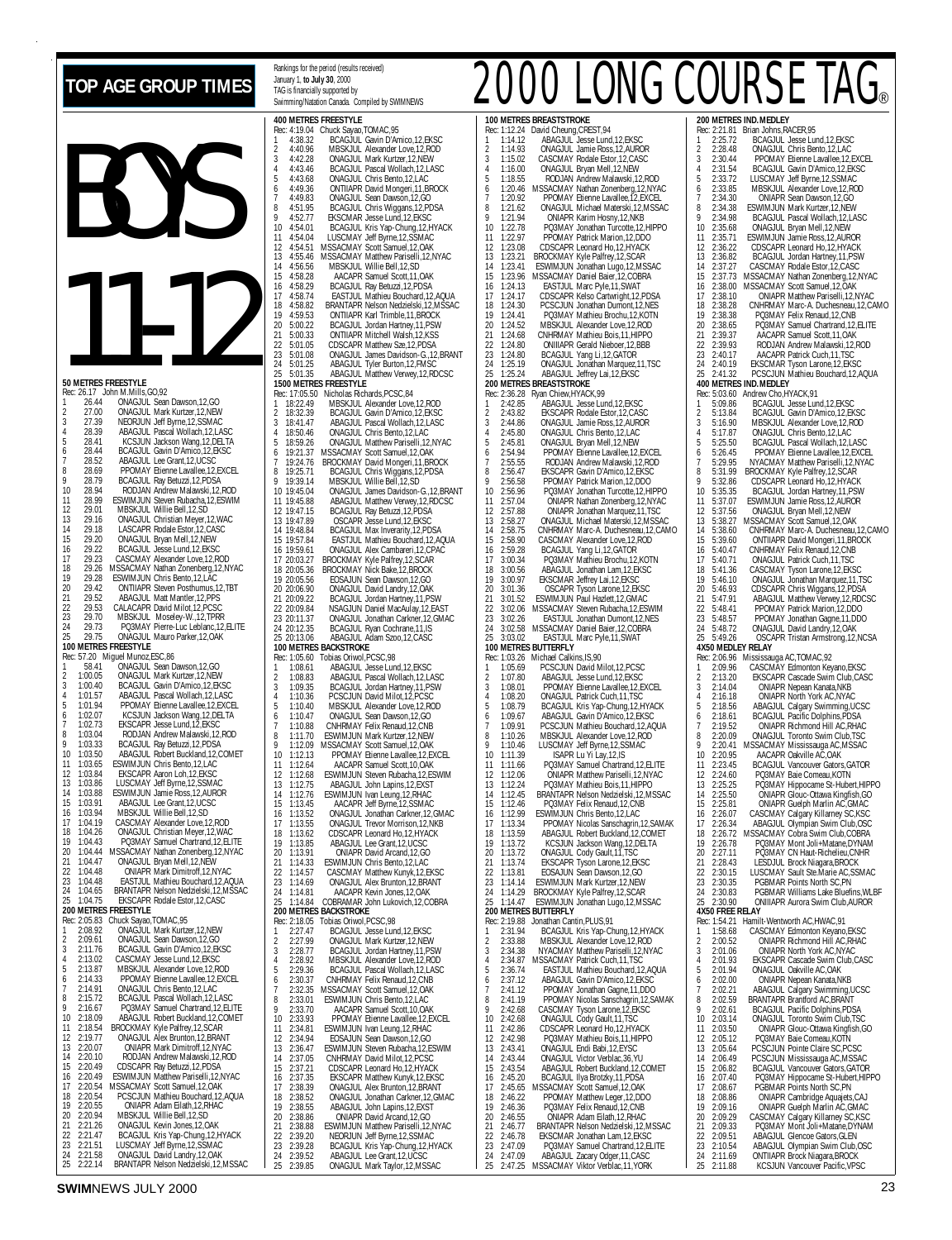# TOP AGE GROUP TIMES

Rankings for the period (results received) January 1, **to July 30**, 2000
TAG is financially supported by Swimming/Natation Canada. Compiled by SWIMNEWS

# 2000 LONG COURSE TAG®

# BOYS 11-12

### 50 METRES FREESTYLE
Rec: 26.17 John M.Mills,GO,92

1. 26.44 ONAGJUL Sean Dawson,12,GO
2. 27.00 ONAGJUL Mark Kurtzer,12,NEW
3. 27.39 NEORJUN Jeff Byrne,12,SSMAC
4. 28.39 ABAGJUL Pascal Wollach,12,LASC
5. 28.41 KCSJUN Jackson Wang,12,DELTA
6. 28.44 BCAGJUL Gavin D'Amico,12,EKSC
7. 28.52 ABAGJUL Lee Grant,12,UCSC
8. 28.69 PPOMAY Etienne Lavallee,12,EXCEL
9. 28.79 BCAGJUL Ray Betuzzi,12,PDSA
10. 28.94 RODJAN Andrew Malawski,12,ROD
11. 28.99 ESWIMJUN Steven Rubacha,12,ESWIM
12. 29.01 MBSKJUL Willie Bell,12,SD
13. 29.16 ONAGJUL Christian Meyer,12,WAC
14. 29.18 LASCAPR Rodale Estor,12,CASC
15. 29.20 ONAGJUL Bryan Mell,12,NEW
16. 29.22 BCAGJUL Jesse Lund,12,EKSC
17. 29.23 CASCMAY Alexander Love,12,ROD
18. 29.26 MSSACMAY Nathan Zonenberg,12,NYAC
19. 29.28 ESWIMJUN Chris Bento,12,LAC
20. 29.42 ONTIAPR Steven Posthumus,12,TBT
21. 29.52 ABAGJUL Matt Mantler,12,PPS
22. 29.53 CALACAPR David Milot,12,PCSC
23. 29.70 MBSKJUL Moseley-W.,12,TPRR
24. 29.73 PQ3MAY Pierre-Luc Leblanc,12,ELITE
25. 29.75 ONAGJUL Mauro Parker,12,OAK

### 100 METRES FREESTYLE
Rec: 57.20 Miguel Munoz,ESC,86

1. 58.41 ONAGJUL Sean Dawson,12,GO
2. 1:00.05 ONAGJUL Mark Kurtzer,12,NEW
3. 1:00.40 BCAGJUL Gavin D'Amico,12,EKSC
4. 1:01.57 ABAGJUL Pascal Wollach,12,LASC
5. 1:01.94 PPOMAY Etienne Lavallee,12,EXCEL
6. 1:02.07 KCSJUN Jackson Wang,12,DELTA
7. 1:02.73 EKSCAPR Jesse Lund,12,EKSC
8. 1:03.04 RODJAN Andrew Malawski,12,ROD
9. 1:03.33 BCAGJUL Ray Betuzzi,12,PDSA
10. 1:03.50 ABAGJUL Robert Buckland,12,COMET
11. 1:03.65 ESWIMJUN Chris Bento,12,LAC
12. 1:03.84 EKSCAPR Aaron Loh,12,EKSC
13. 1:03.86 LUSCMAY Jeff Byrne,12,SSMAC
14. 1:03.88 ESWIMJUN Jamie Ross,12,AUROR
15. 1:03.91 ABAGJUL Lee Grant,12,UCSC
16. 1:03.94 MBSKJUL Willie Bell,12,SD
17. 1:04.19 CASCMAY Alexander Love,12,ROD
18. 1:04.26 ONAGJUL Christian Meyer,12,WAC
19. 1:04.43 PQ3MAY Samuel Chartrand,12,ELITE
20. 1:04.44 MSSACMAY Nathan Zonenberg,12,NYAC
21. 1:04.47 ONAGJUL Bryan Mell,12,NEW
22. 1:04.48 ONIAPR Mark Dimitroff,12,NYAC
23. 1:04.48 EASTJUL Mathieu Bouchard,12,AQUA
24. 1:04.65 BRANTAPR Nelson Nedzielski,12,MSSAC
25. 1:04.75 EKSCAPR Rodale Estor,12,CASC

### 200 METRES FREESTYLE
Rec: 2:05.83 Chuck Sayao,TOMAC,95

1. 2:08.92 ONAGJUL Mark Kurtzer,12,NEW
2. 2:09.61 ONAGJUL Sean Dawson,12,GO
3. 2:11.76 BCAGJUL Gavin D'Amico,12,EKSC
4. 2:13.02 CASCMAY Jesse Lund,12,EKSC
5. 2:13.87 MBSKJUL Alexander Love,12,ROD
6. 2:14.33 PPOMAY Etienne Lavallee,12,EXCEL
7. 2:14.91 ONAGJUL Chris Bento,12,LAC
8. 2:15.72 BCAGJUL Pascal Wollach,12,LASC
9. 2:16.67 PQ3MAY Samuel Chartrand,12,ELITE
10. 2:18.09 ABAGJUL Robert Buckland,12,COMET
11. 2:18.54 BROCKMAY Kyle Palfrey,12,SCAR
12. 2:19.77 ONAGJUL Alex Brunton,12,BRANT
13. 2:20.07 ONIAPR Mark Dimitroff,12,NYAC
14. 2:20.10 RODJAN Andrew Malawski,12,ROD
15. 2:20.49 CDSCAPR Ray Betuzzi,12,PDSA
16. 2:20.49 ESWIMJUN Matthew Pariselli,12,NYAC
17. 2:20.54 MSSACMAY Scott Samuel,12,OAK
18. 2:20.54 PCSCJUN Mathieu Bouchard,12,AQUA
19. 2:20.55 ONIAPR Adam Eilath,12,RHAC
20. 2:20.94 MBSKJUL Willie Bell,12,SD
21. 2:21.26 ONAGJUL Kevin Jones,12,OAK
22. 2:21.47 BCAGJUL Kris Yap-Chung,12,HYACK
23. 2:21.51 LUSCMAY Jeff Byrne,12,SSMAC
24. 2:21.58 ONAGJUL David Landry,12,OAK
25. 2:22.14 BRANTAPR Nelson Nedzielski,12,MSSAC

### 400 METRES FREESTYLE
Rec: 4:19.04 Chuck Sayao,TOMAC,95

1. 4:38.32 BCAGJUL Gavin D'Amico,12,EKSC
2. 4:40.96 MBSKJUL Alexander Love,12,ROD
3. 4:42.28 ONAGJUL Mark Kurtzer,12,NEW
4. 4:43.46 BCAGJUL Pascal Wollach,12,LASC
5. 4:43.68 ONAGJUL Chris Bento,12,LAC
6. 4:49.36 ONTIIAPR David Mongeri,11,BROCK
7. 4:49.83 ONAGJUL Sean Dawson,12,GO
8. 4:51.95 BCAGJUL Chris Wiggans,12,PDSA
9. 4:52.77 EKSCMAR Jesse Lund,12,EKSC
10. 4:54.01 BCAGJUL Kris Yap-Chung,12,HYACK
11. 4:54.04 LUSCMAY Jeff Byrne,12,SSMAC
12. 4:54.51 MSSACMAY Scott Samuel,12,OAK
13. 4:55.46 MSSACMAY Matthew Pariselli,12,NYAC
14. 4:56.56 MBSKJUL Willie Bell,12,SD
15. 4:58.28 AACAPR Samuel Scott,11,OAK
16. 4:58.29 BCAGJUL Ray Betuzzi,12,PDSA
17. 4:58.74 EASTJUL Mathieu Bouchard,12,AQUA
18. 4:58.82 BRANTAPR Nelson Nedzielski,12,MSSAC
19. 4:59.53 ONTIIAPR Karl Trimble,11,BROCK
20. 5:00.22 BCAGJUL Jordan Hartney,11,PSW
21. 5:00.33 ONTIIAPR Mitchell Walsh,12,KSS
22. 5:01.05 CDSCAPR Matthew Sze,12,PDSA
23. 5:01.08 ONAGJUL James Davidson-G.,12,BRANT
24. 5:01.25 ABAGJUL Tyler Burton,12,FMSC
25. 5:01.35 ABAGJUL Matthew Verwey,12,RDCSC

### 1500 METRES FREESTYLE
Rec: 17:05.50 Nicholas Richards,PCSC,84

1. 18:22.49 MBSKJUL Alexander Love,12,ROD
2. 18:32.39 BCAGJUL Gavin D'Amico,12,EKSC
3. 18:41.47 ABAGJUL Pascal Wollach,12,LASC
4. 18:50.46 ONAGJUL Chris Bento,12,LAC
5. 18:59.26 ONAGJUL Matthew Pariselli,12,NYAC
6. 19:21.37 MSSACMAY Scott Samuel,12,OAK
7. 19:24.76 BROCKMAY David Mongeri,11,BROCK
8. 19:25.71 BCAGJUL Chris Wiggans,12,PDSA
9. 19:39.14 MBSKJUL Willie Bell,12,SD
10. 19:45.04 ONAGJUL James Davidson-G.,12,BRANT
11. 19:45.88 ABAGJUL Matthew Verwey,12,RDCSC
12. 19:47.15 BCAGJUL Ray Betuzzi,12,PDSA
13. 19:47.89 OSCAPR Jesse Lund,12,EKSC
14. 19:48.84 BCAGJUL Max Inverarity,12,PDSA
15. 19:57.84 EASTJUL Mathieu Bouchard,12,AQUA
16. 19:59.61 ONAGJUL Alex Cambareri,12,CPAC
17. 20:03.27 BROCKMAY Kyle Palfrey,12,SCAR
18. 20:05.36 BROCKMAY Nick Bake,12,BROCK
19. 20:05.56 EOSAJUN Sean Dawson,12,GO
20. 20:06.90 ONAGJUL David Landry,12,OAK
21. 20:09.22 BCAGJUL Jordan Hartney,11,PSW
22. 20:09.84 NSAGJUN Daniel MacAulay,12,EAST
23. 20:11.37 ONAGJUL Jonathan Carkner,12,GMAC
24. 20:12.35 BCAGJUL Ryan Cochrane,11,IS
25. 20:13.06 ABAGJUL Adam Szoo,12,CASC

### 100 METRES BACKSTROKE
Rec: 1:05.60 Tobias Oriwol,PCSC,98

1. 1:08.61 ABAGJUL Jesse Lund,12,EKSC
2. 1:08.83 ABAGJUL Pascal Wollach,12,LASC
3. 1:09.35 BCAGJUL Jordan Hartney,11,PSW
4. 1:10.36 PCSCJUN David Milot,12,PCSC
5. 1:10.40 MBSKJUL Alexander Love,12,ROD
6. 1:10.47 ONAGJUL Sean Dawson,12,GO
7. 1:10.88 CNHRMAY Felix Renaud,12,CNB
8. 1:11.70 ESWIMJUN Mark Kurtzer,12,NEW
9. 1:12.09 MSSACMAY Scott Samuel,12,OAK
10. 1:12.13 PPOMAY Etienne Lavallee,12,EXCEL
11. 1:12.64 AACAPR Samuel Scott,10,OAK
12. 1:12.68 ESWIMJUN Steven Rubacha,12,ESWIM
13. 1:12.75 ABAGJUL John Lapins,12,EXST
14. 1:12.76 ESWIMJUN Ivan Leung,12,RHAC
15. 1:13.45 AACAPR Jeff Byrne,12,SSMAC
16. 1:13.52 ONAGJUL Jonathan Carkner,12,GMAC
17. 1:13.55 ONAGJUL Trevor Morrison,12,NKB
18. 1:13.62 CDSCAPR Leonard Ho,12,HYACK
19. 1:13.85 ABAGJUL Lee Grant,12,UCSC
20. 1:13.91 ONIAPR David Arcand,12,GO
21. 1:14.33 ESWIMJUN Chris Bento,12,LAC
22. 1:14.57 CASCMAY Matthew Kunyk,12,EKSC
23. 1:14.69 ONAGJUL Alex Brunton,12,BRANT
24. 1:14.81 AACAPR Kevin Jones,12,OAK
25. 1:14.84 COBRAMAR John Lukovich,12,COBRA

### 200 METRES BACKSTROKE
Rec: 2:18.05 Tobias Oriwol,PCSC,98

1. 2:27.47 BCAGJUL Jesse Lund,12,EKSC
2. 2:27.99 ONAGJUL Mark Kurtzer,12,NEW
3. 2:28.77 BCAGJUL Jordan Hartney,11,PSW
4. 2:28.92 MBSKJUL Alexander Love,12,ROD
5. 2:29.36 BCAGJUL Pascal Wollach,12,LASC
6. 2:30.37 CNHRMAY Felix Renaud,12,CNB
7. 2:32.35 MSSACMAY Scott Samuel,12,OAK
8. 2:33.01 ESWIMJUN Chris Bento,12,LAC
9. 2:33.70 AACAPR Samuel Scott,10,OAK
10. 2:33.93 PPOMAY Etienne Lavallee,12,EXCEL
11. 2:34.81 ESWIMJUN Ivan Leung,12,RHAC
12. 2:34.94 EOSAJUN Sean Dawson,12,GO
13. 2:36.47 ESWIMJUN Steven Rubacha,12,ESWIM
14. 2:37.05 CNHRMAY David Milot,12,PCSC
15. 2:37.21 CDSCAPR Leonard Ho,12,HYACK
16. 2:37.35 EKSCAPR Matthew Kunyk,12,EKSC
17. 2:38.39 ONAGJUL Alex Brunton,12,BRANT
18. 2:38.52 ONAGJUL Jonathan Carkner,12,GMAC
19. 2:38.55 ABAGJUL John Lapins,12,EXST
20. 2:38.86 ONIAPR David Arcand,12,GO
21. 2:38.88 ESWIMJUN Matthew Pariselli,12,NYAC
22. 2:39.20 NEORJUN Jeff Byrne,12,SSMAC
23. 2:39.28 BCAGJUL Kris Yap-Chung,12,HYACK
24. 2:39.52 ABAGJUL Lee Grant,12,UCSC
25. 2:39.85 ONAGJUL Mark Taylor,12,MSSAC

### 100 METRES BREASTSTROKE
Rec: 1:12.24 David Cheung,CREST,94

1. 1:14.12 ABAGJUL Jesse Lund,12,EKSC
2. 1:14.93 ONAGJUL Jamie Ross,12,AUROR
3. 1:15.02 CASCMAY Rodale Estor,12,CASC
4. 1:16.00 ONAGJUL Bryan Mell,12,NEW
5. 1:18.55 RODJAN Andrew Malawski,12,ROD
6. 1:20.46 MSSACMAY Nathan Zonenberg,12,NYAC
7. 1:20.92 PPOMAY Etienne Lavallee,12,EXCEL
8. 1:21.62 ONAGJUL Michael Materski,12,MSSAC
9. 1:21.94 ONIAPR Karim Hosny,12,NKB
10. 1:22.78 PQ3MAY Jonathan Turcotte,12,HIPPO
11. 1:22.97 PPOMAY Patrick Marion,12,DDO
12. 1:23.08 CDSCAPR Leonard Ho,12,HYACK
13. 1:23.21 BROCKMAY Kyle Palfrey,12,SCAR
14. 1:23.41 ESWIMJUN Jonathan Lugo,12,MSSAC
15. 1:23.96 MSSACMAY Daniel Baier,12,COBRA
16. 1:24.13 EASTJUL Marc Pyle,11,SWAT
17. 1:24.17 CDSCAPR Kelso Cartwright,12,PDSA
18. 1:24.30 PCSCJUN Jonathan Dumont,12,NES
19. 1:24.41 PQ3MAY Mathieu Brochu,12,KOTN
20. 1:24.52 MBSKJUL Alexander Love,12,ROD
21. 1:24.68 CNHRMAY Mathieu Bois,11,HIPPO
22. 1:24.80 ONIIAPR Gerald Nieboer,12,BBB
23. 1:24.80 BCAGJUL Yang Li,12,GATOR
24. 1:25.19 ONAGJUL Jonathan Marquez,11,TSC
25. 1:25.24 ABAGJUL Jeffrey Lai,12,EKSC

### 200 METRES BREASTSTROKE
Rec: 2:36.28 Ryan Chiew,HYACK,99

1. 2:42.85 ABAGJUL Jesse Lund,12,EKSC
2. 2:43.82 EKSCAPR Rodale Estor,12,CASC
3. 2:44.86 ONAGJUL Jamie Ross,12,AUROR
4. 2:45.80 ONAGJUL Chris Bento,12,LAC
5. 2:45.81 ONAGJUL Bryan Mell,12,NEW
6. 2:54.94 PPOMAY Etienne Lavallee,12,EXCEL
7. 2:55.55 RODJAN Andrew Malawski,12,ROD
8. 2:56.47 EKSCAPR Gavin D'Amico,12,EKSC
9. 2:56.58 PPOMAY Patrick Marion,12,DDO
10. 2:56.96 PQ3MAY Jonathan Turcotte,12,HIPPO
11. 2:57.04 ONIAPR Nathan Zonenberg,12,NYAC
12. 2:57.88 ONIAPR Jonathan Marquez,11,TSC
13. 2:58.27 ONAGJUL Michael Materski,12,MSSAC
14. 2:58.75 CNHRMAY Marc-A. Duchesneau,12,CAMO
15. 2:58.90 CASCMAY Alexander Love,12,ROD
16. 2:59.28 BCAGJUL Yang Li,12,GATOR
17. 3:00.34 PQ3MAY Mathieu Brochu,12,KOTN
18. 3:00.56 ABAGJUL Jonathan Lam,12,EKSC
19. 3:00.97 EKSCMAR Jeffrey Lai,12,EKSC
20. 3:01.36 OSCAPR Tyson Larone,12,EKSC
21. 3:01.52 ESWIMJUN Paul Hazlett,12,GMAC
22. 3:02.06 MSSACMAY Steven Rubacha,12,ESWIM
23. 3:02.26 EASTJUL Jonathan Dumont,12,NES
24. 3:02.58 MSSACMAY Daniel Baier,12,COBRA
25. 3:03.02 EASTJUL Marc Pyle,11,SWAT

### 100 METRES BUTTERFLY
Rec: 1:03.26 Michael Calkins,IS,90

1. 1:05.69 PCSCJUN David Milot,12,PCSC
2. 1:07.80 ABAGJUL Jesse Lund,12,EKSC
3. 1:08.01 PPOMAY Etienne Lavallee,12,EXCEL
4. 1:08.20 ONAGJUL Patrick Cuch,11,TSC
5. 1:08.79 BCAGJUL Kris Yap-Chung,12,HYACK
6. 1:09.67 ABAGJUL Gavin D'Amico,12,EKSC
7. 1:09.91 PCSCJUN Mathieu Bouchard,12,AQUA
8. 1:10.26 MBSKJUL Alexander Love,12,ROD
9. 1:10.46 LUSCMAY Jeff Byrne,12,SSMAC
10. 1:11.39 ISAPR Lu Yi Lay,12,IS
11. 1:11.66 PQ3MAY Samuel Chartrand,12,ELITE
12. 1:12.06 ONIAPR Matthew Pariselli,12,NYAC
13. 1:12.24 PQ3MAY Mathieu Bois,11,HIPPO
14. 1:12.45 BRANTAPR Nelson Nedzielski,12,MSSAC
15. 1:12.46 PQ3MAY Felix Renaud,12,CNB
16. 1:12.99 ESWIMJUN Chris Bento,12,LAC
17. 1:13.34 PPOMAY Nicolas Sanschagrin,12,SAMAK
18. 1:13.59 ABAGJUL Robert Buckland,12,COMET
19. 1:13.72 KCSJUN Jackson Wang,12,DELTA
20. 1:13.72 ONAGJUL Cody Gault,11,TSC
21. 1:13.74 EKSCAPR Tyson Larone,12,EKSC
22. 1:13.81 EOSAJUN Sean Dawson,12,GO
23. 1:14.14 ESWIMJUN Mark Kurtzer,12,NEW
24. 1:14.29 BROCKMAY Kyle Palfrey,12,SCAR
25. 1:14.47 ESWIMJUN Jonathan Lugo,12,MSSAC

### 200 METRES BUTTERFLY
Rec: 2:19.88 Jonathan Cantin,PLUS,91

1. 2:31.94 BCAGJUL Kris Yap-Chung,12,HYACK
2. 2:33.88 MBSKJUL Alexander Love,12,ROD
3. 2:34.38 NYACMAY Matthew Pariselli,12,NYAC
4. 2:34.47 MSSACMAY Patrick Cuch,11,TSC
5. 2:36.74 EASTJUL Mathieu Bouchard,12,AQUA
6. 2:37.12 ABAGJUL Gavin D'Amico,12,EKSC
7. 2:41.12 PPOMAY Jonathan Gagne,11,DDO
8. 2:41.19 PPOMAY Nicolas Sanschagrin,12,SAMAK
9. 2:42.68 CASCMAY Tyson Larone,12,EKSC
10. 2:42.68 ONAGJUL Cody Gault,11,TSC
11. 2:42.86 CDSCAPR Leonard Ho,12,HYACK
12. 2:42.98 PQ3MAY Mathieu Bois,11,HIPPO
13. 2:43.41 ONAGJUL Endi Babi,12,EYSC
14. 2:43.44 ONAGJUL Victor Verblac,36,YU
15. 2:43.54 ABAGJUL Robert Buckland,12,COMET
16. 2:45.20 BCAGJUL Ilya Brotzky,11,PDSA
17. 2:45.65 MSSACMAY Scott Samuel,12,OAK
18. 2:46.22 PPOMAY Matthew Leger,12,DDO
19. 2:46.36 PQ3MAY Felix Renaud,12,CNB
20. 2:46.55 ONIAPR Adam Eilath,12,RHAC
21. 2:46.77 BRANTAPR Nelson Nedzielski,12,MSSAC
22. 2:46.78 EKSCMAR Jonathan Lam,12,EKSC
23. 2:47.09 PQ3MAY Samuel Chartrand,12,ELITE
24. 2:47.09 ABAGJUL Zacary Odger,11,CASC
25. 2:47.25 MSSACMAY Viktor Verblac,11,YORK

### 200 METRES IND.MEDLEY
Rec: 2:21.81 Brian Johns,RACER,95

1. 2:25.72 BCAGJUL Jesse Lund,12,EKSC
2. 2:28.48 ONAGJUL Chris Bento,12,LAC
3. 2:30.44 PPOMAY Etienne Lavallee,12,EXCEL
4. 2:31.54 BCAGJUL Gavin D'Amico,12,EKSC
5. 2:33.72 LUSCMAY Jeff Byrne,12,SSMAC
6. 2:33.85 MBSKJUL Alexander Love,12,ROD
7. 2:34.30 ONIAPR Sean Dawson,12,GO
8. 2:34.38 ESWIMJUN Mark Kurtzer,12,NEW
9. 2:34.98 BCAGJUL Pascal Wollach,12,LASC
10. 2:35.68 ONAGJUL Bryan Mell,12,NEW
11. 2:35.71 ESWIMJUN Jamie Ross,12,AUROR
12. 2:36.22 CDSCAPR Leonard Ho,12,HYACK
13. 2:36.82 BCAGJUL Jordan Hartney,11,PSW
14. 2:37.27 CASCMAY Rodale Estor,12,CASC
15. 2:37.73 MSSACMAY Nathan Zonenberg,12,NYAC
16. 2:38.00 MSSACMAY Scott Samuel,12,OAK
17. 2:38.10 ONIAPR Matthew Pariselli,12,NYAC
18. 2:38.28 CNHRMAY Marc-A. Duchesneau,12,CAMO
19. 2:38.38 PQ3MAY Felix Renaud,12,CNB
20. 2:38.65 PQ3MAY Samuel Chartrand,12,ELITE
21. 2:39.37 AACAPR Samuel Scott,11,OAK
22. 2:39.93 RODJAN Andrew Malawski,12,ROD
23. 2:40.17 AACAPR Patrick Cuch,11,TSC
24. 2:40.19 EKSCMAR Tyson Larone,12,EKSC
25. 2:41.32 PCSCJUN Mathieu Bouchard,12,AQUA

### 400 METRES IND.MEDLEY
Rec: 5:03.60 Andrew Cho,HYACK,91

1. 5:09.86 BCAGJUL Jesse Lund,12,EKSC
2. 5:13.84 BCAGJUL Gavin D'Amico,12,EKSC
3. 5:16.90 MBSKJUL Alexander Love,12,ROD
4. 5:17.87 ONAGJUL Chris Bento,12,LAC
5. 5:25.50 BCAGJUL Pascal Wollach,12,LASC
6. 5:26.45 PPOMAY Etienne Lavallee,12,EXCEL
7. 5:29.95 NYACMAY Matthew Pariselli,12,NYAC
8. 5:31.99 BROCKMAY Kyle Palfrey,12,SCAR
9. 5:32.86 CDSCAPR Leonard Ho,12,HYACK
10. 5:35.35 BCAGJUL Jordan Hartney,11,PSW
11. 5:37.07 ESWIMJUN Jamie Ross,12,AUROR
12. 5:37.56 ONAGJUL Bryan Mell,12,NEW
13. 5:38.27 MSSACMAY Scott Samuel,12,OAK
14. 5:38.60 CNHRMAY Marc-A. Duchesneau,12,CAMO
15. 5:39.60 ONTIIAPR David Mongeri,11,BROCK
16. 5:40.47 CNHRMAY Felix Renaud,12,CNB
17. 5:40.71 ONAGJUL Patrick Cuch,11,TSC
18. 5:41.36 CASCMAY Tyson Larone,12,EKSC
19. 5:46.10 ONAGJUL Jonathan Marquez,11,TSC
20. 5:46.93 CDSCAPR Chris Wiggans,12,PDSA
21. 5:47.91 ABAGJUL Matthew Verwey,12,RDCSC
22. 5:48.41 PPOMAY Patrick Marion,12,DDO
23. 5:48.57 PPOMAY Jonathan Gagne,11,DDO
24. 5:48.72 ONAGJUL David Landry,12,OAK
25. 5:49.26 OSCAPR Tristan Armstrong,12,NCSA

### 4X50 MEDLEY RELAY
Rec: 2:06.96 Mississauga AC,TOMAC,92

1. 2:09.96 CASCMAY Edmonton Keyano,EKSC
2. 2:13.20 EKSCAPR Cascade Swim Club,CASC
3. 2:14.04 ONIAPR Nepean Kanata,NKB
4. 2:16.18 ONIAPR North York AC,NYAC
5. 2:18.56 ABAGJUL Calgary Swimming,UCSC
6. 2:18.61 BCAGJUL Pacific Dolphins,PDSA
7. 2:19.52 ONIAPR Richmond Hill AC,RHAC
8. 2:20.09 ONAGJUL Toronto Swim Club,TSC
9. 2:20.41 MSSACMAY Mississauga AC,MSSAC
10. 2:20.95 AACAPR Oakville AC,OAK
11. 2:23.45 BCAGJUL Vancouver Gators,GATOR
12. 2:24.60 PQ3MAY Baie Comeau,KOTN
13. 2:25.25 PQ3MAY Hippocame St-Hubert,HIPPO
14. 2:25.50 ONIAPR Glouc-Ottawa Kingfish,GO
15. 2:25.81 ONIAPR Guelph Marlin AC,GMAC
16. 2:26.07 CASCMAY Calgary Killarney SC,KSC
17. 2:26.34 ABAGJUL Olympian Swim Club,OSC
18. 2:26.72 MSSACMAY Cobra Swim Club,COBRA
19. 2:26.78 PQ3MAY Mont Joli+Matane,DYNAM
20. 2:27.11 PQ3MAY CN Haut-Richelieu,CNHR
21. 2:28.43 LESDJUL Brock Niagara,BROCK
22. 2:30.15 LUSCMAY Sault Ste.Marie AC,SSMAC
23. 2:30.35 PGBMAR Points North SC,PN
24. 2:30.83 PGBMAR Williams Lake Bluefins,WLBF
25. 2:30.90 ONIIIAPR Aurora Swim Club,AUROR

### 4X50 FREE RELAY
Rec: 1:54.21 Hamilt-Wentworth AC,HWAC,91

1. 1:58.68 CASCMAY Edmonton Keyano,EKSC
2. 2:00.52 ONIAPR Richmond Hill AC,RHAC
3. 2:01.06 ONIAPR North York AC,NYAC
4. 2:01.93 EKSCAPR Cascade Swim Club,CASC
5. 2:01.94 ONAGJUL Oakville AC,OAK
6. 2:02.00 ONIAPR Nepean Kanata,NKB
7. 2:02.21 ABAGJUL Calgary Swimming,UCSC
8. 2:02.59 BRANTAPR Brantford AC,BRANT
9. 2:02.61 BCAGJUL Pacific Dolphins,PDSA
10. 2:03.14 ONAGJUL Toronto Swim Club,TSC
11. 2:03.50 ONIAPR Glouc-Ottawa Kingfish,GO
12. 2:05.12 PQ3MAY Baie Comeau,KOTN
13. 2:05.64 PCSCJUN Pointe Claire SC,PCSC
14. 2:06.49 PCSCJUN Mississauga AC,MSSAC
15. 2:06.82 BCAGJUL Vancouver Gators,GATOR
16. 2:07.40 PQ3MAY Hippocame St-Hubert,HIPPO
17. 2:08.67 PGBMAR Points North SC,PN
18. 2:08.86 ONIAPR Cambridge Aquajets,CAJ
19. 2:09.16 ONIAPR Guelph Marlin AC,GMAC
20. 2:09.29 CASCMAY Calgary Killarney SC,KSC
21. 2:09.33 PQ3MAY Mont Joli+Matane,DYNAM
22. 2:09.51 ABAGJUL Glencoe Gators,GLEN
23. 2:10.54 ABAGJUL Olympian Swim Club,OSC
24. 2:11.69 ONTIIAPR Brock Niagara,BROCK
25. 2:11.88 KCSJUN Vancouver Pacific,VPSC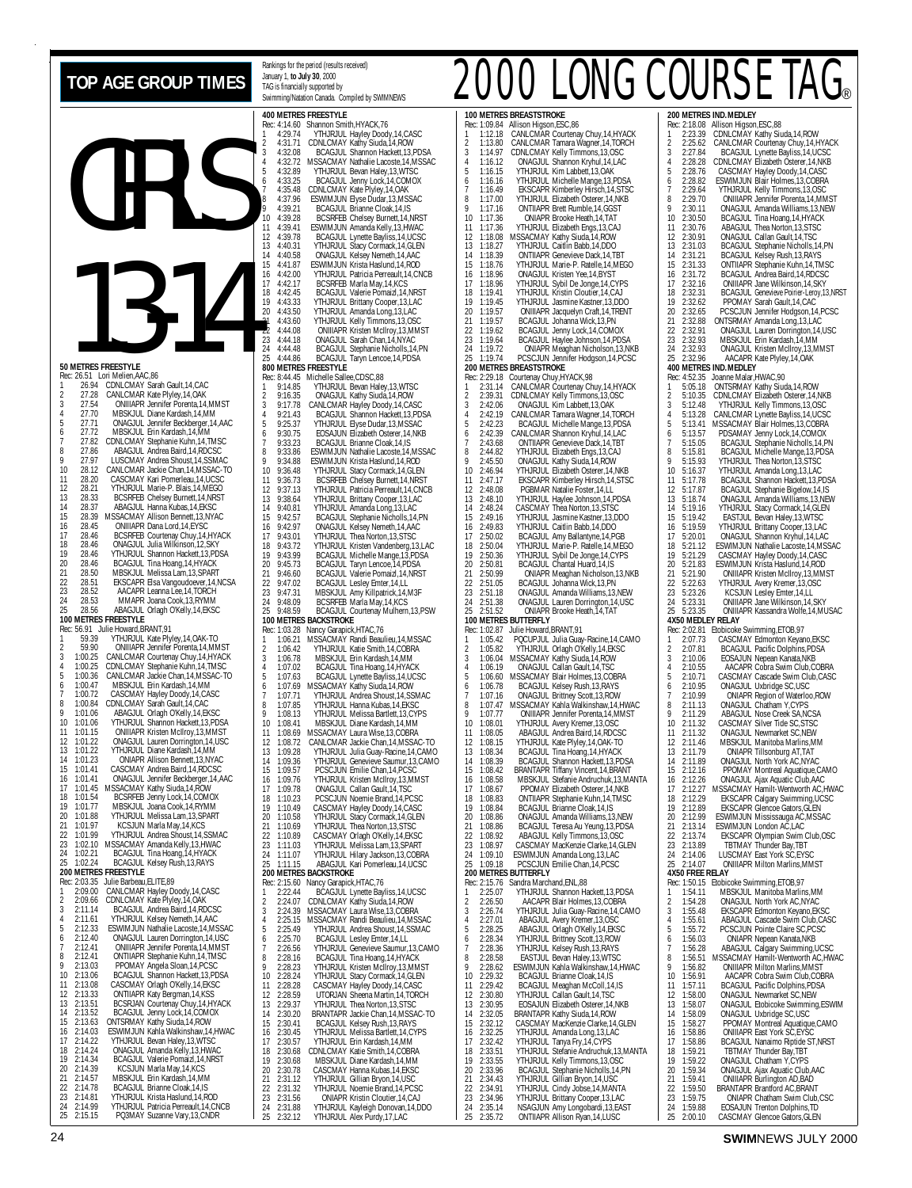# TOP AGE GROUP TIMES

Rankings for the period (results received) January 1, **to July 30**, 2000 TAG is financially supported by Swimming/Natation Canada. Compiled by SWIMNEWS

# 2000 LONG COURSE TAG®

## GIRLS 13-14

### 50 METRES FREESTYLE
Rec: 26.51 Lori Melien,AAC,86
1 26.94 CDNLCMAY Sarah Gault,14,CAC
2 27.28 CANLCMAR Kate Plyley,14,OAK
3 27.54 ONIIIAPR Jennifer Porenta,14,MMST
4 27.70 MBSKJUL Diane Kardash,14,MM
5 27.71 ONAGJUL Jennifer Beckberger,14,AAC
6 27.72 MBSKJUL Erin Kardash,14,MM
7 27.82 CDNLCMAY Stephanie Kuhn,14,TMSC
8 27.86 ABAGJUL Andrea Baird,14,RDCSC
9 27.97 LUSCMAY Andrea Shoust,14,SSMAC
10 28.12 CANLCMAR Jackie Chan,14,MSSAC-TO
11 28.20 CASCMAY Kari Pomerleau,14,UCSC
12 28.21 YTHJRJUL Marie-P. Blais,14,MEGO
13 28.33 BCSRFEB Chelsey Burnett,14,NRST
14 28.37 ABAGJUL Hanna Kubas,14,EKSC
15 28.39 MSSACMAY Allison Bennett,13,NYAC
16 28.45 ONIIIAPR Dana Lord,14,EYSC
17 28.46 BCSRFEB Courtenay Chuy,14,HYACK
18 28.46 ONAGJUL Julia Wilkinson,12,SKY
19 28.46 YTHJRJUL Shannon Hackett,13,PDSA
20 28.46 BCAGJUL Tina Hoang,14,HYACK
21 28.50 MBSKJUL Melissa Lam,13,SPART
22 28.51 CASCAPR Elsa Vangoudoever,14,NCSA
23 28.52 AACAPR Leanna Lee,14,TORCH
24 28.53 MMAPR Joana Cook,13,RYMM
25 28.56 ABAGJUL Orlagh O'Kelly,14,EKSC

### 100 METRES FREESTYLE
Rec: 56.91 Julie Howard,BRANT,91
1 59.39 YTHJRJUL Kate Plyley,14,OAK-TO
2 59.90 ONIIIAPR Jennifer Porenta,14,MMST
3 1:00.25 CANLCMAR Courtenay Chuy,14,HYACK
4 1:00.25 CDNLCMAY Stephanie Kuhn,14,TMSC
5 1:00.36 CANLCMAR Jackie Chan,14,MSSAC-TO
6 1:00.47 MBSKJUL Erin Kardash,14,MM
7 1:00.72 CASCMAY Hayley Doody,14,CASC
8 1:00.84 CDNLCMAY Sarah Gault,14,CAC
9 1:01.06 ABAGJUL Orlagh O'Kelly,14,EKSC
10 1:01.06 YTHJRJUL Shannon Hackett,13,PDSA
11 1:01.15 ONIIIAPR Kristen McIlroy,13,MMST
12 1:01.22 ONAGJUL Lauren Dorrington,14,USC
13 1:01.22 YTHJRJUL Diane Kardash,14,MM
14 1:01.23 ONIAPR Allison Bennett,13,NYAC
15 1:01.41 CASCMAY Andrea Baird,14,RDCSC
16 1:01.41 ONAGJUL Jennifer Beckberger,14,AAC
17 1:01.45 MSSACMAY Kathy Siuda,14,ROW
18 1:01.54 BCSRFEB Jenny Lock,14,COMOX
19 1:01.77 MBSKJUL Joana Cook,13,RYMM
20 1:01.88 YTHJRJUL Melissa Lam,13,SPART
21 1:01.97 KCSJUN Marla May,14,KCS
22 1:01.99 YTHJRJUL Andrea Shoust,14,SSMAC
23 1:02.10 MSSACMAY Amanda Kelly,13,HWAC
24 1:02.21 BCAGJUL Tina Hoang,14,HYACK
25 1:02.24 BCAGJUL Kelsey Rush,13,RAYS

### 200 METRES FREESTYLE
Rec: 2:03.35 Julie Barbeau,ELITE,89
1 2:09.00 CANLCMAR Hayley Doody,14,CASC
2 2:09.66 CDNLCMAY Kate Plyley,14,OAK
3 2:11.14 BCAGJUL Andrea Baird,14,RDCSC
4 2:11.61 YTHJRJUL Kelsey Nemeth,14,AAC
5 2:12.33 ESWIMJUN Nathalie Lacoste,14,MSSAC
6 2:12.40 ONAGJUL Lauren Dorrington,14,USC
7 2:12.41 ONIIIAPR Jennifer Porenta,14,MMST
8 2:12.41 ONTIIIAPR Stephanie Kuhn,14,TMSC
9 2:13.03 PPOMAY Angela Sloan,14,PCSC
10 2:13.06 BCAGJUL Shannon Hackett,13,PDSA
11 2:13.08 CASCMAY Orlagh O'Kelly,14,EKSC
12 2:13.33 ONTIIAPR Katy Bergman,14,KSS
13 2:13.51 BCSRJAN Courtenay Chuy,14,HYACK
14 2:13.52 BCAGJUL Jenny Lock,14,COMOX
15 2:13.63 ONTSRMAY Kathy Siuda,14,ROW
16 2:14.03 ESWIMJUN Kahla Walkinshaw,14,HWAC
17 2:14.22 YTHJRJUL Bevan Haley,13,WTSC
18 2:14.24 ONAGJUL Amanda Kelly,13,HWAC
19 2:14.34 BCAGJUL Valerie Pomaizl,14,NRST
20 2:14.39 KCSJUN Marla May,14,KCS
21 2:14.57 MBSKJUL Erin Kardash,14,MM
22 2:14.78 BCAGJUL Brianne Cloak,14,IS
23 2:14.81 YTHJRJUL Krista Haslund,14,ROD
24 2:14.99 YTHJRJUL Patricia Perreault,14,CNCB
25 2:15.15 PQ3MAY Suzanne Vary,13,CNDR

### 400 METRES FREESTYLE
Rec: 4:14.60 Shannon Smith,HYACK,76
1 4:29.74 YTHJRJUL Hayley Doody,14,CASC
2 4:31.71 CDNLCMAY Kathy Siuda,14,ROW
3 4:32.08 BCAGJUL Shannon Hackett,13,PDSA
4 4:32.72 MSSACMAY Nathalie Lacoste,14,MSSAC
5 4:32.89 YTHJRJUL Bevan Haley,13,WTSC
6 4:33.25 BCAGJUL Jenny Lock,14,COMOX
7 4:35.48 CDNLCMAY Kate Plyley,14,OAK
8 4:37.96 ESWIMJUN Elyse Dudar,13,MSSAC
9 4:39.21 BCAGJUL Brianne Cloak,14,IS
10 4:39.28 BCSRFEB Chelsey Burnett,14,NRST
11 4:39.41 ESWIMJUN Amanda Kelly,13,HWAC
12 4:39.78 BCAGJUL Lynette Bayliss,14,UCSC
13 4:40.31 YTHJRJUL Stacy Cormack,14,GLEN
14 4:40.58 ONAGJUL Kelsey Nemeth,14,AAC
15 4:41.87 ESWIMJUN Krista Haslund,14,ROD
16 4:42.00 YTHJRJUL Patricia Perreault,14,CNCB
17 4:42.17 BCSRFEB Marla May,14,KCS
18 4:42.45 BCAGJUL Valerie Pomaizl,14,NRST
19 4:43.33 YTHJRJUL Brittany Cooper,13,LAC
20 4:43.50 YTHJRJUL Amanda Long,13,LAC
21 4:43.60 YTHJRJUL Kelly Timmons,13,OSC
22 4:44.08 ONIIIAPR Kristen McIlroy,13,MMST
23 4:44.18 ONAGJUL Sarah Chan,14,NYAC
24 4:44.48 BCAGJUL Stephanie Nicholls,14,PN
25 4:44.86 BCAGJUL Taryn Lencoe,14,PDSA

### 800 METRES FREESTYLE
Rec: 8:44.45 Michelle Sallee,CDSC,88
1 9:14.85 YTHJRJUL Bevan Haley,13,WTSC
2 9:16.35 ONAGJUL Kathy Siuda,14,ROW
3 9:17.78 CANLCMAR Hayley Doody,14,CASC
4 9:21.43 BCAGJUL Shannon Hackett,13,PDSA
5 9:25.37 YTHJRJUL Elyse Dudar,13,MSSAC
6 9:30.75 EOSAJUN Elizabeth Osterer,14,NKB
7 9:33.23 BCAGJUL Brianne Cloak,14,IS
8 9:33.86 ESWIMJUN Nathalie Lacoste,14,MSSAC
9 9:34.88 ESWIMJUN Krista Haslund,14,ROD
10 9:36.48 YTHJRJUL Stacy Cormack,14,GLEN
11 9:36.73 BCSRFEB Chelsey Burnett,14,NRST
12 9:37.13 YTHJRJUL Patricia Perreault,14,CNCB
13 9:38.64 YTHJRJUL Brittany Cooper,13,LAC
14 9:40.81 YTHJRJUL Amanda Long,13,LAC
15 9:42.57 BCAGJUL Stephanie Nicholls,14,PN
16 9:42.97 ONAGJUL Kelsey Nemeth,14,AAC
17 9:43.01 YTHJRJUL Thea Norton,13,STSC
18 9:43.72 YTHJRJUL Kristen Vandenberg,13,LAC
19 9:43.99 BCAGJUL Michelle Mange,13,PDSA
20 9:45.73 BCAGJUL Taryn Lencoe,14,PDSA
21 9:46.60 BCAGJUL Valerie Pomaizl,14,NRST
22 9:47.02 BCAGJUL Lesley Emter,14,LL
23 9:47.31 MBSKJUL Amy Killpatrick,14,M3F
24 9:48.09 BCSRFEB Marla May,14,KCS
25 9:48.59 BCAGJUL Courtenay Mulhern,13,PSW

### 100 METRES BACKSTROKE
Rec: 1:03.28 Nancy Garapick,HTAC,76
1 1:06.21 MSSACMAY Randi Beaulieu,14,MSSAC
2 1:06.42 YTHJRJUL Katie Smith,14,COBRA
3 1:06.78 MBSKJUL Erin Kardash,14,MM
4 1:07.02 BCAGJUL Tina Hoang,14,HYACK
5 1:07.63 BCAGJUL Lynette Bayliss,14,UCSC
6 1:07.69 MSSACMAY Kathy Siuda,14,ROW
7 1:07.71 YTHJRJUL Andrea Shoust,14,SSMAC
8 1:07.85 YTHJRJUL Hanna Kubas,14,EKSC
9 1:08.13 YTHJRJUL Melissa Bartlett,13,CYPS
10 1:08.41 MBSKJUL Diane Kardash,14,MM
11 1:08.69 MSSACMAY Laura Wise,13,COBRA
12 1:08.72 CANLCMAR Jackie Chan,14,MSSAC-TO
13 1:09.28 YTHJRJUL Julia Guay-Racine,14,CAMO
14 1:09.36 YTHJRJUL Genevieve Saumur,13,CAMO
15 1:09.57 PCSCJUN Emilie Chan,14,PCSC
16 1:09.76 YTHJRJUL Kristen McIlroy,13,MMST
17 1:09.78 ONAGJUL Callan Gault,14,TSC
18 1:10.23 PCSCJUN Noemie Brand,14,PCSC
19 1:10.49 CASCMAY Hayley Doody,14,CASC
20 1:10.58 YTHJRJUL Stacy Cormack,14,GLEN
21 1:10.69 YTHJRJUL Thea Norton,13,STSC
22 1:10.89 CASCMAY Orlagh O'Kelly,14,EKSC
23 1:11.03 YTHJRJUL Melissa Lam,13,SPART
24 1:11.07 YTHJRJUL Hilary Jackson,13,COBRA
25 1:11.15 ABAGJUL Kari Pomerleau,14,UCSC

### 200 METRES BACKSTROKE
Rec: 2:15.60 Nancy Garapick,HTAC,76
1 2:22.44 BCAGJUL Lynette Bayliss,14,UCSC
2 2:24.07 CDNLCMAY Kathy Siuda,14,ROW
3 2:24.39 MSSACMAY Laura Wise,13,COBRA
4 2:25.15 MSSACMAY Randi Beaulieu,14,MSSAC
5 2:25.49 YTHJRJUL Andrea Shoust,14,SSMAC
6 2:25.70 BCAGJUL Lesley Emter,14,LL
7 2:26.56 YTHJRJUL Genevieve Saumur,13,CAMO
8 2:28.16 BCAGJUL Tina Hoang,14,HYACK
9 2:28.23 YTHJRJUL Kristen McIlroy,13,MMST
10 2:28.24 YTHJRJUL Stacy Cormack,14,GLEN
11 2:28.28 CASCMAY Hayley Doody,14,CASC
12 2:28.59 UTORJAN Sheena Martin,14,TORCH
13 2:29.37 YTHJRJUL Thea Norton,13,STSC
14 2:30.20 BRANTAPR Jackie Chan,14,MSSAC-TO
15 2:30.41 BCAGJUL Kelsey Rush,13,RAYS
16 2:30.45 YTHJRJUL Melissa Bartlett,14,CYPS
17 2:30.57 YTHJRJUL Erin Kardash,14,MM
18 2:30.68 CDNLCMAY Katie Smith,14,COBRA
19 2:30.68 MBSKJUL Diane Kardash,14,MM
20 2:30.78 CASCMAY Hanna Kubas,14,EKSC
21 2:31.12 YTHJRJUL Gillian Bryon,14,USC
22 2:31.32 YTHJRJUL Noemie Brand,14,PCSC
23 2:31.56 ONIAPR Kristin Cloutier,14,CAJ
24 2:31.88 YTHJRJUL Kayleigh Donovan,14,DDO
25 2:32.12 YTHJRJUL Alex Purdy,17,LAC

### 100 METRES BREASTSTROKE
Rec: 1:09.84 Allison Higson,ESC,86
1 1:12.18 CANLCMAR Courtenay Chuy,14,HYACK
2 1:13.80 CANLCMAR Tamara Wagner,14,TORCH
3 1:14.97 CDNLCMAY Kelly Timmons,13,OSC
4 1:16.12 ONAGJUL Shannon Kryhul,14,LAC
5 1:16.15 YTHJRJUL Kim Labbett,13,OAK
6 1:16.16 YTHJRJUL Michelle Mange,13,PDSA
7 1:16.49 EKSCAPR Kimberley Hirsch,14,STSC
8 1:17.00 YTHJRJUL Elizabeth Osterer,14,NKB
9 1:17.16 ONTIIAPR Brett Rumble,14,GGST
10 1:17.36 ONIAPR Brooke Heath,14,TAT
11 1:17.36 YTHJRJUL Elizabeth Engs,13,CAJ
12 1:18.08 MSSACMAY Kathy Siuda,14,ROW
13 1:18.27 YTHJRJUL Caitlin Babb,14,DDO
14 1:18.39 ONTIIAPR Genevieve Dack,14,TBT
15 1:18.76 YTHJRJUL Marie-P. Ratelle,14,MEGO
16 1:18.96 ONAGJUL Kristen Yee,14,BYST
17 1:18.96 YTHJRJUL Sybil De Jonge,14,CYPS
18 1:19.41 YTHJRJUL Kristin Cloutier,14,CAJ
19 1:19.45 YTHJRJUL Jasmine Kastner,13,DDO
20 1:19.57 ONIIIAPR Jacquelyn Craft,14,TRENT
21 1:19.57 BCAGJUL Johanna Wick,13,PN
22 1:19.62 BCAGJUL Jenny Lock,14,COMOX
23 1:19.64 BCAGJUL Haylee Johnson,14,PDSA
24 1:19.72 ONIAPR Meaghan Nicholson,13,NKB
25 1:19.74 PCSCJUN Jennifer Hodgson,14,PCSC

### 200 METRES BREASTSTROKE
Rec: 2:29.18 Courtenay Chuy,HYACK,98
1 2:31.14 CANLCMAR Courtenay Chuy,14,HYACK
2 2:39.31 CDNLCMAY Kelly Timmons,13,OSC
3 2:42.06 ONAGJUL Kim Labbett,13,OAK
4 2:42.19 CANLCMAR Tamara Wagner,14,TORCH
5 2:42.23 BCAGJUL Michelle Mange,13,PDSA
6 2:42.39 CANLCMAR Shannon Kryhul,14,LAC
7 2:43.68 ONTIIAPR Genevieve Dack,14,TBT
8 2:44.82 YTHJRJUL Elizabeth Engs,13,CAJ
9 2:45.50 ONAGJUL Kathy Siuda,14,ROW
10 2:46.94 YTHJRJUL Elizabeth Osterer,14,NKB
11 2:47.17 EKSCAPR Kimberley Hirsch,14,STSC
12 2:48.08 PGBMAR Natalie Foster,14,LL
13 2:48.10 YTHJRJUL Haylee Johnson,14,PDSA
14 2:48.24 CASCMAY Thea Norton,13,STSC
15 2:49.16 YTHJRJUL Jasmine Kastner,13,DDO
16 2:49.83 YTHJRJUL Caitlin Babb,14,DDO
17 2:50.02 BCAGJUL Amy Ballantyne,14,PGB
18 2:50.04 YTHJRJUL Marie-P. Ratelle,14,MEGO
19 2:50.36 YTHJRJUL Sybil De Jonge,14,CYPS
20 2:50.81 BCAGJUL Chantal Huard,14,IS
21 2:50.99 ONIAPR Meaghan Nicholson,13,NKB
22 2:51.05 BCAGJUL Johanna Wick,13,PN
23 2:51.18 ONAGJUL Amanda Williams,13,NEW
24 2:51.38 ONAGJUL Lauren Dorrington,14,USC
25 2:51.52 ONIAPR Brooke Heath,14,TAT

### 100 METRES BUTTERFLY
Rec: 1:02.87 Julie Howard,BRANT,91
1 1:05.42 PQCUPJUL Julia Guay-Racine,14,CAMO
2 1:05.82 YTHJRJUL Orlagh O'Kelly,14,EKSC
3 1:06.04 MSSACMAY Kathy Siuda,14,ROW
4 1:06.19 ONAGJUL Callan Gault,14,TSC
5 1:06.60 MSSACMAY Blair Holmes,13,COBRA
6 1:06.78 BCAGJUL Kelsey Rush,13,RAYS
7 1:07.16 ONAGJUL Brittney Scott,13,ROW
8 1:07.47 MSSACMAY Kahla Walkinshaw,14,HWAC
9 1:07.77 ONIIIAPR Jennifer Porenta,14,MMST
10 1:08.01 YTHJRJUL Avery Kremer,13,OSC
11 1:08.05 ABAGJUL Andrea Baird,14,RDCSC
12 1:08.15 YTHJRJUL Kate Plyley,14,OAK-TO
13 1:08.26 BCAGJUL Tina Hoang,14,HYACK
14 1:08.39 BCAGJUL Shannon Hackett,13,PDSA
15 1:08.42 BRANTAPR Tiffany Vincent,14,BRANT
16 1:08.58 MBSKJUL Stefanie Andruchuk,13,MANTA
17 1:08.67 PPOMAY Elizabeth Osterer,14,NKB
18 1:08.83 ONTIIAPR Stephanie Kuhn,14,TMSC
19 1:08.84 BCAGJUL Brianne Cloak,14,IS
20 1:08.86 ONAGJUL Amanda Williams,13,NEW
21 1:08.86 BCAGJUL Teresa Au Yeung,13,PDSA
22 1:08.92 ABAGJUL Kelly Timmons,13,OSC
23 1:08.97 CASCMAY MacKenzie Clarke,14,GLEN
24 1:09.10 ESWIMJUN Amanda Long,13,LAC
25 1:09.18 PCSCJUN Emilie Chan,14,PCSC

### 200 METRES BUTTERFLY
Rec: 2:15.76 Sandra Marchand,ENL,88
1 2:25.07 YTHJRJUL Shannon Hackett,13,PDSA
2 2:26.50 AACAPR Blair Holmes,13,COBRA
3 2:26.74 YTHJRJUL Julia Guay-Racine,14,CAMO
4 2:27.01 ABAGJUL Avery Kremer,13,OSC
5 2:28.25 ABAGJUL Orlagh O'Kelly,14,EKSC
6 2:28.34 YTHJRJUL Brittney Scott,13,ROW
7 2:28.36 YTHJRJUL Kelsey Rush,13,RAYS
8 2:28.58 EASTJUL Bevan Haley,13,WTSC
9 2:28.62 ESWIMJUN Kahla Walkinshaw,14,HWAC
10 2:29.32 BCAGJUL Brianne Cloak,14,IS
11 2:29.42 BCAGJUL Meaghan McColl,14,IS
12 2:30.80 YTHJRJUL Callan Gault,14,TSC
13 2:30.95 EOSAJUN Elizabeth Osterer,14,NKB
14 2:32.05 BRANTAPR Kathy Siuda,14,ROW
15 2:32.12 CASCMAY MacKenzie Clarke,14,GLEN
16 2:32.25 YTHJRJUL Amanda Long,13,LAC
17 2:32.42 YTHJRJUL Tanya Fry,14,CYPS
18 2:33.51 YTHJRJUL Stefanie Andruchuk,13,MANTA
19 2:33.55 YTHJRJUL Kelly Timmons,13,OSC
20 2:33.96 BCAGJUL Stephanie Nicholls,14,PN
21 2:34.43 YTHJRJUL Gillian Bryon,14,USC
22 2:34.91 YTHJRJUL Cindy Jobse,14,MANTA
23 2:34.96 YTHJRJUL Brittany Cooper,13,LAC
24 2:35.14 NSAGJUN Amy Longobardi,13,EAST
25 2:35.72 ONTIIAPR Allison Ryan,14,LUSC

### 200 METRES IND.MEDLEY
Rec: 2:18.08 Allison Higson,ESC,88
1 2:23.39 CDNLCMAY Kathy Siuda,14,ROW
2 2:25.62 CANLCMAR Courtenay Chuy,14,HYACK
3 2:27.84 BCAGJUL Lynette Bayliss,14,UCSC
4 2:28.28 CDNLCMAY Elizabeth Osterer,14,NKB
5 2:28.76 CASCMAY Hayley Doody,14,CASC
6 2:28.82 ESWIMJUN Blair Holmes,13,COBRA
7 2:29.64 YTHJRJUL Kelly Timmons,13,OSC
8 2:29.70 ONIIIAPR Jennifer Porenta,14,MMST
9 2:30.11 ONAGJUL Amanda Williams,13,NEW
10 2:30.50 BCAGJUL Tina Hoang,14,HYACK
11 2:30.76 ABAGJUL Thea Norton,13,STSC
12 2:30.91 ONAGJUL Callan Gault,14,TSC
13 2:31.03 BCAGJUL Stephanie Nicholls,14,PN
14 2:31.21 BCAGJUL Kelsey Rush,13,RAYS
15 2:31.33 ONTIIAPR Stephanie Kuhn,14,TMSC
16 2:31.72 BCAGJUL Andrea Baird,14,RDCSC
17 2:32.16 ONIIIAPR Jane Wilkinson,14,SKY
18 2:32.31 BCAGJUL Genevieve Poirier-Leroy,13,NRST
19 2:32.62 PPOMAY Sarah Gault,14,CAC
20 2:32.65 PCSCJUN Jennifer Hodgson,14,PCSC
21 2:32.88 ONTSRMAY Amanda Long,13,LAC
22 2:32.91 ONAGJUL Lauren Dorrington,14,USC
23 2:32.92 MBSKJUL Erin Kardash,14,MM
24 2:32.93 ONAGJUL Kristen McIlroy,13,MMST
25 2:32.96 AACAPR Kate Plyley,14,OAK

### 400 METRES IND.MEDLEY
Rec: 4:52.35 Joanne Malar,HWAC,90
1 5:05.18 ONTSRMAY Kathy Siuda,14,ROW
2 5:10.35 CDNLCMAY Elizabeth Osterer,14,NKB
3 5:12.48 YTHJRJUL Kelly Timmons,13,OSC
4 5:13.28 CANLCMAR Lynette Bayliss,14,UCSC
5 5:13.41 MSSACMAY Blair Holmes,13,COBRA
6 5:13.57 PDSAMAY Jenny Lock,14,COMOX
7 5:15.05 BCAGJUL Stephanie Nicholls,14,PN
8 5:15.81 BCAGJUL Michelle Mange,13,PDSA
9 5:15.93 YTHJRJUL Thea Norton,13,STSC
10 5:16.37 YTHJRJUL Amanda Long,13,LAC
11 5:17.78 BCAGJUL Shannon Hackett,13,PDSA
12 5:17.87 BCAGJUL Stephanie Bigelow,14,IS
13 5:18.74 ONAGJUL Amanda Williams,13,NEW
14 5:19.16 YTHJRJUL Stacy Cormack,14,GLEN
15 5:19.42 EASTJUL Bevan Haley,13,WTSC
16 5:19.59 YTHJRJUL Brittany Cooper,13,LAC
17 5:20.01 ONAGJUL Shannon Kryhul,14,LAC
18 5:21.12 ESWIMJUN Nathalie Lacoste,14,MSSAC
19 5:21.29 CASCMAY Hayley Doody,14,CASC
20 5:21.83 ESWIMJUN Krista Haslund,14,ROD
21 5:21.90 ONIIIAPR Kristen McIlroy,13,MMST
22 5:22.63 YTHJRJUL Avery Kremer,13,OSC
23 5:23.26 KCSJUN Lesley Emter,14,LL
24 5:23.31 ONIIIAPR Jane Wilkinson,14,SKY
25 5:23.35 ONIIIAPR Kassandra Wolfe,14,MUSAC

### 4X50 MEDLEY RELAY
Rec: 2:02.81 Etobicoke Swimming,ETOB,97
1 2:07.73 CASCMAY Edmonton Keyano,EKSC
2 2:07.81 BCAGJUL Pacific Dolphins,PDSA
3 2:10.06 EOSAJUN Nepean Kanata,NKB
4 2:10.55 AACAPR Cobra Swim Club,COBRA
5 2:10.71 CASCMAY Cascade Swim Club,CASC
6 2:10.95 ONAGJUL Uxbridge SC,USC
7 2:10.99 ONIAPR Region of Waterloo,ROW
8 2:11.13 ONAGJUL Chatham Y,CYPS
9 2:11.29 ABAGJUL Nose Creek SA,NCSA
10 2:11.32 CASCMAY Silver Tide SC,STSC
11 2:11.32 ONAGJUL Newmarket SC,NEW
12 2:11.46 MBSKJUL Manitoba Marlins,MM
13 2:11.79 ONIAPR Tillsonburg AT,TAT
14 2:11.89 ONAGJUL North York AC,NYAC
15 2:12.16 PPOMAY Montreal Aquatique,CAMO
16 2:12.26 ONAGJUL Ajax Aquatic Club,AAC
17 2:12.27 MSSACMAY Hamilt-Wentworth AC,HWAC
18 2:12.29 EKSCAPR Calgary Swimming,UCSC
19 2:12.89 EKSCAPR Glencoe Gators,GLEN
20 2:12.99 ESWIMJUN Mississauga AC,MSSAC
21 2:13.14 ESWIMJUN London AC,LAC
22 2:13.74 EKSCAPR Olympian Swim Club,OSC
23 2:13.89 TBTMAY Thunder Bay,TBT
24 2:14.06 LUSCMAY East York SC,EYSC
25 2:14.07 ONIIIAPR Milton Marlins,MMST

### 4X50 FREE RELAY
Rec: 1:50.15 Etobicoke Swimming,ETOB,97
1 1:54.11 MBSKJUL Manitoba Marlins,MM
2 1:54.28 ONAGJUL North York AC,NYAC
3 1:55.48 EKSCAPR Edmonton Keyano,EKSC
4 1:55.61 ABAGJUL Cascade Swim Club,CASC
5 1:55.72 PCSCJUN Pointe Claire SC,PCSC
6 1:56.03 ONIAPR Nepean Kanata,NKB
7 1:56.28 ABAGJUL Calgary Swimming,UCSC
8 1:56.51 MSSACMAY Hamilt-Wentworth AC,HWAC
9 1:56.82 ONIIIAPR Milton Marlins,MMST
10 1:56.91 AACAPR Cobra Swim Club,COBRA
11 1:57.11 BCAGJUL Pacific Dolphins,PDSA
12 1:58.00 ONAGJUL Newmarket SC,NEW
13 1:58.07 ONAGJUL Etobicoke Swimming,ESWIM
14 1:58.09 ONAGJUL Uxbridge SC,USC
15 1:58.27 PPOMAY Montreal Aquatique,CAMO
16 1:58.86 ONIIIAPR East York SC,EYSC
17 1:58.86 BCAGJUL Nanaimo Riptide ST,NRST
18 1:59.21 TBTMAY Thunder Bay,TBT
19 1:59.22 ONAGJUL Chatham Y,CYPS
20 1:59.34 ONAGJUL Ajax Aquatic Club,AAC
21 1:59.41 ONIIIAPR Burlington AD,BAD
22 1:59.50 BRANTAPR Brantford AC,BRANT
23 1:59.75 ONIAPR Chatham Swim Club,CSC
24 1:59.88 EOSAJUN Trenton Dolphins,TD
25 2:00.10 CASCMAY Glencoe Gators,GLEN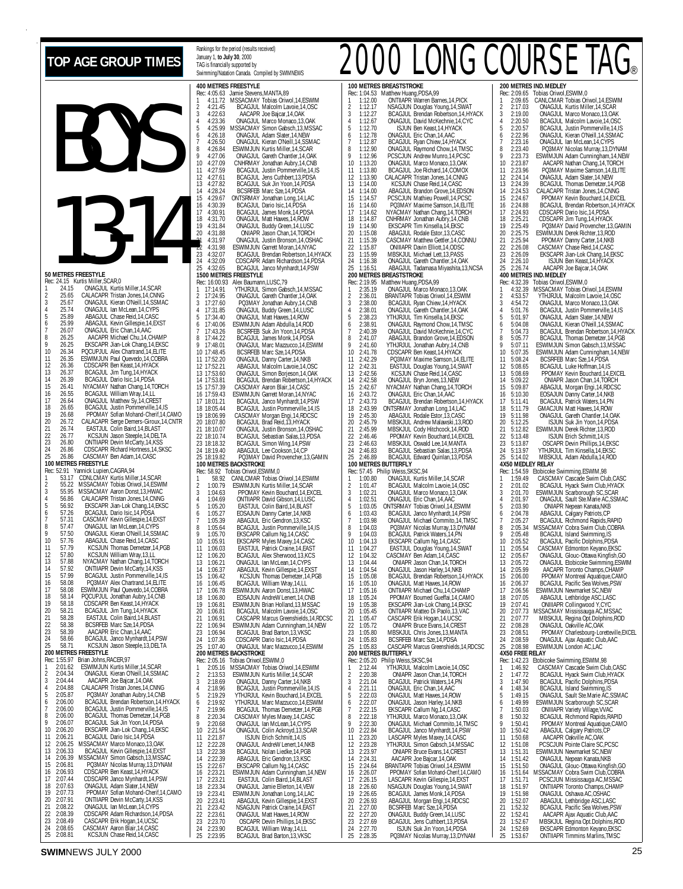# TOP AGE GROUP TIMES

Rankings for the period (results received) January 1, **to July 30**, 2000
TAG is financially supported by Swimming/Natation Canada. Compiled by SWIMNEWS

# 2000 LONG COURSE TAG®

## BOYS 13-14

**50 METRES FREESTYLE**
Rec: 24.15 Kurtis Miller,SCAR,0
1 24.15 ONAGJUL Kurtis Miller,14,SCAR
2 25.65 CALACAPR Tristan Jones,14,CNNG
3 25.67 ONAGJUL Kieran O'Neill,14,SSMAC
4 25.74 ONAGJUL Ian McLean,14,CYPS
5 25.89 ABAGJUL Chase Reid,14,CASC
5 25.99 ABAGJUL Kevin Gillespie,14,EXST
7 26.07 ONAGJUL Eric Chan,14,AAC
8 26.25 AACAPR Michael Chu,14,CHAMP
9 26.25 EKSCAPR Jian-Lok Chang,14,EKSC
10 26.34 PQCUPJUL Alex Chartrand,14,ELITE
11 26.35 ESWIMJUN Paul Quevedo,14,COBRA
12 26.36 CDSCAPR Ben Keast,14,HYACK
13 26.37 BCAGJUL Jim Tung,14,HYACK
14 26.39 BCAGJUL Dario Isic,14,PDSA
15 26.41 NYACMAY Nathan Chang,14,TORCH
16 26.55 BCAGJUL William Wray,14,LL
17 26.64 ONAGJUL Matthew Sy,14,CREST
18 26.65 BCAGJUL Justin Pommerville,14,IS
19 26.68 PPOMAY Sofian Mohand-Cherif,14,CAMO
20 26.72 CALACAPR Serge Demers-Giroux,14,CNTR
21 26.74 EASTJUL Colin Baird,14,BLAST
22 26.77 KCSJUN Jason Steeple,14,DELTA
23 26.80 ONTIIAPR Devin McCarty,14,KSS
24 26.86 CDSCAPR Richard Hortness,14,SKSC
25 26.86 CASCMAY Ben Adam,14,CASC

**100 METRES FREESTYLE**
Rec: 52.91 Yannick Lupien,CAGRA,94
1 53.17 CDNLCMAY Kurtis Miller,14,SCAR
2 55.22 MSSACMAY Tobias Oriwol,14,ESWIM
3 55.95 MSSACMAY Aaron Donst,13,HWAC
4 56.86 CALACAPR Tristan Jones,14,CNNG
5 56.92 EKSCAPR Jian-Lok Chang,14,EKSC
6 57.26 BCAGJUL Dario Isic,14,PDSA
7 57.31 CASCMAY Kevin Gillespie,14,EXST
8 57.47 ONAGJUL Ian McLean,14,CYPS
9 57.50 ONAGJUL Kieran O'Neill,14,SSMAC
10 57.76 ABAGJUL Chase Reid,14,CASC
11 57.79 KCSJUN Thomas Demetzer,14,PGB
12 57.80 KCSJUN William Wray,13,LL
13 57.88 NYACMAY Nathan Chang,14,TORCH
14 57.92 ONTIIAPR Devin McCarty,14,KSS
15 57.99 BCAGJUL Justin Pommerville,14,IS
16 58.08 PQ3MAY Alex Chartrand,14,ELITE
17 58.08 ESWIMJUN Paul Quevedo,14,COBRA
18 58.14 PQCUPJUL Jonathan Aubry,14,CNB
19 58.18 CDSCAPR Ben Keast,14,HYACK
20 58.21 BCAGJUL Jim Tung,14,HYACK
21 58.28 EASTJUL Colin Baird,14,BLAST
22 58.38 BCSRFEB Marc Sze,14,PDSA
23 58.39 AACAPR Eric Chan,14,AAC
24 58.66 BCAGJUL Janco Mynhardt,14,PSW
25 58.71 KCSJUN Jason Steeple,13,DELTA

**200 METRES FREESTYLE**
Rec: 1:55.97 Brian Johns,RACER,97
1 2:01.62 ESWIMJUN Kurtis Miller,14,SCAR
2 2:04.34 ONAGJUL Kieran O'Neill,14,SSMAC
3 2:04.44 AACAPR Joe Bajcar,14,OAK
4 2:04.88 CALACAPR Tristan Jones,14,CNNG
5 2:05.87 PQ3MAY Jonathan Aubry,14,CNB
6 2:06.00 BCAGJUL Brendan Robertson,14,HYACK
7 2:06.00 BCAGJUL Justin Pommerville,14,IS
8 2:06.00 BCAGJUL Thomas Demetzer,14,PGB
9 2:06.07 BCAGJUL Suk Jin Yoon,14,PDSA
10 2:06.20 EKSCAPR Jian-Lok Chang,14,EKSC
11 2:06.21 BCAGJUL Dario Isic,14,PDSA
12 2:06.25 MSSACMAY Marco Monaco,13,OAK
13 2:06.33 BCAGJUL Kevin Gillespie,14,EXST
14 2:06.39 MSSACMAY Simon Gabsch,13,MSSAC
15 2:06.81 PQ3MAY Nicolas Murray,13,DYNAM
16 2:06.93 CDSCAPR Ben Keast,14,HYACK
17 2:07.44 CDSCAPR Janco Mynhardt,14,PSW
18 2:07.63 ONAGJUL Adam Slater,14,NEW
19 2:07.73 PPOMAY Sofian Mohand-Cherif,14,CAMO
20 2:07.91 ONTIIAPR Devin McCarty,14,KSS
21 2:08.22 ONAGJUL Ian McLean,14,CYPS
22 2:08.39 CDSCAPR Adam Richardson,14,PDSA
23 2:08.49 CASCAPR Erik Hogan,14,UCSC
24 2:08.65 CASCMAY Aaron Blair,14,CASC
25 2:08.81 KCSJUN Chase Reid,14,CASC

**400 METRES FREESTYLE**
Rec: 4:05.63 Jamie Stevens,MANTA,89
1 4:11.72 MSSACMAY Tobias Oriwol,14,ESWIM
2 4:21.45 BCAGJUL Malcolm Lavoie,14,OSC
3 4:22.63 AACAPR Joe Bajcar,14,OAK
4 4:23.36 ONAGJUL Marco Monaco,13,OAK
5 4:25.99 MSSACMAY Simon Gabsch,13,MSSAC
6 4:26.18 ONAGJUL Adam Slater,14,NEW
7 4:26.50 ONAGJUL Kieran O'Neill,14,SSMAC
8 4:26.84 ESWIMJUN Kurtis Miller,14,SCAR
9 4:27.06 ONAGJUL Gareth Chantler,14,OAK
10 4:27.09 CNHRMAY Jonathan Aubry,14,CNB
11 4:27.59 BCAGJUL Justin Pommerville,14,IS
12 4:27.61 BCAGJUL Jens Cuthbert,13,PDSA
13 4:27.82 BCAGJUL Suk Jin Yoon,14,PDSA
14 4:28.24 BCSRFEB Marc Sze,14,PDSA
15 4:29.67 ONTSRMAY Jonathan Long,14,LAC
16 4:30.39 BCAGJUL Dario Isic,14,PDSA
17 4:30.91 BCAGJUL James Monk,14,PDSA
18 4:31.70 ONAGJUL Matt Hawes,14,ROW
19 4:31.84 ONAGJUL Buddy Green,14,LUSC
20 4:31.88 ONIAPR Jason Chan,14,TORCH
21 4:31.97 ONAGJUL Justin Bronson,14,OSHAC
22 4:31.98 ESWIMJUN Garrett Moran,14,NYAC
23 4:32.07 BCAGJUL Brendan Robertson,14,HYACK
24 4:32.09 CDSCAPR Adam Richardson,14,PDSA
25 4:32.65 BCAGJUL Janco Mynhardt,14,PSW

**1500 METRES FREESTYLE**
Rec: 16:00.93 Alex Baumann,LUSC,79
1 17:14.91 YTHJRJUL Simon Gabsch,14,MSSAC
2 17:24.95 ONAGJUL Gareth Chantler,14,OAK
3 17:27.60 PQ3MAY Jonathan Aubry,14,CNB
4 17:31.85 ONAGJUL Buddy Green,14,LUSC
5 17:34.40 ONAGJUL Matt Hawes,14,ROW
6 17:40.06 ESWIMJUN Adam Abdulla,14,ROD
7 17:43.26 BCSRFEB Suk Jin Yoon,14,PDSA
8 17:44.22 BCAGJUL James Monk,14,PDSA
9 17:48.01 ONAGJUL Marc Mazzucco,14,ESWIM
10 17:48.45 BCSRFEB Marc Sze,14,PDSA
11 17:52.20 ONAGJUL Danny Carter,14,NKB
12 17:52.21 ABAGJUL Malcolm Lavoie,14,OSC
13 17:53.60 ONAGJUL Simon Borjeson,14,OAK
14 17:53.81 BCAGJUL Brendan Robertson,14,HYACK
15 17:57.39 CASCMAY Aaron Blair,14,CASC
16 17:59.43 ESWIMJUN Garrett Moran,14,NYAC
17 18:01.21 BCAGJUL Janco Mynhardt,14,PSW
18 18:05.44 BCAGJUL Justin Pommerville,14,IS
19 18:06.99 CASCMAY Morgan Engi,14,RDCSC
20 18:07.80 BCAGJUL Brad Reid,13,HYACK
21 18:10.07 ONAGJUL Justin Bronson,14,OSHAC
22 18:10.74 BCAGJUL Sebastian Salas,13,PDSA
23 18:18.32 BCAGJUL Simon Wing,14,PSW
24 18:19.40 ABAGJUL Lee Cookson,14,CP
25 18:19.82 PQ3MAY David Provencher,13,GAMIN

**100 METRES BACKSTROKE**
Rec: 58.92 Tobias Oriwol,ESWIM,0
1 58.92 CANLCMAR Tobias Oriwol,14,ESWIM
2 1:00.79 ESWIMJUN Kurtis Miller,14,SCAR
3 1:04.63 PPOMAY Kevin Bouchard,14,EXCEL
4 1:04.69 ONTIIAPR David Gibson,14,LUSC
5 1:05.20 EASTJUL Colin Baird,14,BLAST
6 1:05.27 EOSAJUN Danny Carter,14,NKB
7 1:05.39 ABAGJUL Eric Gendron,13,KSC
8 1:05.64 BCAGJUL Justin Pommerville,14,IS
9 1:05.70 EKSCAPR Callum Ng,14,CASC
10 1:05.91 EKSCAPR Myles Maxey,14,CASC
11 1:06.03 EASTJUL Patrick Craine,14,EAST
12 1:06.20 BCAGJUL Alex Sherwood,13,KCS
13 1:06.21 ONAGJUL Ian McLean,14,CYPS
14 1:06.37 ABAGJUL Kevin Gillespie,14,EXST
15 1:06.42 KCSJUN Thomas Demetzer,14,PGB
16 1:06.45 BCAGJUL William Wray,14,LL
17 1:06.78 ESWIMJUN Aaron Donst,13,HWAC
18 1:06.80 EOSAJUN AndreW Lenert,14,CNB
19 1:06.81 ESWIMJUN Brian Holland,13,MSSAC
20 1:06.81 BCAGJUL Malcolm Lavoie,14,OSC
21 1:06.91 CASCAPR Marcus Greenshields,14,RDCSC
22 1:06.94 ESWIMJUN Adam Cunningham,14,NEW
23 1:06.94 BCAGJUL Brad Barton,13,VKSC
24 1:07.36 CDSCAPR Dario Isic,14,PDSA
25 1:07.40 ONAGJUL Marc Mazzucco,14,ESWIM

**200 METRES BACKSTROKE**
Rec: 2:05.16 Tobias Oriwol,ESWIM,0
1 2:05.16 MSSACMAY Tobias Oriwol,14,ESWIM
2 2:13.53 ESWIMJUN Kurtis Miller,14,SCAR
3 2:18.69 ONAGJUL Danny Carter,14,NKB
4 2:18.96 BCAGJUL Justin Pommerville,14,IS
5 2:19.29 YTHJRJUL Kevin Bouchard,14,EXCEL
6 2:19.92 YTHJRJUL Marc Mazzucco,14,ESWIM
7 2:19.96 BCAGJUL Thomas Demetzer,14,PGB
8 2:20.34 CASCMAY Myles Maxey,14,CASC
9 2:20.68 ONAGJUL Ian McLean,14,CYPS
10 2:21.54 ONAGJUL Colin Ackroyd,13,SCAR
11 2:21.87 ISJUN Erich Schmitt,14,IS
12 2:22.28 ONAGJUL AndreW Lenert,14,NKB
13 2:22.38 BCAGJUL Nolan Liedke,14,PGB
14 2:22.39 ABAGJUL Eric Gendron,13,KSC
15 2:22.67 EKSCAPR Callum Ng,14,CASC
16 2:23.21 ESWIMJUN Adam Cunningham,14,NEW
17 2:23.21 EASTJUL Colin Baird,14,BLAST
18 2:23.34 ONAGJUL Jamie Ellerton,14,VEW
19 2:23.41 ESWIMJUN Jonathan Long,14,LAC
20 2:23.41 ABAGJUL Kevin Gillespie,14,EXST
21 2:23.42 NSAGJUN Patrick Craine,14,EAST
22 2:23.61 ONAGJUL Matt Hawes,14,ROW
23 2:23.70 OSCAPR Devin Phillips,14,EKSC
24 2:23.90 BCAGJUL William Wray,14,LL
25 2:23.95 BCAGJUL Brad Barton,13,VKSC

**100 METRES BREASTSTROKE**
Rec: 1:04.53 Matthew Huang,PDSA,99
1 1:12.00 ONTIIAPR Warren Barnes,14,PICK
2 1:12.17 NSAGJUN Douglas Young,14,SWAT
3 1:12.27 BCAGJUL Brendan Robertson,14,HYACK
4 1:12.67 ONAGJUL David McKechnie,14,CYC
5 1:12.70 ISJUN Ben Keast,14,HYACK
6 1:12.78 ONAGJUL Eric Chan,14,AAC
7 1:12.87 BCAGJUL Ryan Chiew,14,HYACK
8 1:12.90 ONAGJUL Raymond Chow,14,TMSC
9 1:12.96 PCSCJUN Andrew Munro,14,PCSC
10 1:13.20 ONAGJUL Marco Monaco,13,OAK
11 1:13.80 BCAGJUL Joe Richard,14,COMOX
12 1:13.90 CALACAPR Tristan Jones,14,CNNG
13 1:14.00 KCSJUN Chase Reid,14,CASC
14 1:14.00 ABAGJUL Brandon Grove,14,EDSON
15 1:14.57 PCSCJUN Mathieu Powell,14,PCSC
16 1:14.60 PQ3MAY Maxime Samson,14,ELITE
17 1:14.62 NYACMAY Nathan Chang,14,TORCH
18 1:14.87 CNHRMAY Jonathan Aubry,14,CNB
19 1:14.90 EKSCAPR Tim Kinsella,14,EKSC
20 1:15.08 ABAGJUL Rodale Estor,13,CASC
21 1:15.39 CASCMAY Matthew Gettler,14,CONNU
22 1:15.87 ONIIIAPR Davin Elliott,14,ODSC
23 1:15.99 MBSKJUL Michael Lett,13,PASS
24 1:16.38 ONAGJUL Gareth Chantler,14,OAK
25 1:16.51 ABAGJUL Tadamasa Miyashita,13,NCSA

**200 METRES BREASTSTROKE**
Rec: 2:19.95 Matthew Huang,PDSA,99
1 2:35.19 ONAGJUL Marco Monaco,13,OAK
2 2:36.01 BRANTAPR Tobias Oriwol,14,ESWIM
3 2:38.00 BCAGJUL Ryan Chiew,14,HYACK
4 2:38.01 ONAGJUL Gareth Chantler,14,OAK
5 2:38.23 YTHJRJUL Tim Kinsella,14,EKSC
6 2:38.91 ONAGJUL Raymond Chow,14,TMSC
7 2:40.39 ONAGJUL David McKechnie,14,CYC
8 2:41.07 ABAGJUL Brandon Grove,14,EDSON
9 2:41.60 YTHJRJUL Jonathan Aubry,14,CNB
10 2:41.78 CDSCAPR Ben Keast,14,HYACK
11 2:42.29 PQ3MAY Maxime Samson,14,ELITE
12 2:42.31 EASTJUL Douglas Young,14,SWAT
13 2:42.56 KCSJUN Chase Reid,14,CASC
14 2:42.58 ONAGJUL Bryn Jones,13,NEW
15 2:42.67 NYACMAY Nathan Chang,14,TORCH
16 2:43.72 ONAGJUL Eric Chan,14,AAC
17 2:43.73 BCAGJUL Brendan Robertson,14,HYACK
18 2:43.99 ONTSRMAY Jonathan Long,14,LAC
19 2:45.30 ABAGJUL Rodale Estor,13,CASC
20 2:45.79 MBSKJUL Andrew Malawski,13,ROD
21 2:45.99 MBSKJUL Cody Hitchcock,14,ROD
22 2:46.46 PPOMAY Kevin Bouchard,14,EXCEL
23 2:46.63 MBSKJUL Oswald Lee,14,MANTA
24 2:46.83 BCAGJUL Sebastian Salas,13,PDSA
25 2:46.89 BCAGJUL Edward Quinlan,13,PDSA

**100 METRES BUTTERFLY**
Rec: 57.45 Philip Weiss,SKSC,94
1 1:00.80 ONAGJUL Kurtis Miller,14,SCAR
2 1:01.47 BCAGJUL Malcolm Lavoie,14,OSC
3 1:02.21 ONAGJUL Marco Monaco,13,OAK
4 1:02.51 ONAGJUL Eric Chan,14,AAC
5 1:03.05 ONTSRMAY Tobias Oriwol,14,ESWIM
6 1:03.43 BCAGJUL Janco Mynhardt,14,PSW
7 1:03.98 ONAGJUL Michael Commito,14,TMSC
8 1:04.03 PQ3MAY Nicolas Murray,13,DYNAM
9 1:04.03 BCAGJUL Patrick Waters,14,PN
10 1:04.13 EKSCAPR Callum Ng,14,CASC
11 1:04.27 EASTJUL Douglas Young,14,SWAT
12 1:04.32 CASCMAY Ben Adam,14,CASC
13 1:04.44 ONIAPR Jason Chan,14,TORCH
14 1:04.54 ONAGJUL Jason Harley,14,NKB
15 1:05.08 BCAGJUL Brendan Robertson,14,HYACK
16 1:05.10 ONAGJUL Matt Hawes,14,ROW
17 1:05.16 ONTIIAPR Michael Chu,14,CHAMP
18 1:05.24 PPOMAY Boumed Gueffai,14,CAMO
19 1:05.38 EKSCAPR Jian-Lok Chang,14,EKSC
20 1:05.45 ONTIIAPR Matteo Di Paolo,13,VAC
21 1:05.47 CASCAPR Erik Hogan,14,UCSC
22 1:05.72 ONIAPR Bruce Evans,14,CREST
23 1:05.80 MBSKJUL Chris Jones,13,MANTA
24 1:05.83 BCSRFEB Marc Sze,14,PDSA
25 1:05.83 CASCAPR Marcus Greenshields,14,RDCSC

**200 METRES BUTTERFLY**
Rec: 2:05.20 Philip Weiss,SKSC,94
1 2:12.44 YTHJRJUL Malcolm Lavoie,14,OSC
2 2:20.38 ONIAPR Jason Chan,14,TORCH
3 2:21.04 BCAGJUL Patrick Waters,14,PN
4 2:21.11 ONAGJUL Eric Chan,14,AAC
5 2:22.03 ONAGJUL Matt Hawes,14,ROW
6 2:22.07 ONAGJUL Jason Harley,14,NKB
7 2:22.15 EKSCAPR Callum Ng,14,CASC
8 2:22.18 YTHJRJUL Marco Monaco,13,OAK
9 2:22.30 ONAGJUL Michael Commito,14,TMSC
10 2:22.84 BCAGJUL Janco Mynhardt,14,PSW
11 2:23.20 LASCAPR Myles Maxey,14,CASC
12 2:23.28 YTHJRJUL Simon Gabsch,14,MSSAC
13 2:23.97 ONIAPR Bruce Evans,14,CREST
14 2:24.31 AACAPR Joe Bajcar,14,OAK
15 2:24.64 BRANTAPR Tobias Oriwol,14,ESWIM
16 2:26.07 PPOMAY Sofian Mohand-Cherif,14,CAMO
17 2:26.15 LASCAPR Kevin Gillespie,14,EXST
18 2:26.60 NSAGJUN Douglas Young,14,SWAT
19 2:26.65 BCAGJUL James Monk,14,PDSA
20 2:26.93 ABAGJUL Morgan Engi,14,RDCSC
21 2:27.00 BCSRFEB Marc Sze,14,PDSA
22 2:27.20 ONAGJUL Buddy Green,14,LUSC
23 2:27.69 BCAGJUL Jens Cuthbert,13,PDSA
24 2:27.70 ISJUN Suk Jin Yoon,14,PDSA
25 2:28.35 PQ3MAY Nicolas Murray,13,DYNAM

**200 METRES IND.MEDLEY**
Rec: 2:09.65 Tobias Oriwol,ESWIM,0
1 2:09.65 CANLCMAR Tobias Oriwol,14,ESWIM
2 2:17.03 ONAGJUL Kurtis Miller,14,SCAR
3 2:19.00 ONAGJUL Marco Monaco,13,OAK
4 2:20.50 BCAGJUL Malcolm Lavoie,14,OSC
5 2:20.57 BCAGJUL Justin Pommerville,14,IS
6 2:22.96 ONAGJUL Kieran O'Neill,14,SSMAC
7 2:23.16 ONAGJUL Ian McLean,14,CYPS
8 2:23.40 PQ3MAY Nicolas Murray,13,DYNAM
9 2:23.73 ESWIMJUN Adam Cunningham,14,NEW
10 2:23.87 AACAPR Nathan Chang,14,TORCH
11 2:23.96 PQ3MAY Maxime Samson,14,ELITE
12 2:24.14 ONAGJUL Adam Slater,14,NEW
13 2:24.39 BCAGJUL Thomas Demetzer,14,PGB
14 2:24.53 CALACAPR Tristan Jones,14,CNNG
15 2:24.67 PPOMAY Kevin Bouchard,14,EXCEL
16 2:24.88 BCAGJUL Brendan Robertson,14,HYACK
17 2:24.93 CDSCAPR Dario Isic,14,PDSA
18 2:25.21 CDSCAPR Jim Tung,14,HYACK
19 2:25.49 PQ3MAY David Provencher,13,GAMIN
20 2:25.75 ESWIMJUN Derek Richter,13,ROD
21 2:25.94 PPOMAY Danny Carter,14,NKB
22 2:26.08 CASCMAY Chase Reid,14,CASC
23 2:26.09 EKSCAPR Jian-Lok Chang,14,EKSC
24 2:26.10 ISJUN Ben Keast,14,HYACK
25 2:26.74 AACAPR Joe Bajcar,14,OAK

**400 METRES IND.MEDLEY**
Rec: 4:32.39 Tobias Oriwol,ESWIM,0
1 4:32.39 MSSACMAY Tobias Oriwol,14,ESWIM
2 4:53.57 YTHJRJUL Malcolm Lavoie,14,OSC
3 4:54.72 ONAGJUL Marco Monaco,13,OAK
4 5:01.76 BCAGJUL Justin Pommerville,14,IS
5 5:01.97 ONAGJUL Adam Slater,14,NEW
6 5:04.08 ONAGJUL Kieran O'Neill,14,SSMAC
7 5:04.73 BCAGJUL Brendan Robertson,14,HYACK
8 5:05.77 BCAGJUL Thomas Demetzer,14,PGB
9 5:07.11 ESWIMJUN Simon Gabsch,13,MSSAC
10 5:07.35 ESWIMJUN Adam Cunningham,14,NEW
11 5:08.24 BCSRFEB Marc Sze,14,PDSA
12 5:08.65 BCAGJUL Luke Hoffman,14,IS
13 5:08.69 PPOMAY Kevin Bouchard,14,EXCEL
14 5:09.22 ONIAPR Jason Chan,14,TORCH
15 5:09.87 ABAGJUL Morgan Engi,14,RDCSC
16 5:10.30 EOSAJUN Danny Carter,14,NKB
17 5:11.41 BCAGJUL Patrick Waters,14,PN
18 5:11.79 GMACJUN Matt Hawes,14,ROW
19 5:11.98 ONAGJUL Gareth Chantler,14,OAK
20 5:12.25 ISJUN Suk Jin Yoon,14,PDSA
21 5:12.82 ESWIMJUN Derek Richter,13,ROD
22 5:13.48 ISJUN Erich Schmitt,14,IS
23 5:13.87 OSCAPR Devin Phillips,14,EKSC
24 5:13.97 YTHJRJUL Tim Kinsella,14,EKSC
25 5:14.02 MBSKJUL Adam Abdulla,14,ROD

**4X50 MEDLEY RELAY**
Rec: 1:54.59 Etobicoke Swimming,ESWIM,98
1 1:59.49 CASCMAY Cascade Swim Club,CASC
2 2:01.02 BCAGJUL Hyack Swim Club,HYACK
3 2:01.70 ESWIMJUN Scarborough SC,SCAR
4 2:01.97 ONAGJUL Sault Ste.Marie AC,SSMAC
5 2:03.90 ONIAPR Nepean Kanata,NKB
6 2:04.78 ABAGJUL Calgary Patriots,CP
7 2:05.27 BCAGJUL Richmond Rapids,RAPID
8 2:05.34 MSSACMAY Cobra Swim Club,COBRA
9 2:05.48 BCAGJUL Island Swimming,IS
10 2:05.52 BCAGJUL Pacific Dolphins,PDSA
11 2:05.54 CASCMAY Edmonton Keyano,EKSC
12 2:05.67 ONAGJUL Glouc-Ottawa Kingfish,GO
13 2:05.72 ONAGJUL Etobicoke Swimming,ESWIM
14 2:05.99 AACAPR Toronto Champs,CHAMP
15 2:06.00 PPOMAY Montreal Aquatique,CAMO
16 2:06.37 BCAGJUL Pacific Sea Wolves,PSW
17 2:06.56 ESWIMJUN Newmarket SC,NEW
18 2:07.05 ABAGJUL Lethbridge ASC,LASC
19 2:07.41 ONIIIAPR Collingwood Y,CYC
20 2:07.73 MSSACMAY Mississauga AC,MSSAC
21 2:07.77 MBSKJUL Regina Opt.Dolphins,ROD
22 2:08.28 ONAGJUL Oakville AC,OAK
23 2:08.51 PPOMAY Charlesbourg-Loretteville,EXCEL
24 2:08.59 ONAGJUL Ajax Aquatic Club,AAC
25 2:08.98 ESWIMJUN London AC,LAC

**4X50 FREE RELAY**
Rec: 1:42.23 Etobicoke Swimming,ESWIM,98
1 1:46.92 CASCMAY Cascade Swim Club,CASC
2 1:47.72 BCAGJUL Hyack Swim Club,HYACK
3 1:47.90 BCAGJUL Pacific Dolphins,PDSA
4 1:48.34 BCAGJUL Island Swimming,IS
5 1:49.15 ONAGJUL Sault Ste.Marie AC,SSMAC
6 1:49.99 ESWIMJUN Scarborough SC,SCAR
7 1:50.03 ONIIIAPR Variety Village,VVAC
8 1:50.32 BCAGJUL Richmond Rapids,RAPID
9 1:50.41 PPOMAY Montreal Aquatique,CAMO
10 1:50.42 ABAGJUL Calgary Patriots,CP
11 1:50.68 AACAPR Oakville AC,OAK
12 1:51.08 PCSCJUN Pointe Claire SC,PCSC
13 1:51.31 ESWIMJUN Newmarket SC,NEW
14 1:51.42 ONAGJUL Nepean Kanata,NKB
15 1:51.50 ONAGJUL Glouc-Ottawa Kingfish,GO
16 1:51.64 MSSACMAY Cobra Swim Club,COBRA
17 1:51.71 PCSCJUN Mississauga AC,MSSAC
18 1:51.97 ONTIIAPR Toronto Champs,CHAMP
19 1:51.98 ONAGJUL Oshawa AC,OSHAC
20 1:52.07 ABAGJUL Lethbridge ASC,LASC
21 1:52.32 BCAGJUL Pacific Sea Wolves,PSW
22 1:52.41 AACAPR Ajax Aquatic Club,AAC
23 1:52.67 MBSKJUL Regina Opt.Dolphins,ROD
24 1:52.69 EKSCAPR Edmonton Keyano,EKSC
25 1:53.67 ONTIIAPR Timmins Marlins,TMSC

**SWIM**NEWS JULY 2000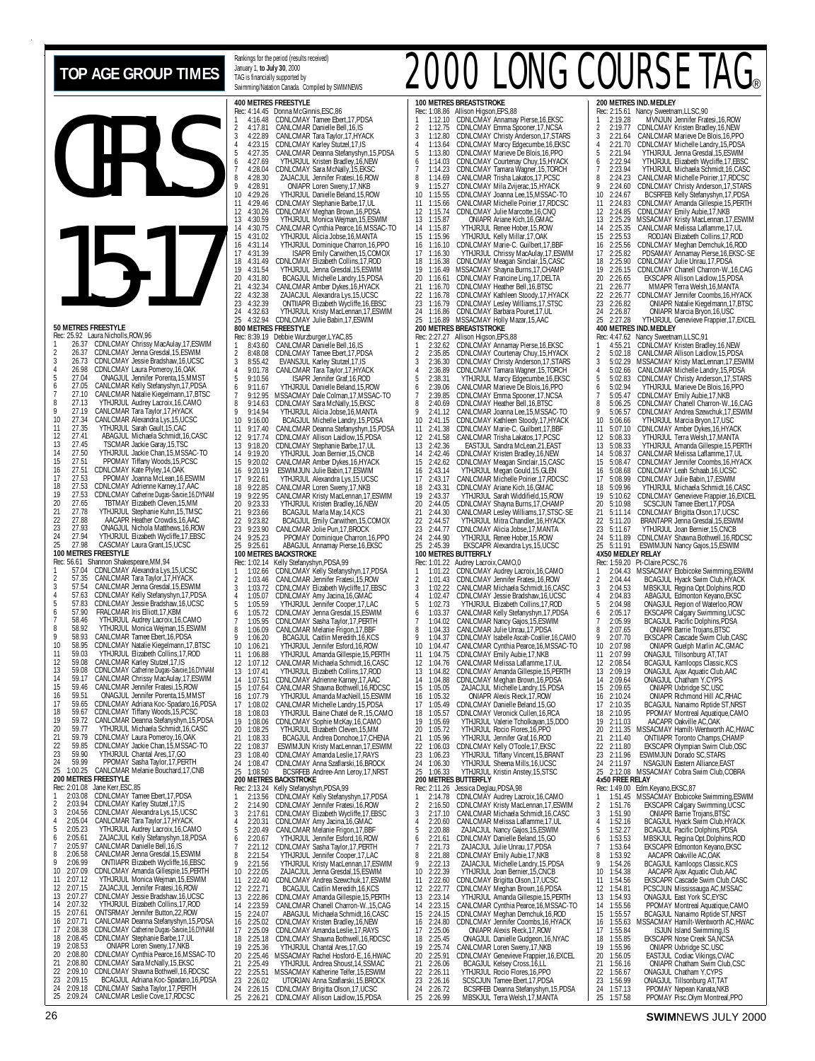# TOP AGE GROUP TIMES

Rankings for the period (results received) January 1, to July 30, 2000
TAG is financially supported by Swimming/Natation Canada. Compiled by SWIMNEWS

# 2000 LONG COURSE TAG®

# GIRLS 15-17

### 50 METRES FREESTYLE
Rec: 25.92 Laura Nicholls,ROW,96

1. 26.37 CDNLCMAY Chrissy MacAulay,17,ESWIM
2. 26.37 CDNLCMAY Jenna Gresdal,15,ESWIM
3. 26.73 CDNLCMAY Jessie Bradshaw,16,UCSC
4. 26.98 CDNLCMAY Laura Pomeroy,16,OAK
5. 27.04 ONAGJUL Jennifer Porenta,15,MMST
6. 27.05 CANLCMAR Kelly Stefanyshyn,17,PDSA
7. 27.10 CANLCMAR Natalie Kiegelmann,17,BTSC
8. 27.13 YTHJRJUL Audrey Lacroix,16,CAMO
9. 27.19 CANLCMAR Tara Taylor,17,HYACK
10. 27.34 CANLCMAR Alexandra Lys,15,UCSC
11. 27.35 YTHJRJUL Sarah Gault,15,CAC
12. 27.41 ABAGJUL Michaela Schmidt,16,CASC
13. 27.45 TSCMAR Jackie Garay,15,TSC
14. 27.50 YTHJRJUL Jackie Chan,15,MSSAC-TO
15. 27.51 PPOMAY Tiffany Woods,15,PCSC
16. 27.51 CDNLCMAY Kate Plyley,14,OAK
17. 27.53 PPOMAY Joanna McLean,16,ESWIM
18. 27.53 CDNLCMAY Adrienne Karney,17,AAC
19. 27.53 CDNLCMAY Catherine Dugas-Savoie,16,DYNAM
20. 27.65 TBTMAY Elizabeth Cleven,15,MM
21. 27.78 YTHJRJUL Stephanie Kuhn,15,TMSC
22. 27.88 AACAPR Heather Crowdis,16,AAC
23. 27.93 ONAGJUL Nichola Matthews,16,ROW
24. 27.94 YTHJRJUL Elizabeth Wycliffe,17,EBSC
25. 27.98 CASCMAY Laura Grant,15,UCSC

### 100 METRES FREESTYLE
Rec: 56.61 Shannon Shakespeare,MM,94

1. 57.04 CDNLCMAY Alexandra Lys,15,UCSC
2. 57.35 CANLCMAR Tara Taylor,17,HYACK
3. 57.54 CANLCMAR Jenna Gresdal,15,ESWIM
4. 57.63 CDNLCMAY Kelly Stefanyshyn,17,PDSA
5. 57.83 CDNLCMAY Jessie Bradshaw,16,UCSC
6. 57.90 FRALCMAR Iris Elliott,17,KBM
7. 58.46 YTHJRJUL Audrey Lacroix,16,CAMO
8. 58.92 YTHJRJUL Monica Wejman,15,ESWIM
9. 58.93 CANLCMAR Tamee Ebert,16,PDSA
10. 58.95 CDNLCMAY Natalie Kiegelmann,17,BTSC
11. 59.03 YTHJRJUL Elizabeth Collins,17,ROD
12. 59.08 CANLCMAR Karley Stutzel,17,IS
13. 59.08 CDNLCMAY Catherine Dugas-Savoie,16,DYNAM
14. 59.17 CANLCMAR Chrissy MacAulay,17,ESWIM
15. 59.46 CANLCMAR Jennifer Fratesi,15,ROW
16. 59.51 ONAGJUL Jennifer Porenta,15,MMST
17. 59.65 CDNLCMAY Adriana Koc-Spadaro,16,PDSA
18. 59.67 CDNLCMAY Tiffany Woods,15,PCSC
19. 59.72 CANLCMAR Deanna Stefanyshyn,15,PDSA
20. 59.77 YTHJRJUL Michaela Schmidt,16,CASC
21. 59.79 CDNLCMAY Laura Pomeroy,16,OAK
22. 59.85 CDNLCMAY Jackie Chan,15,MSSAC-TO
23. 59.90 YTHJRJUL Chantal Ares,17,GO
24. 59.99 PPOMAY Sasha Taylor,17,PERTH
25. 1:00.25 CANLCMAR Melanie Bouchard,17,CNB

### 200 METRES FREESTYLE
Rec: 2:01.08 Jane Kerr,ESC,85

1. 2:03.08 CDNLCMAY Tamee Ebert,17,PDSA
2. 2:03.94 CDNLCMAY Karley Stutzel,17,IS
3. 2:04.56 CDNLCMAY Alexandra Lys,15,UCSC
4. 2:05.04 CANLCMAR Tara Taylor,17,HYACK
5. 2:05.23 YTHJRJUL Audrey Lacroix,16,CAMO
6. 2:05.61 ZAJACJUL Kelly Stefanyshyn,18,PDSA
7. 2:05.97 CANLCMAR Danielle Bell,16,IS
8. 2:06.58 CANLCMAR Jenna Gresdal,15,ESWIM
9. 2:06.99 ONTIIAPR Elizabeth Wycliffe,16,EBSC
10. 2:07.09 CDNLCMAY Amanda Gillespie,15,PERTH
11. 2:07.12 YTHJRJUL Monica Wejman,15,ESWIM
12. 2:07.15 ZAJACJUL Jennifer Fratesi,16,ROW
13. 2:07.27 CDNLCMAY Jessie Bradshaw,16,UCSC
14. 2:07.32 YTHJRJUL Elizabeth Collins,17,ROD
15. 2:07.61 ONTSRMAY Jennifer Button,22,ROW
16. 2:07.71 CANLCMAR Deanna Stefanyshyn,15,PDSA
17. 2:08.38 CDNLCMAY Catherine Dugas-Savoie,16,DYNAM
18. 2:08.45 CDNLCMAY Stephanie Barbe,17,UL
19. 2:08.53 ONIAPR Loren Sweny,17,NKB
20. 2:08.80 CDNLCMAY Cynthia Pearce,16,MSSAC-TO
21. 2:08.80 CDNLCMAY Sara McNally,15,EKSC
22. 2:09.10 CDNLCMAY Shawna Bothwell,16,RDCSC
23. 2:09.15 BCAGJUL Adriana Koc-Spadaro,16,PDSA
24. 2:09.18 CDNLCMAY Sasha Taylor,17,PERTH
25. 2:09.24 CANLCMAR Leslie Cove,17,RDCSC

### 400 METRES FREESTYLE
Rec: 4:14.45 Donna McGinnis,ESC,86

1. 4:16.48 CDNLCMAY Tamee Ebert,17,PDSA
2. 4:17.81 CANLCMAR Danielle Bell,16,IS
3. 4:22.89 CANLCMAR Tara Taylor,17,HYACK
4. 4:23.15 CDNLCMAY Karley Stutzel,17,IS
5. 4:27.35 CANLCMAR Deanna Stefanyshyn,15,PDSA
6. 4:27.69 YTHJRJUL Kristen Bradley,16,NEW
7. 4:28.04 CDNLCMAY Sara McNally,15,EKSC
8. 4:28.30 ZAJACJUL Jennifer Fratesi,16,ROW
9. 4:28.91 ONIAPR Loren Sweny,17,NKB
10. 4:29.26 YTHJRJUL Danielle Beland,15,ROW
11. 4:29.46 CDNLCMAY Stephanie Barbe,17,UL
12. 4:30.26 CDNLCMAY Meghan Brown,16,PDSA
13. 4:30.59 YTHJRJUL Monica Wejman,15,ESWIM
14. 4:30.75 CANLCMAR Cynthia Pearce,16,MSSAC-TO
15. 4:31.02 YTHJRJUL Alicia Jobse,16,MANTA
16. 4:31.14 YTHJRJUL Dominique Charron,16,PPO
17. 4:31.39 ISAPR Emily Carwithen,15,COMOX
18. 4:31.49 CDNLCMAY Elizabeth Collins,17,ROD
19. 4:31.54 YTHJRJUL Jenna Gresdal,15,ESWIM
20. 4:31.80 BCAGJUL Michelle Landry,15,PDSA
21. 4:32.34 CANLCMAR Amber Dykes,16,HYACK
22. 4:32.38 ZAJACJUL Alexandra Lys,15,UCSC
23. 4:32.39 ONTIIAPR Elizabeth Wycliffe,16,EBSC
24. 4:32.63 YTHJRJUL Kristy MacLennan,17,ESWIM
25. 4:32.94 CDNLCMAY Julie Babin,17,ESWIM

### 800 METRES FREESTYLE
Rec: 8:39.19 Debbie Wurzburger,LYAC,85

1. 8:43.60 CANLCMAR Danielle Bell,16,IS
2. 8:48.08 CDNLCMAY Tamee Ebert,17,PDSA
3. 8:55.42 EVANSJUL Karley Stutzel,17,IS
4. 9:01.78 CANLCMAR Tara Taylor,17,HYACK
5. 9:10.56 ISAPR Jennifer Graf,16,ROD
6. 9:11.67 YTHJRJUL Danielle Beland,15,ROW
7. 9:12.95 MSSACMAY Dale Colman,17,MSSAC-TO
8. 9:14.63 CDNLCMAY Sara McNally,15,EKSC
9. 9:14.94 YTHJRJUL Alicia Jobse,16,MANTA
10. 9:16.00 BCAGJUL Michelle Landry,15,PDSA
11. 9:17.40 CANLCMAR Deanna Stefanyshyn,15,PDSA
12. 9:17.74 CDNLCMAY Allison Laidlow,15,PDSA
13. 9:18.20 CDNLCMAY Stephanie Barbe,17,UL
14. 9:19.20 YTHJRJUL Joan Bernier,15,CNCB
15. 9:20.02 CANLCMAR Amber Dykes,16,HYACK
16. 9:20.19 ESWIMJUN Julie Babin,17,ESWIM
17. 9:22.61 YTHJRJUL Alexandra Lys,15,UCSC
18. 9:22.85 CANLCMAR Loren Sweny,17,NKB
19. 9:22.95 CANLCMAR Kristy MacLennan,17,ESWIM
20. 9:23.33 YTHJRJUL Kristen Bradley,16,NEW
21. 9:23.66 BCAGJUL Marla May,14,KCS
22. 9:23.82 BCAGJUL Emily Carwithen,15,COMOX
23. 9:23.90 CANLCMAR Jolie Pun,17,BROCK
24. 9:25.23 PPOMAY Dominique Charron,16,PPO
25. 9:25.61 ABAGJUL Annamay Pierse,16,EKSC

### 100 METRES BACKSTROKE
Rec: 1:02.14 Kelly Stefanyshyn,PDSA,99

1. 1:02.66 CDNLCMAY Kelly Stefanyshyn,17,PDSA
2. 1:03.46 CANLCMAR Jennifer Fratesi,15,ROW
3. 1:03.72 CDNLCMAY Elizabeth Wycliffe,17,EBSC
4. 1:05.07 CDNLCMAY Amy Jacina,16,GMAC
5. 1:05.59 YTHJRJUL Jennifer Cooper,17,LAC
6. 1:05.72 CDNLCMAY Jenna Gresdal,15,ESWIM
7. 1:05.95 CDNLCMAY Sasha Taylor,17,PERTH
8. 1:06.09 CANLCMAR Melanie Frigon,17,BBF
9. 1:06.20 BCAGJUL Caitlin Meredith,16,KCS
10. 1:06.21 YTHJRJUL Jennifer Esford,16,ROW
11. 1:06.88 YTHJRJUL Amanda Gillespie,15,PERTH
12. 1:07.12 CANLCMAR Michaela Schmidt,16,CASC
13. 1:07.41 YTHJRJUL Elizabeth Collins,17,ROD
14. 1:07.51 CDNLCMAY Adrienne Karney,17,AAC
15. 1:07.64 CANLCMAR Shawna Bothwell,16,RDCSC
16. 1:07.79 YTHJRJUL Amanda MacNeill,15,ESWIM
17. 1:08.02 CANLCMAR Michelle Landry,15,PDSA
18. 1:08.03 YTHJRJUL Elaine Chatel de R.,15,CAMO
19. 1:08.06 CDNLCMAY Sophie McKay,16,CAMO
20. 1:08.25 YTHJRJUL Elizabeth Cleven,15,MM
21. 1:08.33 BCAGJUL Andrea Donohoe,17,CHENA
22. 1:08.37 ESWIMJUN Kristy MacLennan,17,ESWIM
23. 1:08.40 CDNLCMAY Amanda Leslie,17,RAYS
24. 1:08.47 CDNLCMAY Anna Szaflarski,16,BROCK
25. 1:08.50 BCSRFEB Andree-Ann Leroy,17,NRST

### 200 METRES BACKSTROKE
Rec: 2:13.24 Kelly Stefanyshyn,PDSA,99

1. 2:13.56 CDNLCMAY Kelly Stefanyshyn,17,PDSA
2. 2:14.90 CDNLCMAY Jennifer Fratesi,16,ROW
3. 2:17.61 CDNLCMAY Elizabeth Wycliffe,17,EBSC
4. 2:20.31 CDNLCMAY Amy Jacina,16,GMAC
5. 2:20.49 CANLCMAR Melanie Frigon,17,BBF
6. 2:20.67 YTHJRJUL Jennifer Esford,16,ROW
7. 2:21.12 CDNLCMAY Sasha Taylor,17,PERTH
8. 2:21.54 YTHJRJUL Jennifer Cooper,17,LAC
9. 2:21.56 YTHJRJUL Kristy MacLennan,17,ESWIM
10. 2:22.05 ZAJACJUL Jenna Gresdal,15,ESWIM
11. 2:22.40 CDNLCMAY Andrea Szewchuk,17,ESWIM
12. 2:22.71 BCAGJUL Caitlin Meredith,16,KCS
13. 2:22.86 CDNLCMAY Amanda Gillespie,15,PERTH
14. 2:23.59 CANLCMAR Chanell Charron-W.,15,CAG
15. 2:24.07 ABAGJUL Michaela Schmidt,16,CASC
16. 2:25.02 CDNLCMAY Kristen Bradley,16,NEW
17. 2:25.09 CDNLCMAY Amanda Leslie,17,RAYS
18. 2:25.18 CDNLCMAY Shawna Bothwell,16,RDCSC
19. 2:25.36 YTHJRJUL Chantal Ares,17,GO
20. 2:25.46 MSSACMAY Rachel Hosford-E.,16,HWAC
21. 2:25.49 YTHJRJUL Andrea Shoust,14,SSMAC
22. 2:25.51 MSSACMAY Katherine Telfer,15,ESWIM
23. 2:26.02 UTORJAN Anna Szaflarski,15,BROCK
24. 2:26.15 CDNLCMAY Brigitta Olson,17,UCSC
25. 2:26.21 CDNLCMAY Allison Laidlow,15,PDSA

### 100 METRES BREASTSTROKE
Rec: 1:08.86 Allison Higson,EPS,88

1. 1:12.10 CDNLCMAY Annamay Pierse,16,EKSC
2. 1:12.75 CDNLCMAY Emma Spooner,17,NCSA
3. 1:12.80 CDNLCMAY Christy Anderson,17,STARS
4. 1:13.64 CDNLCMAY Marcy Edgecumbe,16,EKSC
5. 1:13.80 CANLCMAR Marieve De Blois,16,PPO
6. 1:14.03 CDNLCMAY Courtenay Chuy,15,HYACK
7. 1:14.23 CDNLCMAY Tamara Wagner,15,TORCH
8. 1:14.69 CANLCMAR Trisha Lakatos,17,PCSC
9. 1:15.27 CDNLCMAY Mila Zvijerac,15,HYACK
10. 1:15.55 CDNLCMAY Joanna Lee,15,MSSAC-TO
11. 1:15.66 CANLCMAR Michelle Poirier,17,RDCSC
12. 1:15.74 CDNLCMAY Julie Marcotte,16,CNQ
13. 1:15.87 ONIAPR Ariane Kich,16,GMAC
14. 1:15.87 YTHJRJUL Renee Hober,15,ROW
15. 1:15.96 YTHJRJUL Kelly Millar,17,OAK
16. 1:16.10 CDNLCMAY Marie-C. Guilbert,17,BBF
17. 1:16.30 YTHJRJUL Chrissy MacAulay,17,ESWIM
18. 1:16.38 CDNLCMAY Meagan Sinclair,15,CASC
19. 1:16.49 MSSACMAY Shayna Burns,17,CHAMP
20. 1:16.61 CDNLCMAY Francine Ling,17,DELTA
21. 1:16.70 CDNLCMAY Heather Bell,16,BTSC
22. 1:16.78 CDNLCMAY Kathleen Stoody,17,HYACK
23. 1:16.79 CDNLCMAY Lesley Williams,17,STSC
24. 1:16.86 CDNLCMAY Barbara Pouret,17,UL
25. 1:16.89 MSSACMAY Holly Mazar,15,AAC

### 200 METRES BREASTSTROKE
Rec: 2:27.27 Allison Higson,EPS,88

1. 2:32.62 CDNLCMAY Annamay Pierse,16,EKSC
2. 2:35.85 CDNLCMAY Courtenay Chuy,15,HYACK
3. 2:36.30 CDNLCMAY Christy Anderson,17,STARS
4. 2:36.89 CDNLCMAY Tamara Wagner,15,TORCH
5. 2:38.31 YTHJRJUL Marcy Edgecumbe,16,EKSC
6. 2:39.06 CANLCMAR Marieve De Blois,16,PPO
7. 2:39.85 CDNLCMAY Emma Spooner,17,NCSA
8. 2:40.69 CDNLCMAY Heather Bell,16,BTSC
9. 2:41.12 CANLCMAR Joanna Lee,15,MSSAC-TO
10. 2:41.15 CDNLCMAY Kathleen Stoody,17,HYACK
11. 2:41.38 CDNLCMAY Marie-C. Guilbert,17,BBF
12. 2:41.58 CANLCMAR Trisha Lakatos,17,PCSC
13. 2:42.36 EASTJUL Sandra McLean,21,EAST
14. 2:42.46 CDNLCMAY Kristen Bradley,16,NEW
15. 2:42.62 CDNLCMAY Meagan Sinclair,15,CASC
16. 2:43.14 YTHJRJUL Megan Gould,15,GLEN
17. 2:43.17 CANLCMAR Michelle Poirier,17,RDCSC
18. 2:43.31 CDNLCMAY Ariane Kich,16,GMAC
19. 2:43.37 YTHJRJUL Sarah Widdifield,15,ROW
20. 2:44.05 CDNLCMAY Shayna Burns,17,CHAMP
21. 2:44.30 CANLCMAR Lesley Williams,17,STSC-SE
22. 2:44.57 YTHJRJUL Mitra Chandler,16,HYACK
23. 2:44.77 CDNLCMAY Alicia Jobse,17,MANTA
24. 2:44.90 YTHJRJUL Renee Hober,15,ROW
25. 2:45.39 EKSCAPR Alexandra Lys,15,UCSC

### 100 METRES BUTTERFLY
Rec: 1:01.22 Audrey Lacroix,CAMO,0

1. 1:01.22 CDNLCMAY Audrey Lacroix,16,CAMO
2. 1:01.43 CDNLCMAY Jennifer Fratesi,16,ROW
3. 1:02.22 CANLCMAR Michaela Schmidt,16,CASC
4. 1:02.47 CDNLCMAY Jessie Bradshaw,16,UCSC
5. 1:02.73 YTHJRJUL Elizabeth Collins,17,ROD
6. 1:03.37 CANLCMAR Kelly Stefanyshyn,17,PDSA
7. 1:04.02 CANLCMAR Nancy Gajos,15,ESWIM
8. 1:04.33 CANLCMAR Julie Unrau,17,PDSA
9. 1:04.37 CDNLCMAY Isabelle Ascah-Coallier,16,CAMO
10. 1:04.47 CANLCMAR Cynthia Pearce,16,MSSAC-TO
11. 1:04.75 CDNLCMAY Emily Aubie,17,NKB
12. 1:04.76 CANLCMAR Melissa Laflamme,17,UL
13. 1:04.82 CDNLCMAY Amanda Gillespie,15,PERTH
14. 1:04.88 CDNLCMAY Meghan Brown,16,PDSA
15. 1:05.05 ZAJACJUL Michelle Landry,15,PDSA
16. 1:05.32 ONIAPR Alexis Rieck,17,ROW
17. 1:05.49 CDNLCMAY Danielle Beland,15,GO
18. 1:05.57 CDNLCMAY Veronick Cullen,16,RCA
19. 1:05.69 YTHJRJUL Valerie Tcholkayan,15,DDO
20. 1:05.72 YTHJRJUL Rocio Flores,16,PPO
21. 1:05.96 YTHJRJUL Jennifer Graf,16,ROD
22. 1:06.03 CDNLCMAY Kelly O'Toole,17,EKSC
23. 1:06.23 YTHJRJUL Tiffany Vincent,15,BRANT
24. 1:06.31 YTHJRJUL Sheena Mills,16,UCSC
25. 1:06.33 YTHJRJUL Kristin Anstey,15,STSC

### 200 METRES BUTTERFLY
Rec: 2:11.26 Jessica Deglau,PDSA,98

1. 2:14.78 CDNLCMAY Audrey Lacroix,16,CAMO
2. 2:16.50 CDNLCMAY Kristy MacLennan,17,ESWIM
3. 2:17.10 CANLCMAR Michaela Schmidt,16,CASC
4. 2:20.60 CANLCMAR Melissa Laflamme,17,UL
5. 2:20.88 ZAJACJUL Nancy Gajos,15,ESWIM
6. 2:21.61 CDNLCMAY Danielle Beland,15,GO
7. 2:21.73 ZAJACJUL Julie Unrau,17,PDSA
8. 2:21.88 CDNLCMAY Emily Aubie,17,NKB
9. 2:22.13 ZAJACJUL Michelle Landry,15,PDSA
10. 2:22.39 YTHJRJUL Joan Bernier,15,CNCB
11. 2:22.60 CDNLCMAY Brigitta Olson,17,UCSC
12. 2:22.77 CDNLCMAY Meghan Brown,16,PDSA
13. 2:23.14 YTHJRJUL Amanda Gillespie,15,PERTH
14. 2:23.15 CANLCMAR Cynthia Pearce,16,MSSAC-TO
15. 2:24.15 CDNLCMAY Meghan Demchuk,16,ROD
16. 2:24.80 CDNLCMAY Jennifer Coombs,16,HYACK
17. 2:25.06 ONIAPR Alexis Rieck,17,ROW
18. 2:25.45 ONAGJUL Danielle Gudgeon,16,NYAC
19. 2:25.74 CANLCMAR Loren Sweny,17,NKB
20. 2:25.91 CDNLCMAY Genevieve Frappier,16,EXCEL
21. 2:26.06 BCAGJUL Kelsey Cross,16,LL
22. 2:26.11 YTHJRJUL Rocio Flores,16,PPO
23. 2:26.16 SCSCJUN Tamee Ebert,17,PDSA
24. 2:26.72 BCSRFEB Deanna Stefanyshyn,15,PDSA
25. 2:26.99 MBSKJUL Terra Welsh,17,MANTA

### 200 METRES IND.MEDLEY
Rec: 2:15.61 Nancy Sweetnam,LLSC,90

1. 2:19.28 MVNJUN Jennifer Fratesi,16,ROW
2. 2:19.77 CDNLCMAY Kristen Bradley,16,NEW
3. 2:21.64 CANLCMAR Marieve De Blois,16,PPO
4. 2:21.70 CDNLCMAY Michelle Landry,15,PDSA
5. 2:21.94 YTHJRJUL Jenna Gresdal,15,ESWIM
6. 2:22.94 YTHJRJUL Elizabeth Wycliffe,17,EBSC
7. 2:23.94 YTHJRJUL Michaela Schmidt,16,CASC
8. 2:24.23 CANLCMAR Michelle Poirier,17,RDCSC
9. 2:24.60 CDNLCMAY Christy Anderson,17,STARS
10. 2:24.67 BCSRFEB Kelly Stefanyshyn,17,PDSA
11. 2:24.83 CDNLCMAY Amanda Gillespie,15,PERTH
12. 2:24.85 CDNLCMAY Emily Aubie,17,NKB
13. 2:25.29 MSSACMAY Kristy MacLennan,17,ESWIM
14. 2:25.35 CANLCMAR Melissa Laflamme,17,UL
15. 2:25.53 RODJAN Elizabeth Collins,17,ROD
16. 2:25.56 CDNLCMAY Meghan Demchuk,16,ROD
17. 2:25.82 PDSAMAY Annamay Pierse,16,EKSC-SE
18. 2:25.90 CDNLCMAY Julie Unrau,17,PDSA
19. 2:26.15 CDNLCMAY Chanell Charron-W.,16,CAG
20. 2:26.65 EKSCAPR Allison Laidlow,15,PDSA
21. 2:26.77 MMAPR Terra Welsh,16,MANTA
22. 2:26.77 CDNLCMAY Jennifer Coombs,16,HYACK
23. 2:26.82 ONIAPR Natalie Kiegelmann,17,BTSC
24. 2:26.87 ONIAPR Marcia Bryon,16,USC
25. 2:27.28 YTHJRJUL Genevieve Frappier,17,EXCEL

### 400 METRES IND.MEDLEY
Rec: 4:47.62 Nancy Sweetnam,LLSC,91

1. 4:55.21 CDNLCMAY Kristen Bradley,16,NEW
2. 5:02.18 CANLCMAR Allison Laidlow,15,PDSA
3. 5:02.29 MSSACMAY Kristy MacLennan,17,ESWIM
4. 5:02.66 CANLCMAR Michelle Landry,15,PDSA
5. 5:02.83 CDNLCMAY Christy Anderson,17,STARS
6. 5:02.94 YTHJRJUL Marieve De Blois,16,PPO
7. 5:05.47 CDNLCMAY Emily Aubie,17,NKB
8. 5:06.25 CDNLCMAY Chanell Charron-W.,16,CAG
9. 5:06.57 CDNLCMAY Andrea Szewchuk,17,ESWIM
10. 5:06.66 YTHJRJUL Marcia Bryon,17,USC
11. 5:07.10 CDNLCMAY Amber Dykes,16,HYACK
12. 5:08.33 YTHJRJUL Terra Welsh,17,MANTA
13. 5:08.33 YTHJRJUL Amanda Gillespie,15,PERTH
14. 5:08.37 CANLCMAR Melissa Laflamme,17,UL
15. 5:08.47 CDNLCMAY Jennifer Coombs,16,HYACK
16. 5:08.68 CDNLCMAY Leah Schaab,16,UCSC
17. 5:08.99 CDNLCMAY Julie Babin,17,ESWIM
18. 5:09.96 YTHJRJUL Michaela Schmidt,16,CASC
19. 5:10.62 CDNLCMAY Genevieve Frappier,16,EXCEL
20. 5:10.98 SCSCJUN Tamee Ebert,17,PDSA
21. 5:11.14 CDNLCMAY Brigitta Olson,17,UCSC
22. 5:11.20 BRANTAPR Jenna Gresdal,15,ESWIM
23. 5:11.67 YTHJRJUL Joan Bernier,15,CNCB
24. 5:11.89 CDNLCMAY Shawna Bothwell,16,RDCSC
25. 5:11.91 ESWIMJUN Nancy Gajos,15,ESWIM

### 4X50 MEDLEY RELAY
Rec: 1:59.20 Pt-Claire,PCSC,76

1. 2:04.43 MSSACMAY Etobicoke Swimming,ESWIM
2. 2:04.44 BCAGJUL Hyack Swim Club,HYACK
3. 2:04.53 MBSKJUL Regina Opt.Dolphins,ROD
4. 2:04.83 ABAGJUL Edmonton Keyano,EKSC
5. 2:04.98 ONAGJUL Region of Waterloo,ROW
6. 2:05.17 EKSCAPR Calgary Swimming,UCSC
7. 2:05.99 BCAGJUL Pacific Dolphins,PDSA
8. 2:07.65 ONIAPR Barrie Trojans,BTSC
9. 2:07.70 EKSCAPR Cascade Swim Club,CASC
10. 2:07.98 ONIAPR Guelph Marlin AC,GMAC
11. 2:07.99 ONAGJUL Tillsonburg AT,TAT
12. 2:08.54 BCAGJUL Kamloops Classic,KCS
13. 2:09.19 ONAGJUL Ajax Aquatic Club,AAC
14. 2:09.64 ONAGJUL Chatham Y,CYPS
15. 2:09.65 ONIAPR Uxbridge SC,USC
16. 2:10.24 ONIAPR Richmond Hill AC,RHAC
17. 2:10.35 BCAGJUL Nanaimo Riptide ST,NRST
18. 2:10.95 PPOMAY Montreal Aquatique,CAMO
19. 2:11.03 AACAPR Oakville AC,OAK
20. 2:11.35 MSSACMAY Hamilt-Wentworth AC,HWAC
21. 2:11.40 ONTIIAPR Toronto Champs,CHAMP
22. 2:11.80 EKSCAPR Olympian Swim Club,OSC
23. 2:11.96 ESWIMJUN Dorado SC,STARS
24. 2:11.97 NSAGJUN Eastern Alliance,EAST
25. 2:12.08 MSSACMAY Cobra Swim Club,COBRA

### 4x50 FREE RELAY
Rec: 1:49.00 Edm.Keyano,EKSC,87

1. 1:51.45 MSSACMAY Etobicoke Swimming,ESWIM
2. 1:51.76 EKSCAPR Calgary Swimming,UCSC
3. 1:51.90 ONIAPR Barrie Trojans,BTSC
4. 1:52.16 BCAGJUL Hyack Swim Club,HYACK
5. 1:52.27 BCAGJUL Pacific Dolphins,PDSA
6. 1:53.53 MBSKJUL Regina Opt.Dolphins,ROD
7. 1:53.64 EKSCAPR Edmonton Keyano,EKSC
8. 1:53.92 AACAPR Oakville AC,OAK
9. 1:54.26 BCAGJUL Kamloops Classic,KCS
10. 1:54.38 AACAPR Ajax Aquatic Club,AAC
11. 1:54.56 EKSCAPR Cascade Swim Club,CASC
12. 1:54.81 PCSCJUN Mississauga AC,MSSAC
13. 1:54.93 ONAGJUL East York SC,EYSC
14. 1:55.56 PPOMAY Montreal Aquatique,CAMO
15. 1:55.57 BCAGJUL Nanaimo Riptide ST,NRST
16. 1:55.63 MSSACMAY Hamilt-Wentworth AC,HWAC
17. 1:55.84 ISJUN Island Swimming,IS
18. 1:55.85 EKSCAPR Nose Creek SA,NCSA
19. 1:55.96 ONIAPR Uxbridge SC,USC
20. 1:56.05 EASTJUL Codiac Vikings,CVAC
21. 1:56.16 ONIAPR Chatham Swim Club,CSC
22. 1:56.67 ONAGJUL Chatham Y,CYPS
23. 1:56.99 ONAGJUL Tillsonburg AT,TAT
24. 1:57.13 PPOMAY Nepean Kanata,NKB
25. 1:57.58 PPOMAY Pisc.Olym Montreal,PPO

SWIMNEWS JULY 2000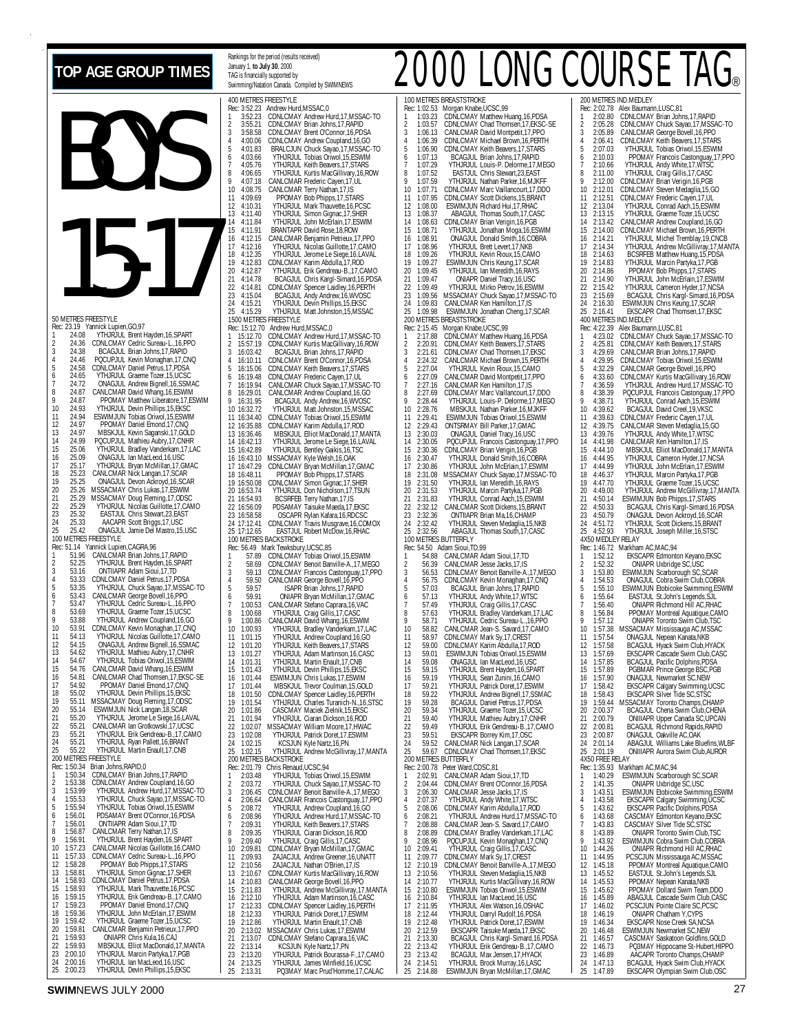# TOP AGE GROUP TIMES

Rankings for the period (results received) January 1, **to July 30**, 2000
TAG is financially supported by Swimming/Natation Canada. Compiled by SWIMNEWS

# 2000 LONG COURSE TAG®

## BOYS 15-17

### 50 METRES FREESTYLE
Rec: 23.19 Yannick Lupien,GO,97

1 24.08 YTHJRJUL Brent Hayden,16,SPART
2 24.36 CDNLCMAY Cedric Sureau-L.,16,PPO
3 24.38 BCAGJUL Brian Johns,17,RAPID
4 24.46 PQCUPJUL Kevin Monaghan,17,CNQ
5 24.58 CDNLCMAY Daniel Petrus,17,PDSA
6 24.65 YTHJRJUL Graeme Tozer,15,UCSC
7 24.72 ONAGJUL Andrew Bignell,16,SSMAC
8 24.87 CANLCMAR David Whang,16,ESWIM
9 24.87 PPOMAY Matthew Liberatore,17,ESWIM
10 24.93 YTHJRJUL Devin Phillips,15,EKSC
11 24.94 ESWIMJUN Tobias Oriwol,15,ESWIM
12 24.97 PPOMAY Daniel Emond,17,CNQ
13 24.97 MBKSJUL Kevin Saganski,17,GOLD
14 24.99 PQCUPJUL Mathieu Aubry,17,CNHR
15 25.06 YTHJRJUL Bradley Vanderkam,17,LAC
16 25.09 ONAGJUL Ian MacLeod,16,USC
17 25.17 YTHJRJUL Bryan McMillan,17,GMAC
18 25.23 CANLCMAR Nick Langan,17,SCAR
19 25.25 ONAGJUL Devon Ackroyd,16,SCAR
20 25.26 MSSACMAY Chris Lukas,17,ESWIM
21 25.29 MSSACMAY Doug Fleming,17,ODSC
22 25.29 YTHJRJUL Nicolas Guillotte,17,CAMO
23 25.32 EASTJUL Chris Stewart,23,EAST
24 25.33 AACAPR Scott Briggs,17,USC
25 25.42 ONAGJUL Jamie Del Mastro,15,USC

### 100 METRES FREESTYLE
Rec: 51.14 Yannick Lupien,CAGRA,96

1 51.96 CANLCMAR Brian Johns,17,RAPID
2 52.25 YTHJRJUL Brent Hayden,16,SPART
3 53.16 ONTIIAPR Adam Sioui,17,TD
4 53.33 CDNLCMAY Daniel Petrus,17,PDSA
5 53.35 YTHJRJUL Chuck Sayao,17,MSSAC-TO
6 53.43 CANLCMAR George Bovell,16,PPO
7 53.47 YTHJRJUL Cedric Sureau-L.,16,PPO
8 53.69 YTHJRJUL Graeme Tozer,15,UCSC
9 53.88 YTHJRJUL Andrew Coupland,16,GO
10 53.91 CDNLCMAY Kevin Monaghan,17,CNQ
11 54.13 YTHJRJUL Nicolas Guillotte,17,CAMO
12 54.15 ONAGJUL Andrew Bignell,16,SSMAC
13 54.62 YTHJRJUL Mathieu Aubry,17,CNHR
14 54.67 YTHJRJUL Tobias Oriwol,15,ESWIM
15 54.76 CANLCMAR David Whang,16,ESWIM
16 54.81 CANLCMAR Chad Thomsen,17,EKSC-SE
17 54.92 PPOMAY Daniel Emond,17,CNQ
18 55.02 YTHJRJUL Devin Phillips,15,EKSC
19 55.11 MSSACMAY Doug Fleming,17,ODSC
20 55.14 ESWIMJUN Nick Langan,18,SCAR
21 55.20 YTHJRJUL Jerome Le Siege,16,LAVAL
22 55.21 CANLCMAR Ian Grotkowski,17,UCSC
23 55.21 YTHJRJUL Erik Gendreau-B.,17,CAMO
24 55.21 YTHJRJUL Ryan Pallett,16,BRANT
25 55.22 YTHJRJUL Martin Enault,17,CNB

### 200 METRES FREESTYLE
Rec: 1:50.34 Brian Johns,RAPID,0

1 1:50.34 CDNLCMAY Brian Johns,17,RAPID
2 1:53.38 CDNLCMAY Andrew Coupland,16,GO
3 1:53.99 YTHJRJUL Andrew Hurd,17,MSSAC-TO
4 1:55.53 YTHJRJUL Chuck Sayao,17,MSSAC-TO
5 1:55.94 YTHJRJUL Tobias Oriwol,15,ESWIM
6 1:56.01 PDSAMAY Brent O'Connor,16,PDSA
7 1:56.01 ONTIIAPR Adam Sioui,17,TD
8 1:56.87 CANLCMAR Terry Nathan,17,IS
9 1:56.91 YTHJRJUL Brent Hayden,16,SPART
10 1:57.23 CANLCMAR Nicolas Guillotte,16,CAMO
11 1:57.33 CDNLCMAY Cedric Sureau-L.,16,PPO
12 1:58.28 PPOMAY Bob Phipps,17,STARS
13 1:58.81 YTHJRJUL Simon Gignac,17,SHER
14 1:58.93 CDNLCMAY Daniel Petrus,17,PDSA
15 1:58.93 YTHJRJUL Mark Thauvette,16,PCSC
16 1:59.15 YTHJRJUL Erik Gendreau-B.,17,CAMO
17 1:59.23 PPOMAY Daniel Emond,17,CNQ
18 1:59.36 YTHJRJUL John McErlain,17,ESWIM
19 1:59.42 YTHJRJUL Graeme Tozer,15,UCSC
20 1:59.81 CANLCMAR Benjamin Petrieux,17,PPO
21 1:59.93 ONIAPR Chris Kula,16,CAJ
22 1:59.93 MBKSJUL Elliot MacDonald,17,MANTA
23 2:00.10 YTHJRJUL Marcin Partyka,17,PGB
24 2:00.16 YTHJRJUL Ian MacLeod,16,USC
25 2:00.23 YTHJRJUL Devin Phillips,15,EKSC

### 400 METRES FREESTYLE
Rec: 3:52.23 Andrew Hurd,MSSAC,0

1 3:52.23 CDNLCMAY Andrew Hurd,17,MSSAC-TO
2 3:55.21 CDNLCMAY Brian Johns,17,RAPID
3 3:58.58 CDNLCMAY Brent O'Connor,16,PDSA
4 4:00.06 CDNLCMAY Andrew Coupland,16,GO
5 4:01.83 BRALCJUN Chuck Sayao,17,MSSAC-TO
6 4:03.66 YTHJRJUL Tobias Oriwol,15,ESWIM
7 4:05.76 YTHJRJUL Keith Beavers,17,STARS
8 4:06.65 YTHJRJUL Kurtis MacGillivary,16,ROW
9 4:07.18 CANLCMAR Frederic Cayen,17,UL
10 4:08.75 CANLCMAR Terry Nathan,17,IS
11 4:09.69 PPOMAY Bob Phipps,17,STARS
12 4:10.31 YTHJRJUL Mark Thauvette,16,PCSC
13 4:11.40 YTHJRJUL Simon Gignac,17,SHER
14 4:11.84 YTHJRJUL John McErlain,17,ESWIM
15 4:11.91 BRANTAPR David Rose,18,ROW
16 4:12.15 CANLCMAR Benjamin Petrieux,17,PPO
17 4:12.16 YTHJRJUL Nicolas Guillotte,17,CAMO
18 4:12.35 YTHJRJUL Jerome Le Siege,16,LAVAL
19 4:12.83 CDNLCMAY Karim Abdulla,17,ROD
20 4:12.87 YTHJRJUL Erik Gendreau-B.,17,CAMO
21 4:14.78 BCAGJUL Chris Kargl-Simard,16,PDSA
22 4:14.81 CDNLCMAY Spencer Laidley,16,PERTH
23 4:15.04 BCAGJUL Andy Andrew,16,WVOSC
24 4:15.21 YTHJRJUL Devin Phillips,15,EKSC
25 4:15.29 YTHJRJUL Matt Johnston,15,MSSAC

### 1500 METRES FREESTYLE
Rec: 15:12.70 Andrew Hurd,MSSAC,0

1 15:12.70 CDNLCMAY Andrew Hurd,17,MSSAC-TO
2 15:57.19 CDNLCMAY Kurtis MacGillivary,16,ROW
3 16:03.42 BCAGJUL Brian Johns,17,RAPID
4 16:10.11 CDNLCMAY Brent O'Connor,16,PDSA
5 16:15.06 CDNLCMAY Keith Beavers,17,STARS
6 16:19.48 CDNLCMAY Frederic Cayen,17,UL
7 16:19.94 CANLCMAR Chuck Sayao,17,MSSAC-TO
8 16:29.01 CANLCMAR Andrew Coupland,16,GO
9 16:31.95 BCAGJUL Andy Andrew,16,WVOSC
10 16:32.72 YTHJRJUL Matt Johnston,15,MSSAC
11 16:34.40 CDNLCMAY Tobias Oriwol,15,ESWIM
12 16:35.88 CDNLCMAY Karim Abdulla,17,ROD
13 16:36.46 MBKSJUL Elliot MacDonald,17,MANTA
14 16:42.13 YTHJRJUL Jerome Le Siege,16,LAVAL
15 16:42.89 YTHJRJUL Bentley Gaikis,16,TSC
16 16:43.10 MSSACMAY Kyle Welsh,16,OAK
17 16:47.29 CDNLCMAY Bryan McMillan,17,GMAC
18 16:48.11 PPOMAY Bob Phipps,17,STARS
19 16:50.08 CDNLCMAY Simon Gignac,17,SHER
20 16:53.74 YTHJRJUL Don Nicholson,17,TSUN
21 16:54.93 BCSRFEB Terry Nathan,17,IS
22 16:56.09 PDSAMAY Taisuke Maeda,17,EKSC
23 16:58.58 OSCAPR Rylan Kafara,16,RDCSC
24 17:12.41 CDNLCMAY Travis Musgrave,16,COMOX
25 17:12.65 EASTJUL Robert McDow,16,RHAC

### 100 METRES BACKSTROKE
Rec: 56.49 Mark Tewksbury,UCSC,85

1 57.89 CDNLCMAY Tobias Oriwol,15,ESWIM
2 58.69 CDNLCMAY Benoit Banville-A.,17,MEGO
3 59.13 CDNLCMAY Francois Castonguay,17,PPO
4 59.50 CANLCMAR George Bovell,16,PPO
5 59.57 ISAPR Brian Johns,17,RAPID
6 59.91 ONIAPR Bryan McMillan,17,GMAC
7 1:00.53 CANLCMAR Stefano Caprara,16,VAC
8 1:00.68 YTHJRJUL Craig Gillis,17,CASC
9 1:00.86 CANLCMAR David Whang,16,ESWIM
10 1:00.93 YTHJRJUL Bradley Vanderkam,17,LAC
11 1:01.15 YTHJRJUL Andrew Coupland,16,GO
12 1:01.20 YTHJRJUL Keith Beavers,17,STARS
13 1:01.27 YTHJRJUL Adam Martinson,16,CASC
14 1:01.31 YTHJRJUL Martin Enault,17,CNB
15 1:01.43 YTHJRJUL Devin Phillips,15,EKSC
16 1:01.44 ESWIMJUN Chris Lukas,17,ESWIM
17 1:01.44 MBKSJUL Trevor Coulman,15,GOLD
18 1:01.50 CDNLCMAY Spencer Laidley,16,PERTH
19 1:01.54 YTHJRJUL Charles Turanich-N.,16,STSC
20 1:01.86 CASCMAY Maciek Zielnik,15,EKSC
21 1:01.94 YTHJRJUL Ciaran Dickson,16,ROD
22 1:02.07 MSSACMAY William Moore,17,HWAC
23 1:02.08 YTHJRJUL Patrick Doret,17,ESWIM
24 1:02.15 KCSJUN Kyle Nartz,16,PN
25 1:02.15 YTHJRJUL Andrew McGillivray,17,MANTA

### 200 METRES BACKSTROKE
Rec: 2:01.79 Chris Renaud,UCSC,94

1 2:03.48 YTHJRJUL Tobias Oriwol,15,ESWIM
2 2:03.72 YTHJRJUL Chuck Sayao,17,MSSAC-TO
3 2:06.45 CDNLCMAY Benoit Banville-A.,17,MEGO
4 2:06.64 CANLCMAR Francois Castonguay,17,PPO
5 2:08.72 YTHJRJUL Andrew Coupland,16,GO
6 2:08.96 YTHJRJUL Andrew Hurd,17,MSSAC-TO
7 2:09.31 YTHJRJUL Keith Beavers,17,STARS
8 2:09.35 YTHJRJUL Ciaran Dickson,16,ROD
9 2:09.40 YTHJRJUL Craig Gillis,17,CASC
10 2:09.81 CDNLCMAY Bryan McMillan,17,GMAC
11 2:09.93 ZAJACJUL Andrew Greener,16,UNATT
12 2:10.56 ZAJACJUL Nathan O'Brien,17,IS
13 2:10.67 CDNLCMAY Kurtis MacGillivary,16,ROW
14 2:10.83 CANLCMAR George Bovell,16,PPO
15 2:11.83 YTHJRJUL Andrew McGillivray,17,MANTA
16 2:12.10 YTHJRJUL Adam Martinson,16,CASC
17 2:12.33 CDNLCMAY Spencer Laidley,16,PERTH
18 2:12.33 YTHJRJUL Patrick Doret,17,ESWIM
19 2:12.86 YTHJRJUL Martin Enault,17,CNB
20 2:13.02 MSSACMAY Chris Lukas,17,ESWIM
21 2:13.07 CDNLCMAY Stefano Caprara,16,VAC
22 2:13.14 KCSJUN Kyle Nartz,17,PN
23 2:13.20 YTHJRJUL Patrick Bourassa-F.,17,CAMO
24 2:13.25 YTHJRJUL James Winfield,16,UCSC
25 2:13.31 PQ3MAY Marc Prud'Homme,17,CALAC

### 100 METRES BREASTSTROKE
Rec: 1:02.53 Morgan Knabe,UCSC,99

1 1:03.23 CDNLCMAY Matthew Huang,16,PDSA
2 1:03.57 CDNLCMAY Chad Thomsen,17,EKSC-SE
3 1:06.13 CANLCMAR David Montpetit,17,PPO
4 1:06.39 CDNLCMAY Michael Brown,16,PERTH
5 1:06.90 CDNLCMAY Keith Beavers,17,STARS
6 1:07.13 BCAGJUL Brian Johns,17,RAPID
7 1:07.29 YTHJRJUL Louis-P. Delorme,17,MEGO
8 1:07.52 EASTJUL Chris Stewart,23,EAST
9 1:07.59 YTHJRJUL Nathan Parker,16,MJKFF
10 1:07.71 CDNLCMAY Marc Vaillancourt,17,DDO
11 1:07.95 CDNLCMAY Scott Dickens,15,BRANT
12 1:08.00 ESWIMJUN Richard Hui,17,RHAC
13 1:08.37 ABAGJUL Thomas South,17,CASC
14 1:08.63 CDNLCMAY Brian Verigin,16,PGB
15 1:08.71 YTHJRJUL Jonathan Moga,16,ESWIM
16 1:08.91 ONAGJUL Donald Smith,16,COBRA
17 1:08.96 YTHJRJUL Brett Levert,17,NKB
18 1:09.26 YTHJRJUL Kevin Rioux,15,CAMO
19 1:09.27 ESWIMJUN Chris Keung,17,SCAR
20 1:09.45 YTHJRJUL Ian Meredith,16,RAYS
21 1:09.47 ONIAPR Daniel Tracy,16,USC
22 1:09.49 YTHJRJUL Mirko Petrov,16,ESWIM
23 1:09.56 MSSACMAY Chuck Sayao,17,MSSAC-TO
24 1:09.83 CANLCMAR Ken Hamilton,17,IS
25 1:09.98 ESWIMJUN Jonathan Cheng,17,SCAR

### 200 METRES BREASTSTROKE
Rec: 2:15.45 Morgan Knabe,UCSC,99

1 2:17.88 CDNLCMAY Matthew Huang,16,PDSA
2 2:20.91 CDNLCMAY Keith Beavers,17,STARS
3 2:21.61 CDNLCMAY Chad Thomsen,17,EKSC
4 2:24.32 CANLCMAR Michael Brown,15,PERTH
5 2:27.04 YTHJRJUL Kevin Rioux,15,CAMO
6 2:27.09 CANLCMAR David Montpetit,17,PPO
7 2:27.16 CANLCMAR Ken Hamilton,17,IS
8 2:27.69 CDNLCMAY Marc Vaillancourt,17,DDO
9 2:28.44 YTHJRJUL Louis-P. Delorme,17,MEGO
10 2:28.76 MBKSJUL Nathan Parker,16,MJKFF
11 2:29.41 ESWIMJUN Tobias Oriwol,15,ESWIM
12 2:29.43 ONTSRMAY Bill Parker,17,GMAC
13 2:30.03 ONAGJUL Daniel Tracy,16,USC
14 2:30.05 PQCUPJUL Francois Castonguay,17,PPO
15 2:30.36 CDNLCMAY Brian Verigin,16,PGB
16 2:30.47 YTHJRJUL Donald Smith,16,COBRA
17 2:30.86 YTHJRJUL John McErlain,17,ESWIM
18 2:31.08 MSSACMAY Chuck Sayao,17,MSSAC-TO
19 2:31.50 YTHJRJUL Ian Meredith,16,RAYS
20 2:31.53 YTHJRJUL Marcin Partyka,17,PGB
21 2:31.83 YTHJRJUL Conrad Aach,15,ESWIM
22 2:32.12 CANLCMAR Scott Dickens,15,BRANT
23 2:32.36 ONTIIAPR Brian Ma,16,CHAMP
24 2:32.42 YTHJRJUL Steven Medaglia,15,NKB
25 2:32.56 ABAGJUL Thomas South,17,CASC

### 100 METRES BUTTERFLY
Rec: 54.50 Adam Sioui,TD,99

1 54.88 CANLCMAR Adam Sioui,17,TD
2 56.39 CANLCMAR Jesse Jacks,17,IS
3 56.53 CDNLCMAY Benoit Banville-A.,17,MEGO
4 56.75 CDNLCMAY Kevin Monaghan,17,CNQ
5 57.03 BCAGJUL Brian Johns,17,RAPID
6 57.13 YTHJRJUL Andy White,17,WTSC
7 57.49 YTHJRJUL Craig Gillis,17,CASC
8 57.63 YTHJRJUL Bradley Vanderkam,17,LAC
9 58.71 YTHJRJUL Cedric Sureau-L.,16,PPO
10 58.82 CANLCMAR Jean-S. Savard,17,CAMO
11 58.97 CDNLCMAY Mark Sy,17,CREST
12 59.00 CDNLCMAY Karim Abdulla,17,ROD
13 59.01 ESWIMJUN Tobias Oriwol,15,ESWIM
14 59.08 ONAGJUL Ian MacLeod,16,USC
15 59.15 YTHJRJUL Brent Hayden,16,SPART
16 59.19 YTHJRJUL Sean Zunini,16,CAMO
17 59.21 YTHJRJUL Patrick Doret,17,ESWIM
18 59.22 YTHJRJUL Andrew Bignell,17,SSMAC
19 59.28 BCAGJUL Daniel Petrus,17,PDSA
20 59.34 YTHJRJUL Graeme Tozer,15,UCSC
21 59.40 YTHJRJUL Mathieu Aubry,17,CNHR
22 59.49 YTHJRJUL Erik Gendreau-B.,17,CAMO
23 59.51 EKSCAPR Borrey Kim,17,OSC
24 59.52 CANLCMAR Nick Langan,17,SCAR
25 59.67 CDNLCMAY Chad Thomsen,17,EKSC

### 200 METRES BUTTERFLY
Rec: 2:00.78 Peter Ward,CDSC,81

1 2:02.91 CDNLCMAY Adam Sioui,17,TD
2 2:04.44 CDNLCMAY Brent O'Connor,16,PDSA
3 2:06.30 CANLCMAR Jesse Jacks,17,IS
4 2:07.37 YTHJRJUL Andy White,17,WTSC
5 2:08.06 CDNLCMAY Karim Abdulla,17,ROD
6 2:08.21 YTHJRJUL Andrew Hurd,17,MSSAC-TO
7 2:08.88 CANLCMAR Jean-S. Savard,17,CAMO
8 2:08.89 CDNLCMAY Bradley Vanderkam,17,LAC
9 2:08.96 PQCUPJUL Kevin Monaghan,17,CNQ
10 2:09.41 YTHJRJUL Craig Gillis,17,CASC
11 2:09.77 CDNLCMAY Mark Sy,17,CREST
12 2:10.19 CDNLCMAY Benoit Banville-A.,17,MEGO
13 2:10.56 YTHJRJUL Steven Medaglia,15,NKB
14 2:10.77 YTHJRJUL Kurtis MacGillivary,16,ROW
15 2:10.80 ESWIMJUN Tobias Oriwol,15,ESWIM
16 2:10.84 YTHJRJUL Ian MacLeod,16,USC
17 2:11.95 YTHJRJUL Alex Watson,16,OSHAC
18 2:12.44 YTHJRJUL Darryl Rudolf,16,PDSA
19 2:12.48 YTHJRJUL Patrick Doret,17,ESWIM
20 2:12.59 EKSCAPR Taisuke Maeda,17,EKSC
21 2:13.30 BCAGJUL Chris Kargl-Simard,16,PDSA
22 2:13.42 YTHJRJUL Erik Gendreau-B.,17,CAMO
23 2:13.42 BCAGJUL Max Jensen,17,HYACK
24 2:14.51 YTHJRJUL Brock Murray,16,LASC
25 2:14.88 ESWIMJUN Bryan McMillan,17,GMAC

### 200 METRES IND.MEDLEY
Rec: 2:02.78 Alex Baumann,LUSC,81

1 2:02.80 CDNLCMAY Brian Johns,17,RAPID
2 2:05.28 CDNLCMAY Chuck Sayao,17,MSSAC-TO
3 2:05.89 CANLCMAR George Bovell,16,PPO
4 2:06.41 CDNLCMAY Keith Beavers,17,STARS
5 2:07.03 YTHJRJUL Tobias Oriwol,15,ESWIM
6 2:10.03 PPOMAY Francois Castonguay,17,PPO
7 2:10.66 YTHJRJUL Andy White,17,WTSC
8 2:11.00 YTHJRJUL Craig Gillis,17,CASC
9 2:12.00 CDNLCMAY Brian Verigin,16,PGB
10 2:12.01 CDNLCMAY Steven Medaglia,15,GO
11 2:12.51 CDNLCMAY Frederic Cayen,17,UL
12 2:13.04 YTHJRJUL Conrad Aach,15,ESWIM
13 2:13.15 YTHJRJUL Graeme Tozer,15,UCSC
14 2:13.42 CANLCMAR Andrew Coupland,16,GO
15 2:14.00 CDNLCMAY Michael Brown,16,PERTH
16 2:14.21 YTHJRJUL Michel Tremblay,19,CNCB
17 2:14.34 YTHJRJUL Andrew McGillivray,17,MANTA
18 2:14.63 BCSRFEB Matthew Huang,15,PDSA
19 2:14.83 YTHJRJUL Marcin Partyka,17,PGB
20 2:14.86 PPOMAY Bob Phipps,17,STARS
21 2:14.90 YTHJRJUL John McErlain,17,ESWIM
22 2:15.42 YTHJRJUL Cameron Hyder,17,NCSA
23 2:15.69 BCAGJUL Chris Kargl-Simard,16,PDSA
24 2:16.30 ESWIMJUN Chris Keung,17,SCAR
25 2:16.41 EKSCAPR Chad Thomsen,17,EKSC

### 400 METRES IND.MEDLEY
Rec: 4:22.39 Alex Baumann,LUSC,81

1 4:23.02 CDNLCMAY Chuck Sayao,17,MSSAC-TO
2 4:25.81 CDNLCMAY Keith Beavers,17,STARS
3 4:29.69 CANLCMAR Brian Johns,17,RAPID
4 4:29.95 CDNLCMAY Tobias Oriwol,15,ESWIM
5 4:32.29 CANLCMAR George Bovell,16,PPO
6 4:33.60 CDNLCMAY Kurtis MacGillivary,16,ROW
7 4:36.59 YTHJRJUL Andrew Hurd,17,MSSAC-TO
8 4:38.39 PQCUPJUL Francois Castonguay,17,PPO
9 4:38.71 YTHJRJUL Conrad Aach,15,ESWIM
10 4:39.62 BCAGJUL David Creel,19,VKSC
11 4:39.63 CDNLCMAY Frederic Cayen,17,UL
12 4:39.75 CANLCMAR Steven Medaglia,15,GO
13 4:39.76 YTHJRJUL Andy White,17,WTSC
14 4:41.98 CANLCMAR Ken Hamilton,17,IS
15 4:44.10 MBKSJUL Elliot MacDonald,17,MANTA
16 4:44.95 YTHJRJUL Cameron Hyder,17,NCSA
17 4:44.99 YTHJRJUL John McErlain,17,ESWIM
18 4:46.37 YTHJRJUL Marcin Partyka,17,PGB
19 4:47.70 YTHJRJUL Graeme Tozer,15,UCSC
20 4:49.00 YTHJRJUL Andrew McGillivray,17,MANTA
21 4:50.14 ESWIMJUN Bob Phipps,17,STARS
22 4:50.33 BCAGJUL Chris Kargl-Simard,16,PDSA
23 4:50.79 ONAGJUL Devon Ackroyd,16,SCAR
24 4:51.72 YTHJRJUL Scott Dickens,15,BRANT
25 4:52.93 YTHJRJUL Joseph Miller,16,STSC

### 4X50 MEDLEY RELAY
Rec: 1:46.72 Markham AC,MAC,94

1 1:52.12 EKSCAPR Edmonton Keyano,EKSC
2 1:52.32 ONIAPR Uxbridge SC,USC
3 1:53.80 ESWIMJUN Scarborough SC,SCAR
4 1:54.53 ONAGJUL Cobra Swim Club,COBRA
5 1:55.10 ESWIMJUN Etobicoke Swimming,ESWIM
6 1:55.64 EASTJUL St.John's Legends,SJL
7 1:56.40 ONIAPR Richmond Hill AC,RHAC
8 1:56.84 PPOMAY Montreal Aquatique,CAMO
9 1:57.12 ONIAPR Toronto Swim Club,TSC
10 1:57.38 MSSACMAY Mississauga AC,MSSAC
11 1:57.54 ONAGJUL Nepean Kanata,NKB
12 1:57.58 BCAGJUL Hyack Swim Club,HYACK
13 1:57.69 EKSCAPR Cascade Swim Club,CASC
14 1:57.85 BCAGJUL Pacific Dolphins,PDSA
15 1:57.89 PGBMAR Prince George BSC,PGB
16 1:57.90 ONAGJUL Newmarket SC,NEW
17 1:58.42 EKSCAPR Calgary Swimming,UCSC
18 1:58.43 EKSCAPR Silver Tide SC,STSC
19 1:59.44 MSSACMAY Toronto Champs,CHAMP
20 2:00.37 BCAGJUL Chena Swim Club,CHENA
21 2:00.79 ONIIIAPR Upper Canada SC,UPCAN
22 2:00.81 BCAGJUL Richmond Rapids,RAPID
23 2:00.87 ONAGJUL Oakville AC,OAK
24 2:01.14 ABAGJUL Williams Lake Bluefins,WLBF
25 2:01.19 ONIIIAPR Aurora Swim Club,AUROR

### 4X50 FREE RELAY
Rec: 1:35.93 Markham AC,MAC,94

1 1:40.29 ESWIMJUN Scarborough SC,SCAR
2 1:41.35 ONIAPR Uxbridge SC,USC
3 1:43.51 ESWIMJUN Etobicoke Swimming,ESWIM
4 1:43.58 EKSCAPR Calgary Swimming,UCSC
5 1:43.62 EKSCAPR Pacific Dolphins,PDSA
6 1:43.68 CASCMAY Edmonton Keyano,EKSC
7 1:43.83 CASCMAY Silver Tide SC,STSC
8 1:43.89 ONIAPR Toronto Swim Club,TSC
9 1:43.92 ESWIMJUN Cobra Swim Club,COBRA
10 1:44.26 ONIAPR Richmond Hill AC,RHAC
11 1:44.95 PCSCJUN Mississauga AC,MSSAC
12 1:45.18 PPOMAY Montreal Aquatique,CAMO
13 1:45.52 EASTJUL St.John's Legends,SJL
14 1:45.53 PPOMAY Nepean Kanata,NKB
15 1:45.62 PPOMAY Dollard Swim Team,DDO
16 1:45.89 ABAGJUL Cascade Swim Club,CASC
17 1:46.02 PCSCJUN Pointe Claire SC,PCSC
18 1:46.19 ONIAPR Chatham Y,CYPS
19 1:46.34 EKSCAPR Nose Creek SA,NCSA
20 1:46.48 ESWIMJUN Newmarket SC,NEW
21 1:46.57 CASCMAY Saskatoon Goldfins,GOLD
22 1:46.73 PQ3MAY Hippocame St-Hubert,HIPPO
23 1:46.89 AACAPR Toronto Champs,CHAMP
24 1:47.13 BCAGJUL Hyack Swim Club,HYACK
25 1:47.89 EKSCAPR Olympian Swim Club,OSC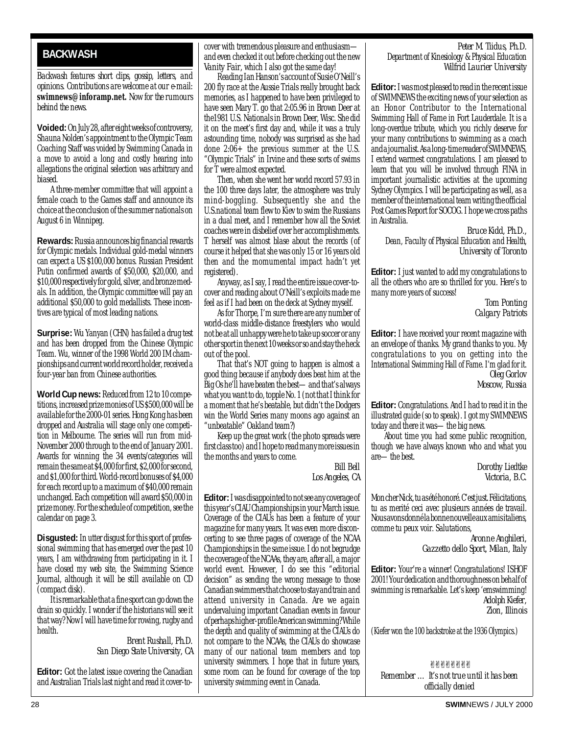## BACKWASH

*Backwash features short clips, gossip, letters, and opinions. Contributions are welcome at our e-mail:* **swimnews@inforamp.net.** *Now for the rumours behind the news.*

**Voided:** On July 28, after eight weeks of controversy, Shauna Nolden's appointment to the Olympic Team Coaching Staff was voided by Swimming Canada in a move to avoid a long and costly hearing into allegations the original selection was arbitrary and biased.

A three-member committee that will appoint a female coach to the Games staff and announce its choice at the conclusion of the summer nationals on August 6 in Winnipeg.

**Rewards:** Russia announces big financial rewards for Olympic medals. Individual gold-medal winners can expect a US $100,000 bonus. Russian President Putin confirmed awards of $50,000, $20,000, and $10,000 respectively for gold, silver, and bronze medals. In addition, the Olympic committee will pay an additional $50,000 to gold medallists. These incentives are typical of most leading nations.

**Surprise:** Wu Yanyan (CHN) has failed a drug test and has been dropped from the Chinese Olympic Team. Wu, winner of the 1998 World 200 IM championships and current world record holder, received a four-year ban from Chinese authorities.

**World Cup news:** Reduced from 12 to 10 competitions, increased prize monies of US $500,000 will be available for the 2000-01 series. Hong Kong has been dropped and Australia will stage only one competition in Melbourne. The series will run from mid-November 2000 through to the end of January 2001. Awards for winning the 34 events/categories will remain the same at $4,000 for first, $2,000 for second, and $1,000 for third. World-record bonuses of $4,000 for each record up to a maximum of $40,000 remain unchanged. Each competition will award $50,000 in prize money. For the schedule of competition, see the calendar on page 3.

**Disgusted:** *In utter disgust for this sport of professional swimming that has emerged over the past 10 years, I am withdrawing from participating in it. I have closed my web site, the Swimming Science Journal, although it will be still available on CD (compact disk).*

*It is remarkable that a fine sport can go down the drain so quickly. I wonder if the historians will see it that way? Now I will have time for rowing, rugby and health.*

*Brent Rushall, Ph.D.*
*San Diego State University, CA*

**Editor:** *Got the latest issue covering the Canadian and Australian Trials last night and read it cover-to-cover with tremendous pleasure and enthusiasm—and even checked it out before checking out the new Vanity Fair, which I also got the same day!*

*Reading Ian Hanson's account of Susie O'Neill's 200 fly race at the Aussie Trials really brought back memories, as I happened to have been privileged to have seen Mary T. go that 2:05.96 in Brown Deer at the1981 U.S. Nationals in Brown Deer, Wisc. She did it on the meet's first day and, while it was a truly astounding time, nobody was surprised as she had done 2:06+ the previous summer at the U.S. "Olympic Trials" in Irvine and these sorts of swims for T were almost expected.*

*Then, when she went her world record 57.93 in the 100 three days later, the atmosphere was truly mind-boggling. Subsequently she and the U.S.national team flew to Kiev to swim the Russians in a dual meet, and I remember how all the Soviet coaches were in disbelief over her accomplishments. T herself was almost blase about the records (of course it helped that she was only 15 or 16 years old then and the momumental impact hadn't yet registered).*

*Anyway, as I say, I read the entire issue cover-to-cover and reading about O'Neill's exploits made me feel as if I had been on the deck at Sydney myself.*

*As for Thorpe, I'm sure there are any number of world-class middle-distance freestylers who would not be at all unhappy were he to take up soccer or any other sport in the next 10 weeks or so and stay the heck out of the pool.*

*That that's NOT going to happen is almost a good thing because if anybody does beat him at the Big Os he'll have beaten the best—and that's always what you want to do, topple No. 1 (not that I think for a moment that he's beatable, but didn't the Dodgers win the World Series many moons ago against an "unbeatable" Oakland team?)*

*Keep up the great work (the photo spreads were first class too) and I hope to read many more issues in the months and years to come.*

*Bill Bell*
*Los Angeles, CA*

**Editor:** I was disappointed to not see any coverage of this year's CIAU Championships in your March issue. Coverage of the CIAUs has been a feature of your magazine for many years. It was even more disconcerting to see three pages of coverage of the NCAA Championships in the same issue. I do not begrudge the coverage of the NCAAs, they are, after all, a major world event. However, I do see this "editorial decision" as sending the wrong message to those Canadian swimmers that choose to stay and train and attend university in Canada. Are we again undervaluing important Canadian events in favour of perhaps higher-profile American swimming? While the depth and quality of swimming at the CIAUs do not compare to the NCAAs, the CIAUs do showcase many of our national team members and top university swimmers. I hope that in future years, some room can be found for coverage of the top university swimming event in Canada.

*Peter M. Tiidus, Ph.D.*
*Department of Kinesiology & Physical Education*
*Wilfrid Laurier University*

**Editor:** I was most pleased to read in the recent issue of SWIMNEWS the exciting news of your selection as an Honor Contributor to the International Swimming Hall of Fame in Fort Lauderdale. It is a long-overdue tribute, which you richly deserve for your many contributions to swimming as a coach and a journalist. As a long-time reader of SWIMNEWS, I extend warmest congratulations. I am pleased to learn that you will be involved through FINA in important journalistic activities at the upcoming Sydney Olympics. I will be participating as well, as a member of the international team writing the official Post Games Report for SOCOG. I hope we cross paths in Australia.

*Bruce Kidd, Ph.D.,*
*Dean, Faculty of Physical Education and Health,*
*University of Toronto*

**Editor:** *I just wanted to add my congratulations to all the others who are so thrilled for you. Here's to many more years of success!*

*Tom Ponting*
*Calgary Patriots*

**Editor:** *I have received your recent magazine with an envelope of thanks. My grand thanks to you. My congratulations to you on getting into the International Swimming Hall of Fame. I'm glad for it.*

*Oleg Gorlov*
*Moscow, Russia*

**Editor:** *Congratulations. And I had to read it in the illustrated guide (so to speak). I got my SWIMNEWS today and there it was—the big news.*

*About time you had some public recognition, though we have always known who and what you are—the best.*

*Dorothy Liedtke*
*Victoria, B.C.*

*Mon cher Nick, tu as été honoré. C'est just. Félicitations, tu as merité ceci avec plusieurs années de travail. Nous avons donné la bonne nouvelle aux amis italiens, comme tu peux voir. Salutations,*

*Aronne Anghileri,*
*Gazzetto dello Sport, Milan, Italy*

**Editor:** *Your're a winner! Congratulations! ISHOF 2001! Your dedication and thoroughness on behalf of swimming is remarkable. Let's keep 'em swimming!*

*Adolph Kiefer,*
*Zion, Illinois*

*(Kiefer won the 100 backstroke at the 1936 Olympics.)*

*Remember … It's not true until it has been officially denied*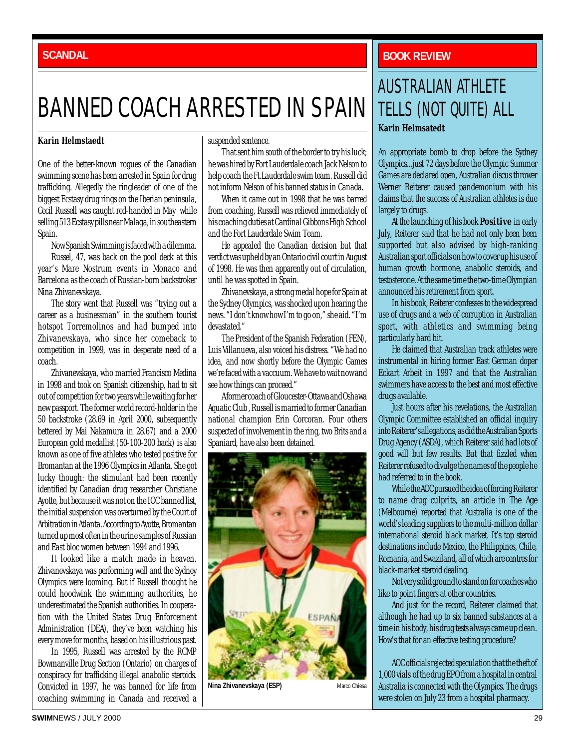SCANDAL

# BANNED COACH ARRESTED IN SPAIN

**Karin Helmstaedt**

One of the better-known rogues of the Canadian swimming scene has been arrested in Spain for drug trafficking. Allegedly the ringleader of one of the biggest Ecstasy drug rings on the Iberian peninsula, Cecil Russell was caught red-handed in May while selling 513 Ecstasy pills near Malaga, in southeastern Spain.

Now Spanish Swimming is faced with a dilemma.

Russel, 47, was back on the pool deck at this year's Mare Nostrum events in Monaco and Barcelona as the coach of Russian-born backstroker Nina Zhivanevskaya.

The story went that Russell was "trying out a career as a businessman" in the southern tourist hotspot Torremolinos and had bumped into Zhivanevskaya, who since her comeback to competition in 1999, was in desperate need of a coach.

Zhivanevskaya, who married Francisco Medina in 1998 and took on Spanish citizenship, had to sit out of competition for two years while waiting for her new passport. The former world record-holder in the 50 backstroke (28.69 in April 2000, subsequently bettered by Mai Nakamura in 28.67) and a 2000 European gold medallist (50-100-200 back) is also known as one of five athletes who tested positive for Bromantan at the 1996 Olympics in Atlanta. She got lucky though: the stimulant had been recently identified by Canadian drug researcher Christiane Ayotte, but because it was not on the IOC banned list, the initial suspension was overturned by the Court of Arbitration in Atlanta. According to Ayotte, Bromantan turned up most often in the urine samples of Russian and East bloc women between 1994 and 1996.

It looked like a match made in heaven. Zhivanevskaya was performing well and the Sydney Olympics were looming. But if Russell thought he could hoodwink the swimming authorities, he underestimated the Spanish authorities. In cooperation with the United States Drug Enforcement Administration (DEA), they've been watching his every move for months, based on his illustrious past.

In 1995, Russell was arrested by the RCMP Bowmanville Drug Section (Ontario) on charges of conspiracy for trafficking illegal anabolic steroids. Convicted in 1997, he was banned for life from coaching swimming in Canada and received a suspended sentence.

That sent him south of the border to try his luck; he was hired by Fort Lauderdale coach Jack Nelson to help coach the Ft. Lauderdale swim team. Russell did not inform Nelson of his banned status in Canada.

When it came out in 1998 that he was barred from coaching, Russell was relieved immediately of his coaching duties at Cardinal Gibbons High School and the Fort Lauderdale Swim Team.

He appealed the Canadian decision but that verdict was upheld by an Ontario civil court in August of 1998. He was then apparently out of circulation, until he was spotted in Spain.

Zhivanevskaya, a strong medal hope for Spain at the Sydney Olympics, was shocked upon hearing the news. "I don't know how I'm to go on," she aid. "I'm devastated."

The President of the Spanish Federation (FEN), Luis Villanueva, also voiced his distress. "We had no idea, and now shortly before the Olympic Games we're faced with a vaccuum. We have to wait now and see how things can proceed."

A former coach of Gloucester-Ottawa and Oshawa Aquatic Club, Russell is married to former Canadian national champion Erin Corcoran. Four others suspected of involvement in the ring, two Brits and a Spaniard, have also been detained.

Nina Zhivanevskaya (ESP) — Marco Chiesa

BOOK REVIEW

# AUSTRALIAN ATHLETE TELLS (NOT QUITE) ALL

**Karin Helmsatedt**

An appropriate bomb to drop before the Sydney Olympics...just 72 days before the Olympic Summer Games are declared open, Australian discus thrower Werner Reiterer caused pandemonium with his claims that the success of Australian athletes is due largely to drugs.

At the launching of his book ***Positive*** in early July, Reiterer said that he had not only been been supported but also advised by high-ranking Australian sport officials on how to cover up his use of human growth hormone, anabolic steroids, and testosterone. At the same time the two-time Olympian announced his retirement from sport.

In his book, Reiterer confesses to the widespread use of drugs and a web of corruption in Australian sport, with athletics and swimming being particularly hard hit.

He claimed that Australian track athletes were instrumental in hiring former East German doper Eckart Arbeit in 1997 and that the Australian swimmers have access to the best and most effective drugs available.

Just hours after his revelations, the Australian Olympic Committee established an official inquiry into Reiterer's allegations, as did the Australian Sports Drug Agency (ASDA), which Reiterer said had lots of good will but few results. But that fizzled when Reiterer refused to divulge the names of the people he had referred to in the book.

While the AOC pursued the idea of forcing Reiterer to name drug culprits, an article in The Age (Melbourne) reported that Australia is one of the world's leading suppliers to the multi-million dollar international steroid black market. It's top steroid destinations include Mexico, the Philippines, Chile, Romania, and Swaziland, all of which are centres for black-market steroid dealing.

Not very solid ground to stand on for coaches who like to point fingers at other countries.

And just for the record, Reiterer claimed that although he had up to six banned substances at a time in his body, his drug tests always came up clean. How's that for an effective testing procedure?

AOC officials rejected speculation that the theft of 1,000 vials of the drug EPO from a hospital in central Australia is connected with the Olympics. The drugs were stolen on July 23 from a hospital pharmacy.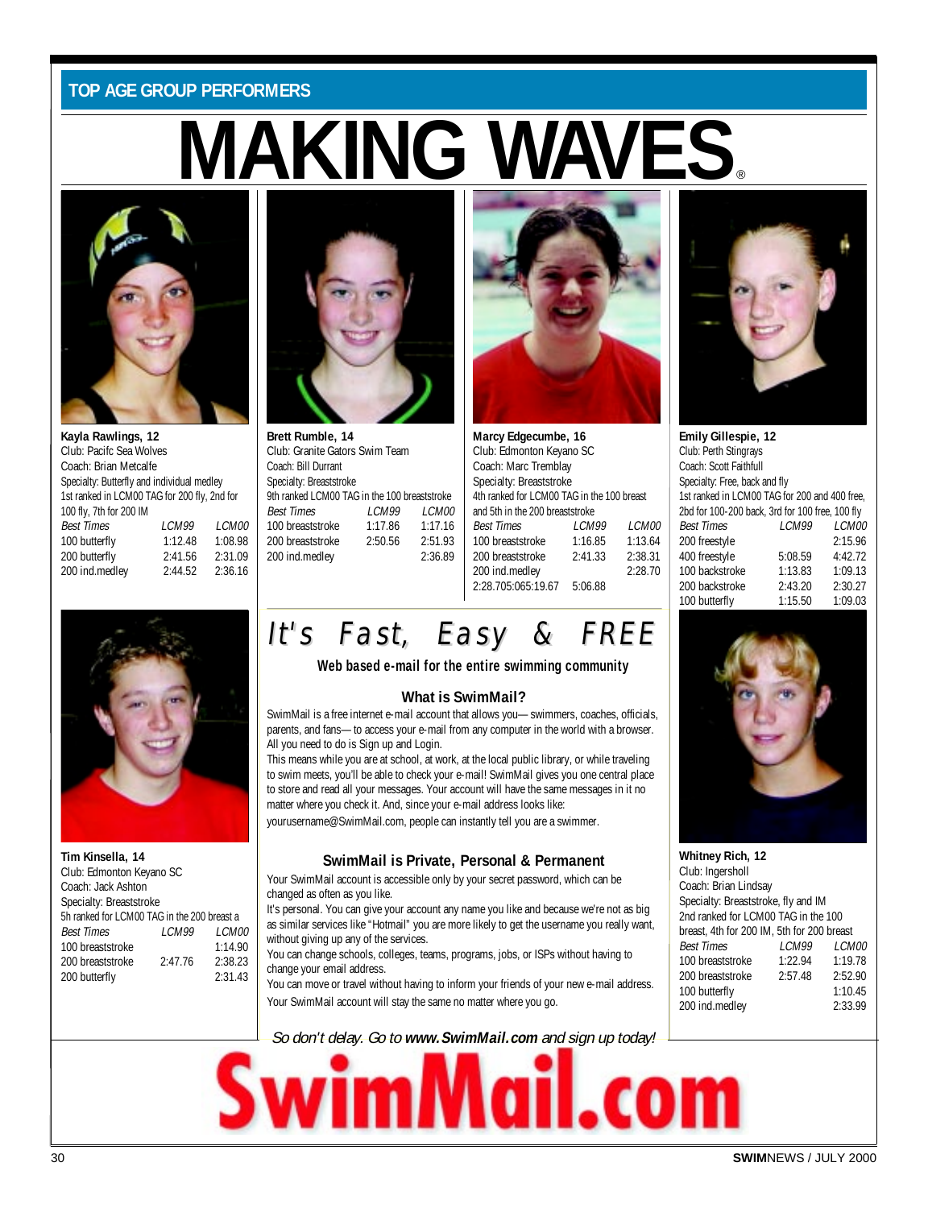TOP AGE GROUP PERFORMERS

# MAKING WAVES®

**Kayla Rawlings, 12**
Club: Pacifc Sea Wolves
Coach: Brian Metcalfe
Specialty: Butterfly and individual medley
1st ranked in LCM00 TAG for 200 fly, 2nd for 100 fly, 7th for 200 IM

| *Best Times* | *LCM99* | *LCM00* |
|---|---|---|
| 100 butterfly | 1:12.48 | 1:08.98 |
| 200 butterfly | 2:41.56 | 2:31.09 |
| 200 ind.medley | 2:44.52 | 2:36.16 |

**Brett Rumble, 14**
Club: Granite Gators Swim Team
Coach: Bill Durrant
Specialty: Breaststroke
9th ranked LCM00 TAG in the 100 breaststroke

| *Best Times* | *LCM99* | *LCM00* |
|---|---|---|
| 100 breaststroke | 1:17.86 | 1:17.16 |
| 200 breaststroke | 2:50.56 | 2:51.93 |
| 200 ind.medley | | 2:36.89 |

**Marcy Edgecumbe, 16**
Club: Edmonton Keyano SC
Coach: Marc Tremblay
Specialty: Breaststroke
4th ranked for LCM00 TAG in the 100 breast and 5th in the 200 breaststroke

| *Best Times* | *LCM99* | *LCM00* |
|---|---|---|
| 100 breaststroke | 1:16.85 | 1:13.64 |
| 200 breaststroke | 2:41.33 | 2:38.31 |
| 200 ind.medley | | 2:28.70 |
| 2:28.705:065:19.67 | 5:06.88 | |

**Emily Gillespie, 12**
Club: Perth Stingrays
Coach: Scott Faithfull
Specialty: Free, back and fly
1st ranked in LCM00 TAG for 200 and 400 free, 2bd for 100-200 back, 3rd for 100 free, 100 fly

| *Best Times* | *LCM99* | *LCM00* |
|---|---|---|
| 200 freestyle | | 2:15.96 |
| 400 freestyle | 5:08.59 | 4:42.72 |
| 100 backstroke | 1:13.83 | 1:09.13 |
| 200 backstroke | 2:43.20 | 2:30.27 |
| 100 butterfly | 1:15.50 | 1:09.03 |

**Tim Kinsella, 14**
Club: Edmonton Keyano SC
Coach: Jack Ashton
Specialty: Breaststroke
5h ranked for LCM00 TAG in the 200 breast a

| *Best Times* | *LCM99* | *LCM00* |
|---|---|---|
| 100 breaststroke | | 1:14.90 |
| 200 breaststroke | 2:47.76 | 2:38.23 |
| 200 butterfly | | 2:31.43 |

**Whitney Rich, 12**
Club: Ingersholl
Coach: Brian Lindsay
Specialty: Breaststroke, fly and IM
2nd ranked for LCM00 TAG in the 100 breast, 4th for 200 IM, 5th for 200 breast

| *Best Times* | *LCM99* | *LCM00* |
|---|---|---|
| 100 breaststroke | 1:22.94 | 1:19.78 |
| 200 breaststroke | 2:57.48 | 2:52.90 |
| 100 butterfly | | 1:10.45 |
| 200 ind.medley | | 2:33.99 |

## *It's Fast, Easy & FREE*

**Web based e-mail for the entire swimming community**

### What is SwimMail?

SwimMail is a free internet e-mail account that allows you— swimmers, coaches, officials, parents, and fans— to access your e-mail from any computer in the world with a browser. All you need to do is Sign up and Login.

This means while you are at school, at work, at the local public library, or while traveling to swim meets, you'll be able to check your e-mail! SwimMail gives you one central place to store and read all your messages. Your account will have the same messages in it no matter where you check it. And, since your e-mail address looks like: yourusername@SwimMail.com, people can instantly tell you are a swimmer.

### SwimMail is Private, Personal & Permanent

Your SwimMail account is accessible only by your secret password, which can be changed as often as you like.

It's personal. You can give your account any name you like and because we're not as big as similar services like "Hotmail" you are more likely to get the username you really want, without giving up any of the services.

You can change schools, colleges, teams, programs, jobs, or ISPs without having to change your email address.

You can move or travel without having to inform your friends of your new e-mail address. Your SwimMail account will stay the same no matter where you go.

*So don't delay. Go to **www.SwimMail.com** and sign up today!*

# SwimMail.com